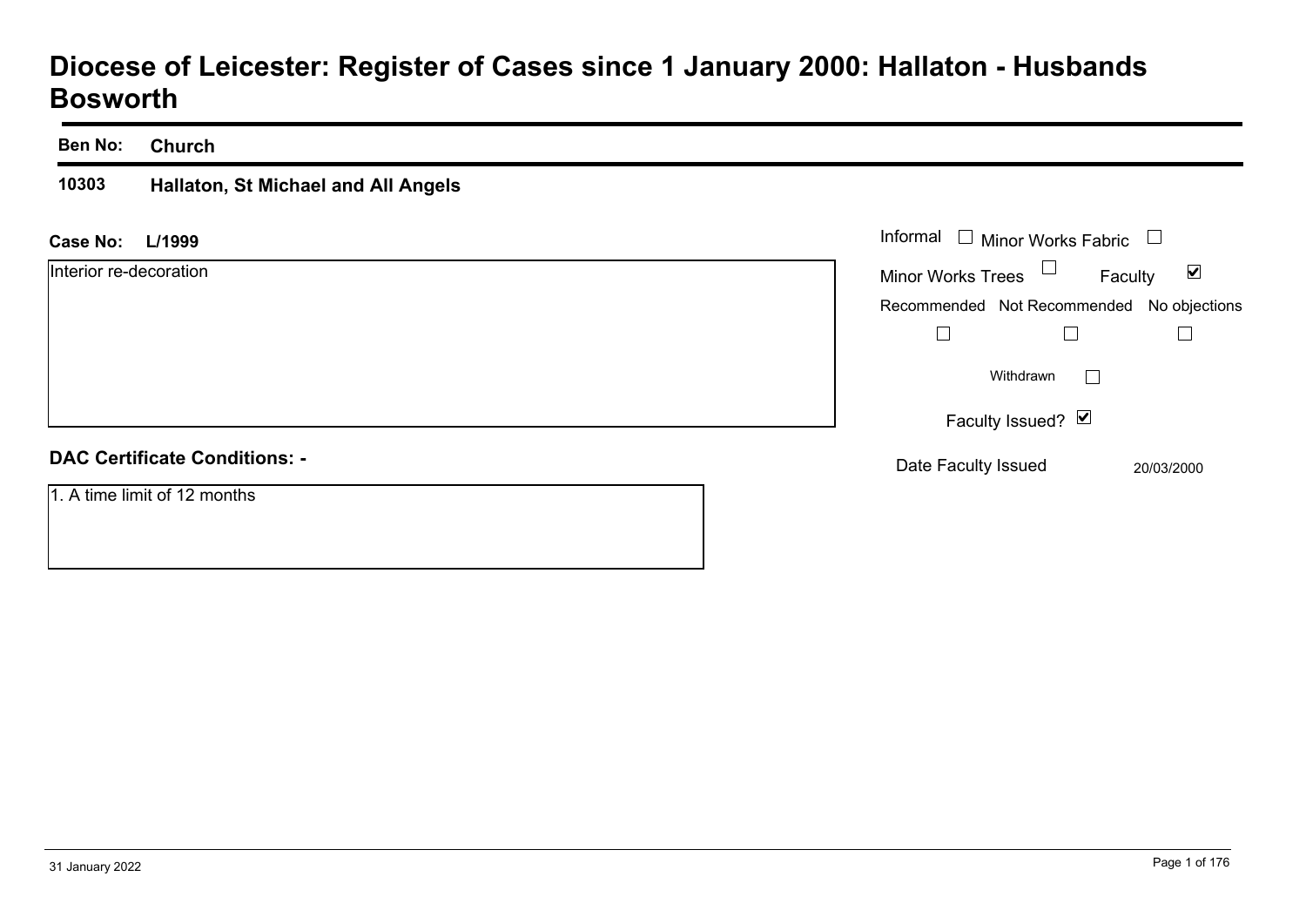# Diocese of Leicester: Register of Cases since 1 January 2000: Hallaton - Husbands Bosworth

**Ben No:** **Church**

**10303** **Hallaton, St Michael and All Angels**

**Case No:** **L/1999**

Interior re-decoration

Informal ☐ Minor Works Fabric ☐

Minor Works Trees ☐ Faculty ☑

Recommended ☐ Not Recommended ☐ No objections ☐

Withdrawn ☐

Faculty Issued? ☑

Date Faculty Issued 20/03/2000

**DAC Certificate Conditions: -**

1. A time limit of 12 months

31 January 2022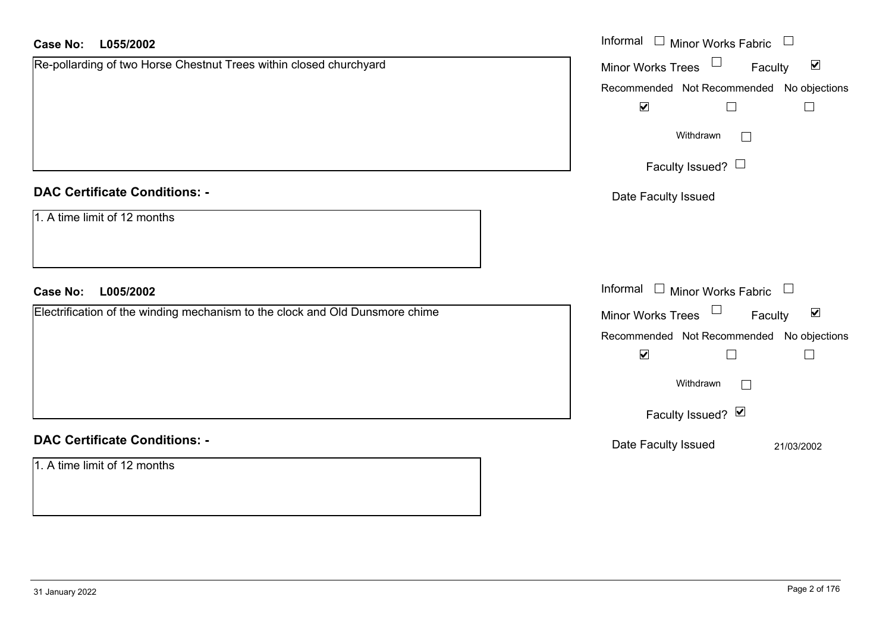**Case No:** **L055/2002**

Re-pollarding of two Horse Chestnut Trees within closed churchyard

Informal ☐ Minor Works Fabric ☐

Minor Works Trees ☐ Faculty ☑

Recommended ☑ Not Recommended ☐ No objections ☐

Withdrawn ☐

Faculty Issued? ☐

Date Faculty Issued

## DAC Certificate Conditions: -

1. A time limit of 12 months

**Case No:** **L005/2002**

Electrification of the winding mechanism to the clock and Old Dunsmore chime

Informal ☐ Minor Works Fabric ☐

Minor Works Trees ☐ Faculty ☑

Recommended ☑ Not Recommended ☐ No objections ☐

Withdrawn ☐

Faculty Issued? ☑

Date Faculty Issued 21/03/2002

## DAC Certificate Conditions: -

1. A time limit of 12 months

31 January 2022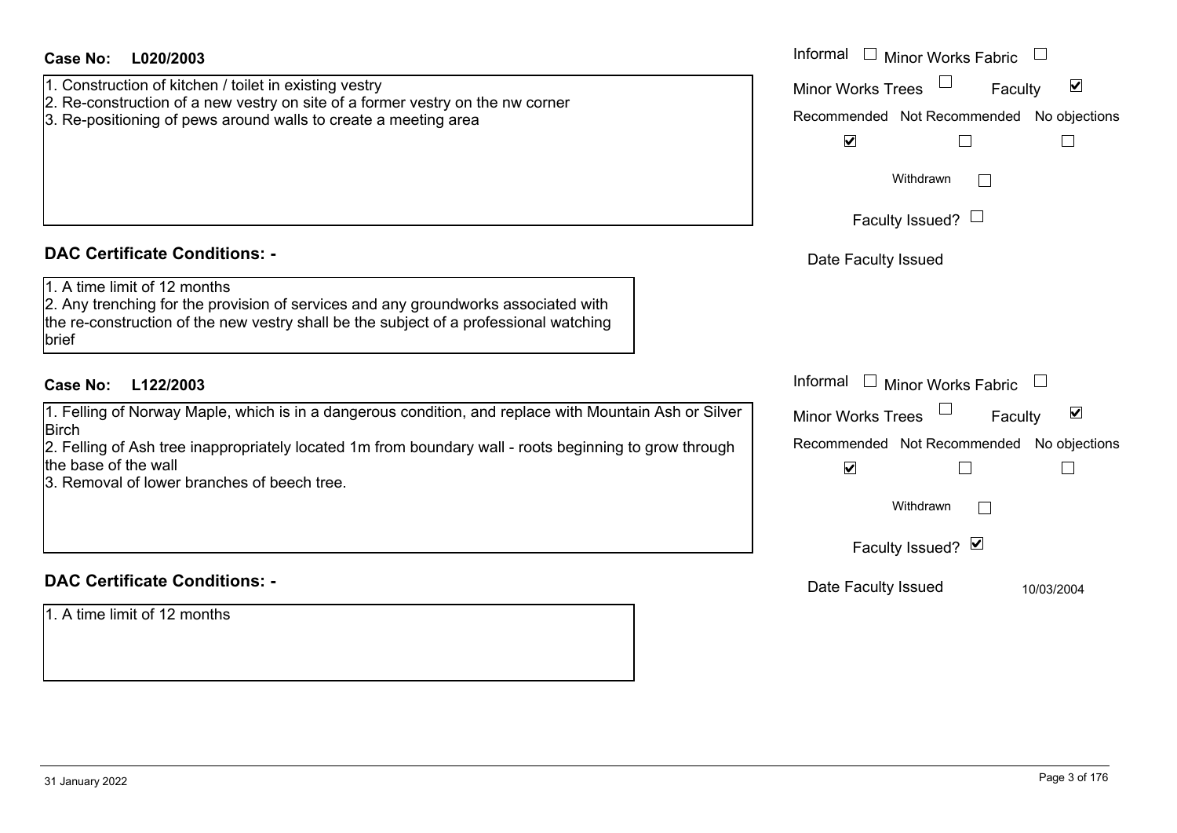**Case No: L020/2003**

1. Construction of kitchen / toilet in existing vestry
2. Re-construction of a new vestry on site of a former vestry on the nw corner
3. Re-positioning of pews around walls to create a meeting area

Informal ☐ Minor Works Fabric ☐
Minor Works Trees ☐ Faculty ☑

| Recommended | Not Recommended | No objections |
|---|---|---|
| ☑ | ☐ | ☐ |

Withdrawn ☐

Faculty Issued? ☐

Date Faculty Issued

## DAC Certificate Conditions: -

1. A time limit of 12 months
2. Any trenching for the provision of services and any groundworks associated with the re-construction of the new vestry shall be the subject of a professional watching brief

**Case No: L122/2003**

1. Felling of Norway Maple, which is in a dangerous condition, and replace with Mountain Ash or Silver Birch
2. Felling of Ash tree inappropriately located 1m from boundary wall - roots beginning to grow through the base of the wall
3. Removal of lower branches of beech tree.

Informal ☐ Minor Works Fabric ☐
Minor Works Trees ☐ Faculty ☑

| Recommended | Not Recommended | No objections |
|---|---|---|
| ☑ | ☐ | ☐ |

Withdrawn ☐

Faculty Issued? ☑

Date Faculty Issued 10/03/2004

## DAC Certificate Conditions: -

1. A time limit of 12 months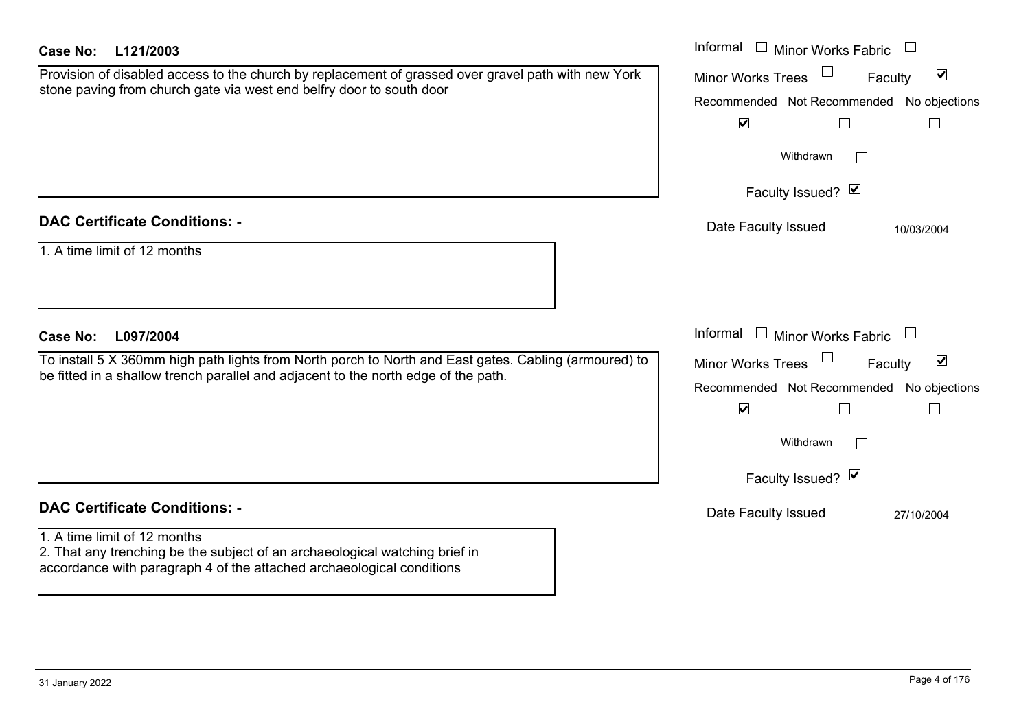**Case No: L121/2003**

Provision of disabled access to the church by replacement of grassed over gravel path with new York stone paving from church gate via west end belfry door to south door

Informal ☐ Minor Works Fabric ☐
Minor Works Trees ☐ Faculty ☑

| Recommended | Not Recommended | No objections |
|---|---|---|
| ☑ | ☐ | ☐ |

Withdrawn ☐

Faculty Issued? ☑

Date Faculty Issued 10/03/2004

**DAC Certificate Conditions: -**

1. A time limit of 12 months

**Case No: L097/2004**

To install 5 X 360mm high path lights from North porch to North and East gates. Cabling (armoured) to be fitted in a shallow trench parallel and adjacent to the north edge of the path.

Informal ☐ Minor Works Fabric ☐
Minor Works Trees ☐ Faculty ☑

| Recommended | Not Recommended | No objections |
|---|---|---|
| ☑ | ☐ | ☐ |

Withdrawn ☐

Faculty Issued? ☑

Date Faculty Issued 27/10/2004

**DAC Certificate Conditions: -**

1. A time limit of 12 months
2. That any trenching be the subject of an archaeological watching brief in accordance with paragraph 4 of the attached archaeological conditions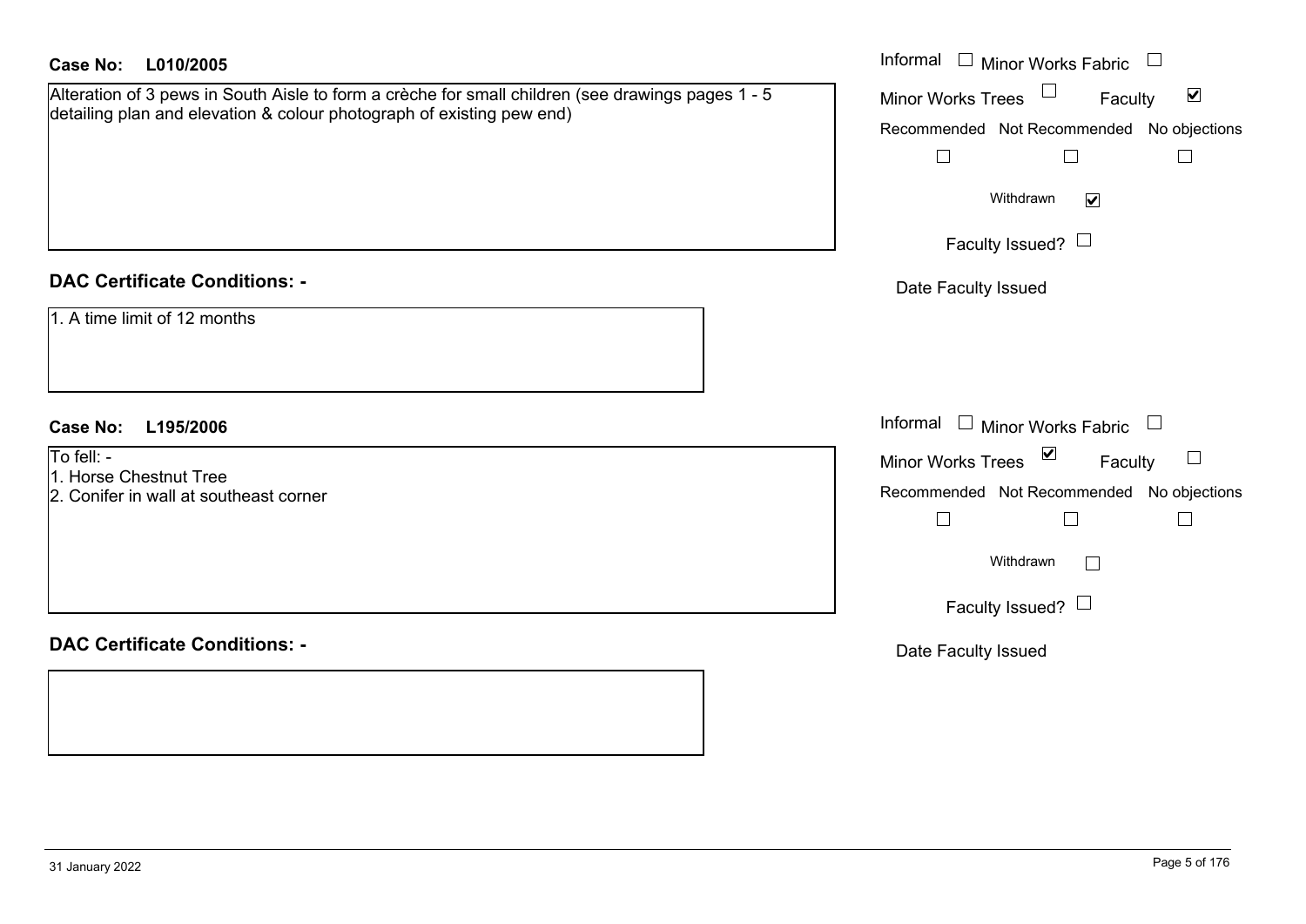**Case No: L010/2005**

Alteration of 3 pews in South Aisle to form a crèche for small children (see drawings pages 1 - 5 detailing plan and elevation & colour photograph of existing pew end)

- Informal ☐
- Minor Works Fabric ☐
- Minor Works Trees ☐
- Faculty ☑
- Recommended ☐
- Not Recommended ☐
- No objections ☐
- Withdrawn ☑
- Faculty Issued? ☐
- Date Faculty Issued

**DAC Certificate Conditions: -**

1. A time limit of 12 months

**Case No: L195/2006**

To fell: -
1. Horse Chestnut Tree
2. Conifer in wall at southeast corner

- Informal ☐
- Minor Works Fabric ☐
- Minor Works Trees ☑
- Faculty ☐
- Recommended ☐
- Not Recommended ☐
- No objections ☐
- Withdrawn ☐
- Faculty Issued? ☐
- Date Faculty Issued

**DAC Certificate Conditions: -**

31 January 2022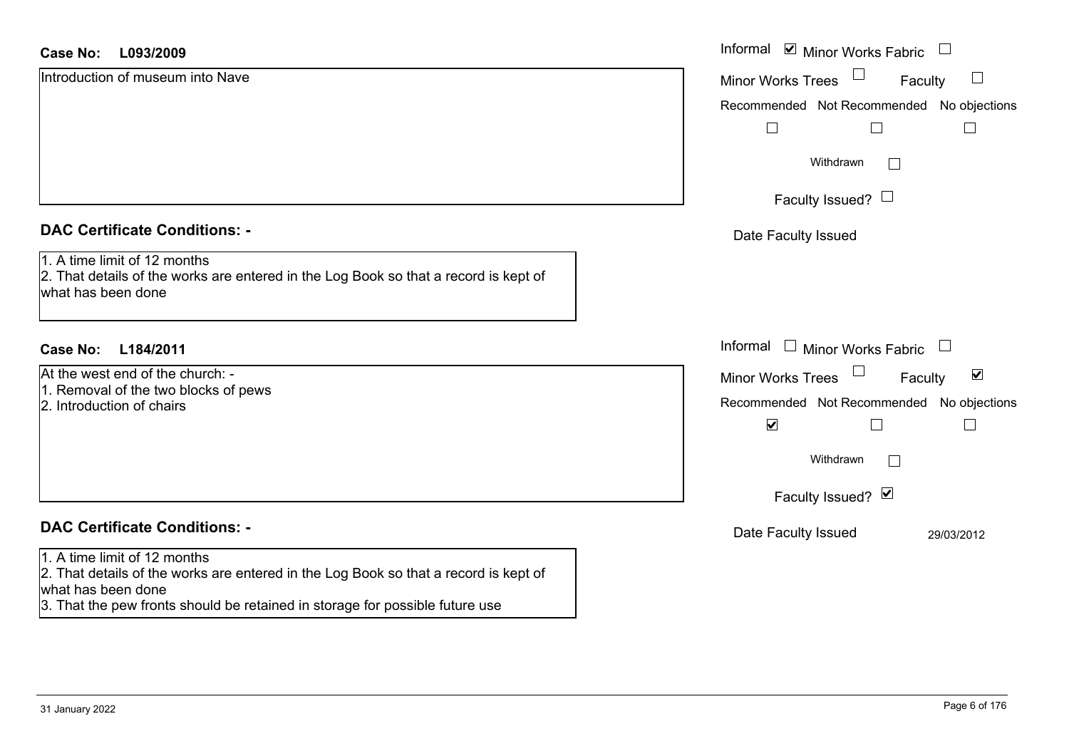**Case No: L093/2009**

Introduction of museum into Nave

Informal ☑ Minor Works Fabric ☐
Minor Works Trees ☐ Faculty ☐
Recommended ☐ Not Recommended ☐ No objections ☐
Withdrawn ☐
Faculty Issued? ☐
Date Faculty Issued

## DAC Certificate Conditions: -

1. A time limit of 12 months
2. That details of the works are entered in the Log Book so that a record is kept of what has been done

**Case No: L184/2011**

At the west end of the church: -
1. Removal of the two blocks of pews
2. Introduction of chairs

Informal ☐ Minor Works Fabric ☐
Minor Works Trees ☐ Faculty ☑
Recommended ☑ Not Recommended ☐ No objections ☐
Withdrawn ☐
Faculty Issued? ☑
Date Faculty Issued 29/03/2012

## DAC Certificate Conditions: -

1. A time limit of 12 months
2. That details of the works are entered in the Log Book so that a record is kept of what has been done
3. That the pew fronts should be retained in storage for possible future use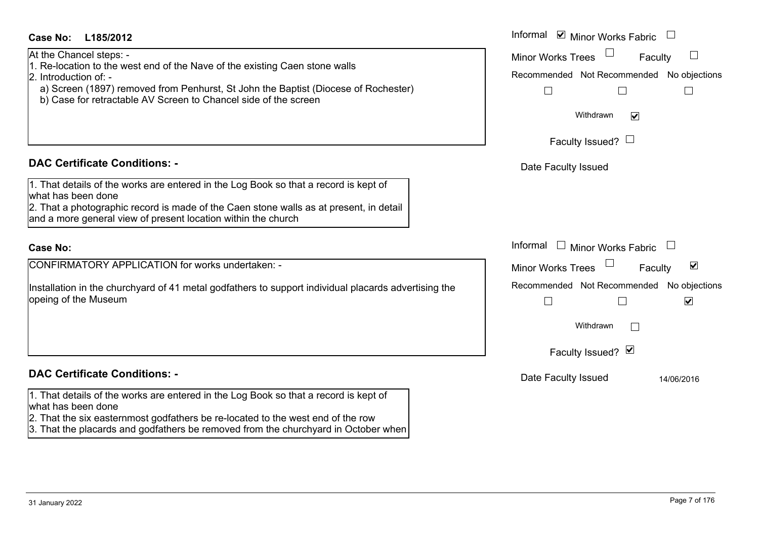**Case No: L185/2012**

At the Chancel steps: -

1. Re-location to the west end of the Nave of the existing Caen stone walls
2. Introduction of: -
   a) Screen (1897) removed from Penhurst, St John the Baptist (Diocese of Rochester)
   b) Case for retractable AV Screen to Chancel side of the screen

Informal ☑ Minor Works Fabric ☐
Minor Works Trees ☐ Faculty ☐
Recommended ☐ Not Recommended ☐ No objections ☐
Withdrawn ☑
Faculty Issued? ☐
Date Faculty Issued

## DAC Certificate Conditions: -

1. That details of the works are entered in the Log Book so that a record is kept of what has been done
2. That a photographic record is made of the Caen stone walls as at present, in detail and a more general view of present location within the church

**Case No:**

CONFIRMATORY APPLICATION for works undertaken: -

Installation in the churchyard of 41 metal godfathers to support individual placards advertising the opeing of the Museum

Informal ☐ Minor Works Fabric ☐
Minor Works Trees ☐ Faculty ☑
Recommended ☐ Not Recommended ☐ No objections ☑
Withdrawn ☐
Faculty Issued? ☑
Date Faculty Issued 14/06/2016

## DAC Certificate Conditions: -

1. That details of the works are entered in the Log Book so that a record is kept of what has been done
2. That the six easternmost godfathers be re-located to the west end of the row
3. That the placards and godfathers be removed from the churchyard in October when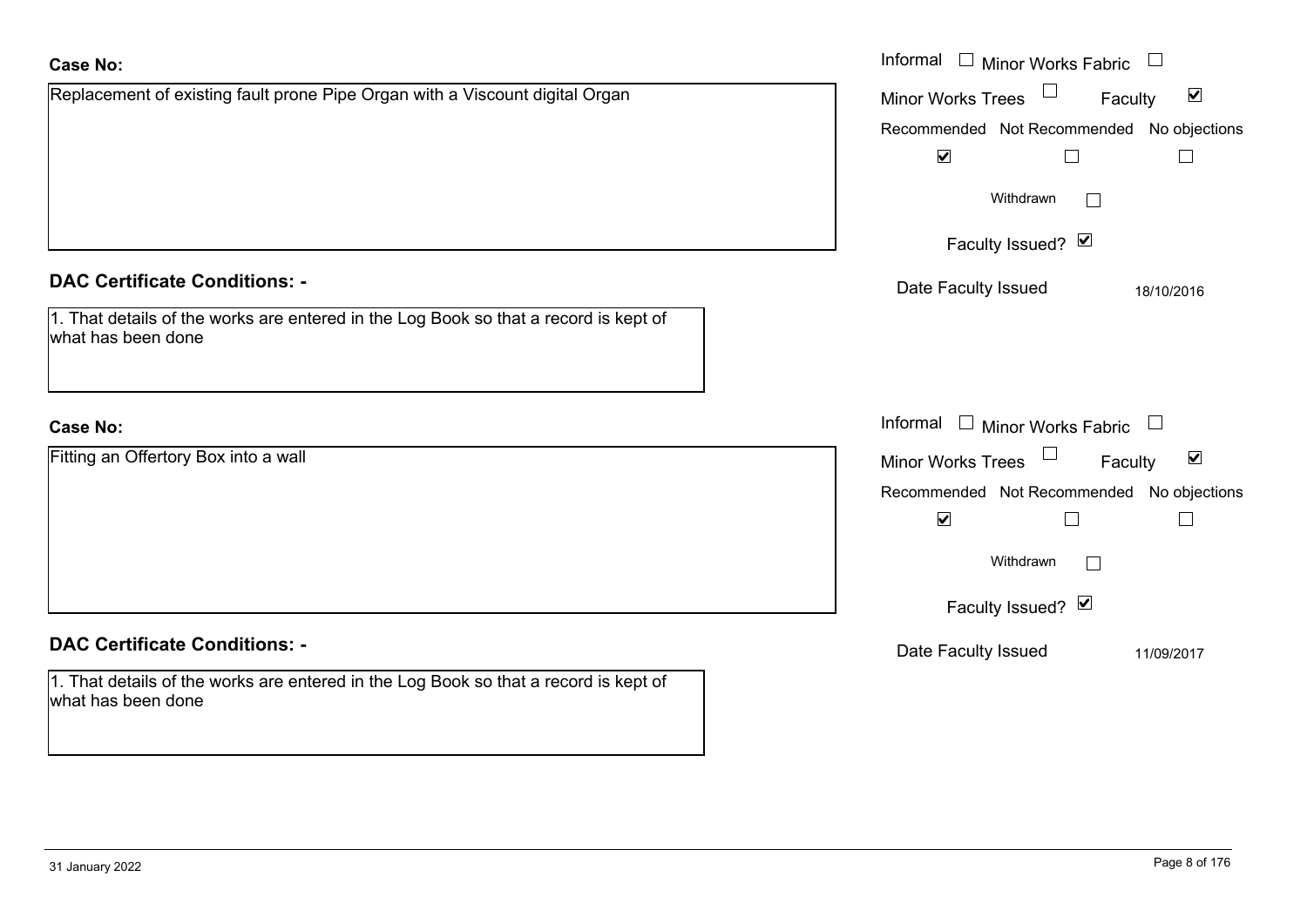**Case No:**

Replacement of existing fault prone Pipe Organ with a Viscount digital Organ

Informal ☐ Minor Works Fabric ☐
Minor Works Trees ☐ Faculty ☑

| Recommended | Not Recommended | No objections |
|---|---|---|
| ☑ | ☐ | ☐ |

Withdrawn ☐

Faculty Issued? ☑

Date Faculty Issued 18/10/2016

**DAC Certificate Conditions: -**

1. That details of the works are entered in the Log Book so that a record is kept of what has been done

**Case No:**

Fitting an Offertory Box into a wall

Informal ☐ Minor Works Fabric ☐
Minor Works Trees ☐ Faculty ☑

| Recommended | Not Recommended | No objections |
|---|---|---|
| ☑ | ☐ | ☐ |

Withdrawn ☐

Faculty Issued? ☑

Date Faculty Issued 11/09/2017

**DAC Certificate Conditions: -**

1. That details of the works are entered in the Log Book so that a record is kept of what has been done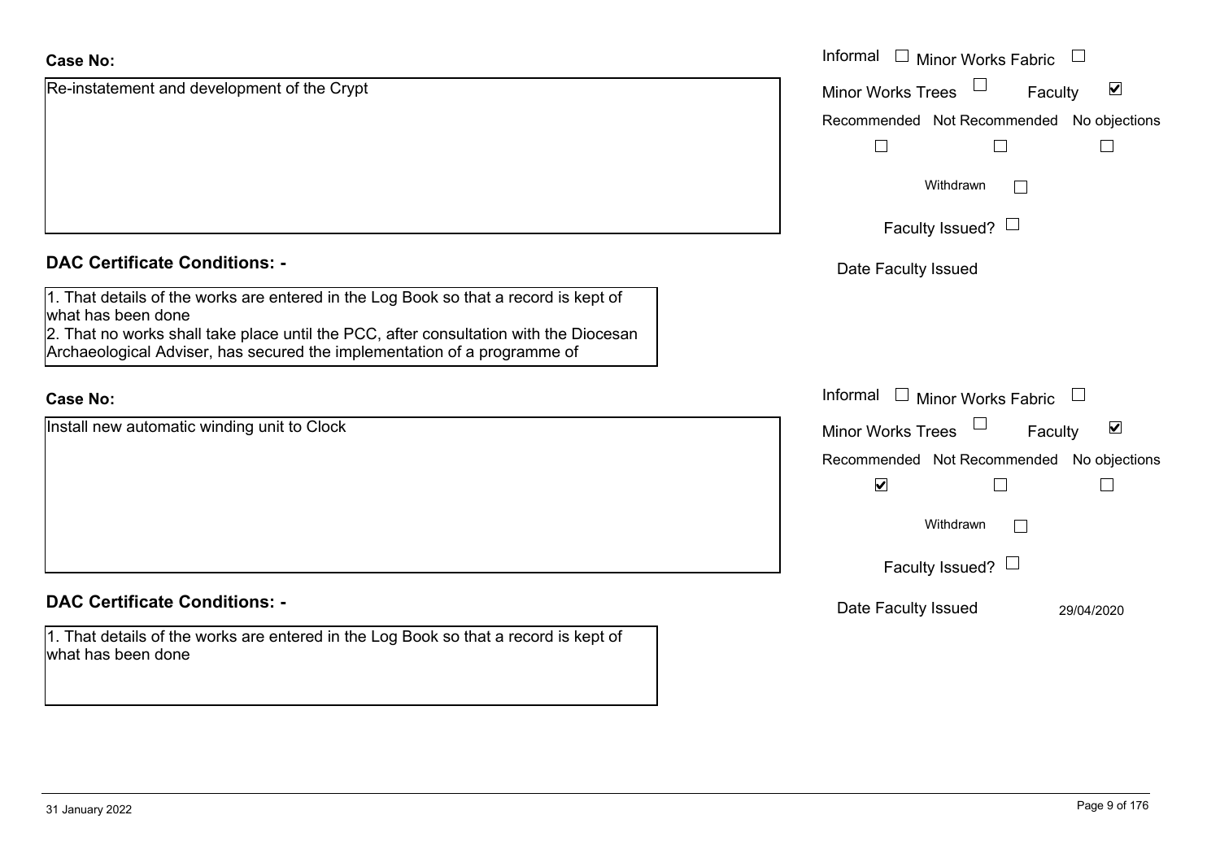**Case No:**

Re-instatement and development of the Crypt

Informal ☐ Minor Works Fabric ☐
Minor Works Trees ☐ Faculty ☑

| Recommended | Not Recommended | No objections |
|---|---|---|
| ☐ | ☐ | ☐ |

Withdrawn ☐

Faculty Issued? ☐

Date Faculty Issued

**DAC Certificate Conditions: -**

1. That details of the works are entered in the Log Book so that a record is kept of what has been done
2. That no works shall take place until the PCC, after consultation with the Diocesan Archaeological Adviser, has secured the implementation of a programme of

**Case No:**

Install new automatic winding unit to Clock

Informal ☐ Minor Works Fabric ☐
Minor Works Trees ☐ Faculty ☑

| Recommended | Not Recommended | No objections |
|---|---|---|
| ☑ | ☐ | ☐ |

Withdrawn ☐

Faculty Issued? ☐

Date Faculty Issued 29/04/2020

**DAC Certificate Conditions: -**

1. That details of the works are entered in the Log Book so that a record is kept of what has been done

31 January 2022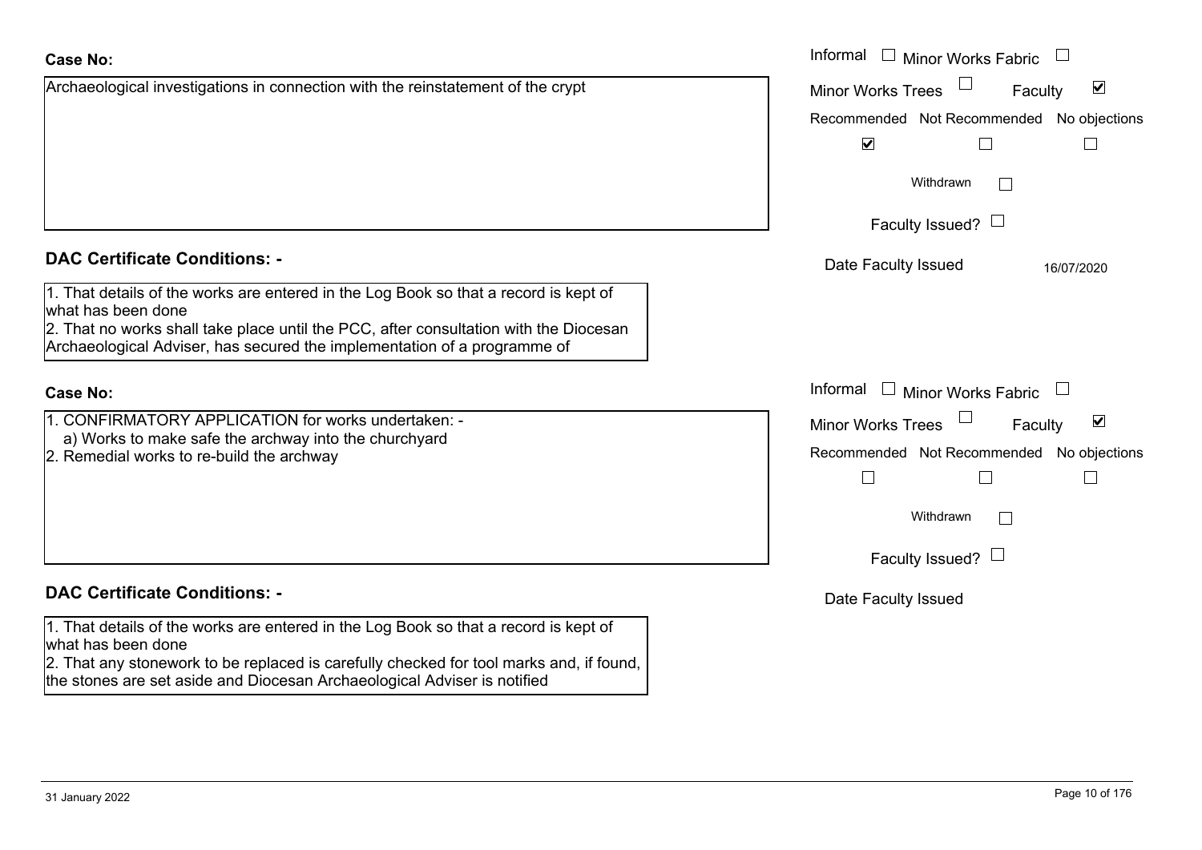**Case No:**

Archaeological investigations in connection with the reinstatement of the crypt

Informal ☐ Minor Works Fabric ☐
Minor Works Trees ☐ Faculty ☑

| Recommended | Not Recommended | No objections |
|---|---|---|
| ☑ | ☐ | ☐ |

Withdrawn ☐

Faculty Issued? ☐

Date Faculty Issued 16/07/2020

**DAC Certificate Conditions: -**

1. That details of the works are entered in the Log Book so that a record is kept of what has been done
2. That no works shall take place until the PCC, after consultation with the Diocesan Archaeological Adviser, has secured the implementation of a programme of

**Case No:**

1. CONFIRMATORY APPLICATION for works undertaken: -
   a) Works to make safe the archway into the churchyard
2. Remedial works to re-build the archway

Informal ☐ Minor Works Fabric ☐
Minor Works Trees ☐ Faculty ☑

| Recommended | Not Recommended | No objections |
|---|---|---|
| ☐ | ☐ | ☐ |

Withdrawn ☐

Faculty Issued? ☐

Date Faculty Issued

**DAC Certificate Conditions: -**

1. That details of the works are entered in the Log Book so that a record is kept of what has been done
2. That any stonework to be replaced is carefully checked for tool marks and, if found, the stones are set aside and Diocesan Archaeological Adviser is notified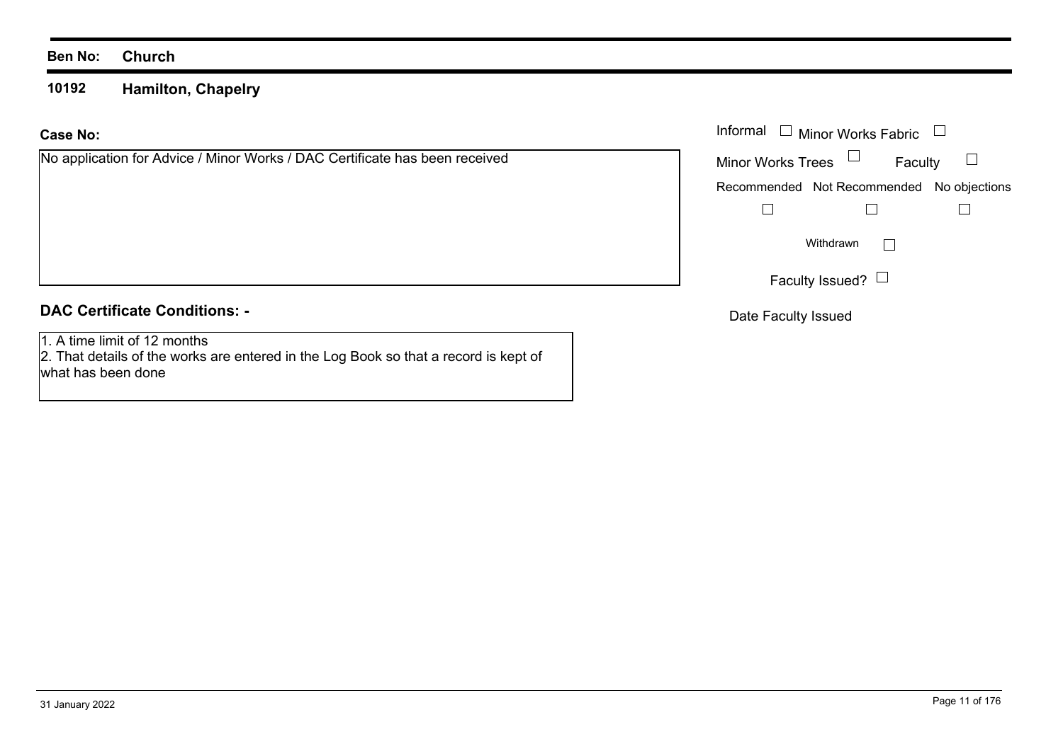**Ben No:** **Church**

**10192** **Hamilton, Chapelry**

**Case No:**

No application for Advice / Minor Works / DAC Certificate has been received

Informal ☐ Minor Works Fabric ☐

Minor Works Trees ☐ Faculty ☐

Recommended ☐ Not Recommended ☐ No objections ☐

Withdrawn ☐

Faculty Issued? ☐

Date Faculty Issued

**DAC Certificate Conditions: -**

1. A time limit of 12 months
2. That details of the works are entered in the Log Book so that a record is kept of what has been done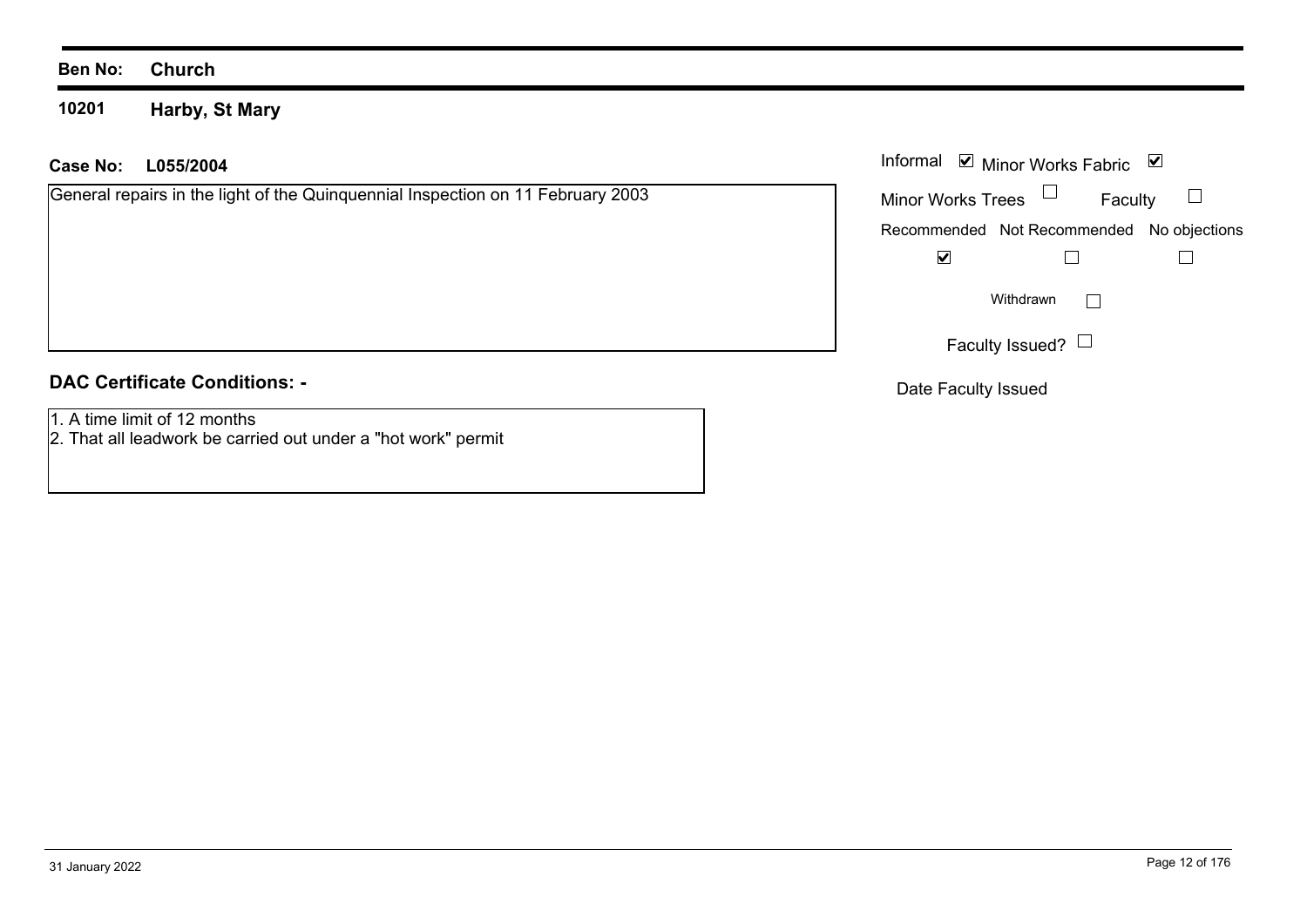**Ben No:** **Church**

**10201** **Harby, St Mary**

**Case No:** **L055/2004**

General repairs in the light of the Quinquennial Inspection on 11 February 2003

Informal ☑ Minor Works Fabric ☑

Minor Works Trees ☐ Faculty ☐

| Recommended | Not Recommended | No objections |
| --- | --- | --- |
| ☑ | ☐ | ☐ |

Withdrawn ☐

Faculty Issued? ☐

Date Faculty Issued

**DAC Certificate Conditions: -**

1. A time limit of 12 months
2. That all leadwork be carried out under a "hot work" permit

31 January 2022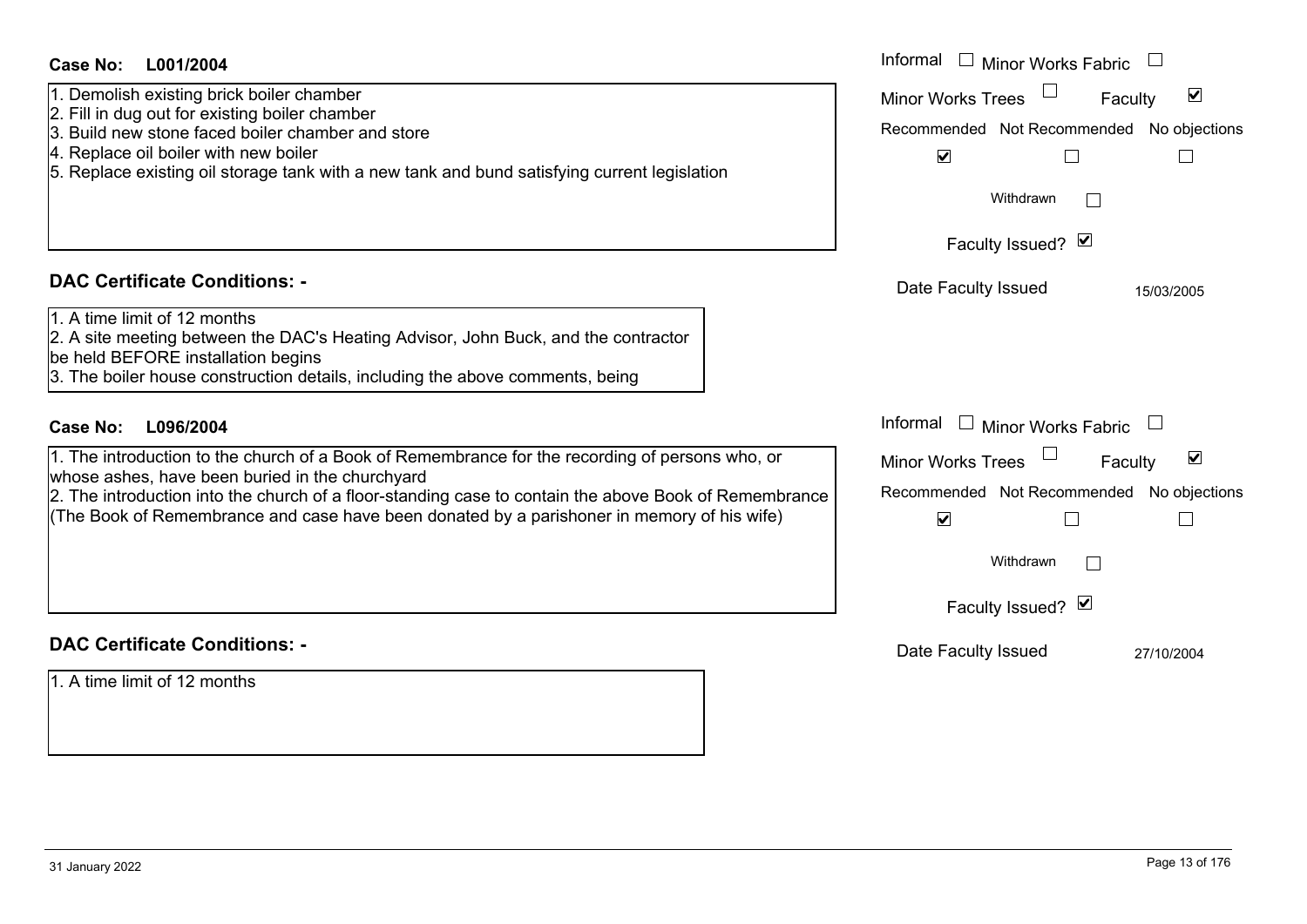**Case No: L001/2004**

1. Demolish existing brick boiler chamber
2. Fill in dug out for existing boiler chamber
3. Build new stone faced boiler chamber and store
4. Replace oil boiler with new boiler
5. Replace existing oil storage tank with a new tank and bund satisfying current legislation

Informal ☐ Minor Works Fabric ☐
Minor Works Trees ☐ Faculty ☑

| Recommended | Not Recommended | No objections |
|---|---|---|
| ☑ | ☐ | ☐ |

Withdrawn ☐

Faculty Issued? ☑

Date Faculty Issued: 15/03/2005

**DAC Certificate Conditions: -**

1. A time limit of 12 months
2. A site meeting between the DAC's Heating Advisor, John Buck, and the contractor be held BEFORE installation begins
3. The boiler house construction details, including the above comments, being

**Case No: L096/2004**

1. The introduction to the church of a Book of Remembrance for the recording of persons who, or whose ashes, have been buried in the churchyard
2. The introduction into the church of a floor-standing case to contain the above Book of Remembrance (The Book of Remembrance and case have been donated by a parishoner in memory of his wife)

Informal ☐ Minor Works Fabric ☐
Minor Works Trees ☐ Faculty ☑

| Recommended | Not Recommended | No objections |
|---|---|---|
| ☑ | ☐ | ☐ |

Withdrawn ☐

Faculty Issued? ☑

Date Faculty Issued: 27/10/2004

**DAC Certificate Conditions: -**

1. A time limit of 12 months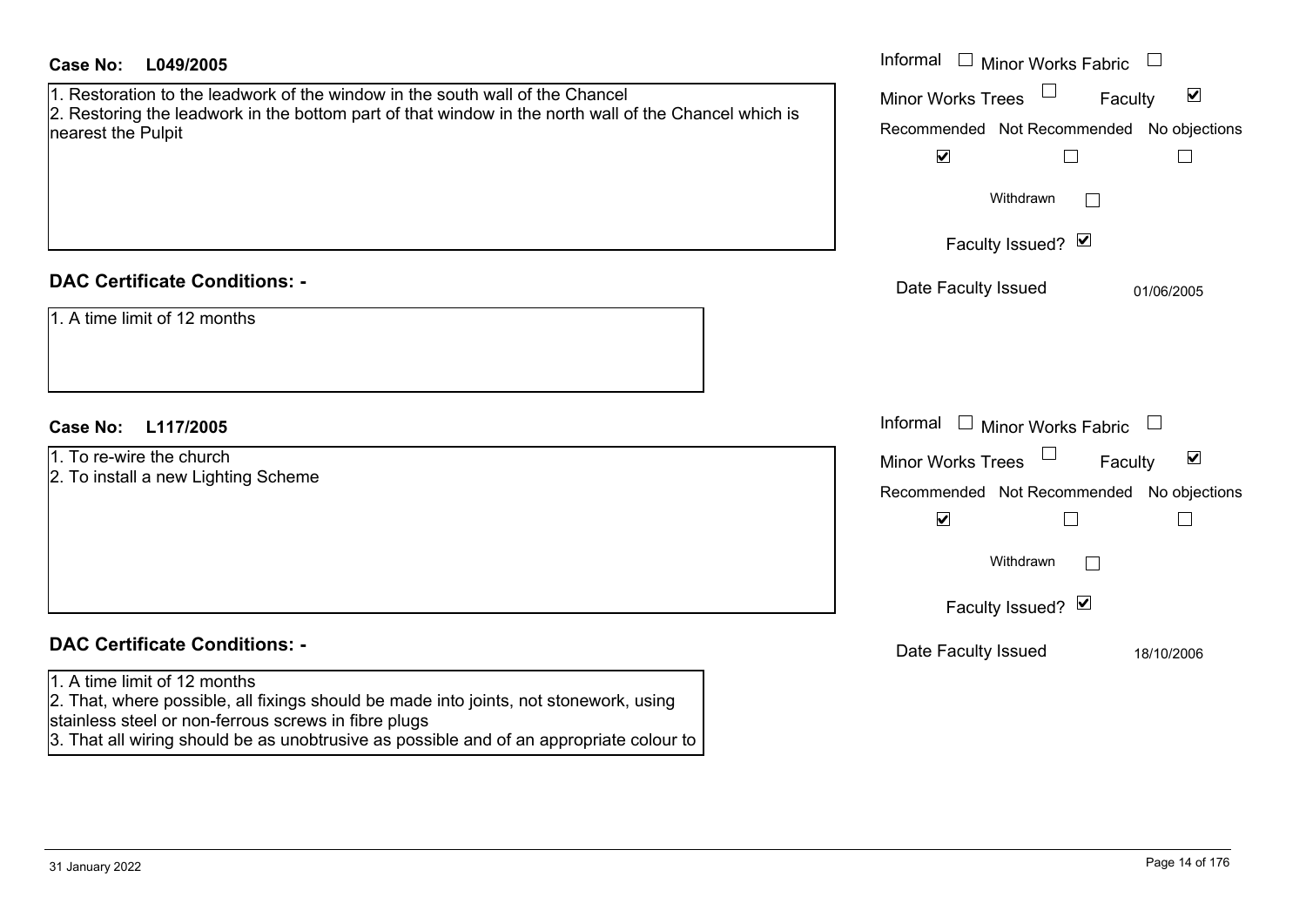**Case No: L049/2005**

1. Restoration to the leadwork of the window in the south wall of the Chancel
2. Restoring the leadwork in the bottom part of that window in the north wall of the Chancel which is nearest the Pulpit

Informal ☐ Minor Works Fabric ☐
Minor Works Trees ☐ Faculty ☑

| Recommended | Not Recommended | No objections |
|---|---|---|
| ☑ | ☐ | ☐ |

Withdrawn ☐

Faculty Issued? ☑

Date Faculty Issued 01/06/2005

## DAC Certificate Conditions: -

1. A time limit of 12 months

**Case No: L117/2005**

1. To re-wire the church
2. To install a new Lighting Scheme

Informal ☐ Minor Works Fabric ☐
Minor Works Trees ☐ Faculty ☑

| Recommended | Not Recommended | No objections |
|---|---|---|
| ☑ | ☐ | ☐ |

Withdrawn ☐

Faculty Issued? ☑

Date Faculty Issued 18/10/2006

## DAC Certificate Conditions: -

1. A time limit of 12 months
2. That, where possible, all fixings should be made into joints, not stonework, using stainless steel or non-ferrous screws in fibre plugs
3. That all wiring should be as unobtrusive as possible and of an appropriate colour to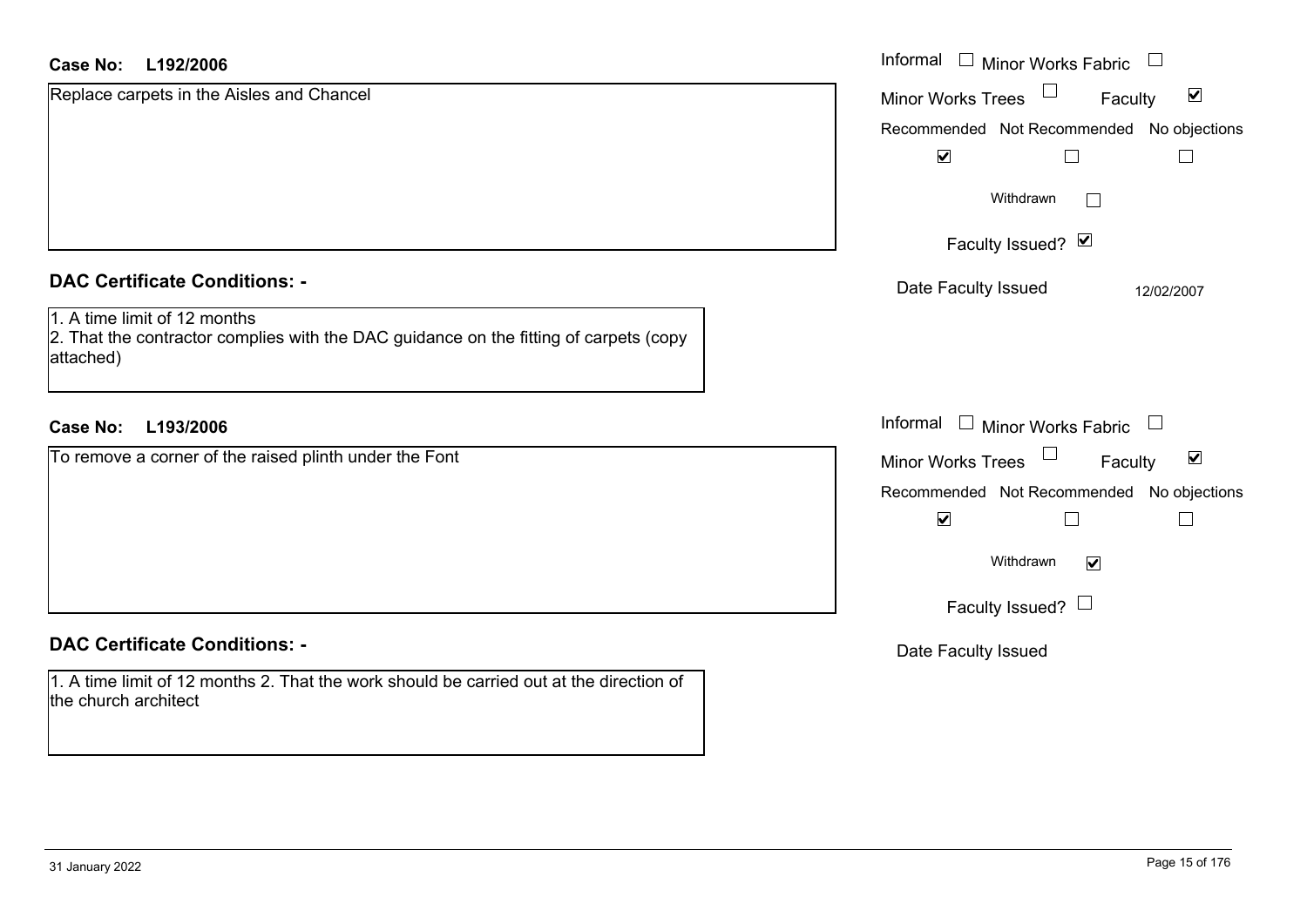**Case No: L192/2006**

Replace carpets in the Aisles and Chancel

Informal ☐ Minor Works Fabric ☐
Minor Works Trees ☐ Faculty ☑

| Recommended | Not Recommended | No objections |
| --- | --- | --- |
| ☑ | ☐ | ☐ |

Withdrawn ☐

Faculty Issued? ☑

Date Faculty Issued 12/02/2007

**DAC Certificate Conditions: -**

1. A time limit of 12 months
2. That the contractor complies with the DAC guidance on the fitting of carpets (copy attached)

**Case No: L193/2006**

To remove a corner of the raised plinth under the Font

Informal ☐ Minor Works Fabric ☐
Minor Works Trees ☐ Faculty ☑

| Recommended | Not Recommended | No objections |
| --- | --- | --- |
| ☑ | ☐ | ☐ |

Withdrawn ☑

Faculty Issued? ☐

Date Faculty Issued

**DAC Certificate Conditions: -**

1. A time limit of 12 months 2. That the work should be carried out at the direction of the church architect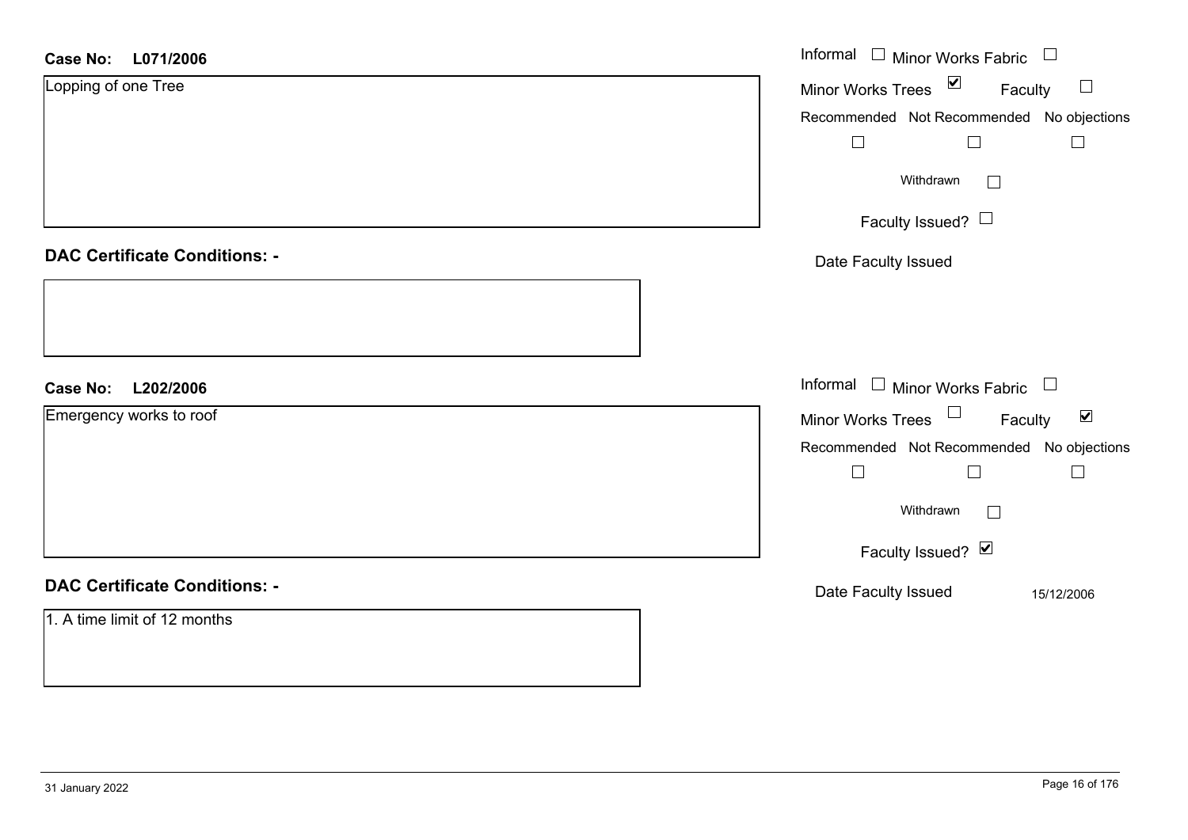**Case No:** **L071/2006**

Lopping of one Tree

Informal ☐ Minor Works Fabric ☐

Minor Works Trees ☑ Faculty ☐

Recommended ☐ Not Recommended ☐ No objections ☐

Withdrawn ☐

Faculty Issued? ☐

Date Faculty Issued

**DAC Certificate Conditions: -**

**Case No:** **L202/2006**

Emergency works to roof

Informal ☐ Minor Works Fabric ☐

Minor Works Trees ☐ Faculty ☑

Recommended ☐ Not Recommended ☐ No objections ☐

Withdrawn ☐

Faculty Issued? ☑

Date Faculty Issued 15/12/2006

**DAC Certificate Conditions: -**

1. A time limit of 12 months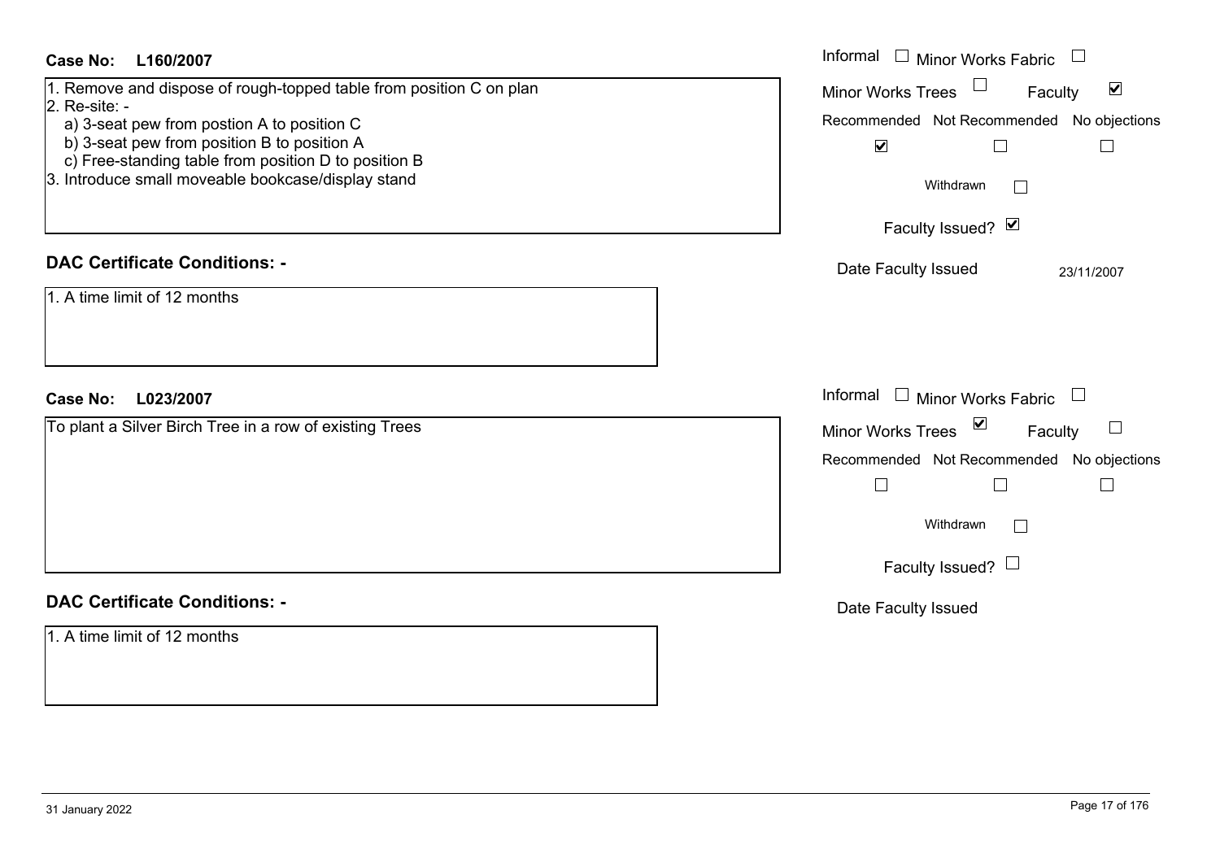**Case No: L160/2007**

1. Remove and dispose of rough-topped table from position C on plan
2. Re-site: -
   a) 3-seat pew from postion A to position C
   b) 3-seat pew from position B to position A
   c) Free-standing table from position D to position B
3. Introduce small moveable bookcase/display stand

Informal ☐ Minor Works Fabric ☐
Minor Works Trees ☐ Faculty ☑

| Recommended | Not Recommended | No objections |
|---|---|---|
| ☑ | ☐ | ☐ |

Withdrawn ☐

Faculty Issued? ☑

Date Faculty Issued 23/11/2007

## DAC Certificate Conditions: -

1. A time limit of 12 months

**Case No: L023/2007**

To plant a Silver Birch Tree in a row of existing Trees

Informal ☐ Minor Works Fabric ☐
Minor Works Trees ☑ Faculty ☐

| Recommended | Not Recommended | No objections |
|---|---|---|
| ☐ | ☐ | ☐ |

Withdrawn ☐

Faculty Issued? ☐

Date Faculty Issued

## DAC Certificate Conditions: -

1. A time limit of 12 months

31 January 2022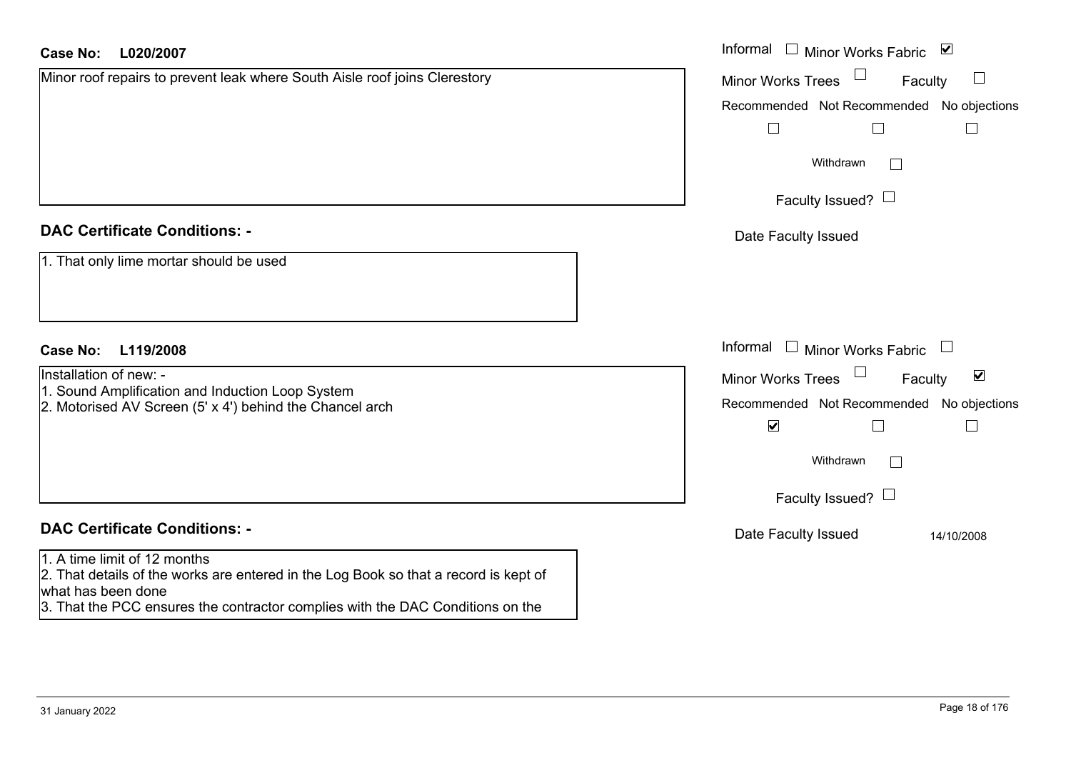**Case No: L020/2007**

Minor roof repairs to prevent leak where South Aisle roof joins Clerestory

Informal ☐ Minor Works Fabric ☑

Minor Works Trees ☐ Faculty ☐

Recommended ☐ Not Recommended ☐ No objections ☐

Withdrawn ☐

Faculty Issued? ☐

Date Faculty Issued

**DAC Certificate Conditions: -**

1. That only lime mortar should be used

**Case No: L119/2008**

Installation of new: -
1. Sound Amplification and Induction Loop System
2. Motorised AV Screen (5' x 4') behind the Chancel arch

Informal ☐ Minor Works Fabric ☐

Minor Works Trees ☐ Faculty ☑

Recommended ☑ Not Recommended ☐ No objections ☐

Withdrawn ☐

Faculty Issued? ☐

Date Faculty Issued 14/10/2008

**DAC Certificate Conditions: -**

1. A time limit of 12 months
2. That details of the works are entered in the Log Book so that a record is kept of what has been done
3. That the PCC ensures the contractor complies with the DAC Conditions on the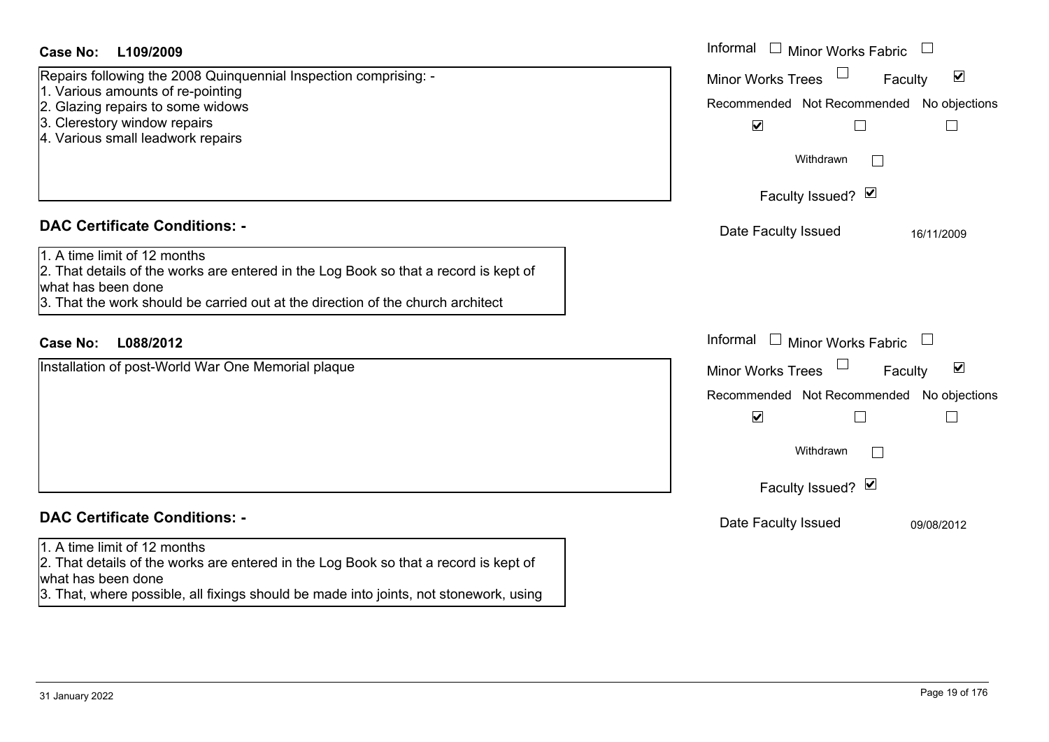**Case No: L109/2009**

Repairs following the 2008 Quinquennial Inspection comprising: -
1. Various amounts of re-pointing
2. Glazing repairs to some widows
3. Clerestory window repairs
4. Various small leadwork repairs

- Informal ☐
- Minor Works Fabric ☐
- Minor Works Trees ☐
- Faculty ☑

| Recommended | Not Recommended | No objections |
|---|---|---|
| ☑ | ☐ | ☐ |

Withdrawn ☐

Faculty Issued? ☑

Date Faculty Issued: 16/11/2009

### DAC Certificate Conditions: -

1. A time limit of 12 months
2. That details of the works are entered in the Log Book so that a record is kept of what has been done
3. That the work should be carried out at the direction of the church architect

**Case No: L088/2012**

Installation of post-World War One Memorial plaque

- Informal ☐
- Minor Works Fabric ☐
- Minor Works Trees ☐
- Faculty ☑

| Recommended | Not Recommended | No objections |
|---|---|---|
| ☑ | ☐ | ☐ |

Withdrawn ☐

Faculty Issued? ☑

Date Faculty Issued: 09/08/2012

### DAC Certificate Conditions: -

1. A time limit of 12 months
2. That details of the works are entered in the Log Book so that a record is kept of what has been done
3. That, where possible, all fixings should be made into joints, not stonework, using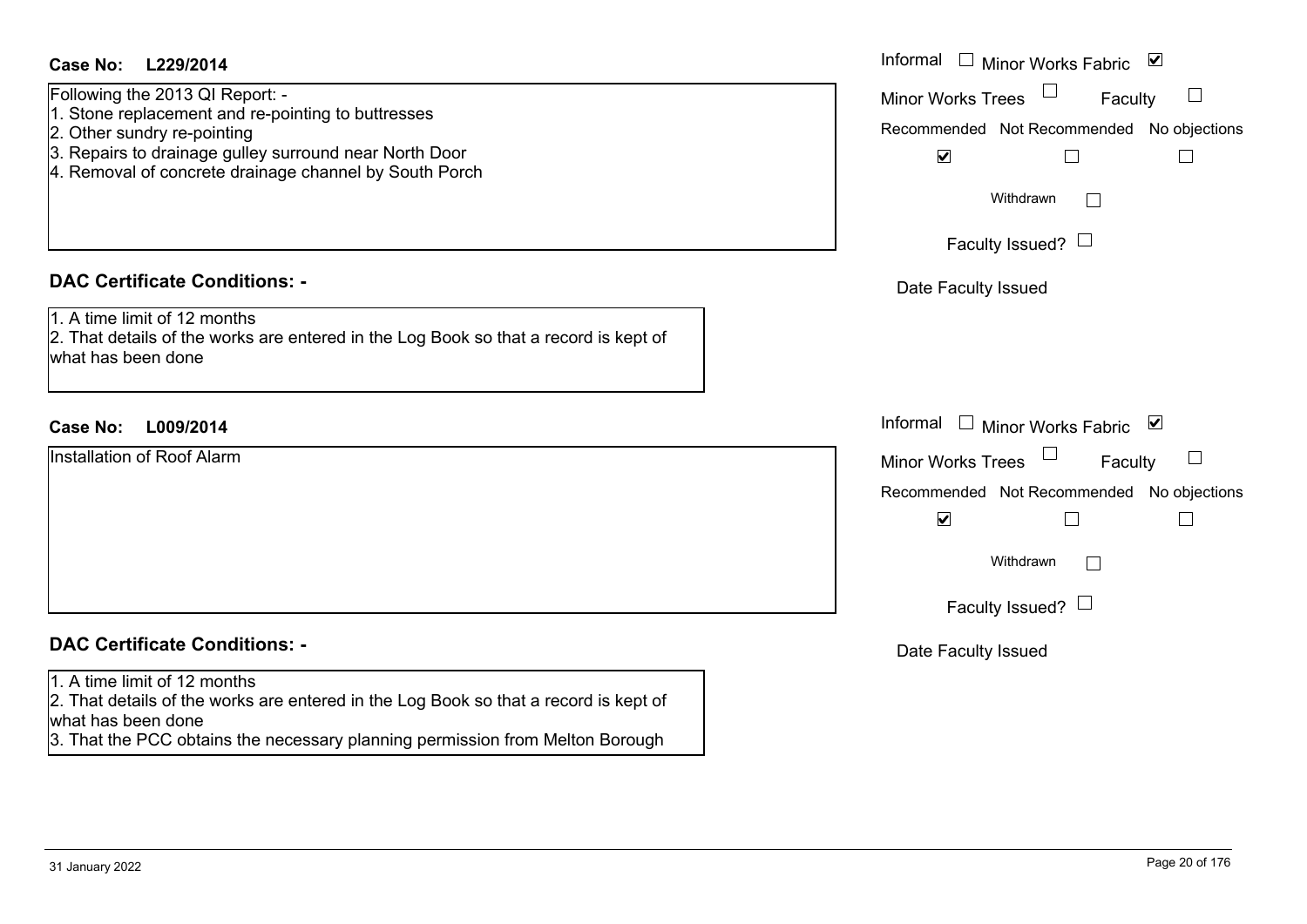**Case No: L229/2014**

Informal ☐ Minor Works Fabric ☑

Minor Works Trees ☐ Faculty ☐

Recommended ☑ Not Recommended ☐ No objections ☐

Withdrawn ☐

Faculty Issued? ☐

Date Faculty Issued

Following the 2013 QI Report: -

1. Stone replacement and re-pointing to buttresses
2. Other sundry re-pointing
3. Repairs to drainage gulley surround near North Door
4. Removal of concrete drainage channel by South Porch

## DAC Certificate Conditions: -

1. A time limit of 12 months
2. That details of the works are entered in the Log Book so that a record is kept of what has been done

**Case No: L009/2014**

Informal ☐ Minor Works Fabric ☑

Minor Works Trees ☐ Faculty ☐

Recommended ☑ Not Recommended ☐ No objections ☐

Withdrawn ☐

Faculty Issued? ☐

Date Faculty Issued

Installation of Roof Alarm

## DAC Certificate Conditions: -

1. A time limit of 12 months
2. That details of the works are entered in the Log Book so that a record is kept of what has been done
3. That the PCC obtains the necessary planning permission from Melton Borough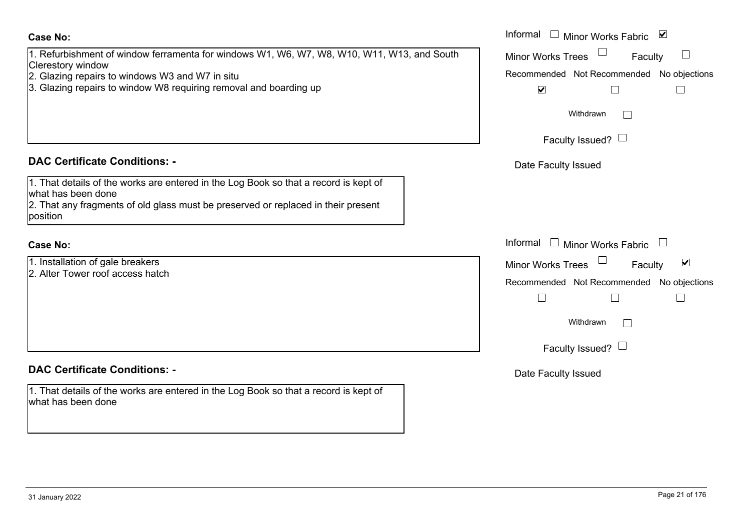**Case No:**

1. Refurbishment of window ferramenta for windows W1, W6, W7, W8, W10, W11, W13, and South Clerestory window
2. Glazing repairs to windows W3 and W7 in situ
3. Glazing repairs to window W8 requiring removal and boarding up

Informal ☐ Minor Works Fabric ☑
Minor Works Trees ☐ Faculty ☐
Recommended ☑ Not Recommended ☐ No objections ☐
Withdrawn ☐
Faculty Issued? ☐
Date Faculty Issued

**DAC Certificate Conditions: -**

1. That details of the works are entered in the Log Book so that a record is kept of what has been done
2. That any fragments of old glass must be preserved or replaced in their present position

**Case No:**

1. Installation of gale breakers
2. Alter Tower roof access hatch

Informal ☐ Minor Works Fabric ☐
Minor Works Trees ☐ Faculty ☑
Recommended ☐ Not Recommended ☐ No objections ☐
Withdrawn ☐
Faculty Issued? ☐
Date Faculty Issued

**DAC Certificate Conditions: -**

1. That details of the works are entered in the Log Book so that a record is kept of what has been done

31 January 2022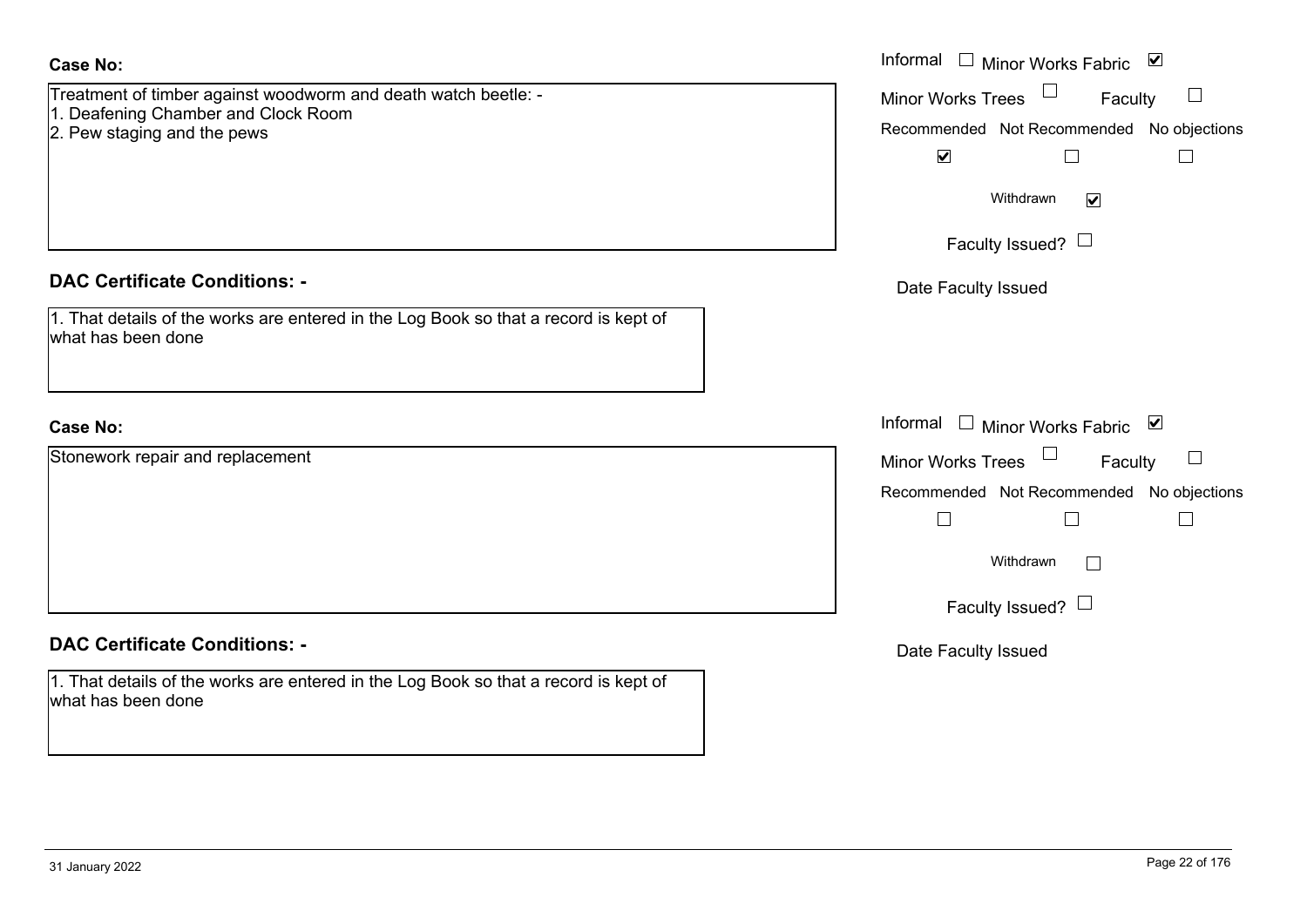**Case No:**

Treatment of timber against woodworm and death watch beetle: -
1. Deafening Chamber and Clock Room
2. Pew staging and the pews

Informal ☐ Minor Works Fabric ☑
Minor Works Trees ☐ Faculty ☐

| Recommended | Not Recommended | No objections |
| --- | --- | --- |
| ☑ | ☐ | ☐ |

Withdrawn ☑

Faculty Issued? ☐

Date Faculty Issued

**DAC Certificate Conditions: -**

1. That details of the works are entered in the Log Book so that a record is kept of what has been done

**Case No:**

Stonework repair and replacement

Informal ☐ Minor Works Fabric ☑
Minor Works Trees ☐ Faculty ☐

| Recommended | Not Recommended | No objections |
| --- | --- | --- |
| ☐ | ☐ | ☐ |

Withdrawn ☐

Faculty Issued? ☐

Date Faculty Issued

**DAC Certificate Conditions: -**

1. That details of the works are entered in the Log Book so that a record is kept of what has been done

31 January 2022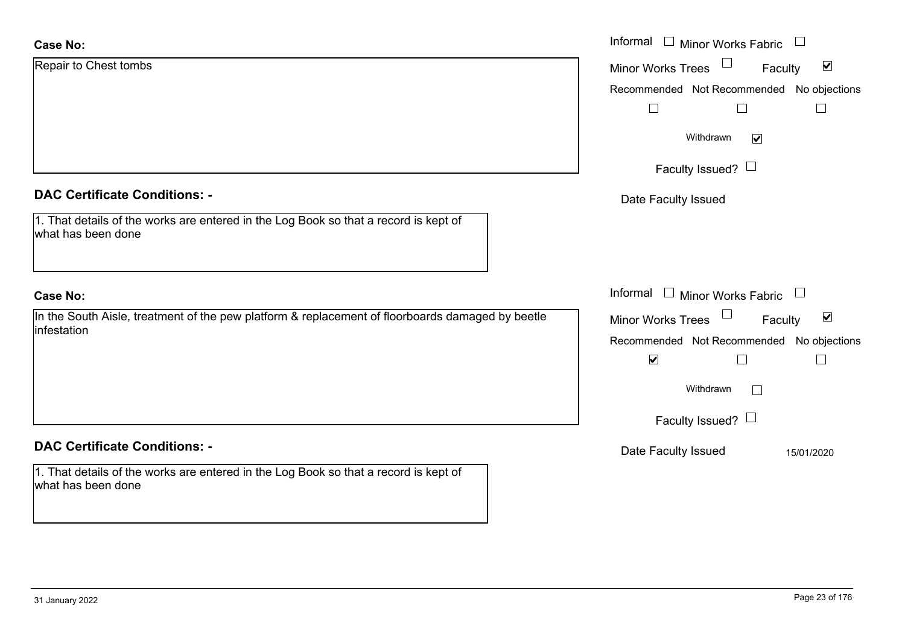**Case No:**

Repair to Chest tombs

Informal ☐ Minor Works Fabric ☐
Minor Works Trees ☐ Faculty ☑

| Recommended | Not Recommended | No objections |
|---|---|---|
| ☐ | ☐ | ☐ |

Withdrawn ☑

Faculty Issued? ☐

Date Faculty Issued

**DAC Certificate Conditions: -**

1. That details of the works are entered in the Log Book so that a record is kept of what has been done

**Case No:**

In the South Aisle, treatment of the pew platform & replacement of floorboards damaged by beetle infestation

Informal ☐ Minor Works Fabric ☐
Minor Works Trees ☐ Faculty ☑

| Recommended | Not Recommended | No objections |
|---|---|---|
| ☑ | ☐ | ☐ |

Withdrawn ☐

Faculty Issued? ☐

Date Faculty Issued 15/01/2020

**DAC Certificate Conditions: -**

1. That details of the works are entered in the Log Book so that a record is kept of what has been done

31 January 2022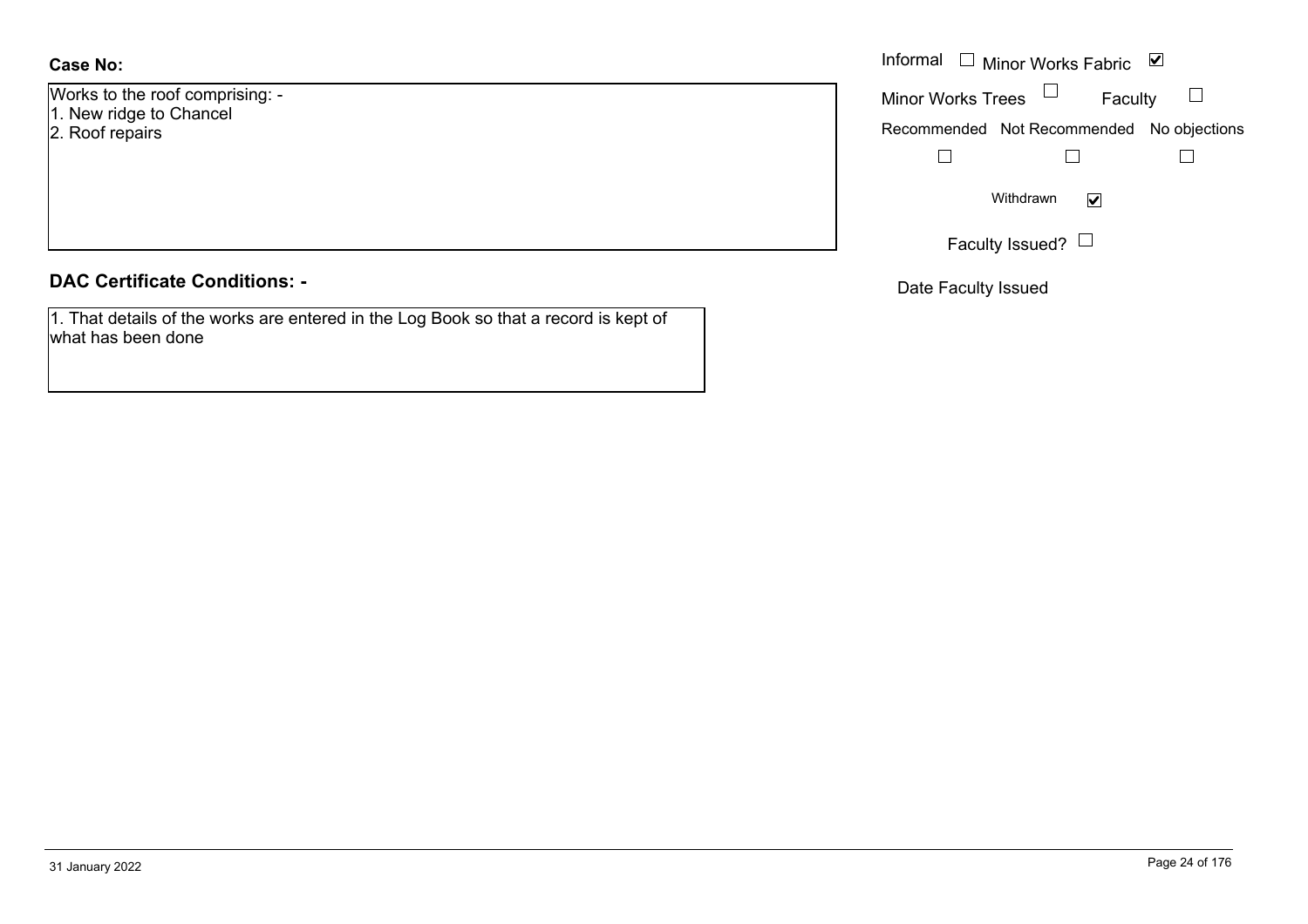**Case No:**

Works to the roof comprising: -
1. New ridge to Chancel
2. Roof repairs

Informal ☐ Minor Works Fabric ☑

Minor Works Trees ☐ Faculty ☐

Recommended ☐ Not Recommended ☐ No objections ☐

Withdrawn ☑

Faculty Issued? ☐

Date Faculty Issued

**DAC Certificate Conditions: -**

1. That details of the works are entered in the Log Book so that a record is kept of what has been done

31 January 2022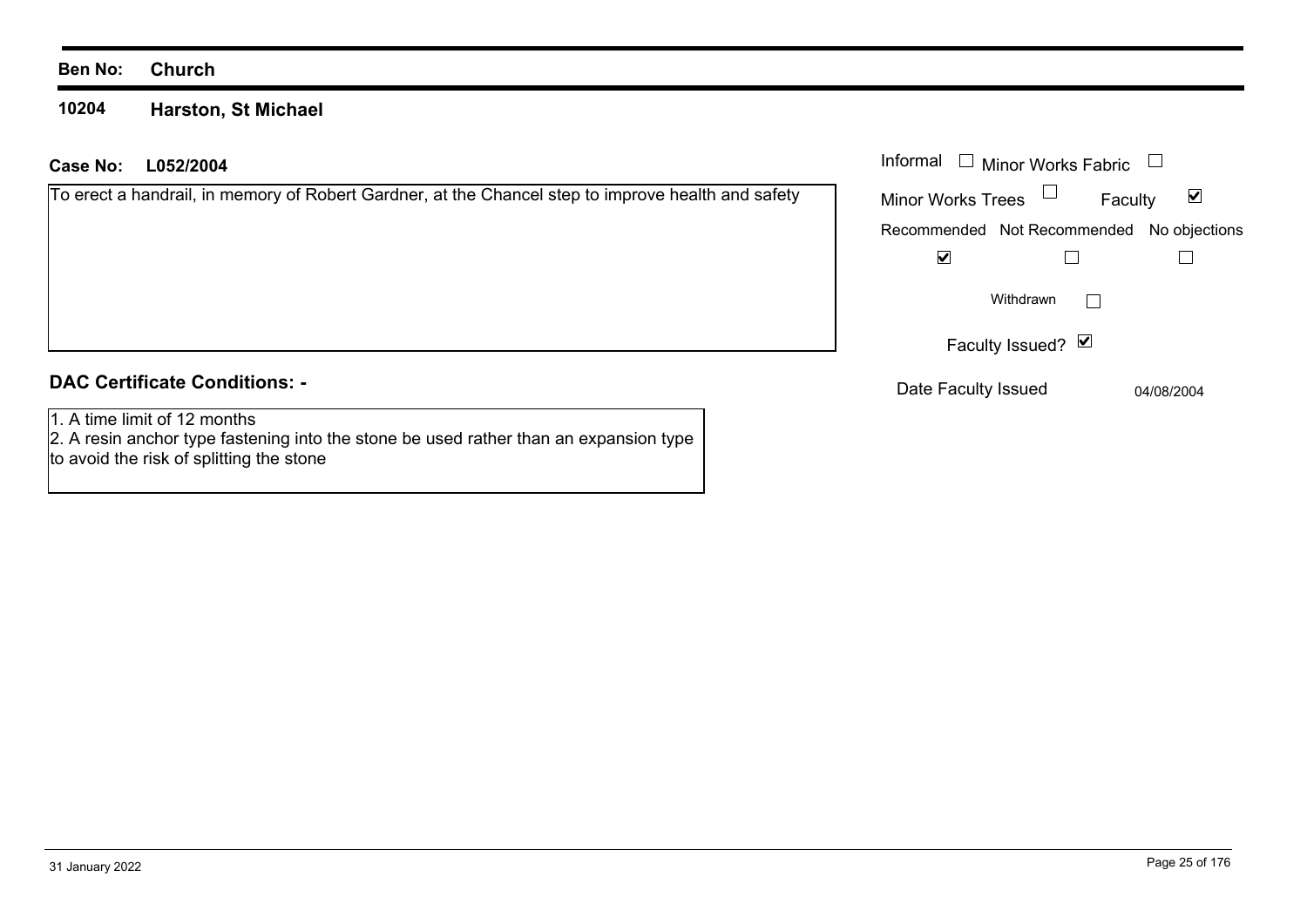**Ben No:** **Church**

## 10204 Harston, St Michael

**Case No:** **L052/2004**

To erect a handrail, in memory of Robert Gardner, at the Chancel step to improve health and safety

| Informal | ☐ | Minor Works Fabric | ☐ |
|---|---|---|---|
| Minor Works Trees | ☐ | Faculty | ☑ |

| Recommended | Not Recommended | No objections |
|---|---|---|
| ☑ | ☐ | ☐ |

Withdrawn ☐

Faculty Issued? ☑

Date Faculty Issued: 04/08/2004

### DAC Certificate Conditions: -

1. A time limit of 12 months
2. A resin anchor type fastening into the stone be used rather than an expansion type to avoid the risk of splitting the stone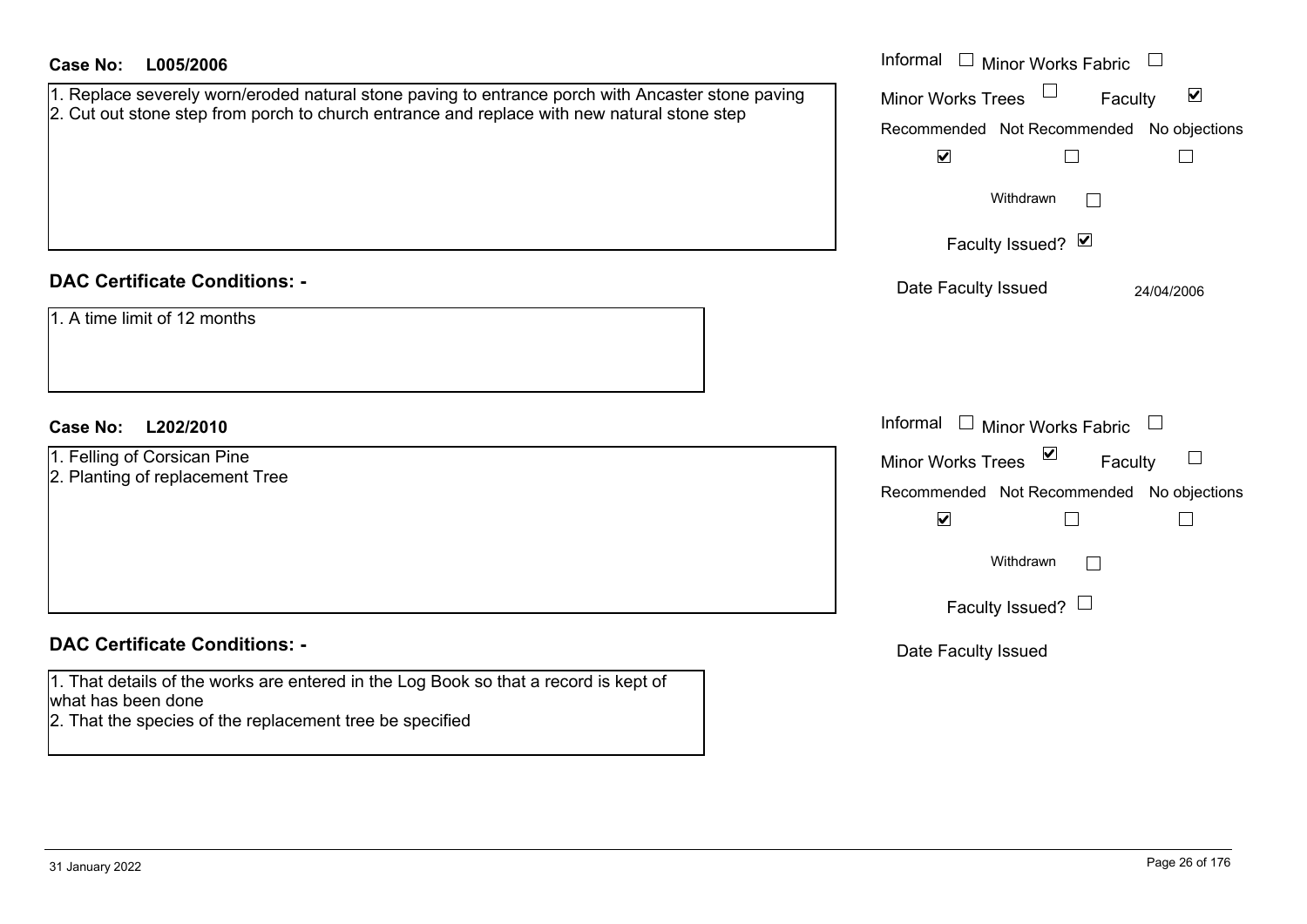**Case No: L005/2006**

1. Replace severely worn/eroded natural stone paving to entrance porch with Ancaster stone paving
2. Cut out stone step from porch to church entrance and replace with new natural stone step

Informal ☐ Minor Works Fabric ☐
Minor Works Trees ☐ Faculty ☑

Recommended ☑ Not Recommended ☐ No objections ☐

Withdrawn ☐

Faculty Issued? ☑

Date Faculty Issued 24/04/2006

## DAC Certificate Conditions: -

1. A time limit of 12 months

**Case No: L202/2010**

1. Felling of Corsican Pine
2. Planting of replacement Tree

Informal ☐ Minor Works Fabric ☐
Minor Works Trees ☑ Faculty ☐

Recommended ☑ Not Recommended ☐ No objections ☐

Withdrawn ☐

Faculty Issued? ☐

Date Faculty Issued

## DAC Certificate Conditions: -

1. That details of the works are entered in the Log Book so that a record is kept of what has been done
2. That the species of the replacement tree be specified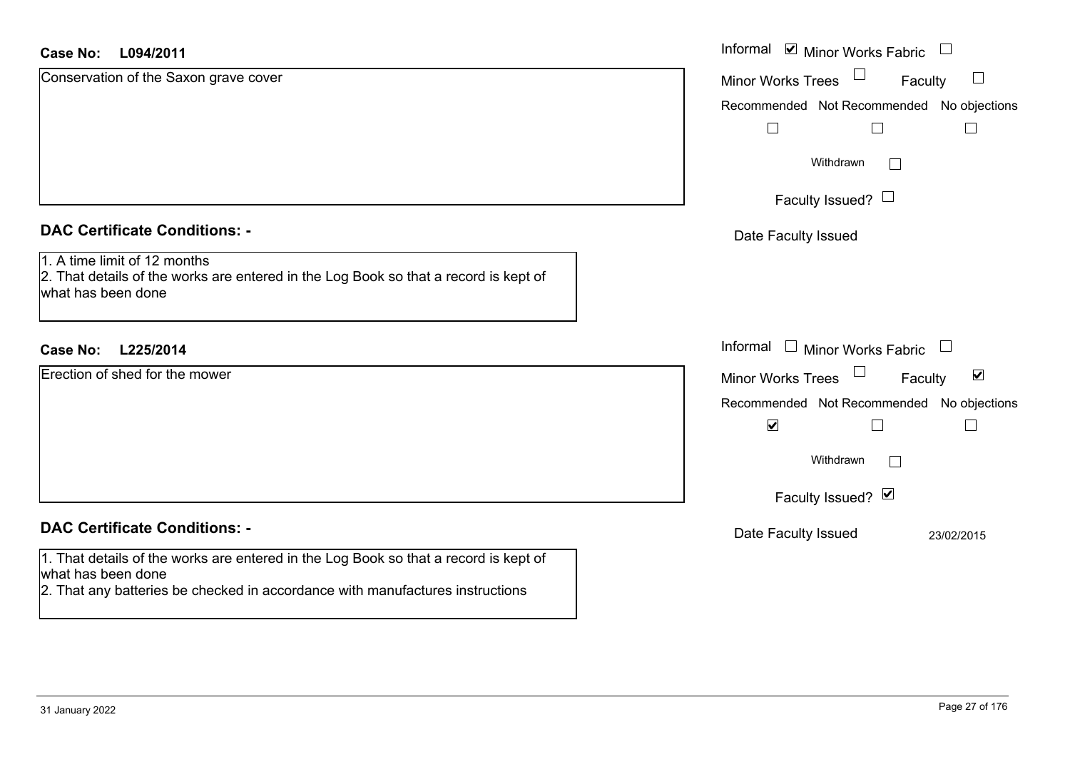**Case No: L094/2011**

Conservation of the Saxon grave cover

Informal ☑ Minor Works Fabric ☐
Minor Works Trees ☐ Faculty ☐
Recommended ☐ Not Recommended ☐ No objections ☐
Withdrawn ☐
Faculty Issued? ☐
Date Faculty Issued

### DAC Certificate Conditions: -

1. A time limit of 12 months
2. That details of the works are entered in the Log Book so that a record is kept of what has been done

**Case No: L225/2014**

Erection of shed for the mower

Informal ☐ Minor Works Fabric ☐
Minor Works Trees ☐ Faculty ☑
Recommended ☑ Not Recommended ☐ No objections ☐
Withdrawn ☐
Faculty Issued? ☑
Date Faculty Issued 23/02/2015

### DAC Certificate Conditions: -

1. That details of the works are entered in the Log Book so that a record is kept of what has been done
2. That any batteries be checked in accordance with manufactures instructions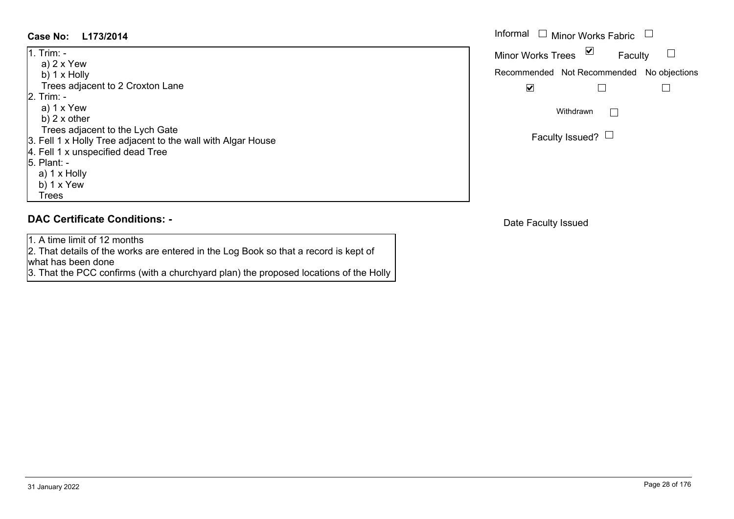**Case No: L173/2014**

Informal ☐ Minor Works Fabric ☐

Minor Works Trees ☑ Faculty ☐

Recommended ☑ Not Recommended ☐ No objections ☐

Withdrawn ☐

Faculty Issued? ☐

1. Trim: -
   a) 2 x Yew
   b) 1 x Holly
   Trees adjacent to 2 Croxton Lane
2. Trim: -
   a) 1 x Yew
   b) 2 x other
   Trees adjacent to the Lych Gate
3. Fell 1 x Holly Tree adjacent to the wall with Algar House
4. Fell 1 x unspecified dead Tree
5. Plant: -
   a) 1 x Holly
   b) 1 x Yew
   Trees

## DAC Certificate Conditions: -

1. A time limit of 12 months
2. That details of the works are entered in the Log Book so that a record is kept of what has been done
3. That the PCC confirms (with a churchyard plan) the proposed locations of the Holly

Date Faculty Issued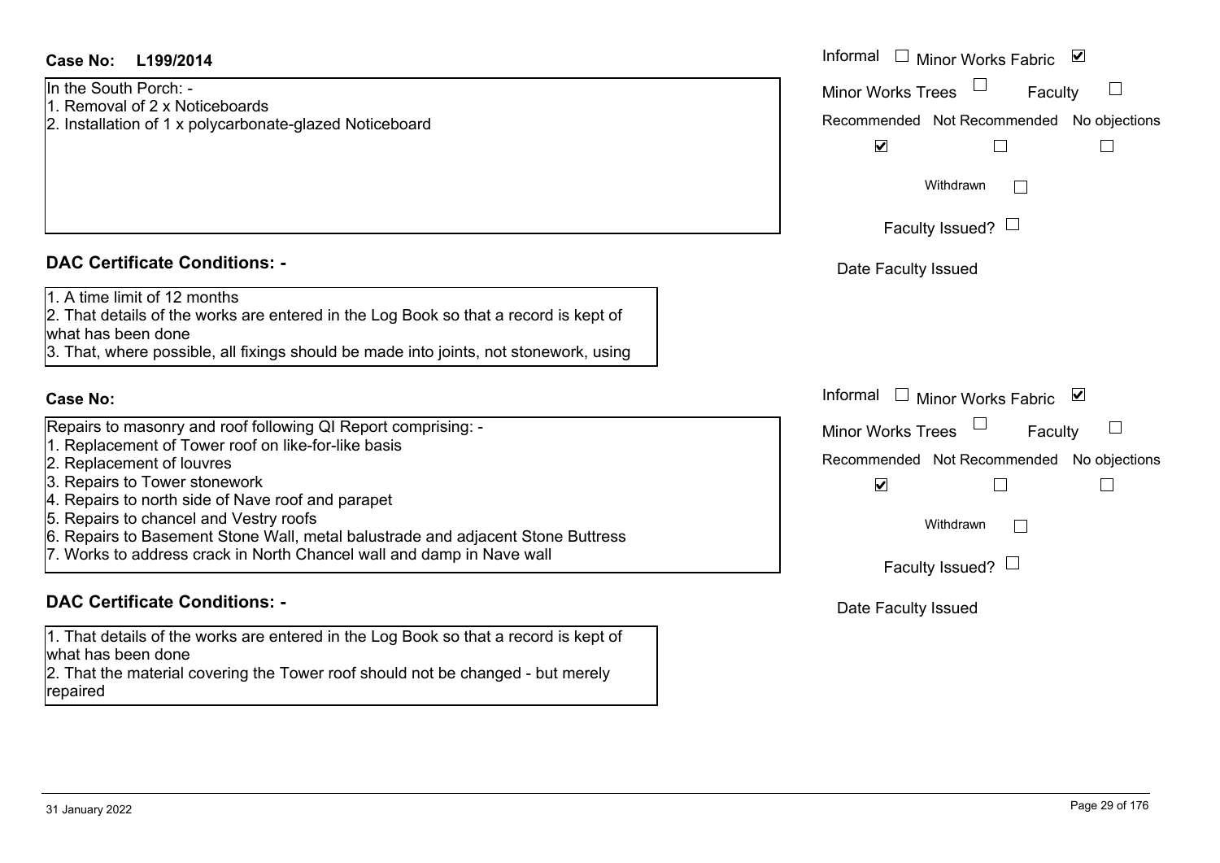**Case No: L199/2014**

In the South Porch: -
1. Removal of 2 x Noticeboards
2. Installation of 1 x polycarbonate-glazed Noticeboard

Informal ☐ Minor Works Fabric ☑
Minor Works Trees ☐ Faculty ☐

| Recommended | Not Recommended | No objections |
|---|---|---|
| ☑ | ☐ | ☐ |

Withdrawn ☐

Faculty Issued? ☐

Date Faculty Issued

**DAC Certificate Conditions: -**

1. A time limit of 12 months
2. That details of the works are entered in the Log Book so that a record is kept of what has been done
3. That, where possible, all fixings should be made into joints, not stonework, using

**Case No:**

Repairs to masonry and roof following QI Report comprising: -
1. Replacement of Tower roof on like-for-like basis
2. Replacement of louvres
3. Repairs to Tower stonework
4. Repairs to north side of Nave roof and parapet
5. Repairs to chancel and Vestry roofs
6. Repairs to Basement Stone Wall, metal balustrade and adjacent Stone Buttress
7. Works to address crack in North Chancel wall and damp in Nave wall

Informal ☐ Minor Works Fabric ☑
Minor Works Trees ☐ Faculty ☐

| Recommended | Not Recommended | No objections |
|---|---|---|
| ☑ | ☐ | ☐ |

Withdrawn ☐

Faculty Issued? ☐

Date Faculty Issued

**DAC Certificate Conditions: -**

1. That details of the works are entered in the Log Book so that a record is kept of what has been done
2. That the material covering the Tower roof should not be changed - but merely repaired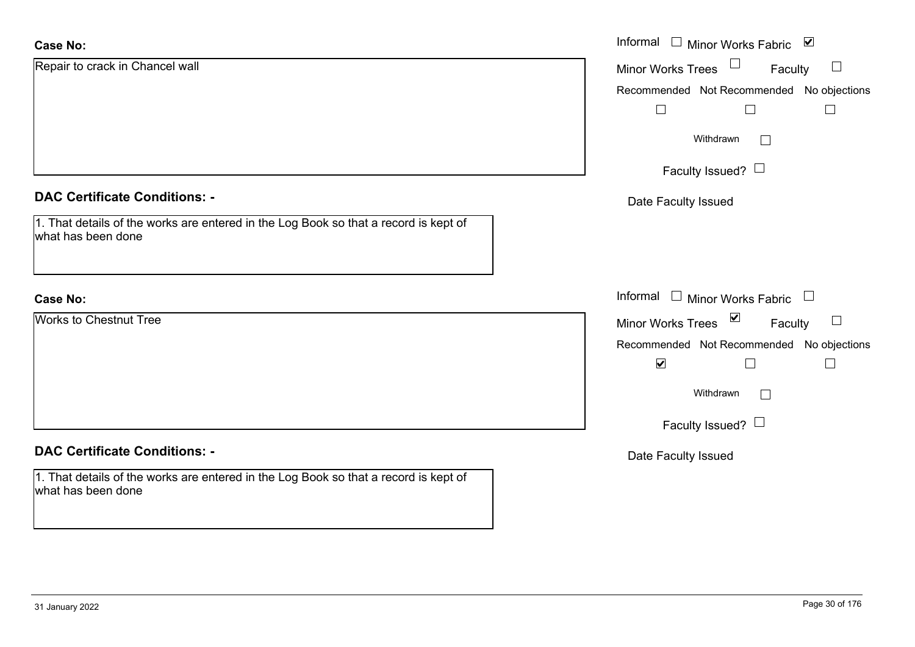**Case No:**

Repair to crack in Chancel wall

Informal ☐ Minor Works Fabric ☑

Minor Works Trees ☐ Faculty ☐

Recommended ☐ Not Recommended ☐ No objections ☐

Withdrawn ☐

Faculty Issued? ☐

Date Faculty Issued

**DAC Certificate Conditions: -**

1. That details of the works are entered in the Log Book so that a record is kept of what has been done

**Case No:**

Works to Chestnut Tree

Informal ☐ Minor Works Fabric ☐

Minor Works Trees ☑ Faculty ☐

Recommended ☑ Not Recommended ☐ No objections ☐

Withdrawn ☐

Faculty Issued? ☐

Date Faculty Issued

**DAC Certificate Conditions: -**

1. That details of the works are entered in the Log Book so that a record is kept of what has been done

31 January 2022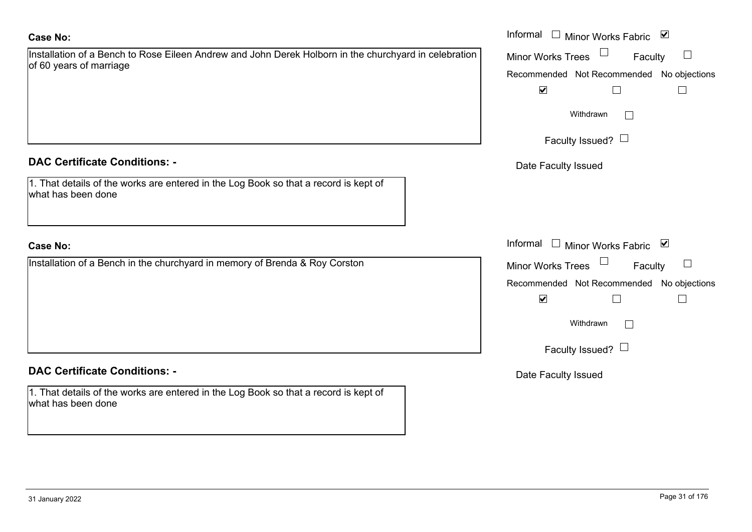**Case No:**

Installation of a Bench to Rose Eileen Andrew and John Derek Holborn in the churchyard in celebration of 60 years of marriage

- [ ] Informal
- [x] Minor Works Fabric
- [ ] Minor Works Trees
- [ ] Faculty

| Recommended | Not Recommended | No objections |
|---|---|---|
| ☑ | ☐ | ☐ |

Withdrawn ☐

Faculty Issued? ☐

Date Faculty Issued

**DAC Certificate Conditions: -**

1. That details of the works are entered in the Log Book so that a record is kept of what has been done

**Case No:**

Installation of a Bench in the churchyard in memory of Brenda & Roy Corston

- [ ] Informal
- [x] Minor Works Fabric
- [ ] Minor Works Trees
- [ ] Faculty

| Recommended | Not Recommended | No objections |
|---|---|---|
| ☑ | ☐ | ☐ |

Withdrawn ☐

Faculty Issued? ☐

Date Faculty Issued

**DAC Certificate Conditions: -**

1. That details of the works are entered in the Log Book so that a record is kept of what has been done

31 January 2022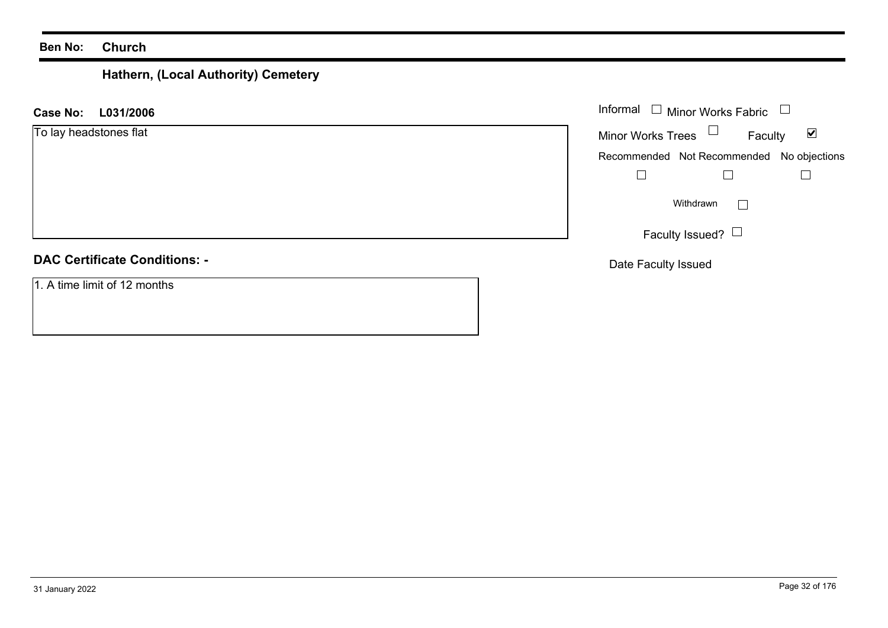**Ben No:** **Church**

## Hathern, (Local Authority) Cemetery

**Case No:** **L031/2006**

To lay headstones flat

Informal ☐ Minor Works Fabric ☐

Minor Works Trees ☐ Faculty ☑

| Recommended | Not Recommended | No objections |
| --- | --- | --- |
| ☐ | ☐ | ☐ |

Withdrawn ☐

Faculty Issued? ☐

Date Faculty Issued

**DAC Certificate Conditions: -**

1. A time limit of 12 months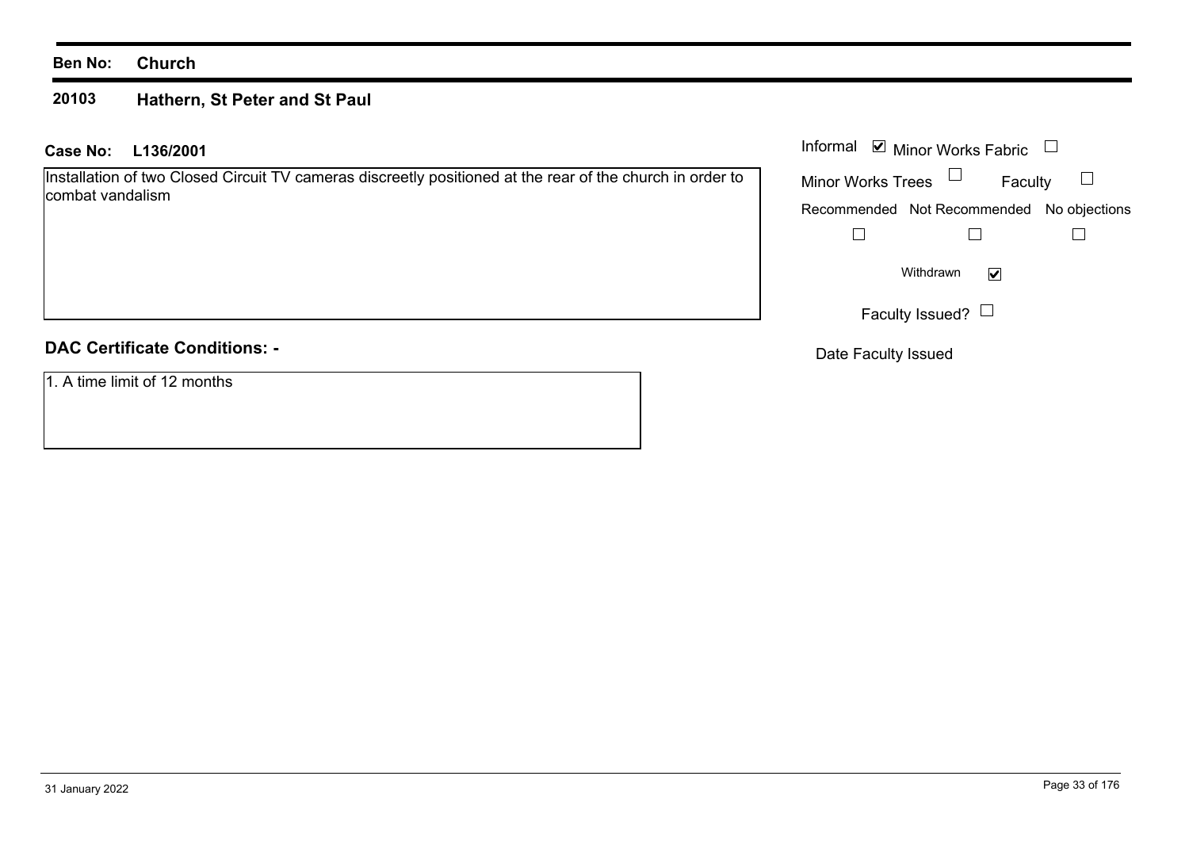**Ben No:** **Church**

**20103** **Hathern, St Peter and St Paul**

**Case No:** **L136/2001**

Installation of two Closed Circuit TV cameras discreetly positioned at the rear of the church in order to combat vandalism

Informal ☑ Minor Works Fabric ☐

Minor Works Trees ☐ Faculty ☐

| Recommended | Not Recommended | No objections |
|---|---|---|
| ☐ | ☐ | ☐ |

Withdrawn ☑

Faculty Issued? ☐

Date Faculty Issued

**DAC Certificate Conditions: -**

1. A time limit of 12 months

31 January 2022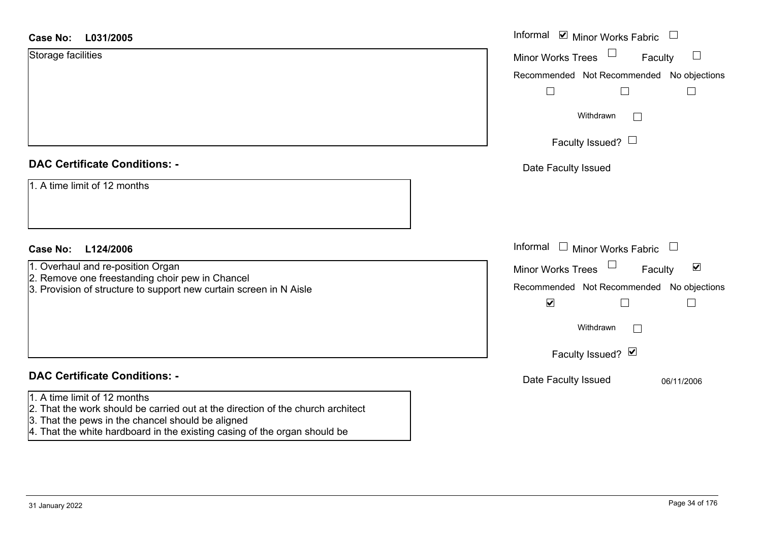**Case No: L031/2005**

Storage facilities

Informal ☑ Minor Works Fabric ☐
Minor Works Trees ☐ Faculty ☐
Recommended ☐ Not Recommended ☐ No objections ☐
Withdrawn ☐
Faculty Issued? ☐
Date Faculty Issued

**DAC Certificate Conditions: -**

1. A time limit of 12 months

**Case No: L124/2006**

1. Overhaul and re-position Organ
2. Remove one freestanding choir pew in Chancel
3. Provision of structure to support new curtain screen in N Aisle

Informal ☐ Minor Works Fabric ☐
Minor Works Trees ☐ Faculty ☑
Recommended ☑ Not Recommended ☐ No objections ☐
Withdrawn ☐
Faculty Issued? ☑
Date Faculty Issued 06/11/2006

**DAC Certificate Conditions: -**

1. A time limit of 12 months
2. That the work should be carried out at the direction of the church architect
3. That the pews in the chancel should be aligned
4. That the white hardboard in the existing casing of the organ should be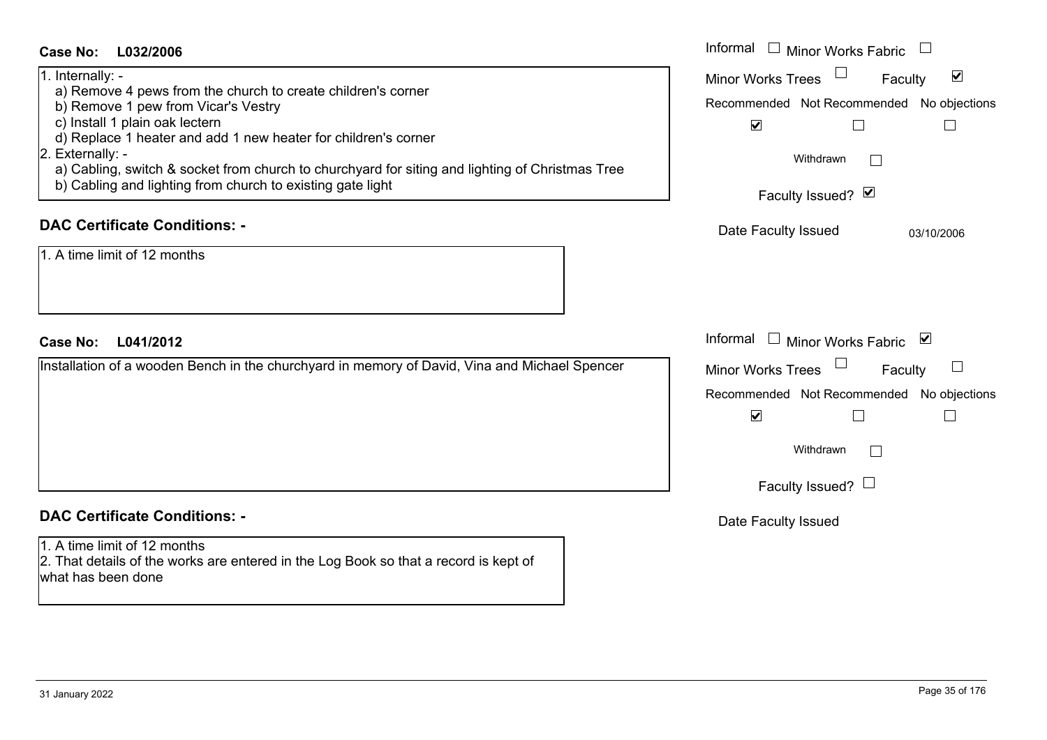**Case No: L032/2006**

1. Internally: -
   a) Remove 4 pews from the church to create children's corner
   b) Remove 1 pew from Vicar's Vestry
   c) Install 1 plain oak lectern
   d) Replace 1 heater and add 1 new heater for children's corner
2. Externally: -
   a) Cabling, switch & socket from church to churchyard for siting and lighting of Christmas Tree
   b) Cabling and lighting from church to existing gate light

Informal ☐ Minor Works Fabric ☐
Minor Works Trees ☐ Faculty ☑
Recommended ☑ Not Recommended ☐ No objections ☐
Withdrawn ☐
Faculty Issued? ☑
Date Faculty Issued 03/10/2006

## DAC Certificate Conditions: -

1. A time limit of 12 months

**Case No: L041/2012**

Installation of a wooden Bench in the churchyard in memory of David, Vina and Michael Spencer

Informal ☐ Minor Works Fabric ☑
Minor Works Trees ☐ Faculty ☐
Recommended ☑ Not Recommended ☐ No objections ☐
Withdrawn ☐
Faculty Issued? ☐
Date Faculty Issued

## DAC Certificate Conditions: -

1. A time limit of 12 months
2. That details of the works are entered in the Log Book so that a record is kept of what has been done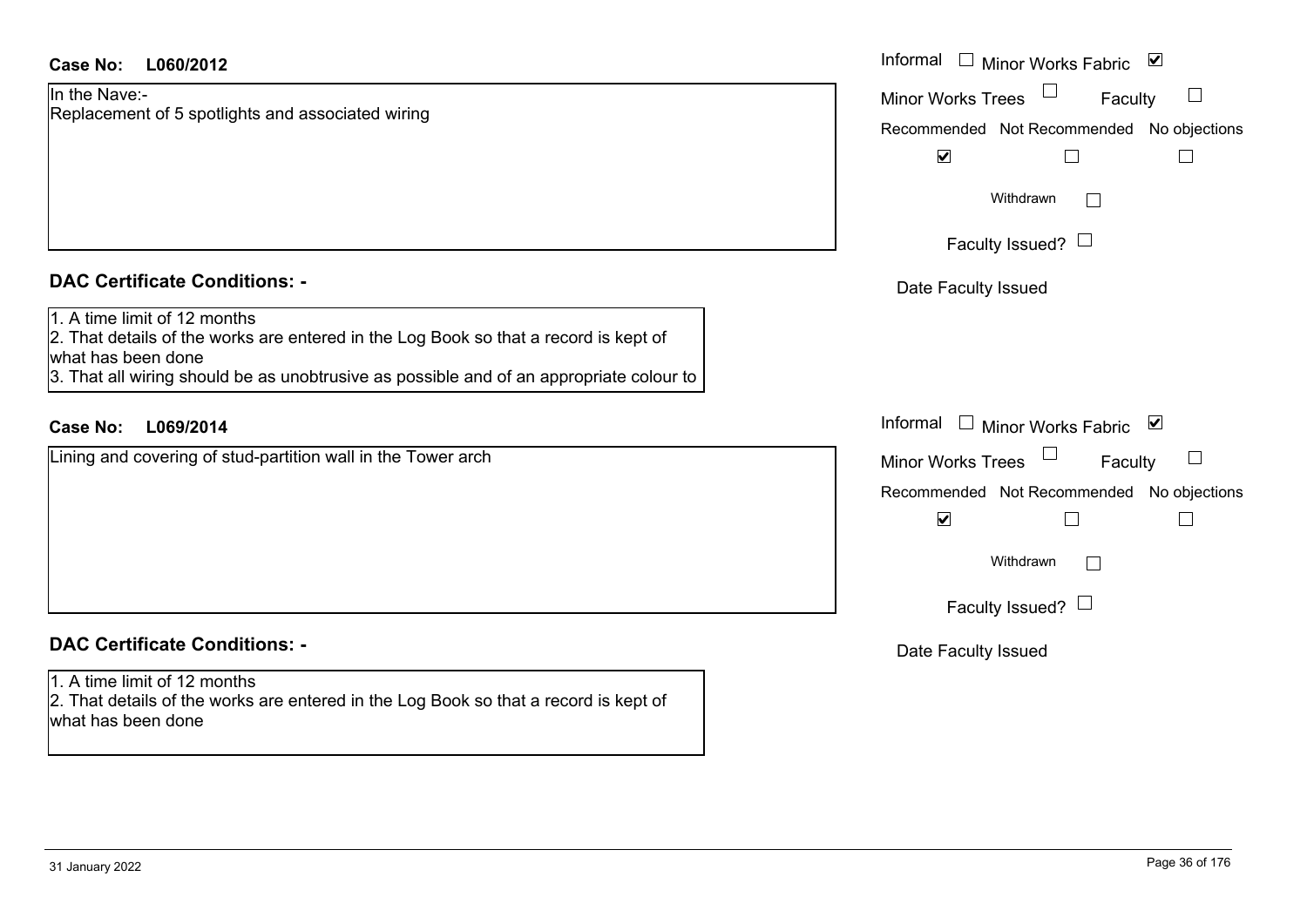**Case No: L060/2012**

In the Nave:-
Replacement of 5 spotlights and associated wiring

Informal ☐ Minor Works Fabric ☑
Minor Works Trees ☐ Faculty ☐

| Recommended | Not Recommended | No objections |
|---|---|---|
| ☑ | ☐ | ☐ |

Withdrawn ☐

Faculty Issued? ☐

Date Faculty Issued

## DAC Certificate Conditions: -

1. A time limit of 12 months
2. That details of the works are entered in the Log Book so that a record is kept of what has been done
3. That all wiring should be as unobtrusive as possible and of an appropriate colour to

**Case No: L069/2014**

Lining and covering of stud-partition wall in the Tower arch

Informal ☐ Minor Works Fabric ☑
Minor Works Trees ☐ Faculty ☐

| Recommended | Not Recommended | No objections |
|---|---|---|
| ☑ | ☐ | ☐ |

Withdrawn ☐

Faculty Issued? ☐

Date Faculty Issued

## DAC Certificate Conditions: -

1. A time limit of 12 months
2. That details of the works are entered in the Log Book so that a record is kept of what has been done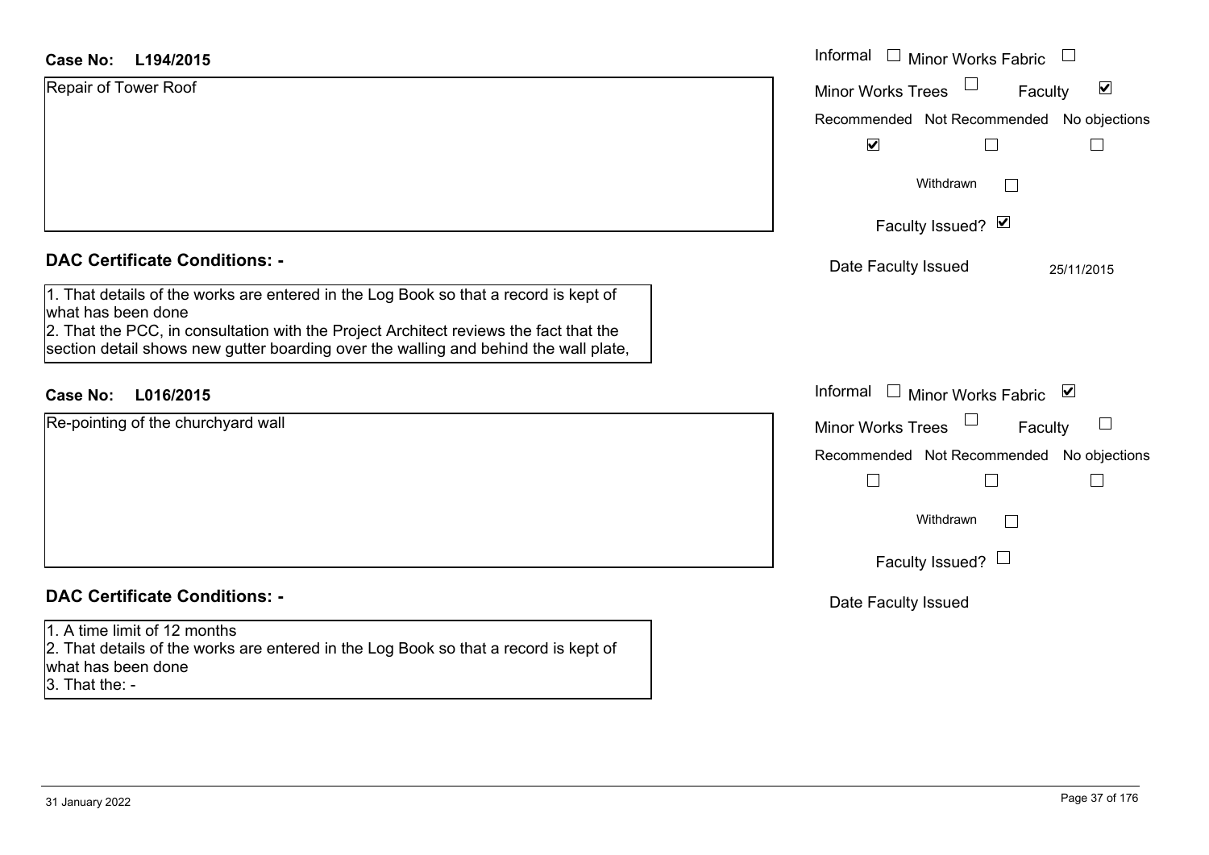**Case No: L194/2015**

Repair of Tower Roof

Informal ☐ Minor Works Fabric ☐

Minor Works Trees ☐ Faculty ☑

Recommended ☑ Not Recommended ☐ No objections ☐

Withdrawn ☐

Faculty Issued? ☑

Date Faculty Issued 25/11/2015

## DAC Certificate Conditions: -

1. That details of the works are entered in the Log Book so that a record is kept of what has been done
2. That the PCC, in consultation with the Project Architect reviews the fact that the section detail shows new gutter boarding over the walling and behind the wall plate,

**Case No: L016/2015**

Re-pointing of the churchyard wall

Informal ☐ Minor Works Fabric ☑

Minor Works Trees ☐ Faculty ☐

Recommended ☐ Not Recommended ☐ No objections ☐

Withdrawn ☐

Faculty Issued? ☐

Date Faculty Issued

## DAC Certificate Conditions: -

1. A time limit of 12 months
2. That details of the works are entered in the Log Book so that a record is kept of what has been done
3. That the: -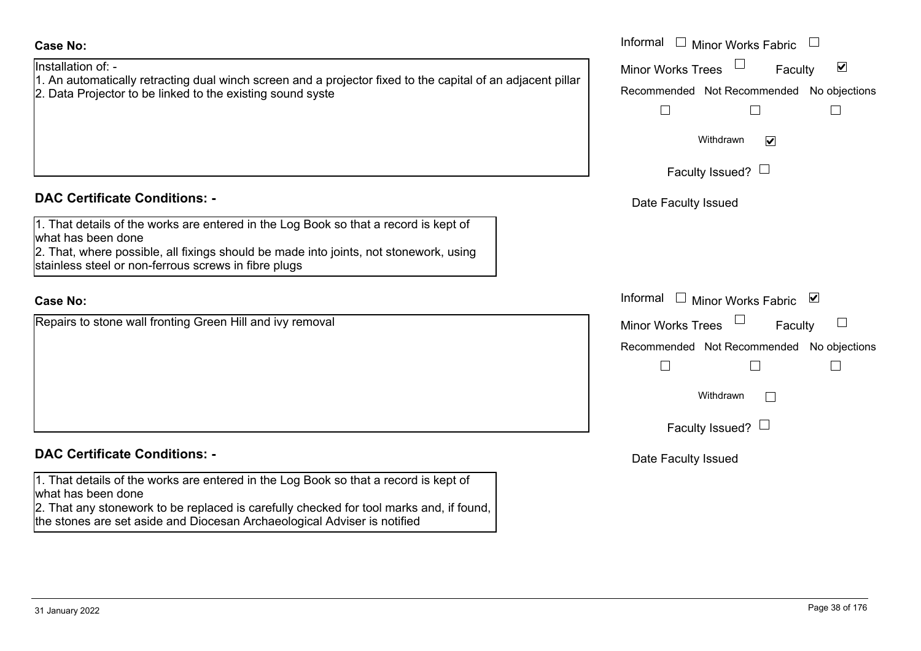**Case No:**

Installation of: -
1. An automatically retracting dual winch screen and a projector fixed to the capital of an adjacent pillar
2. Data Projector to be linked to the existing sound syste

Informal ☐ Minor Works Fabric ☐
Minor Works Trees ☐ Faculty ☑
Recommended ☐ Not Recommended ☐ No objections ☐
Withdrawn ☑
Faculty Issued? ☐
Date Faculty Issued

**DAC Certificate Conditions: -**

1. That details of the works are entered in the Log Book so that a record is kept of what has been done
2. That, where possible, all fixings should be made into joints, not stonework, using stainless steel or non-ferrous screws in fibre plugs

**Case No:**

Repairs to stone wall fronting Green Hill and ivy removal

Informal ☐ Minor Works Fabric ☑
Minor Works Trees ☐ Faculty ☐
Recommended ☐ Not Recommended ☐ No objections ☐
Withdrawn ☐
Faculty Issued? ☐
Date Faculty Issued

**DAC Certificate Conditions: -**

1. That details of the works are entered in the Log Book so that a record is kept of what has been done
2. That any stonework to be replaced is carefully checked for tool marks and, if found, the stones are set aside and Diocesan Archaeological Adviser is notified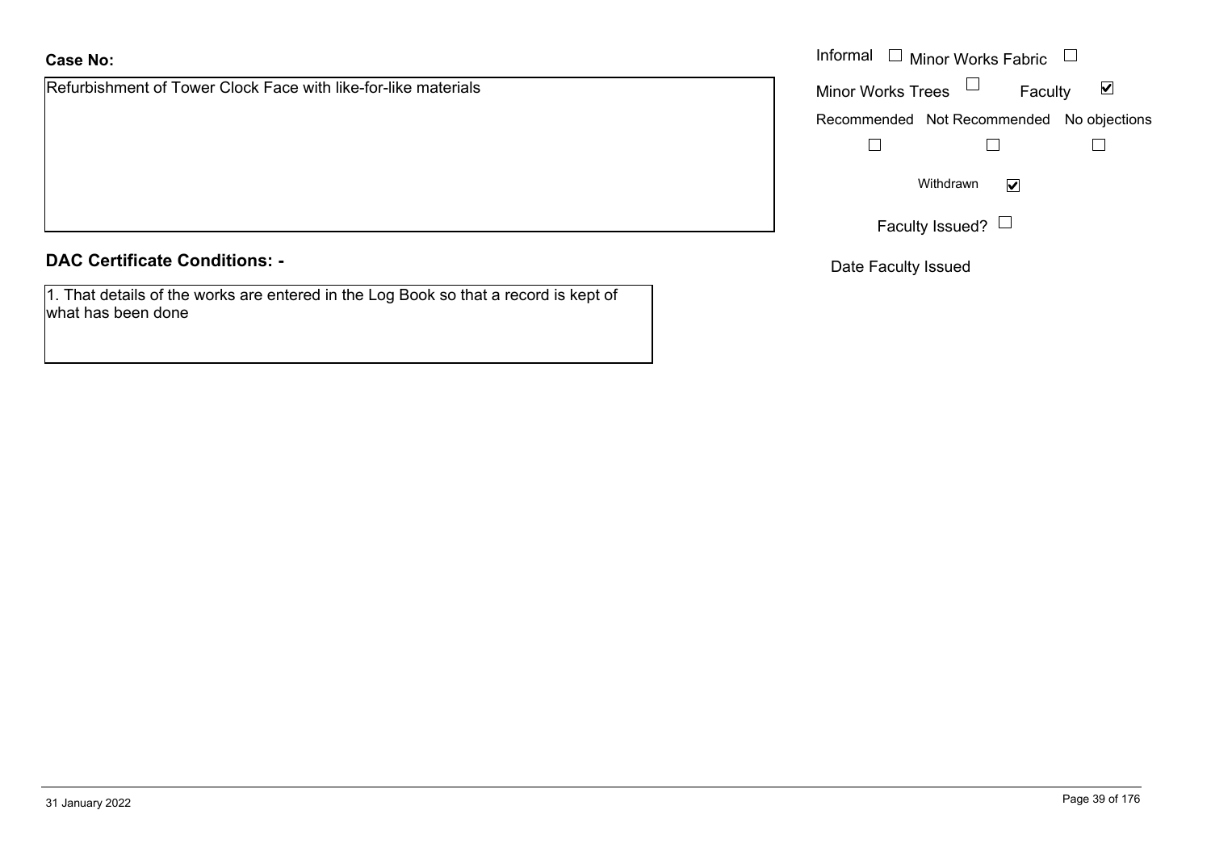**Case No:**

Refurbishment of Tower Clock Face with like-for-like materials

Informal ☐ Minor Works Fabric ☐

Minor Works Trees ☐ Faculty ☑

Recommended ☐ Not Recommended ☐ No objections ☐

Withdrawn ☑

Faculty Issued? ☐

Date Faculty Issued

## DAC Certificate Conditions: -

1. That details of the works are entered in the Log Book so that a record is kept of what has been done

31 January 2022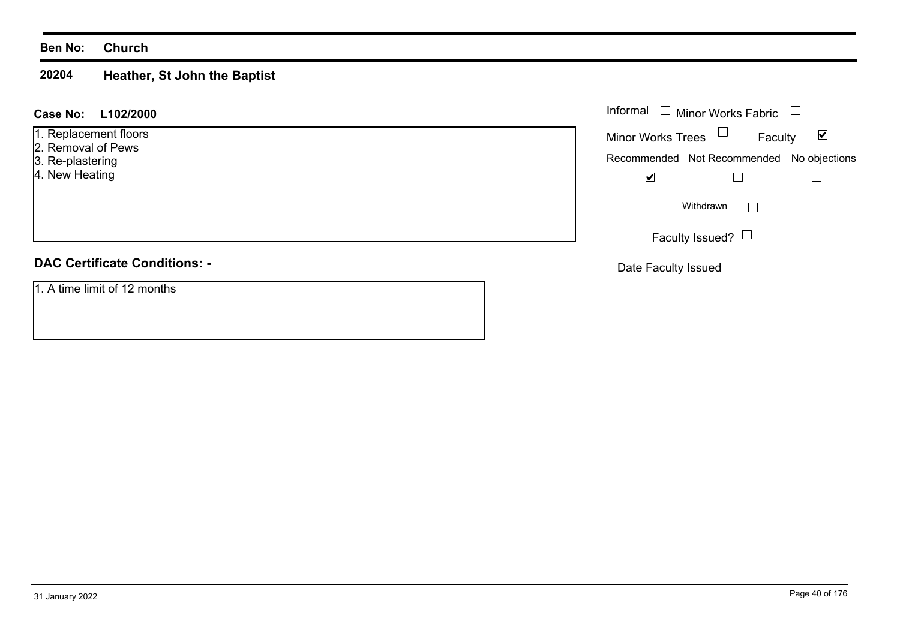**Ben No: Church**

**20204 Heather, St John the Baptist**

**Case No: L102/2000**

1. Replacement floors
2. Removal of Pews
3. Re-plastering
4. New Heating

Informal ☐ Minor Works Fabric ☐

Minor Works Trees ☐ Faculty ☑

| Recommended | Not Recommended | No objections |
|---|---|---|
| ☑ | ☐ | ☐ |

Withdrawn ☐

Faculty Issued? ☐

Date Faculty Issued

**DAC Certificate Conditions: -**

1. A time limit of 12 months

31 January 2022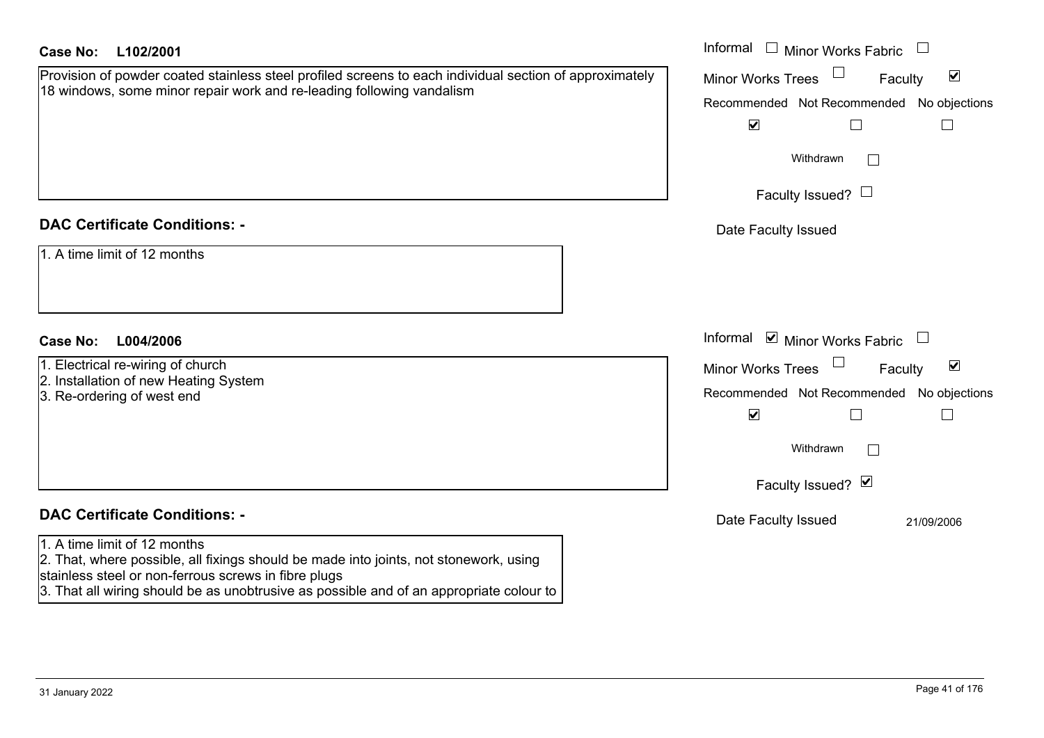**Case No:** **L102/2001**

Provision of powder coated stainless steel profiled screens to each individual section of approximately 18 windows, some minor repair work and re-leading following vandalism

| | |
|---|---|
| Informal | ☐ |
| Minor Works Fabric | ☐ |
| Minor Works Trees | ☐ |
| Faculty | ☑ |
| Recommended | ☑ |
| Not Recommended | ☐ |
| No objections | ☐ |
| Withdrawn | ☐ |
| Faculty Issued? | ☐ |
| Date Faculty Issued | |

## DAC Certificate Conditions: -

1. A time limit of 12 months

**Case No:** **L004/2006**

1. Electrical re-wiring of church
2. Installation of new Heating System
3. Re-ordering of west end

| | |
|---|---|
| Informal | ☑ |
| Minor Works Fabric | ☐ |
| Minor Works Trees | ☐ |
| Faculty | ☑ |
| Recommended | ☑ |
| Not Recommended | ☐ |
| No objections | ☐ |
| Withdrawn | ☐ |
| Faculty Issued? | ☑ |
| Date Faculty Issued | 21/09/2006 |

## DAC Certificate Conditions: -

1. A time limit of 12 months
2. That, where possible, all fixings should be made into joints, not stonework, using stainless steel or non-ferrous screws in fibre plugs
3. That all wiring should be as unobtrusive as possible and of an appropriate colour to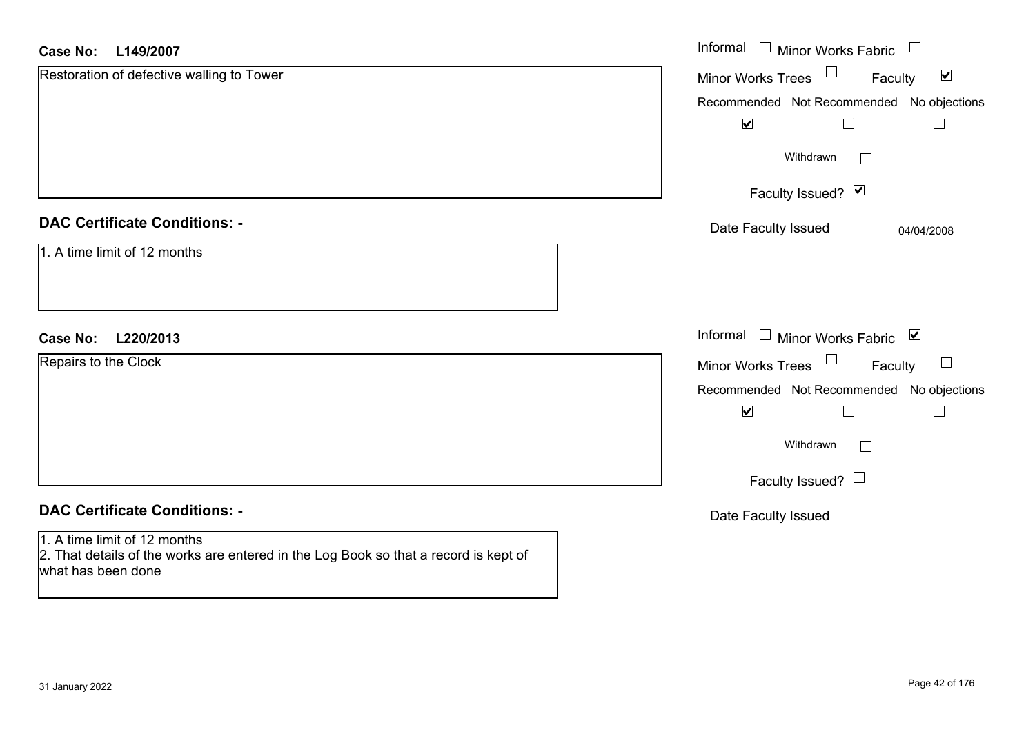**Case No: L149/2007**

Restoration of defective walling to Tower

Informal ☐ Minor Works Fabric ☐

Minor Works Trees ☐ Faculty ☑

| Recommended | Not Recommended | No objections |
|---|---|---|
| ☑ | ☐ | ☐ |

Withdrawn ☐

Faculty Issued? ☑

Date Faculty Issued 04/04/2008

## DAC Certificate Conditions: -

1. A time limit of 12 months

**Case No: L220/2013**

Repairs to the Clock

Informal ☐ Minor Works Fabric ☑

Minor Works Trees ☐ Faculty ☐

| Recommended | Not Recommended | No objections |
|---|---|---|
| ☑ | ☐ | ☐ |

Withdrawn ☐

Faculty Issued? ☐

Date Faculty Issued

## DAC Certificate Conditions: -

1. A time limit of 12 months
2. That details of the works are entered in the Log Book so that a record is kept of what has been done

31 January 2022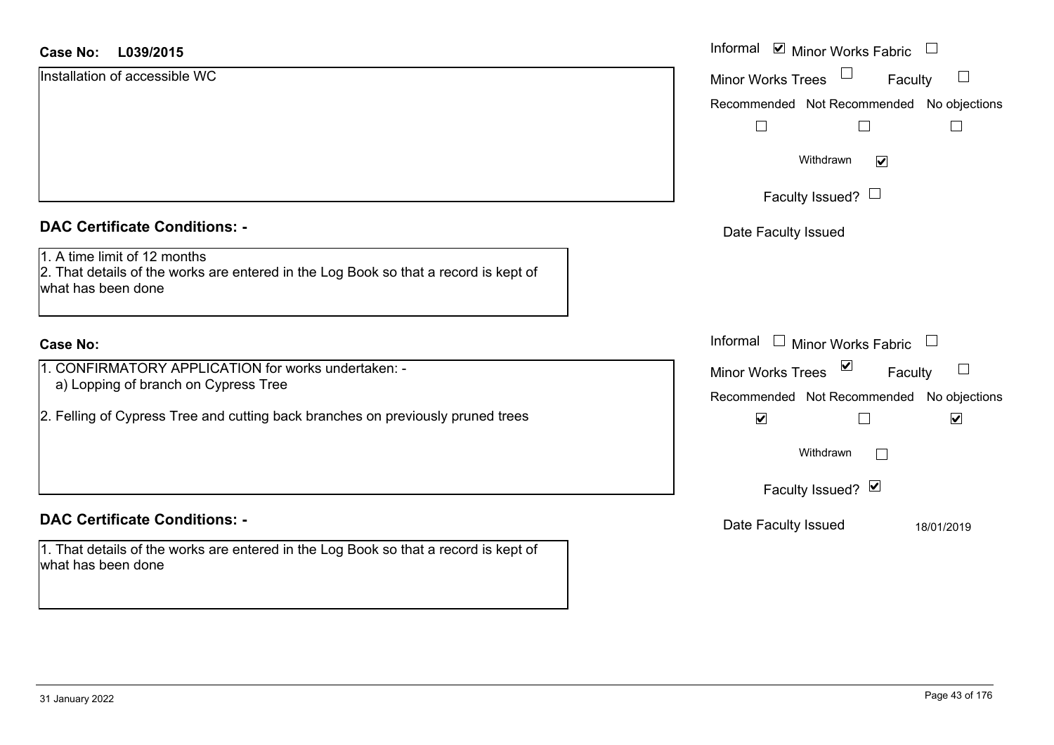**Case No:** L039/2015

Installation of accessible WC

Informal ☑ Minor Works Fabric ☐
Minor Works Trees ☐ Faculty ☐

| Recommended | Not Recommended | No objections |
|---|---|---|
| ☐ | ☐ | ☐ |

Withdrawn ☑

Faculty Issued? ☐

Date Faculty Issued

## DAC Certificate Conditions: -

1. A time limit of 12 months
2. That details of the works are entered in the Log Book so that a record is kept of what has been done

**Case No:**

1. CONFIRMATORY APPLICATION for works undertaken: -
   a) Lopping of branch on Cypress Tree
2. Felling of Cypress Tree and cutting back branches on previously pruned trees

Informal ☐ Minor Works Fabric ☐
Minor Works Trees ☑ Faculty ☐

| Recommended | Not Recommended | No objections |
|---|---|---|
| ☑ | ☐ | ☑ |

Withdrawn ☐

Faculty Issued? ☑

Date Faculty Issued 18/01/2019

## DAC Certificate Conditions: -

1. That details of the works are entered in the Log Book so that a record is kept of what has been done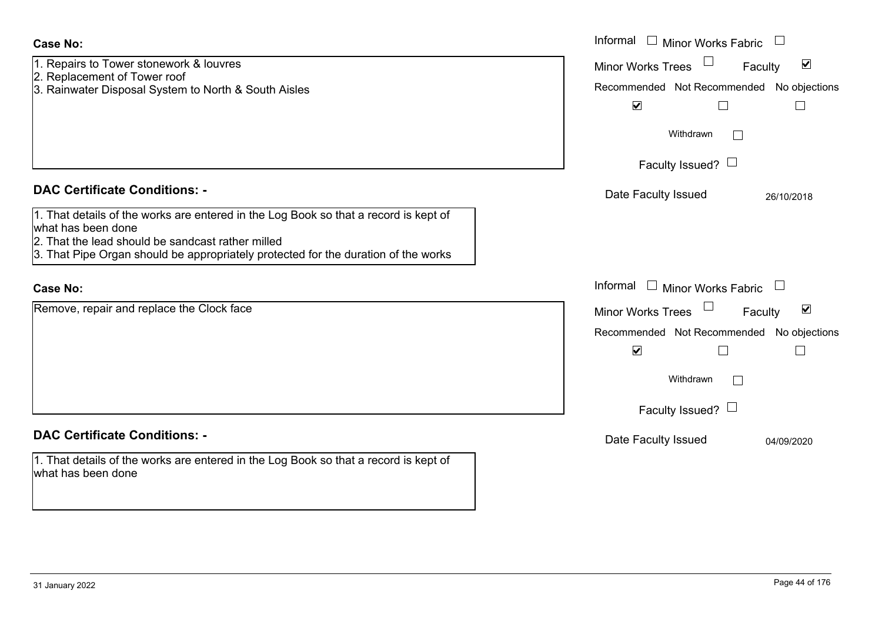**Case No:**

1. Repairs to Tower stonework & louvres
2. Replacement of Tower roof
3. Rainwater Disposal System to North & South Aisles

Informal ☐ Minor Works Fabric ☐

Minor Works Trees ☐ Faculty ☑

Recommended ☑ Not Recommended ☐ No objections ☐

Withdrawn ☐

Faculty Issued? ☐

Date Faculty Issued 26/10/2018

**DAC Certificate Conditions: -**

1. That details of the works are entered in the Log Book so that a record is kept of what has been done
2. That the lead should be sandcast rather milled
3. That Pipe Organ should be appropriately protected for the duration of the works

**Case No:**

Remove, repair and replace the Clock face

Informal ☐ Minor Works Fabric ☐

Minor Works Trees ☐ Faculty ☑

Recommended ☑ Not Recommended ☐ No objections ☐

Withdrawn ☐

Faculty Issued? ☐

Date Faculty Issued 04/09/2020

**DAC Certificate Conditions: -**

1. That details of the works are entered in the Log Book so that a record is kept of what has been done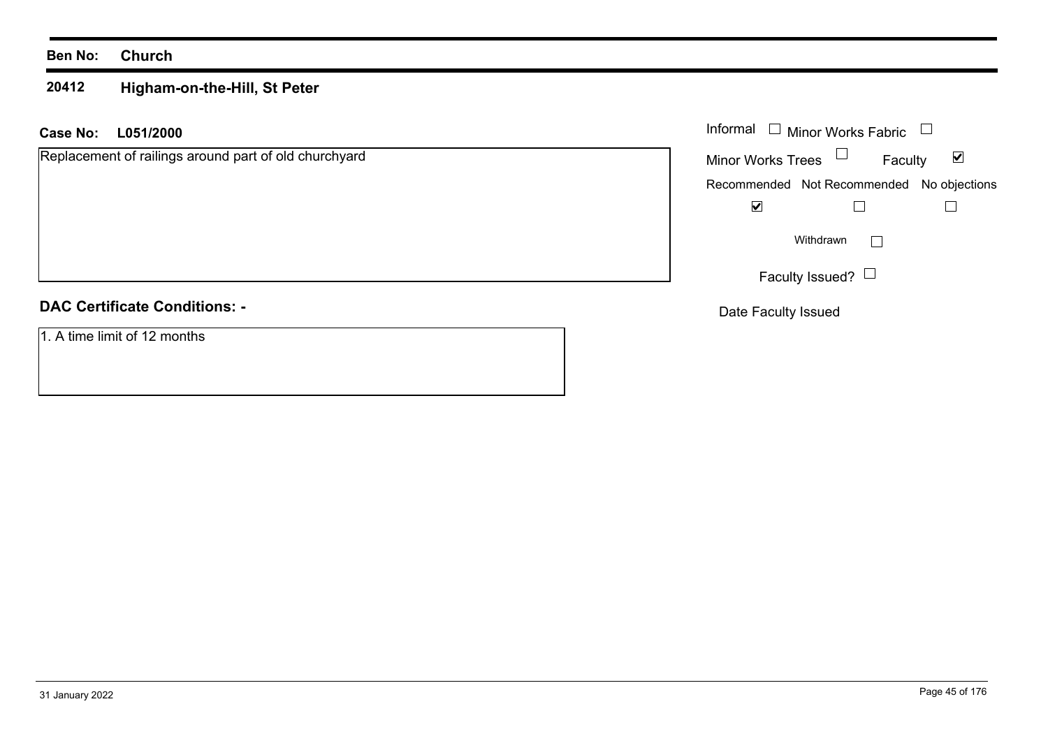**Ben No:** **Church**

## 20412 Higham-on-the-Hill, St Peter

**Case No:** **L051/2000**

Replacement of railings around part of old churchyard

Informal ☐ Minor Works Fabric ☐

Minor Works Trees ☐ Faculty ☑

| Recommended | Not Recommended | No objections |
|---|---|---|
| ☑ | ☐ | ☐ |

Withdrawn ☐

Faculty Issued? ☐

Date Faculty Issued

**DAC Certificate Conditions: -**

1. A time limit of 12 months

31 January 2022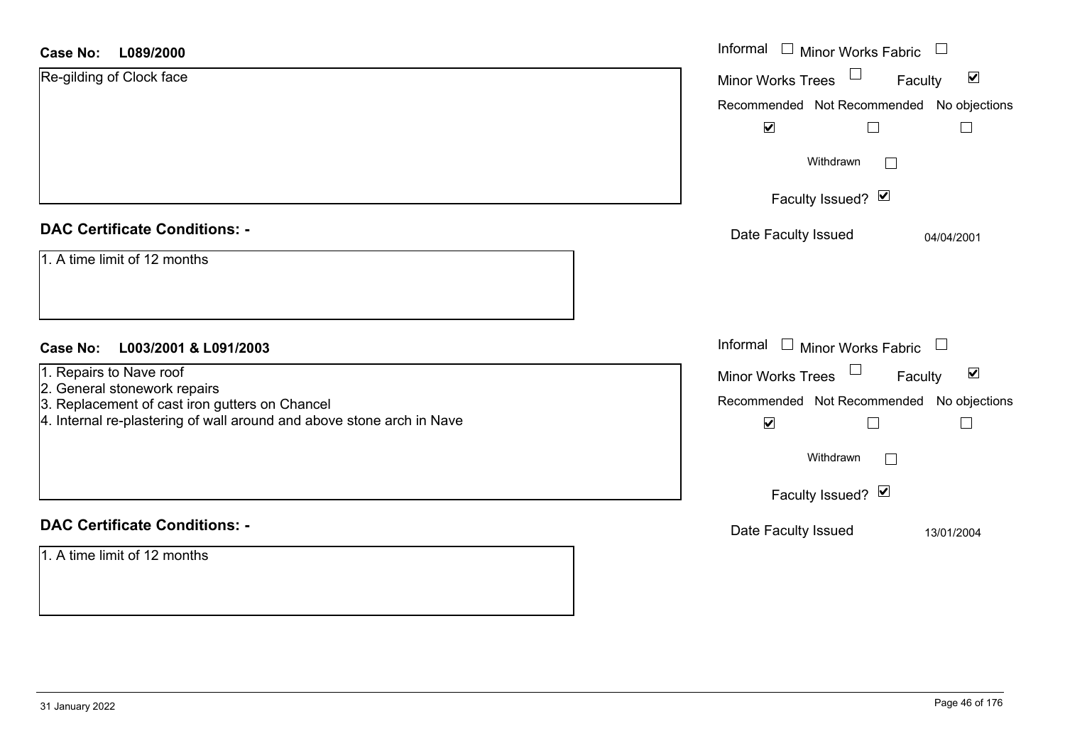**Case No: L089/2000**

Re-gilding of Clock face

Informal ☐ Minor Works Fabric ☐

Minor Works Trees ☐ Faculty ☑

| Recommended | Not Recommended | No objections |
| --- | --- | --- |
| ☑ | ☐ | ☐ |

Withdrawn ☐

Faculty Issued? ☑

Date Faculty Issued 04/04/2001

## DAC Certificate Conditions: -

1. A time limit of 12 months

**Case No: L003/2001 & L091/2003**

1. Repairs to Nave roof
2. General stonework repairs
3. Replacement of cast iron gutters on Chancel
4. Internal re-plastering of wall around and above stone arch in Nave

Informal ☐ Minor Works Fabric ☐

Minor Works Trees ☐ Faculty ☑

| Recommended | Not Recommended | No objections |
| --- | --- | --- |
| ☑ | ☐ | ☐ |

Withdrawn ☐

Faculty Issued? ☑

Date Faculty Issued 13/01/2004

## DAC Certificate Conditions: -

1. A time limit of 12 months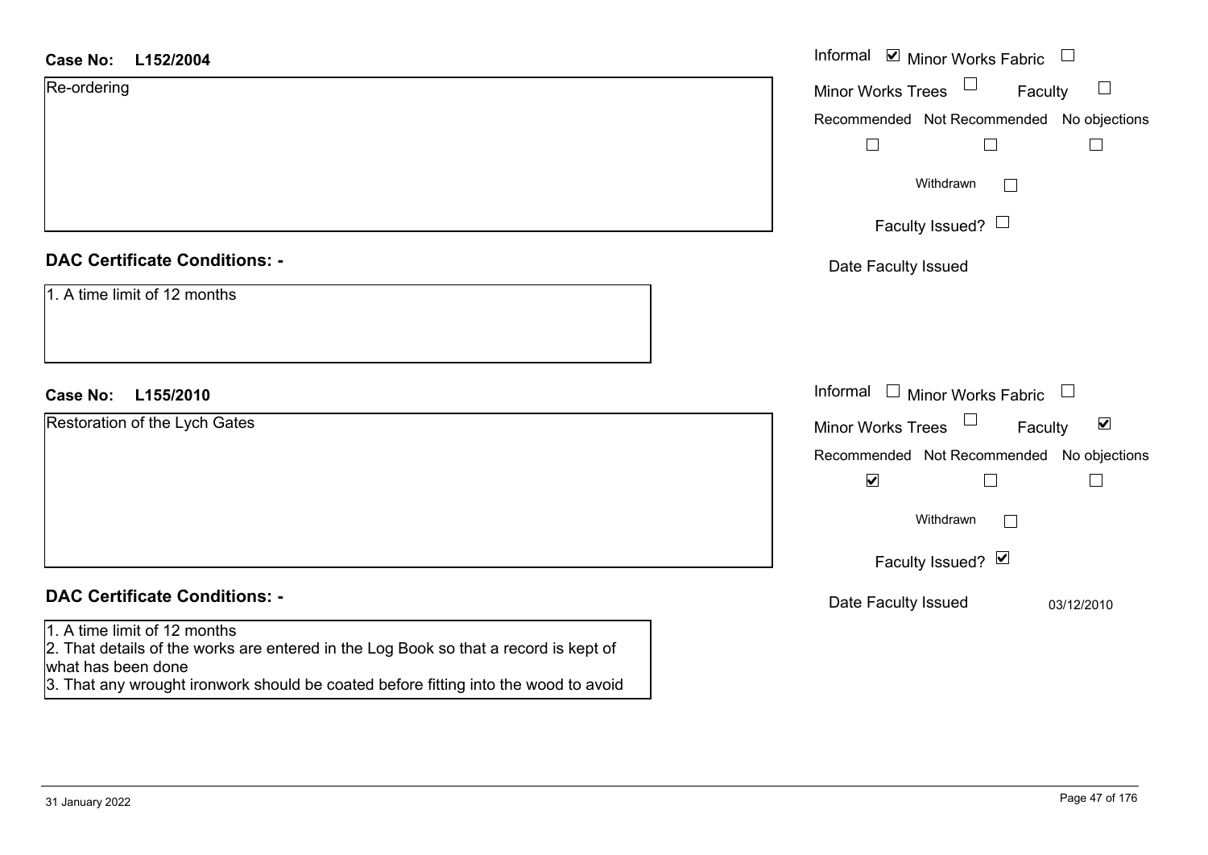**Case No:** **L152/2004**

Re-ordering

Informal ☑ Minor Works Fabric ☐
Minor Works Trees ☐ Faculty ☐

| Recommended | Not Recommended | No objections |
|---|---|---|
| ☐ | ☐ | ☐ |

Withdrawn ☐

Faculty Issued? ☐

Date Faculty Issued

## DAC Certificate Conditions: -

1. A time limit of 12 months

**Case No:** **L155/2010**

Restoration of the Lych Gates

Informal ☐ Minor Works Fabric ☐
Minor Works Trees ☐ Faculty ☑

| Recommended | Not Recommended | No objections |
|---|---|---|
| ☑ | ☐ | ☐ |

Withdrawn ☐

Faculty Issued? ☑

Date Faculty Issued 03/12/2010

## DAC Certificate Conditions: -

1. A time limit of 12 months
2. That details of the works are entered in the Log Book so that a record is kept of what has been done
3. That any wrought ironwork should be coated before fitting into the wood to avoid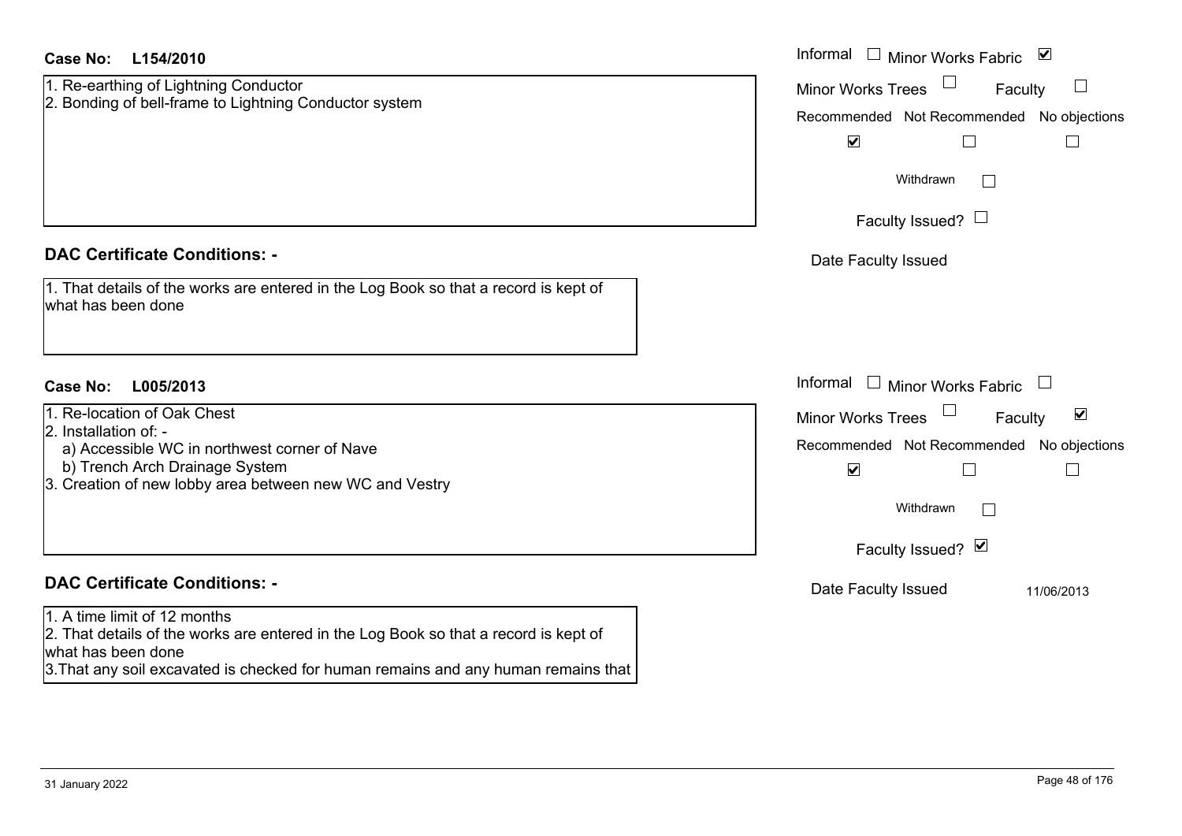**Case No: L154/2010**

1. Re-earthing of Lightning Conductor
2. Bonding of bell-frame to Lightning Conductor system

Informal ☐ Minor Works Fabric ☑

Minor Works Trees ☐ Faculty ☐

Recommended ☑ Not Recommended ☐ No objections ☐

Withdrawn ☐

Faculty Issued? ☐

Date Faculty Issued

**DAC Certificate Conditions: -**

1. That details of the works are entered in the Log Book so that a record is kept of what has been done

**Case No: L005/2013**

1. Re-location of Oak Chest
2. Installation of: -
   a) Accessible WC in northwest corner of Nave
   b) Trench Arch Drainage System
3. Creation of new lobby area between new WC and Vestry

Informal ☐ Minor Works Fabric ☐

Minor Works Trees ☐ Faculty ☑

Recommended ☑ Not Recommended ☐ No objections ☐

Withdrawn ☐

Faculty Issued? ☑

Date Faculty Issued 11/06/2013

**DAC Certificate Conditions: -**

1. A time limit of 12 months
2. That details of the works are entered in the Log Book so that a record is kept of what has been done
3. That any soil excavated is checked for human remains and any human remains that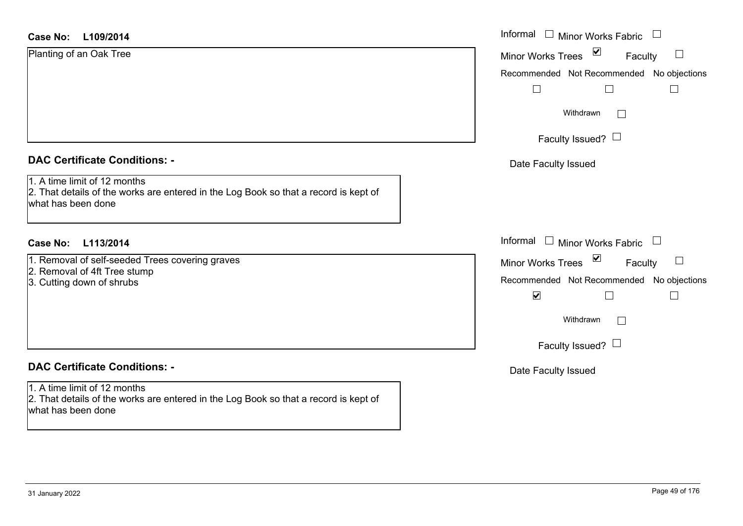**Case No: L109/2014**

Planting of an Oak Tree

Informal ☐ Minor Works Fabric ☐

Minor Works Trees ☑ Faculty ☐

Recommended ☐ Not Recommended ☐ No objections ☐

Withdrawn ☐

Faculty Issued? ☐

Date Faculty Issued

## DAC Certificate Conditions: -

1. A time limit of 12 months
2. That details of the works are entered in the Log Book so that a record is kept of what has been done

**Case No: L113/2014**

1. Removal of self-seeded Trees covering graves
2. Removal of 4ft Tree stump
3. Cutting down of shrubs

Informal ☐ Minor Works Fabric ☐

Minor Works Trees ☑ Faculty ☐

Recommended ☑ Not Recommended ☐ No objections ☐

Withdrawn ☐

Faculty Issued? ☐

Date Faculty Issued

## DAC Certificate Conditions: -

1. A time limit of 12 months
2. That details of the works are entered in the Log Book so that a record is kept of what has been done

31 January 2022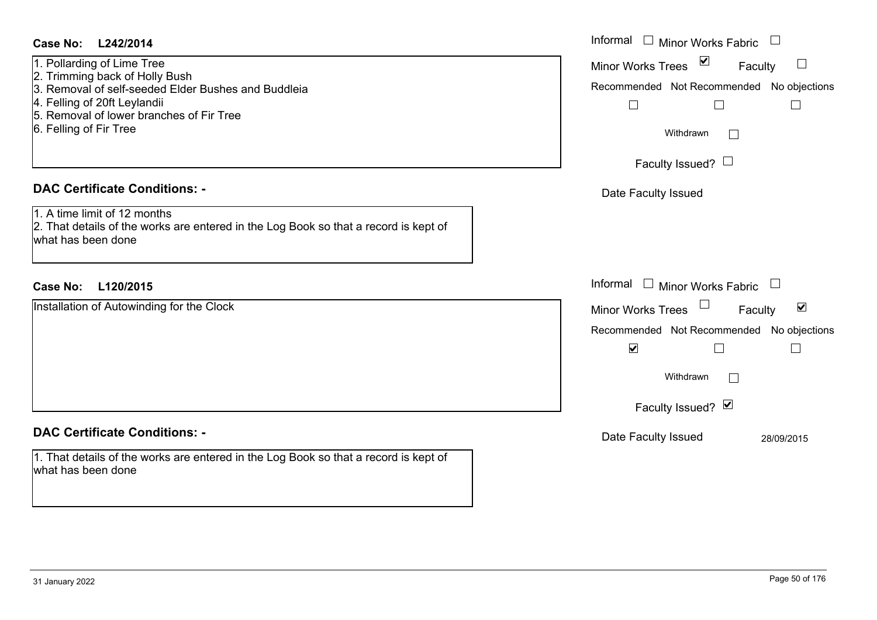**Case No: L242/2014**

1. Pollarding of Lime Tree
2. Trimming back of Holly Bush
3. Removal of self-seeded Elder Bushes and Buddleia
4. Felling of 20ft Leylandii
5. Removal of lower branches of Fir Tree
6. Felling of Fir Tree

Informal ☐ Minor Works Fabric ☐
Minor Works Trees ☑ Faculty ☐
Recommended ☐ Not Recommended ☐ No objections ☐
Withdrawn ☐
Faculty Issued? ☐
Date Faculty Issued

**DAC Certificate Conditions: -**

1. A time limit of 12 months
2. That details of the works are entered in the Log Book so that a record is kept of what has been done

**Case No: L120/2015**

Installation of Autowinding for the Clock

Informal ☐ Minor Works Fabric ☐
Minor Works Trees ☐ Faculty ☑
Recommended ☑ Not Recommended ☐ No objections ☐
Withdrawn ☐
Faculty Issued? ☑
Date Faculty Issued 28/09/2015

**DAC Certificate Conditions: -**

1. That details of the works are entered in the Log Book so that a record is kept of what has been done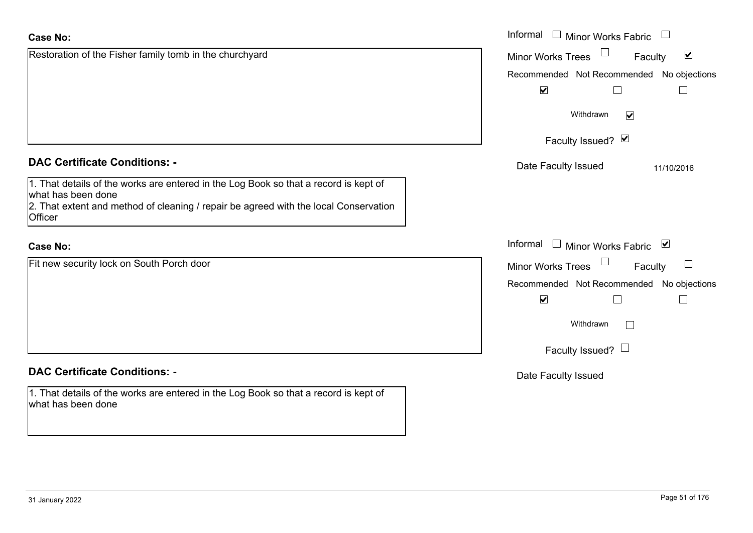**Case No:**

Restoration of the Fisher family tomb in the churchyard

Informal ☐ Minor Works Fabric ☐

Minor Works Trees ☐ Faculty ☑

Recommended ☑ Not Recommended ☐ No objections ☐

Withdrawn ☑

Faculty Issued? ☑

Date Faculty Issued 11/10/2016

**DAC Certificate Conditions: -**

1. That details of the works are entered in the Log Book so that a record is kept of what has been done
2. That extent and method of cleaning / repair be agreed with the local Conservation Officer

**Case No:**

Fit new security lock on South Porch door

Informal ☐ Minor Works Fabric ☑

Minor Works Trees ☐ Faculty ☐

Recommended ☑ Not Recommended ☐ No objections ☐

Withdrawn ☐

Faculty Issued? ☐

Date Faculty Issued

**DAC Certificate Conditions: -**

1. That details of the works are entered in the Log Book so that a record is kept of what has been done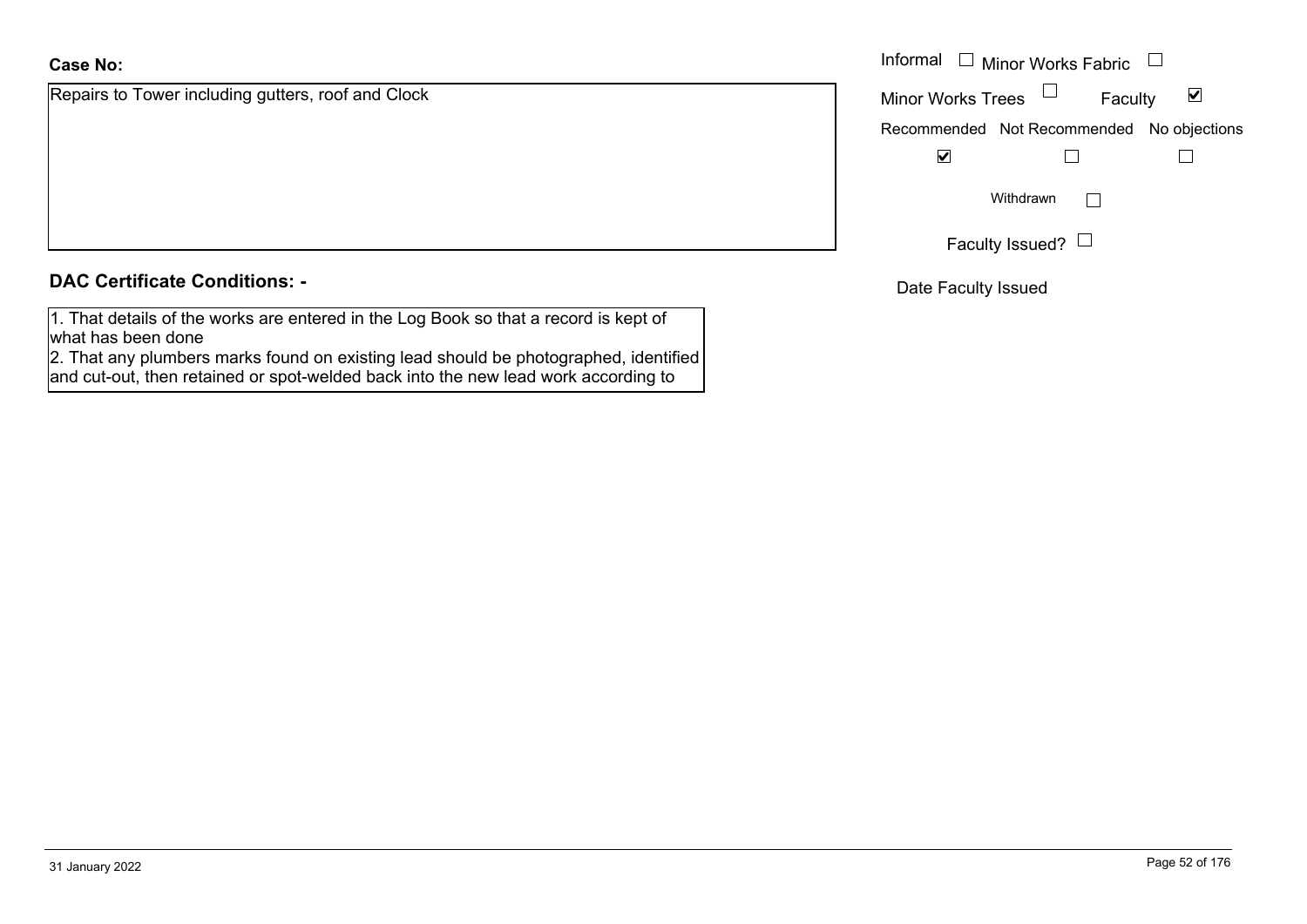**Case No:**

Repairs to Tower including gutters, roof and Clock

Informal ☐ Minor Works Fabric ☐

Minor Works Trees ☐ Faculty ☑

Recommended ☑ Not Recommended ☐ No objections ☐

Withdrawn ☐

Faculty Issued? ☐

Date Faculty Issued

**DAC Certificate Conditions: -**

1. That details of the works are entered in the Log Book so that a record is kept of what has been done
2. That any plumbers marks found on existing lead should be photographed, identified and cut-out, then retained or spot-welded back into the new lead work according to

31 January 2022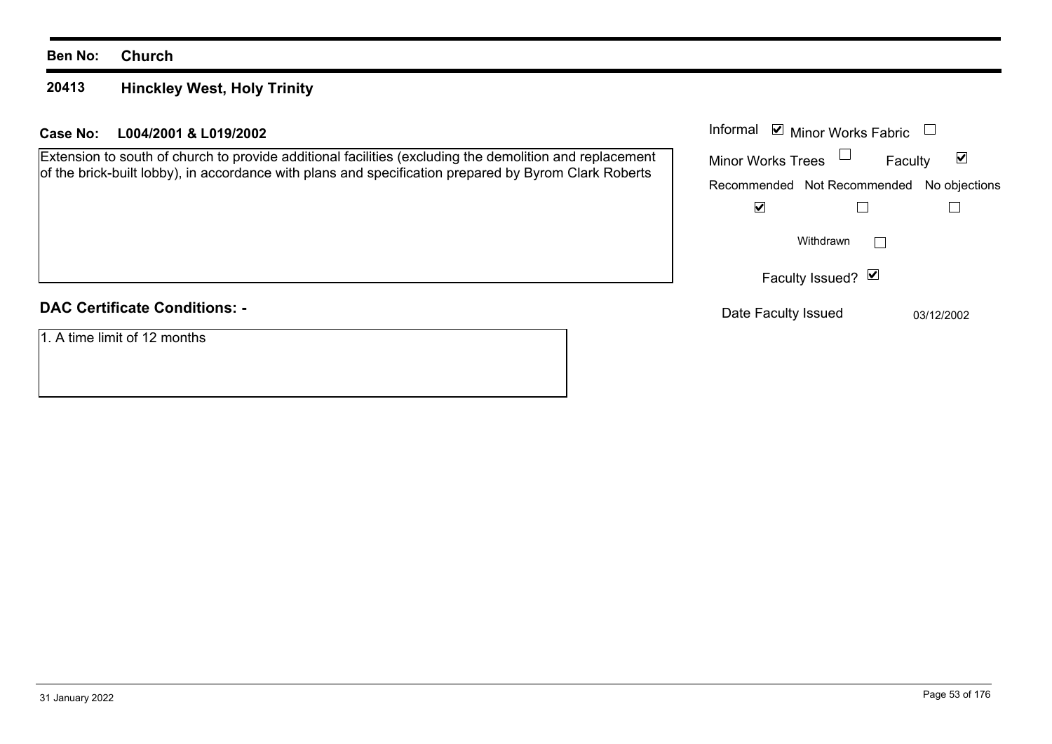**Ben No:** **Church**

**20413** **Hinckley West, Holy Trinity**

**Case No:** **L004/2001 & L019/2002**

Extension to south of church to provide additional facilities (excluding the demolition and replacement of the brick-built lobby), in accordance with plans and specification prepared by Byrom Clark Roberts

| Informal | Minor Works Fabric | Minor Works Trees | Faculty |
|---|---|---|---|
| ☑ | ☐ | ☐ | ☑ |

| Recommended | Not Recommended | No objections |
|---|---|---|
| ☑ | ☐ | ☐ |

Withdrawn ☐

Faculty Issued? ☑

Date Faculty Issued 03/12/2002

**DAC Certificate Conditions: -**

1. A time limit of 12 months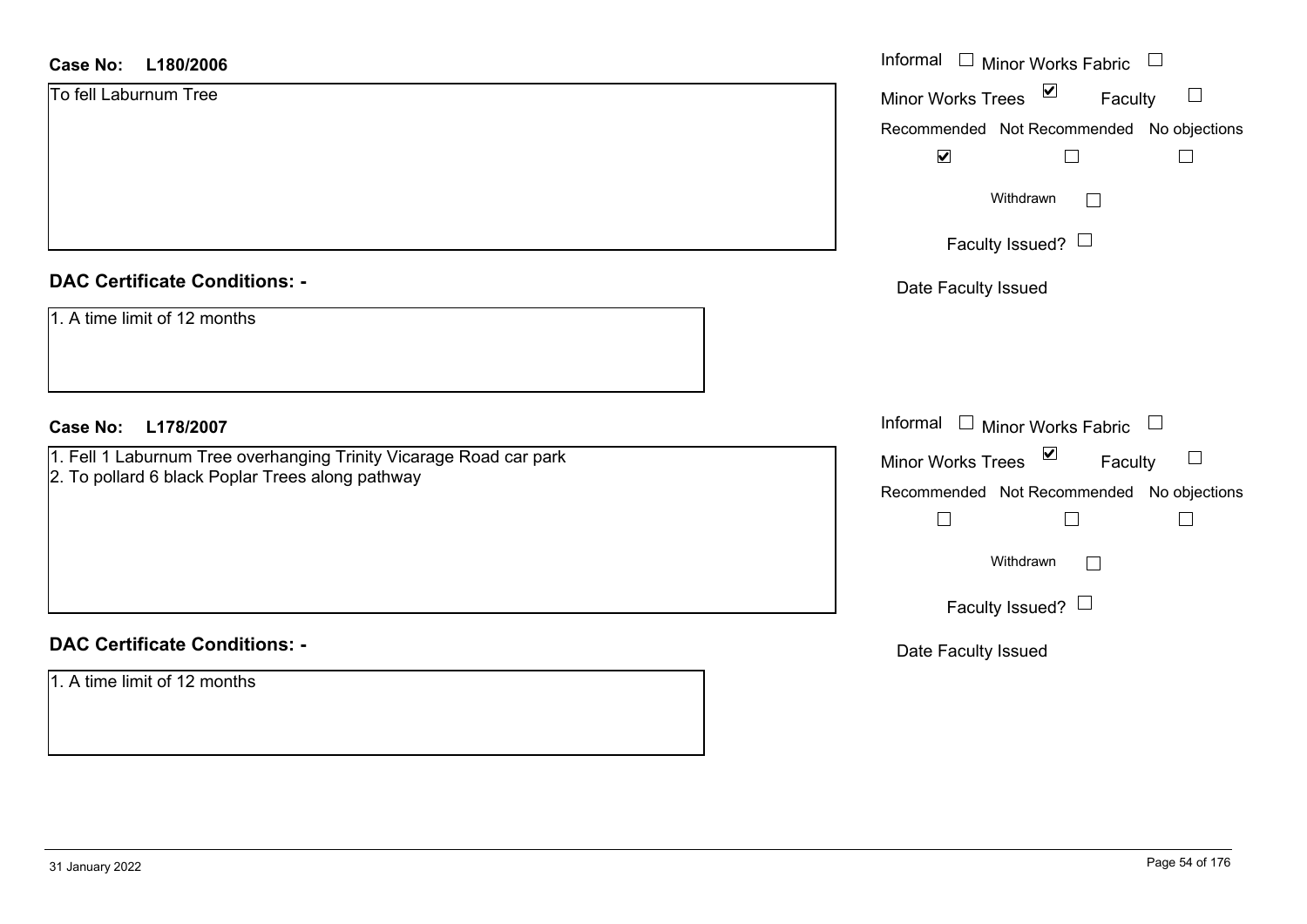**Case No: L180/2006**

To fell Laburnum Tree

Informal ☐ Minor Works Fabric ☐

Minor Works Trees ☑ Faculty ☐

Recommended ☑ Not Recommended ☐ No objections ☐

Withdrawn ☐

Faculty Issued? ☐

Date Faculty Issued

**DAC Certificate Conditions: -**

1. A time limit of 12 months

**Case No: L178/2007**

1. Fell 1 Laburnum Tree overhanging Trinity Vicarage Road car park
2. To pollard 6 black Poplar Trees along pathway

Informal ☐ Minor Works Fabric ☐

Minor Works Trees ☑ Faculty ☐

Recommended ☐ Not Recommended ☐ No objections ☐

Withdrawn ☐

Faculty Issued? ☐

Date Faculty Issued

**DAC Certificate Conditions: -**

1. A time limit of 12 months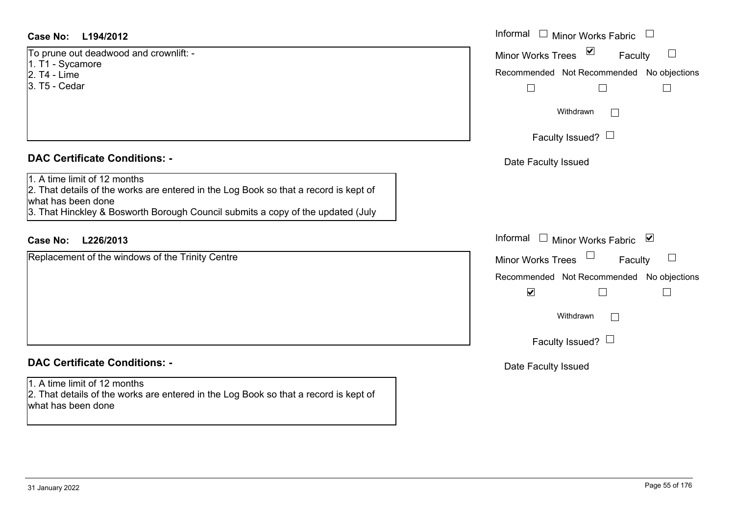**Case No: L194/2012**

To prune out deadwood and crownlift: -
1. T1 - Sycamore
2. T4 - Lime
3. T5 - Cedar

Informal ☐ Minor Works Fabric ☐
Minor Works Trees ☑ Faculty ☐
Recommended ☐ Not Recommended ☐ No objections ☐
Withdrawn ☐
Faculty Issued? ☐
Date Faculty Issued

### DAC Certificate Conditions: -

1. A time limit of 12 months
2. That details of the works are entered in the Log Book so that a record is kept of what has been done
3. That Hinckley & Bosworth Borough Council submits a copy of the updated (July

**Case No: L226/2013**

Replacement of the windows of the Trinity Centre

Informal ☐ Minor Works Fabric ☑
Minor Works Trees ☐ Faculty ☐
Recommended ☑ Not Recommended ☐ No objections ☐
Withdrawn ☐
Faculty Issued? ☐
Date Faculty Issued

### DAC Certificate Conditions: -

1. A time limit of 12 months
2. That details of the works are entered in the Log Book so that a record is kept of what has been done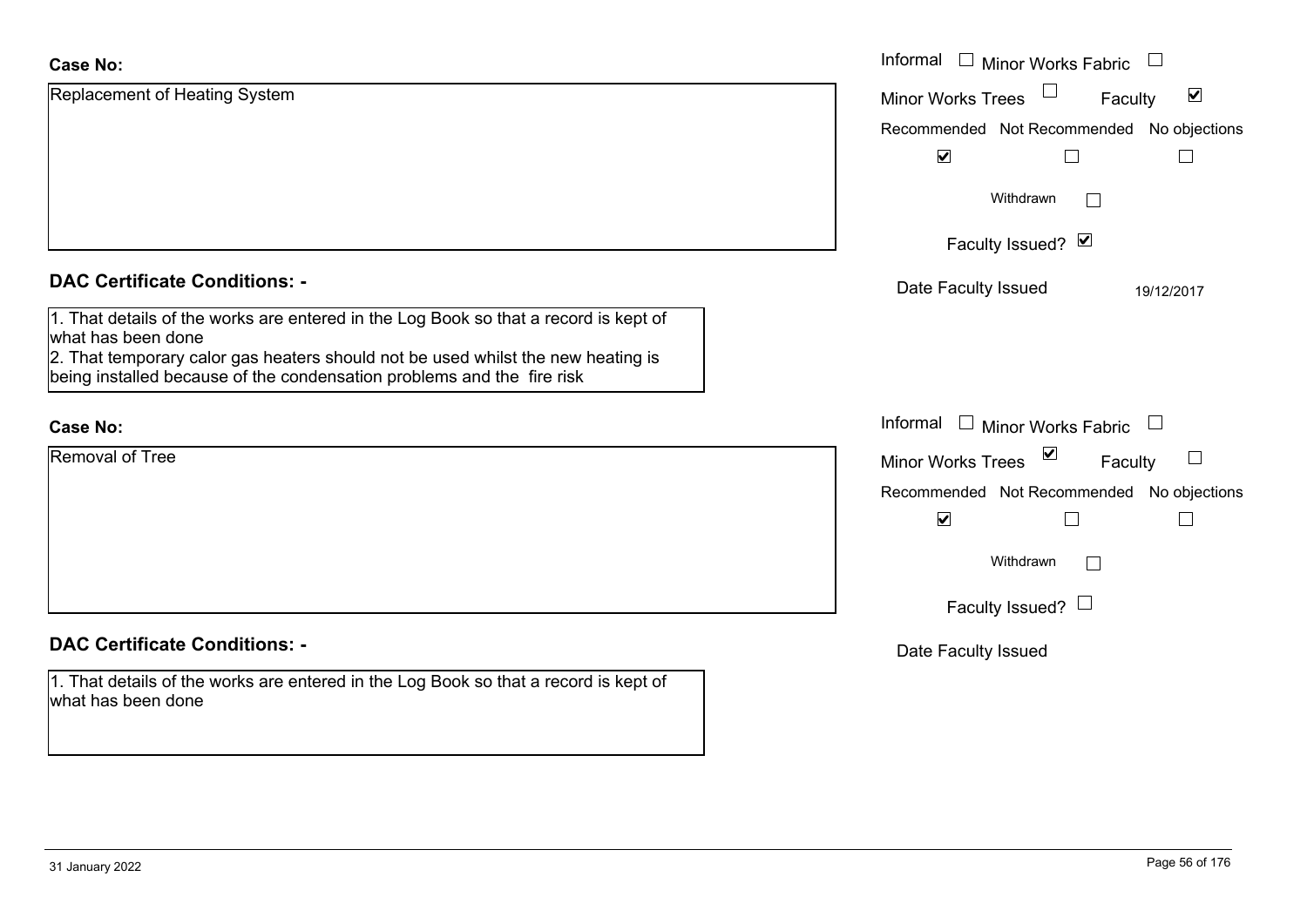**Case No:**

Replacement of Heating System

Informal ☐ Minor Works Fabric ☐

Minor Works Trees ☐ Faculty ☑

Recommended ☑ Not Recommended ☐ No objections ☐

Withdrawn ☐

Faculty Issued? ☑

Date Faculty Issued 19/12/2017

**DAC Certificate Conditions: -**

1. That details of the works are entered in the Log Book so that a record is kept of what has been done
2. That temporary calor gas heaters should not be used whilst the new heating is being installed because of the condensation problems and the fire risk

**Case No:**

Removal of Tree

Informal ☐ Minor Works Fabric ☐

Minor Works Trees ☑ Faculty ☐

Recommended ☑ Not Recommended ☐ No objections ☐

Withdrawn ☐

Faculty Issued? ☐

Date Faculty Issued

**DAC Certificate Conditions: -**

1. That details of the works are entered in the Log Book so that a record is kept of what has been done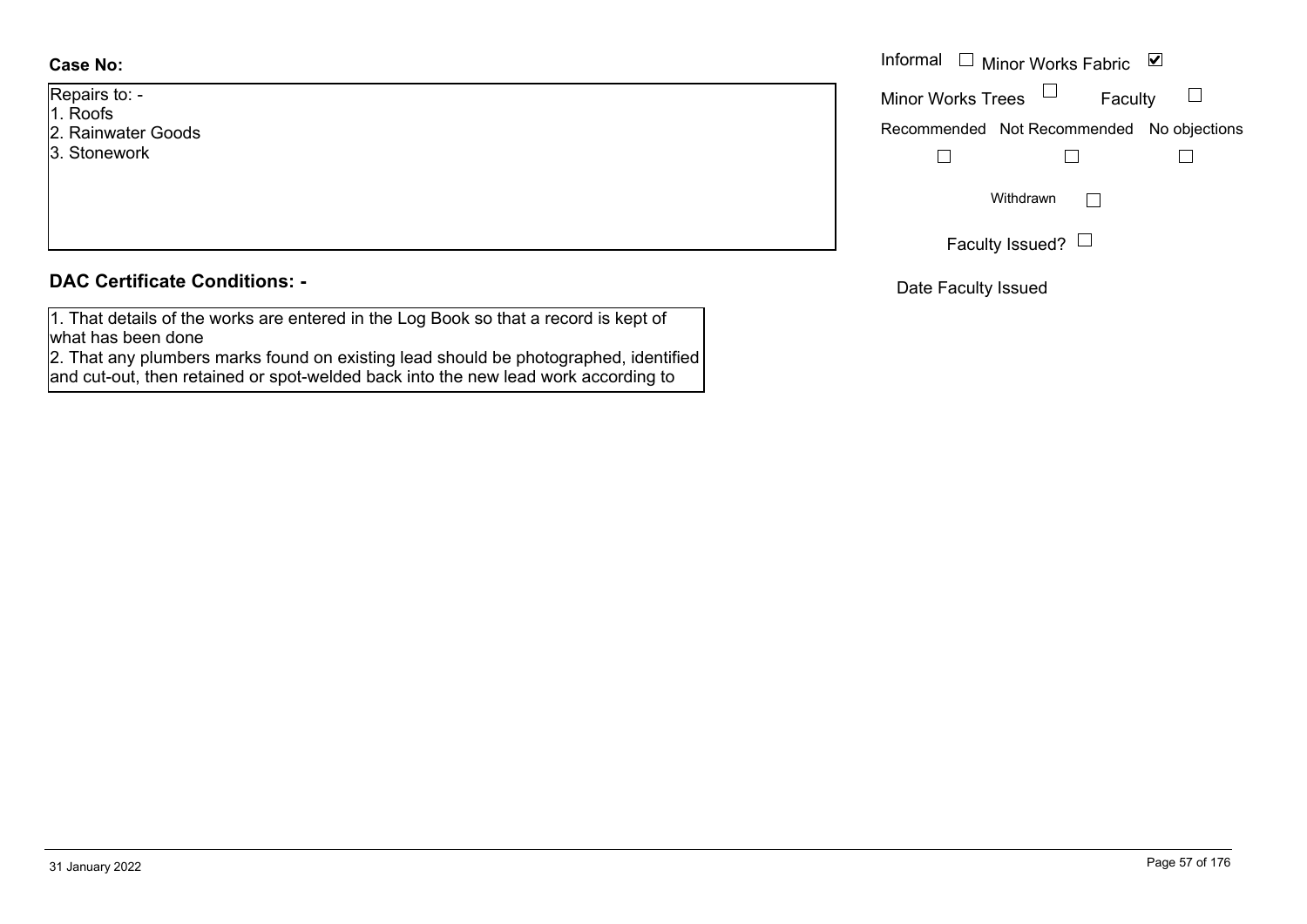**Case No:**

Repairs to: -
1. Roofs
2. Rainwater Goods
3. Stonework

Informal ☐ Minor Works Fabric ☑

Minor Works Trees ☐ Faculty ☐

Recommended ☐ Not Recommended ☐ No objections ☐

Withdrawn ☐

Faculty Issued? ☐

Date Faculty Issued

**DAC Certificate Conditions: -**

1. That details of the works are entered in the Log Book so that a record is kept of what has been done
2. That any plumbers marks found on existing lead should be photographed, identified and cut-out, then retained or spot-welded back into the new lead work according to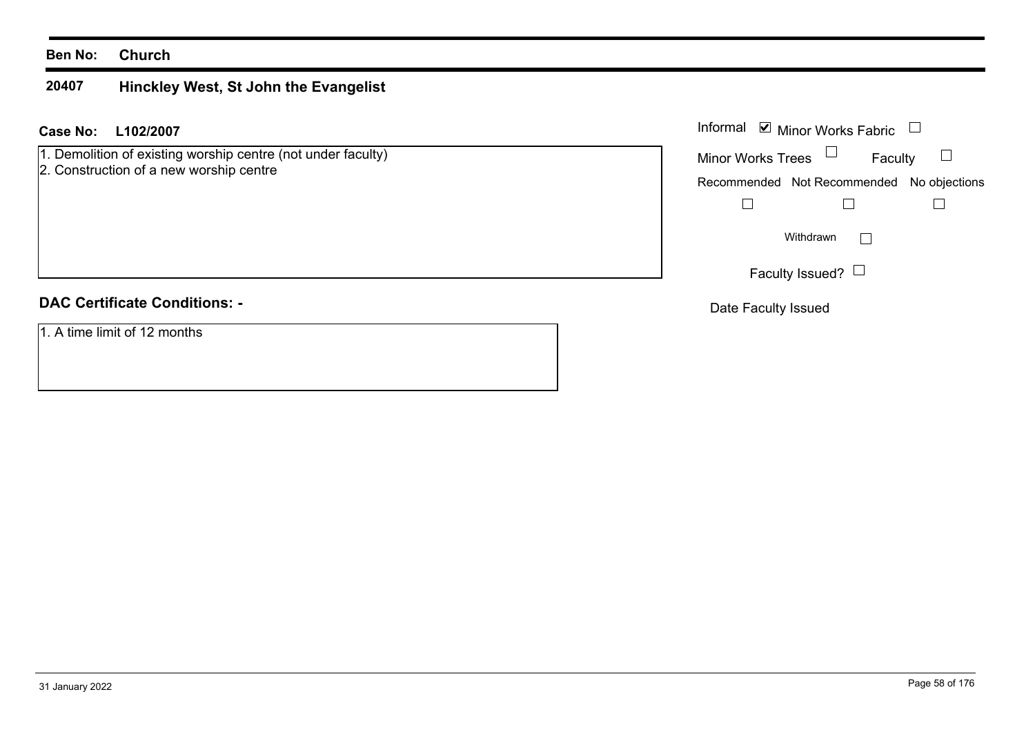**Ben No:** **Church**

## 20407 Hinckley West, St John the Evangelist

**Case No:** **L102/2007**

1. Demolition of existing worship centre (not under faculty)
2. Construction of a new worship centre

Informal ☑ Minor Works Fabric ☐

Minor Works Trees ☐ Faculty ☐

Recommended ☐ Not Recommended ☐ No objections ☐

Withdrawn ☐

Faculty Issued? ☐

Date Faculty Issued

### DAC Certificate Conditions: -

1. A time limit of 12 months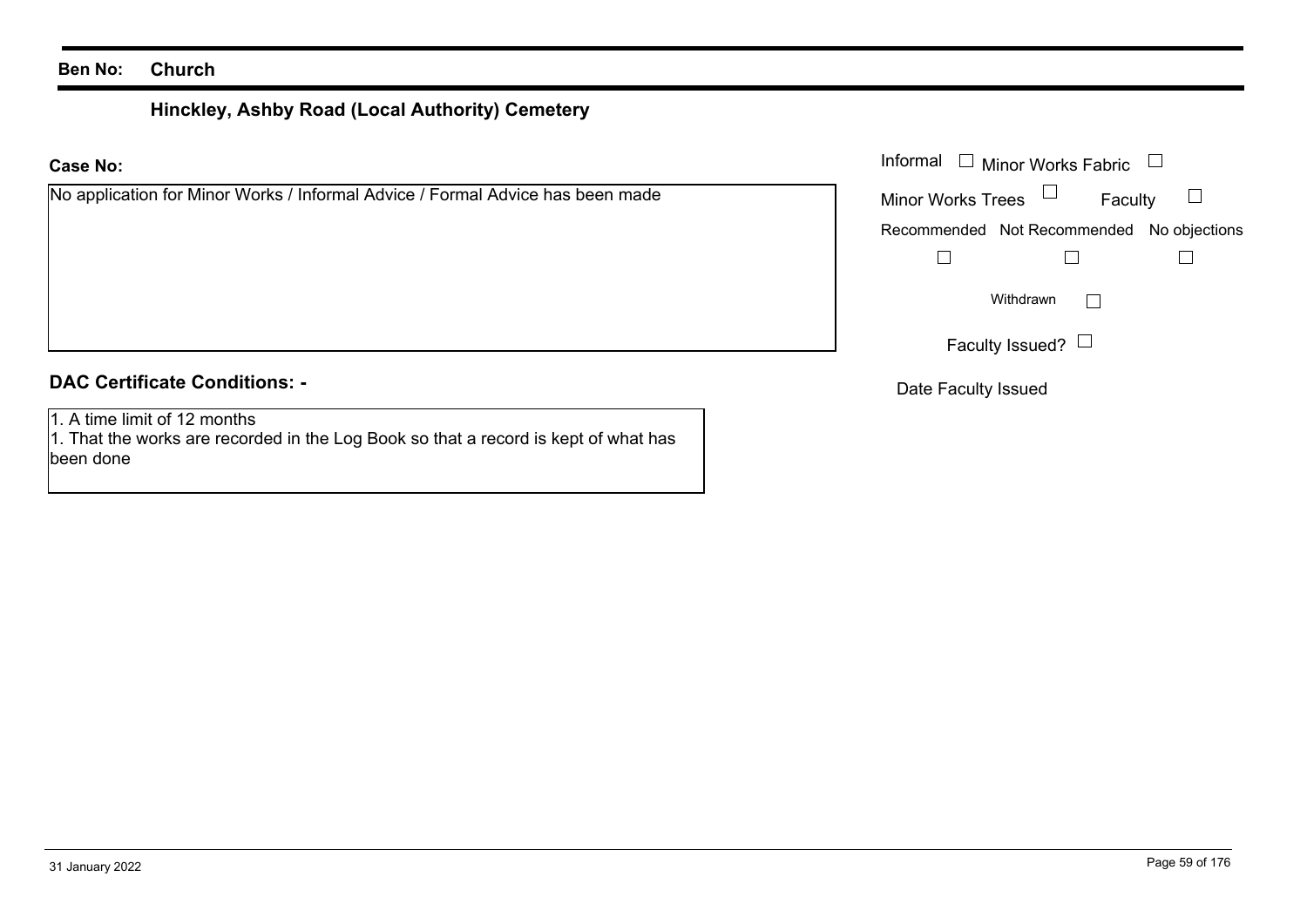**Ben No:** **Church**

## Hinckley, Ashby Road (Local Authority) Cemetery

**Case No:**

No application for Minor Works / Informal Advice / Formal Advice has been made

Informal ☐ Minor Works Fabric ☐

Minor Works Trees ☐ Faculty ☐

Recommended ☐ Not Recommended ☐ No objections ☐

Withdrawn ☐

Faculty Issued? ☐

Date Faculty Issued

**DAC Certificate Conditions: -**

1. A time limit of 12 months
1. That the works are recorded in the Log Book so that a record is kept of what has been done

31 January 2022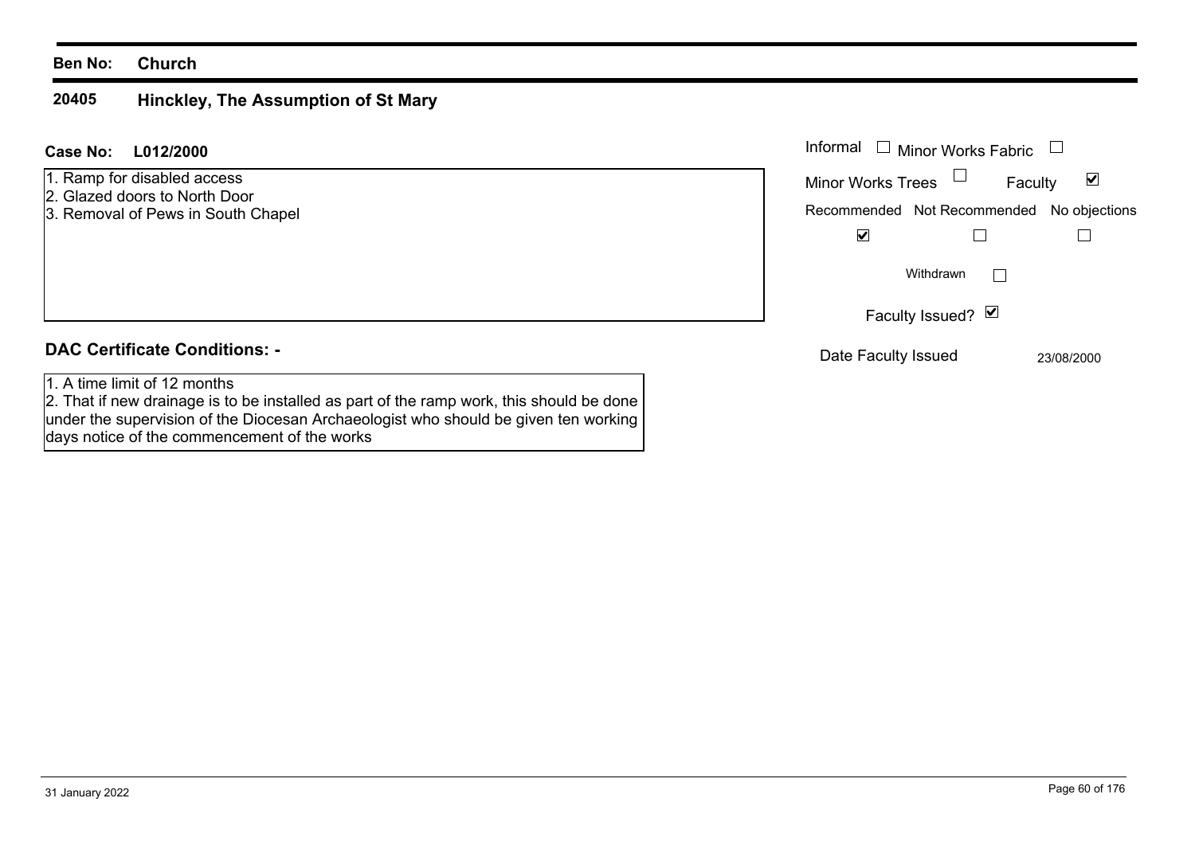**Ben No:** **Church**

## 20405 Hinckley, The Assumption of St Mary

**Case No:** **L012/2000**

1. Ramp for disabled access
2. Glazed doors to North Door
3. Removal of Pews in South Chapel

Informal ☐ Minor Works Fabric ☐

Minor Works Trees ☐ Faculty ☑

| Recommended | Not Recommended | No objections |
|---|---|---|
| ☑ | ☐ | ☐ |

Withdrawn ☐

Faculty Issued? ☑

Date Faculty Issued 23/08/2000

### DAC Certificate Conditions: -

1. A time limit of 12 months
2. That if new drainage is to be installed as part of the ramp work, this should be done under the supervision of the Diocesan Archaeologist who should be given ten working days notice of the commencement of the works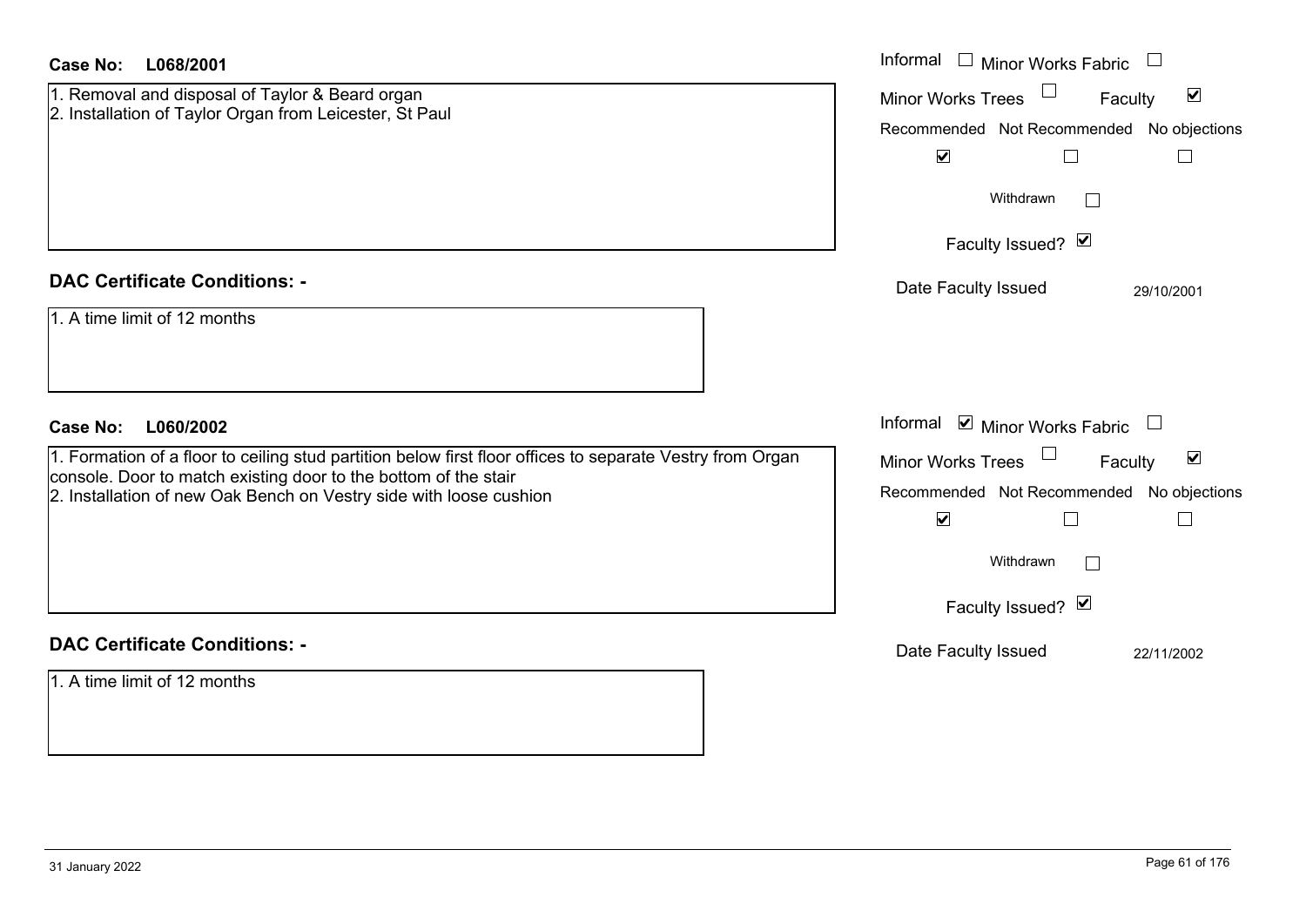**Case No: L068/2001**

1. Removal and disposal of Taylor & Beard organ
2. Installation of Taylor Organ from Leicester, St Paul

Informal ☐ Minor Works Fabric ☐

Minor Works Trees ☐ Faculty ☑

| Recommended | Not Recommended | No objections |
| --- | --- | --- |
| ☑ | ☐ | ☐ |

Withdrawn ☐

Faculty Issued? ☑

Date Faculty Issued 29/10/2001

**DAC Certificate Conditions: -**

1. A time limit of 12 months

**Case No: L060/2002**

1. Formation of a floor to ceiling stud partition below first floor offices to separate Vestry from Organ console. Door to match existing door to the bottom of the stair
2. Installation of new Oak Bench on Vestry side with loose cushion

Informal ☑ Minor Works Fabric ☐

Minor Works Trees ☐ Faculty ☑

| Recommended | Not Recommended | No objections |
| --- | --- | --- |
| ☑ | ☐ | ☐ |

Withdrawn ☐

Faculty Issued? ☑

Date Faculty Issued 22/11/2002

**DAC Certificate Conditions: -**

1. A time limit of 12 months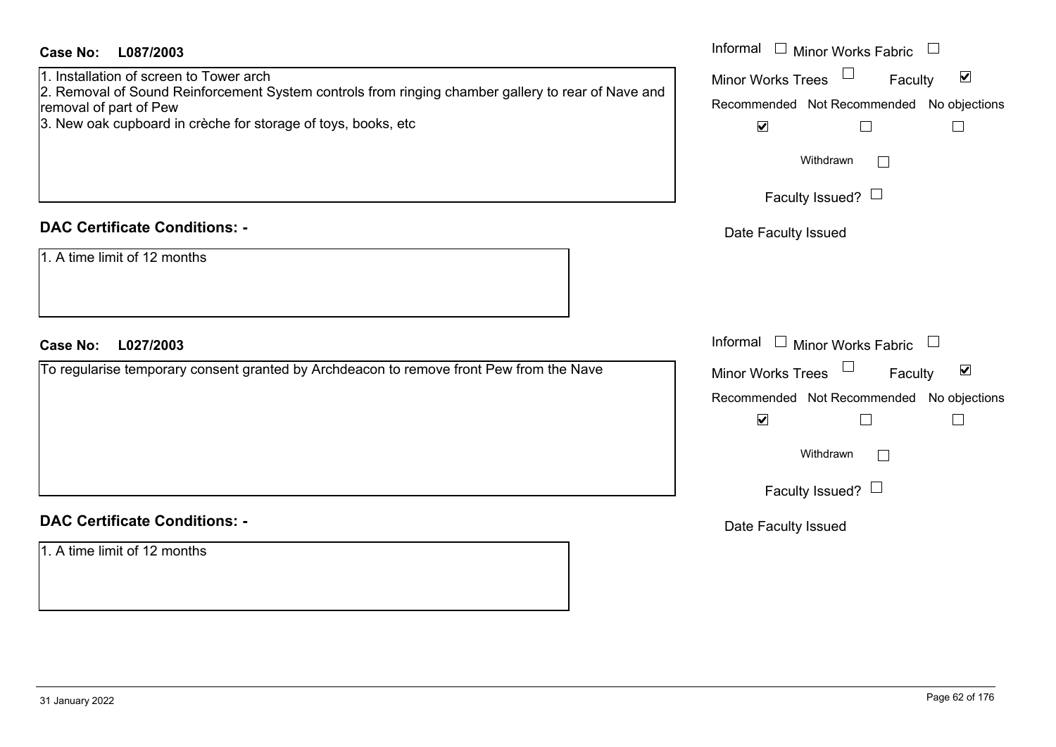**Case No: L087/2003**

1. Installation of screen to Tower arch
2. Removal of Sound Reinforcement System controls from ringing chamber gallery to rear of Nave and removal of part of Pew
3. New oak cupboard in crèche for storage of toys, books, etc

Informal ☐ Minor Works Fabric ☐
Minor Works Trees ☐ Faculty ☑
Recommended ☑ Not Recommended ☐ No objections ☐
Withdrawn ☐
Faculty Issued? ☐
Date Faculty Issued

**DAC Certificate Conditions: -**

1. A time limit of 12 months

**Case No: L027/2003**

To regularise temporary consent granted by Archdeacon to remove front Pew from the Nave

Informal ☐ Minor Works Fabric ☐
Minor Works Trees ☐ Faculty ☑
Recommended ☑ Not Recommended ☐ No objections ☐
Withdrawn ☐
Faculty Issued? ☐
Date Faculty Issued

**DAC Certificate Conditions: -**

1. A time limit of 12 months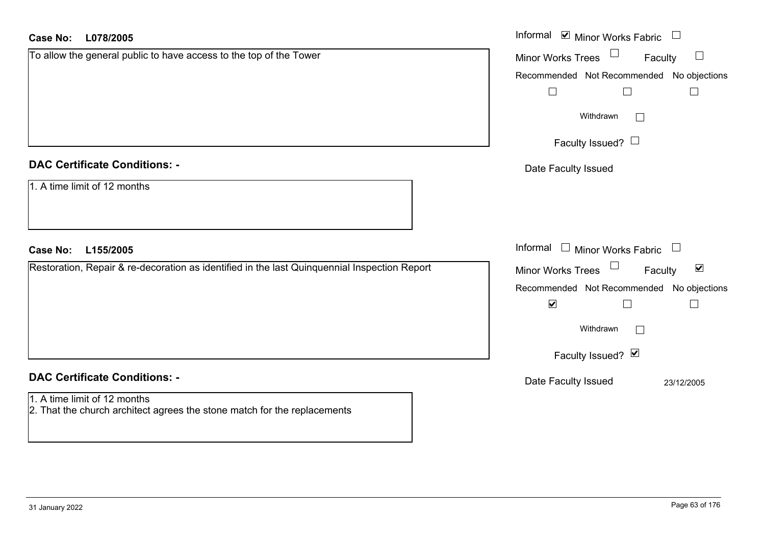**Case No: L078/2005**

To allow the general public to have access to the top of the Tower

Informal ☑ Minor Works Fabric ☐

Minor Works Trees ☐ Faculty ☐

Recommended ☐ Not Recommended ☐ No objections ☐

Withdrawn ☐

Faculty Issued? ☐

Date Faculty Issued

**DAC Certificate Conditions: -**

1. A time limit of 12 months

**Case No: L155/2005**

Restoration, Repair & re-decoration as identified in the last Quinquennial Inspection Report

Informal ☐ Minor Works Fabric ☐

Minor Works Trees ☐ Faculty ☑

Recommended ☑ Not Recommended ☐ No objections ☐

Withdrawn ☐

Faculty Issued? ☑

Date Faculty Issued 23/12/2005

**DAC Certificate Conditions: -**

1. A time limit of 12 months
2. That the church architect agrees the stone match for the replacements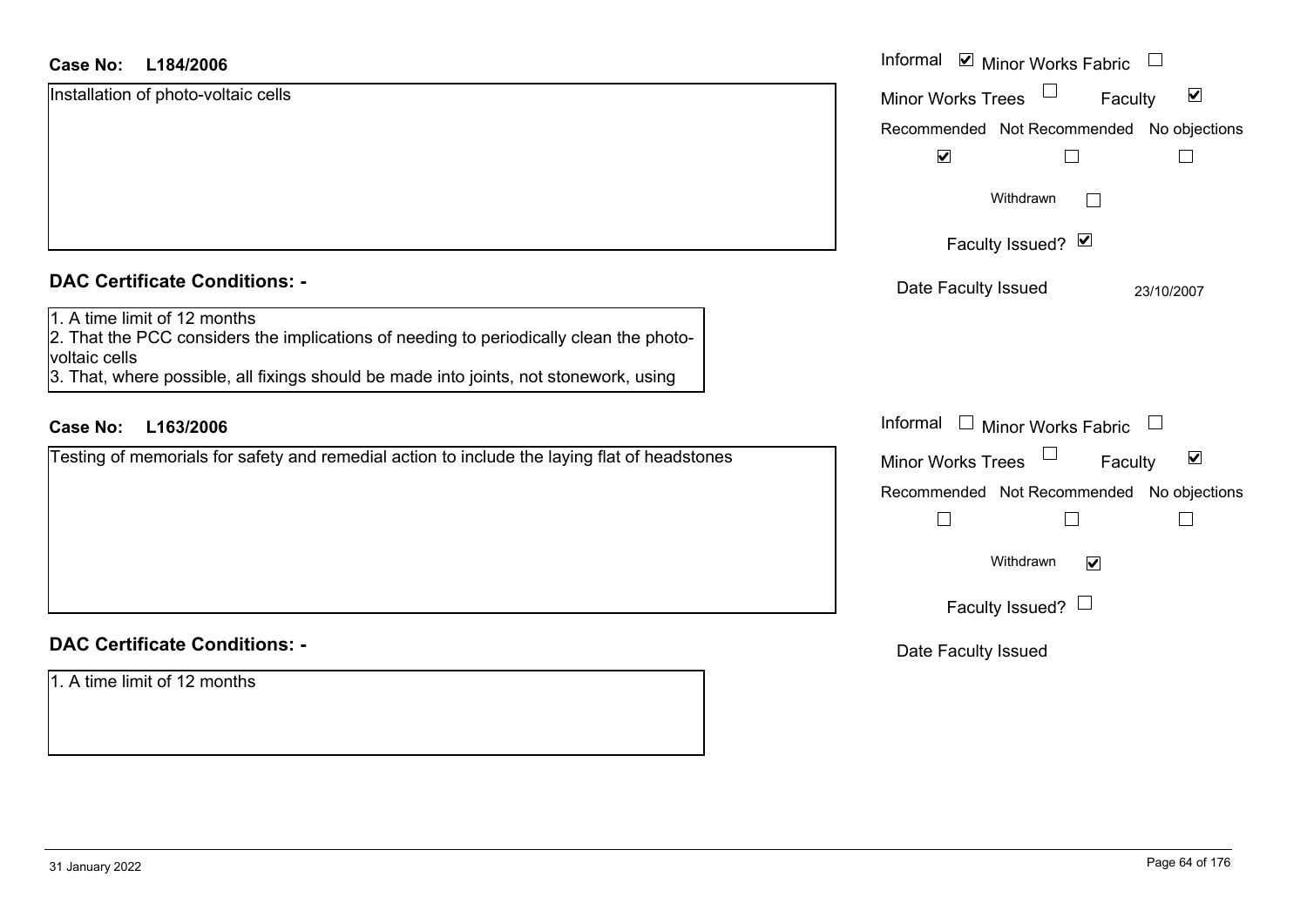**Case No: L184/2006**

Installation of photo-voltaic cells

Informal ☑ Minor Works Fabric ☐
Minor Works Trees ☐ Faculty ☑

| Recommended | Not Recommended | No objections |
|---|---|---|
| ☑ | ☐ | ☐ |

Withdrawn ☐

Faculty Issued? ☑

Date Faculty Issued: 23/10/2007

**DAC Certificate Conditions: -**

1. A time limit of 12 months
2. That the PCC considers the implications of needing to periodically clean the photo-voltaic cells
3. That, where possible, all fixings should be made into joints, not stonework, using

**Case No: L163/2006**

Testing of memorials for safety and remedial action to include the laying flat of headstones

Informal ☐ Minor Works Fabric ☐
Minor Works Trees ☐ Faculty ☑

| Recommended | Not Recommended | No objections |
|---|---|---|
| ☐ | ☐ | ☐ |

Withdrawn ☑

Faculty Issued? ☐

Date Faculty Issued

**DAC Certificate Conditions: -**

1. A time limit of 12 months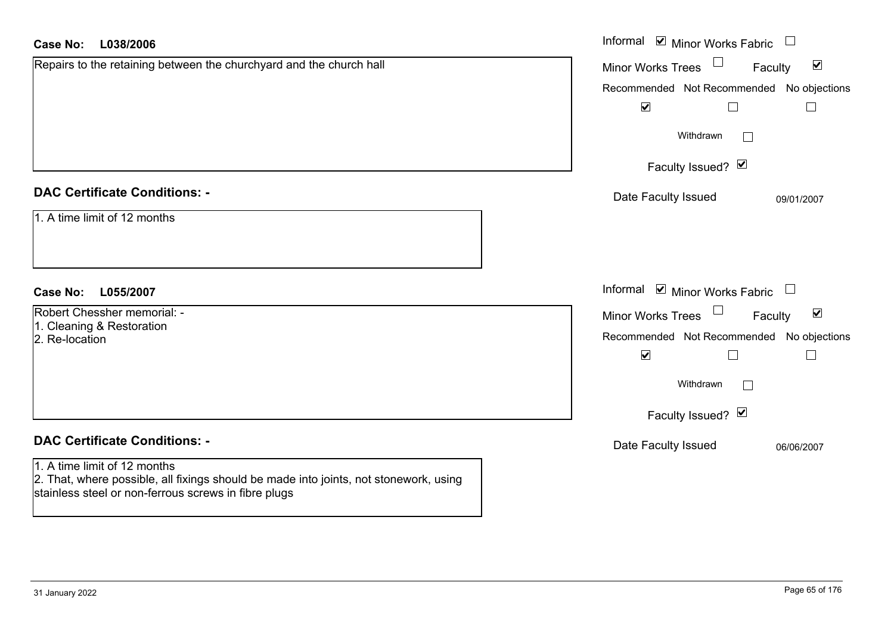**Case No: L038/2006**

Repairs to the retaining between the churchyard and the church hall

Informal ☑ Minor Works Fabric ☐
Minor Works Trees ☐ Faculty ☑

| Recommended | Not Recommended | No objections |
|---|---|---|
| ☑ | ☐ | ☐ |

Withdrawn ☐

Faculty Issued? ☑

Date Faculty Issued 09/01/2007

## DAC Certificate Conditions: -

1. A time limit of 12 months

**Case No: L055/2007**

Robert Chessher memorial: -
1. Cleaning & Restoration
2. Re-location

Informal ☑ Minor Works Fabric ☐
Minor Works Trees ☐ Faculty ☑

| Recommended | Not Recommended | No objections |
|---|---|---|
| ☑ | ☐ | ☐ |

Withdrawn ☐

Faculty Issued? ☑

Date Faculty Issued 06/06/2007

## DAC Certificate Conditions: -

1. A time limit of 12 months
2. That, where possible, all fixings should be made into joints, not stonework, using stainless steel or non-ferrous screws in fibre plugs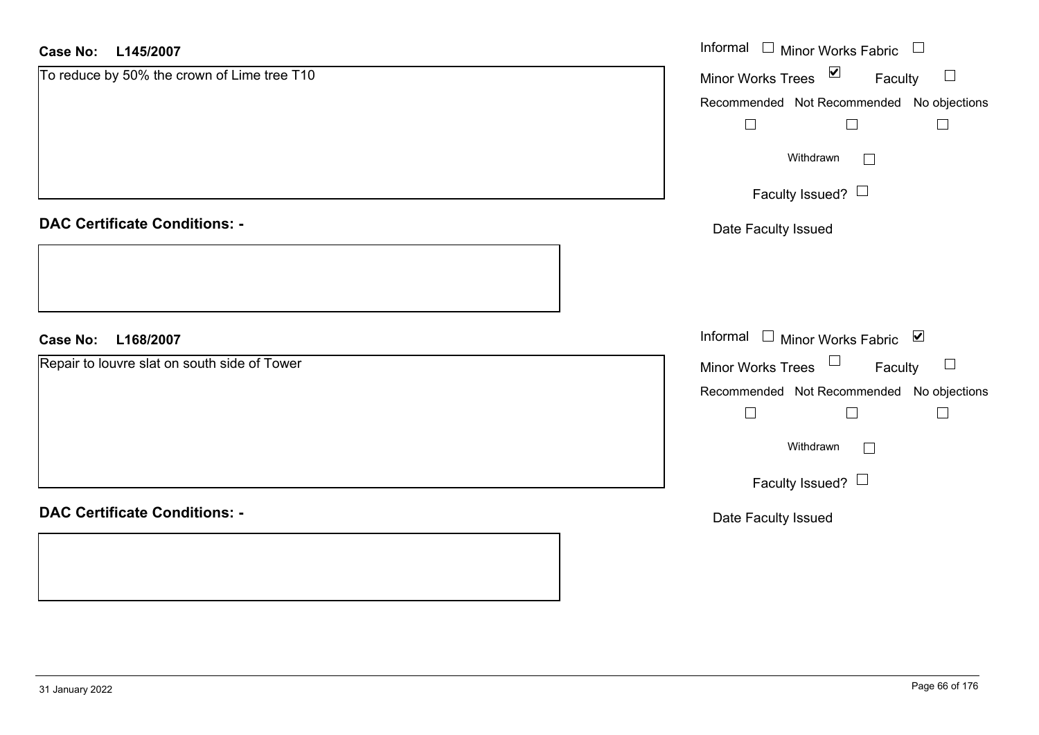**Case No: L145/2007**

To reduce by 50% the crown of Lime tree T10

Informal ☐ Minor Works Fabric ☐
Minor Works Trees ☑ Faculty ☐
Recommended ☐ Not Recommended ☐ No objections ☐
Withdrawn ☐
Faculty Issued? ☐
Date Faculty Issued

**DAC Certificate Conditions: -**

**Case No: L168/2007**

Repair to louvre slat on south side of Tower

Informal ☐ Minor Works Fabric ☑
Minor Works Trees ☐ Faculty ☐
Recommended ☐ Not Recommended ☐ No objections ☐
Withdrawn ☐
Faculty Issued? ☐
Date Faculty Issued

**DAC Certificate Conditions: -**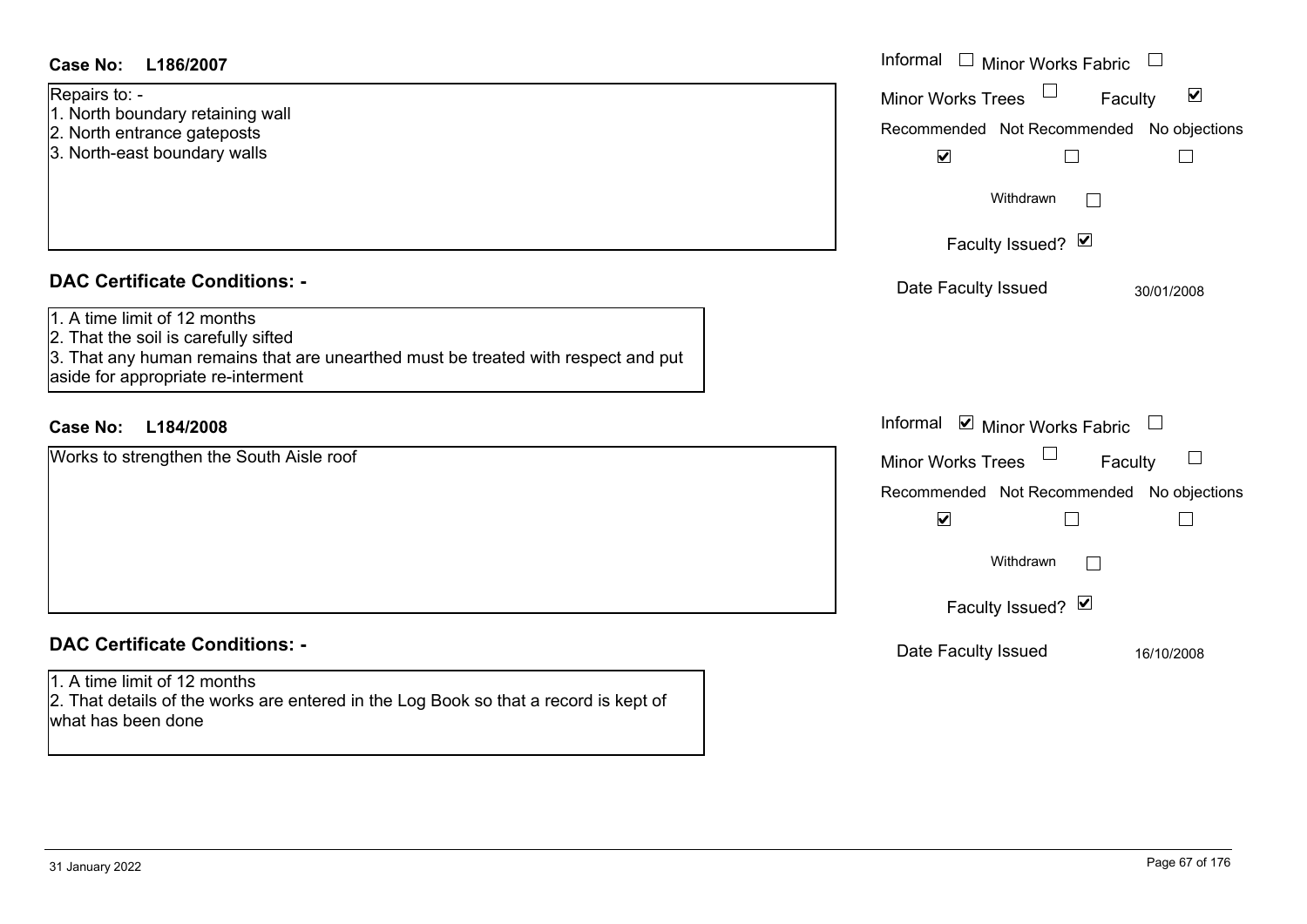**Case No:** **L186/2007**

Repairs to: -
1. North boundary retaining wall
2. North entrance gateposts
3. North-east boundary walls

Informal ☐ Minor Works Fabric ☐
Minor Works Trees ☐ Faculty ☑
Recommended ☑ Not Recommended ☐ No objections ☐
Withdrawn ☐
Faculty Issued? ☑
Date Faculty Issued 30/01/2008

## DAC Certificate Conditions: -

1. A time limit of 12 months
2. That the soil is carefully sifted
3. That any human remains that are unearthed must be treated with respect and put aside for appropriate re-interment

**Case No:** **L184/2008**

Works to strengthen the South Aisle roof

Informal ☑ Minor Works Fabric ☐
Minor Works Trees ☐ Faculty ☐
Recommended ☑ Not Recommended ☐ No objections ☐
Withdrawn ☐
Faculty Issued? ☑
Date Faculty Issued 16/10/2008

## DAC Certificate Conditions: -

1. A time limit of 12 months
2. That details of the works are entered in the Log Book so that a record is kept of what has been done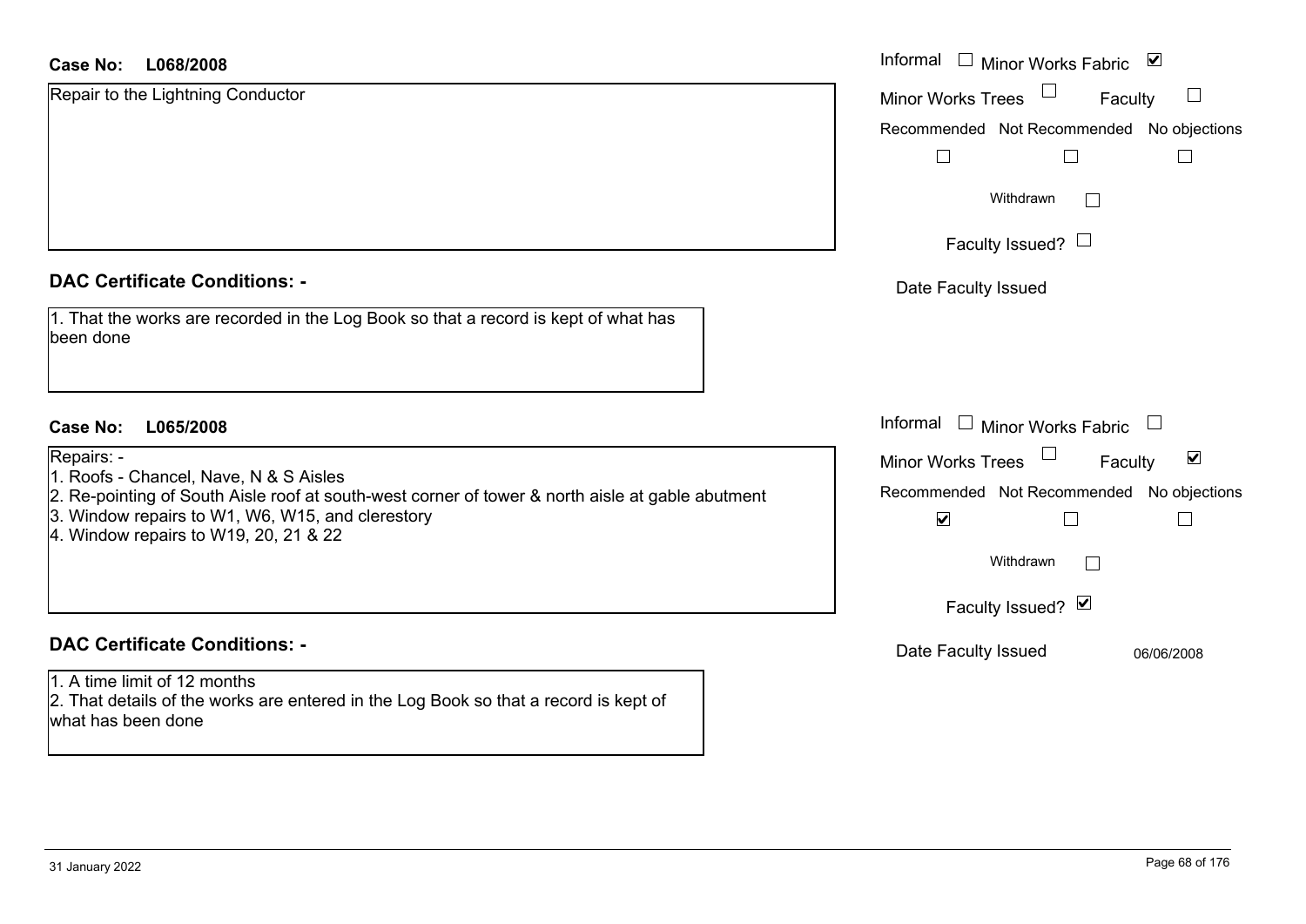**Case No: L068/2008**

Repair to the Lightning Conductor

Informal ☐ Minor Works Fabric ☑

Minor Works Trees ☐ Faculty ☐

Recommended ☐ Not Recommended ☐ No objections ☐

Withdrawn ☐

Faculty Issued? ☐

Date Faculty Issued

**DAC Certificate Conditions: -**

1. That the works are recorded in the Log Book so that a record is kept of what has been done

**Case No: L065/2008**

Repairs: -

1. Roofs - Chancel, Nave, N & S Aisles
2. Re-pointing of South Aisle roof at south-west corner of tower & north aisle at gable abutment
3. Window repairs to W1, W6, W15, and clerestory
4. Window repairs to W19, 20, 21 & 22

Informal ☐ Minor Works Fabric ☐

Minor Works Trees ☐ Faculty ☑

Recommended ☑ Not Recommended ☐ No objections ☐

Withdrawn ☐

Faculty Issued? ☑

Date Faculty Issued 06/06/2008

**DAC Certificate Conditions: -**

1. A time limit of 12 months
2. That details of the works are entered in the Log Book so that a record is kept of what has been done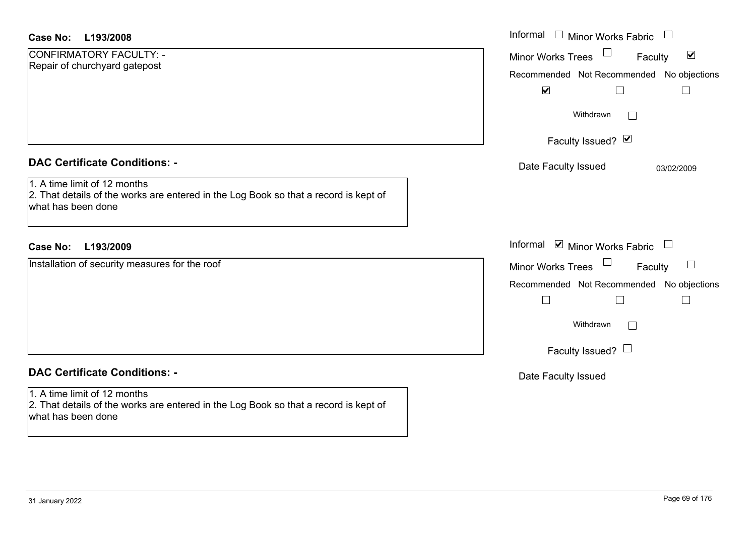**Case No: L193/2008**

CONFIRMATORY FACULTY: -
Repair of churchyard gatepost

Informal ☐ Minor Works Fabric ☐
Minor Works Trees ☐ Faculty ☑

| Recommended | Not Recommended | No objections |
|---|---|---|
| ☑ | ☐ | ☐ |

Withdrawn ☐

Faculty Issued? ☑

Date Faculty Issued 03/02/2009

**DAC Certificate Conditions: -**

1. A time limit of 12 months
2. That details of the works are entered in the Log Book so that a record is kept of what has been done

**Case No: L193/2009**

Installation of security measures for the roof

Informal ☑ Minor Works Fabric ☐
Minor Works Trees ☐ Faculty ☐

| Recommended | Not Recommended | No objections |
|---|---|---|
| ☐ | ☐ | ☐ |

Withdrawn ☐

Faculty Issued? ☐

Date Faculty Issued

**DAC Certificate Conditions: -**

1. A time limit of 12 months
2. That details of the works are entered in the Log Book so that a record is kept of what has been done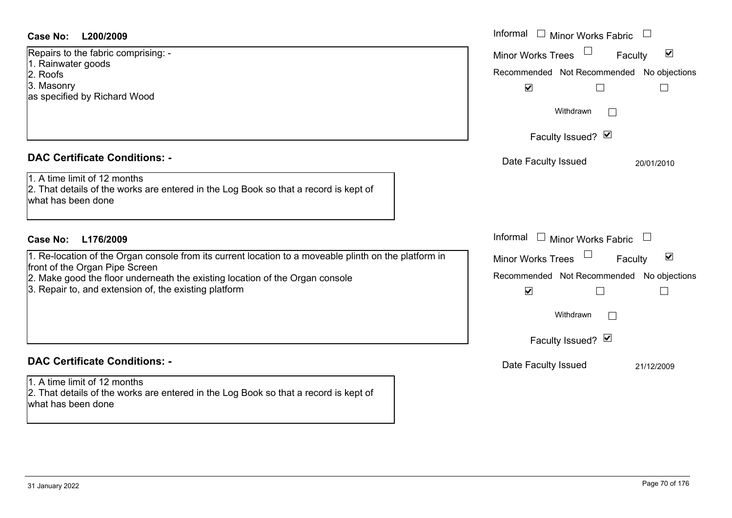**Case No: L200/2009**

Repairs to the fabric comprising: -
1. Rainwater goods
2. Roofs
3. Masonry
as specified by Richard Wood

Informal ☐ Minor Works Fabric ☐
Minor Works Trees ☐ Faculty ☑
Recommended ☑ Not Recommended ☐ No objections ☐
Withdrawn ☐
Faculty Issued? ☑
Date Faculty Issued 20/01/2010

**DAC Certificate Conditions: -**

1. A time limit of 12 months
2. That details of the works are entered in the Log Book so that a record is kept of what has been done

**Case No: L176/2009**

1. Re-location of the Organ console from its current location to a moveable plinth on the platform in front of the Organ Pipe Screen
2. Make good the floor underneath the existing location of the Organ console
3. Repair to, and extension of, the existing platform

Informal ☐ Minor Works Fabric ☐
Minor Works Trees ☐ Faculty ☑
Recommended ☑ Not Recommended ☐ No objections ☐
Withdrawn ☐
Faculty Issued? ☑
Date Faculty Issued 21/12/2009

**DAC Certificate Conditions: -**

1. A time limit of 12 months
2. That details of the works are entered in the Log Book so that a record is kept of what has been done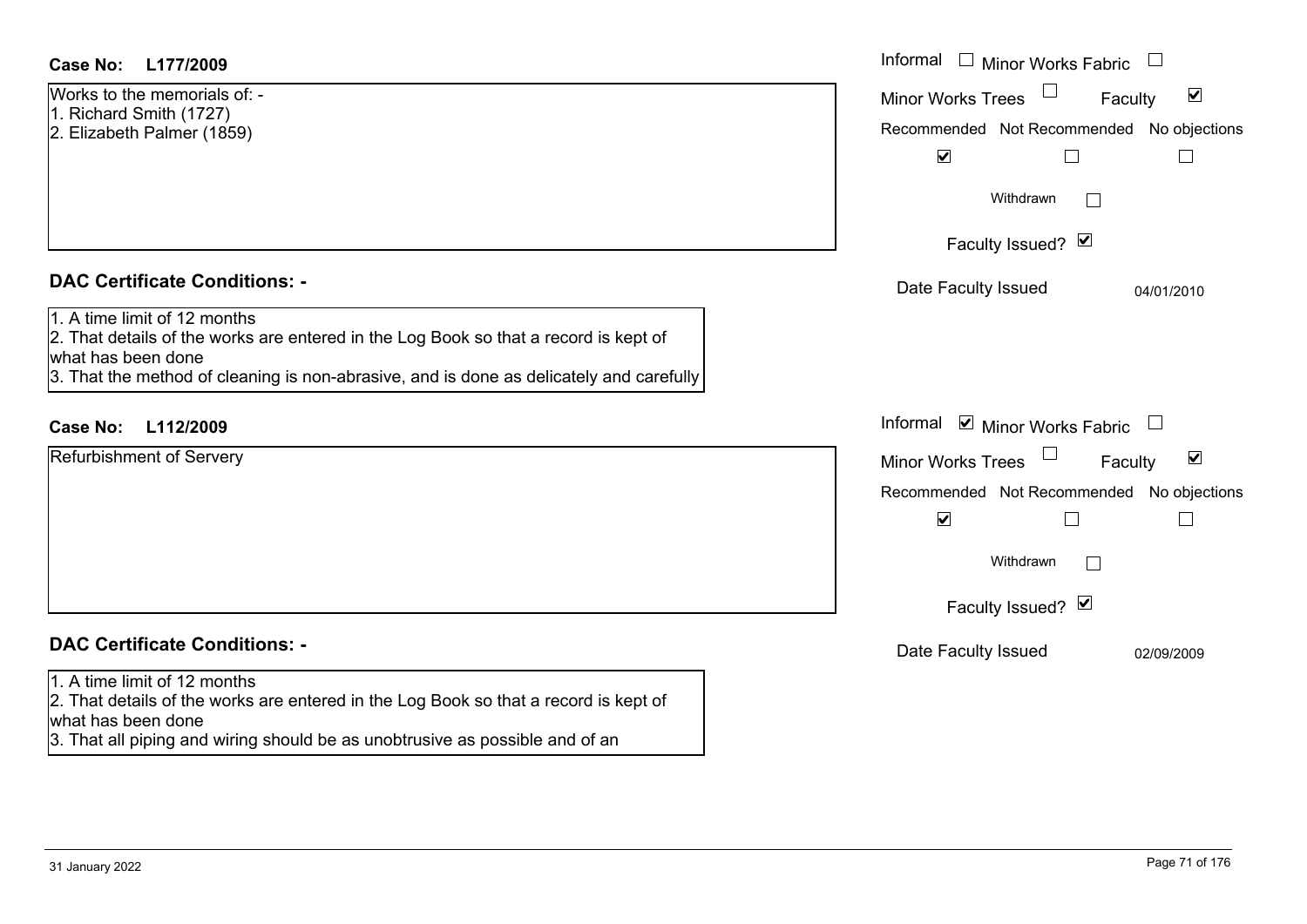**Case No: L177/2009**

Works to the memorials of: -
1. Richard Smith (1727)
2. Elizabeth Palmer (1859)

Informal ☐ Minor Works Fabric ☐
Minor Works Trees ☐ Faculty ☑

| Recommended | Not Recommended | No objections |
|---|---|---|
| ☑ | ☐ | ☐ |

Withdrawn ☐

Faculty Issued? ☑

Date Faculty Issued 04/01/2010

## DAC Certificate Conditions: -

1. A time limit of 12 months
2. That details of the works are entered in the Log Book so that a record is kept of what has been done
3. That the method of cleaning is non-abrasive, and is done as delicately and carefully

**Case No: L112/2009**

Refurbishment of Servery

Informal ☑ Minor Works Fabric ☐
Minor Works Trees ☐ Faculty ☑

| Recommended | Not Recommended | No objections |
|---|---|---|
| ☑ | ☐ | ☐ |

Withdrawn ☐

Faculty Issued? ☑

Date Faculty Issued 02/09/2009

## DAC Certificate Conditions: -

1. A time limit of 12 months
2. That details of the works are entered in the Log Book so that a record is kept of what has been done
3. That all piping and wiring should be as unobtrusive as possible and of an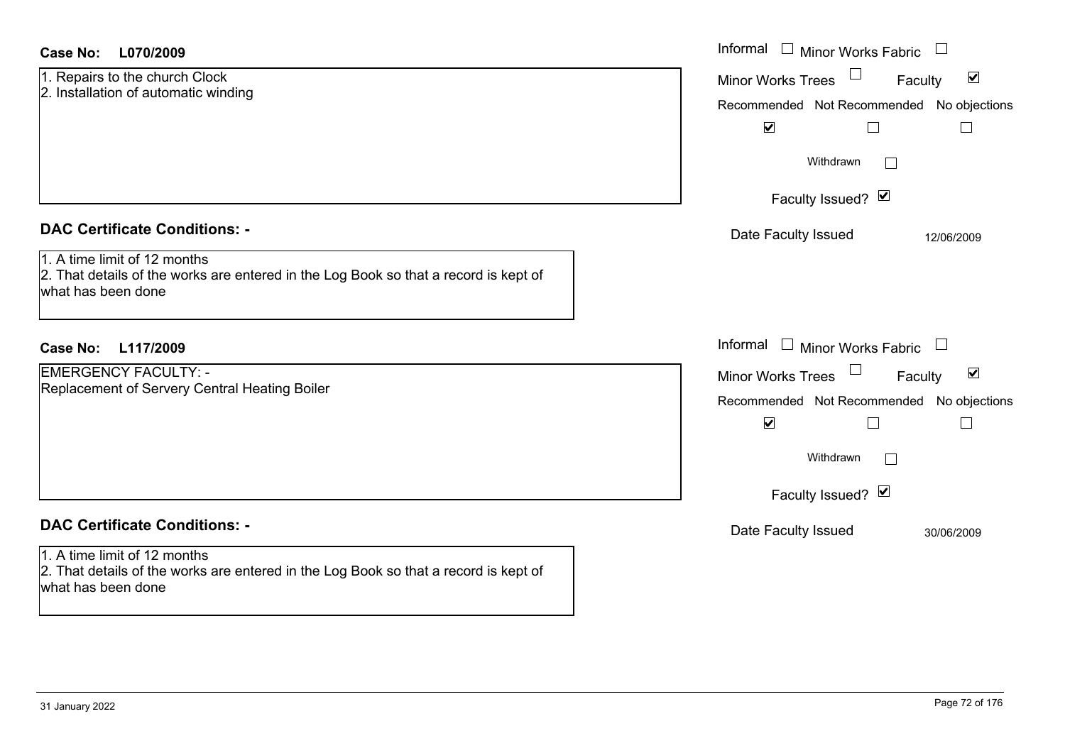**Case No: L070/2009**

1. Repairs to the church Clock
2. Installation of automatic winding

Informal ☐ Minor Works Fabric ☐
Minor Works Trees ☐ Faculty ☑

| Recommended | Not Recommended | No objections |
|---|---|---|
| ☑ | ☐ | ☐ |

Withdrawn ☐

Faculty Issued? ☑

Date Faculty Issued 12/06/2009

## DAC Certificate Conditions: -

1. A time limit of 12 months
2. That details of the works are entered in the Log Book so that a record is kept of what has been done

**Case No: L117/2009**

EMERGENCY FACULTY: -
Replacement of Servery Central Heating Boiler

Informal ☐ Minor Works Fabric ☐
Minor Works Trees ☐ Faculty ☑

| Recommended | Not Recommended | No objections |
|---|---|---|
| ☑ | ☐ | ☐ |

Withdrawn ☐

Faculty Issued? ☑

Date Faculty Issued 30/06/2009

## DAC Certificate Conditions: -

1. A time limit of 12 months
2. That details of the works are entered in the Log Book so that a record is kept of what has been done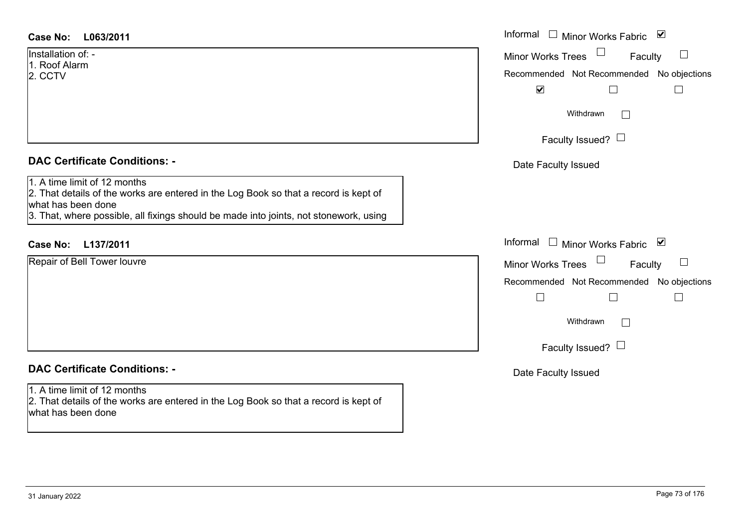**Case No: L063/2011**

Installation of: -
1. Roof Alarm
2. CCTV

Informal ☐ Minor Works Fabric ☑

Minor Works Trees ☐ Faculty ☐

Recommended ☑ Not Recommended ☐ No objections ☐

Withdrawn ☐

Faculty Issued? ☐

Date Faculty Issued

## DAC Certificate Conditions: -

1. A time limit of 12 months
2. That details of the works are entered in the Log Book so that a record is kept of what has been done
3. That, where possible, all fixings should be made into joints, not stonework, using

**Case No: L137/2011**

Repair of Bell Tower louvre

Informal ☐ Minor Works Fabric ☑

Minor Works Trees ☐ Faculty ☐

Recommended ☐ Not Recommended ☐ No objections ☐

Withdrawn ☐

Faculty Issued? ☐

Date Faculty Issued

## DAC Certificate Conditions: -

1. A time limit of 12 months
2. That details of the works are entered in the Log Book so that a record is kept of what has been done

31 January 2022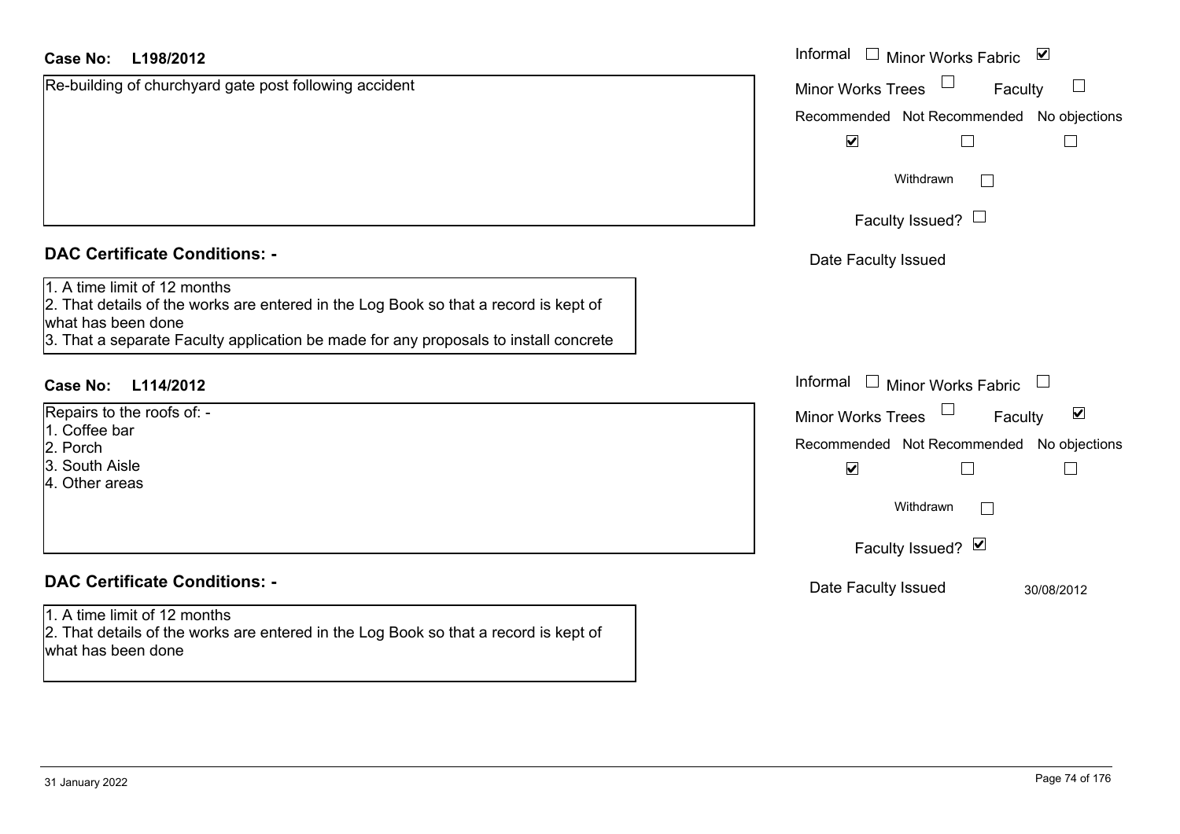**Case No: L198/2012**

Re-building of churchyard gate post following accident

Informal ☐ Minor Works Fabric ☑

Minor Works Trees ☐ Faculty ☐

Recommended ☑ Not Recommended ☐ No objections ☐

Withdrawn ☐

Faculty Issued? ☐

Date Faculty Issued

## DAC Certificate Conditions: -

1. A time limit of 12 months
2. That details of the works are entered in the Log Book so that a record is kept of what has been done
3. That a separate Faculty application be made for any proposals to install concrete

**Case No: L114/2012**

Repairs to the roofs of: -

1. Coffee bar
2. Porch
3. South Aisle
4. Other areas

Informal ☐ Minor Works Fabric ☐

Minor Works Trees ☐ Faculty ☑

Recommended ☑ Not Recommended ☐ No objections ☐

Withdrawn ☐

Faculty Issued? ☑

Date Faculty Issued 30/08/2012

## DAC Certificate Conditions: -

1. A time limit of 12 months
2. That details of the works are entered in the Log Book so that a record is kept of what has been done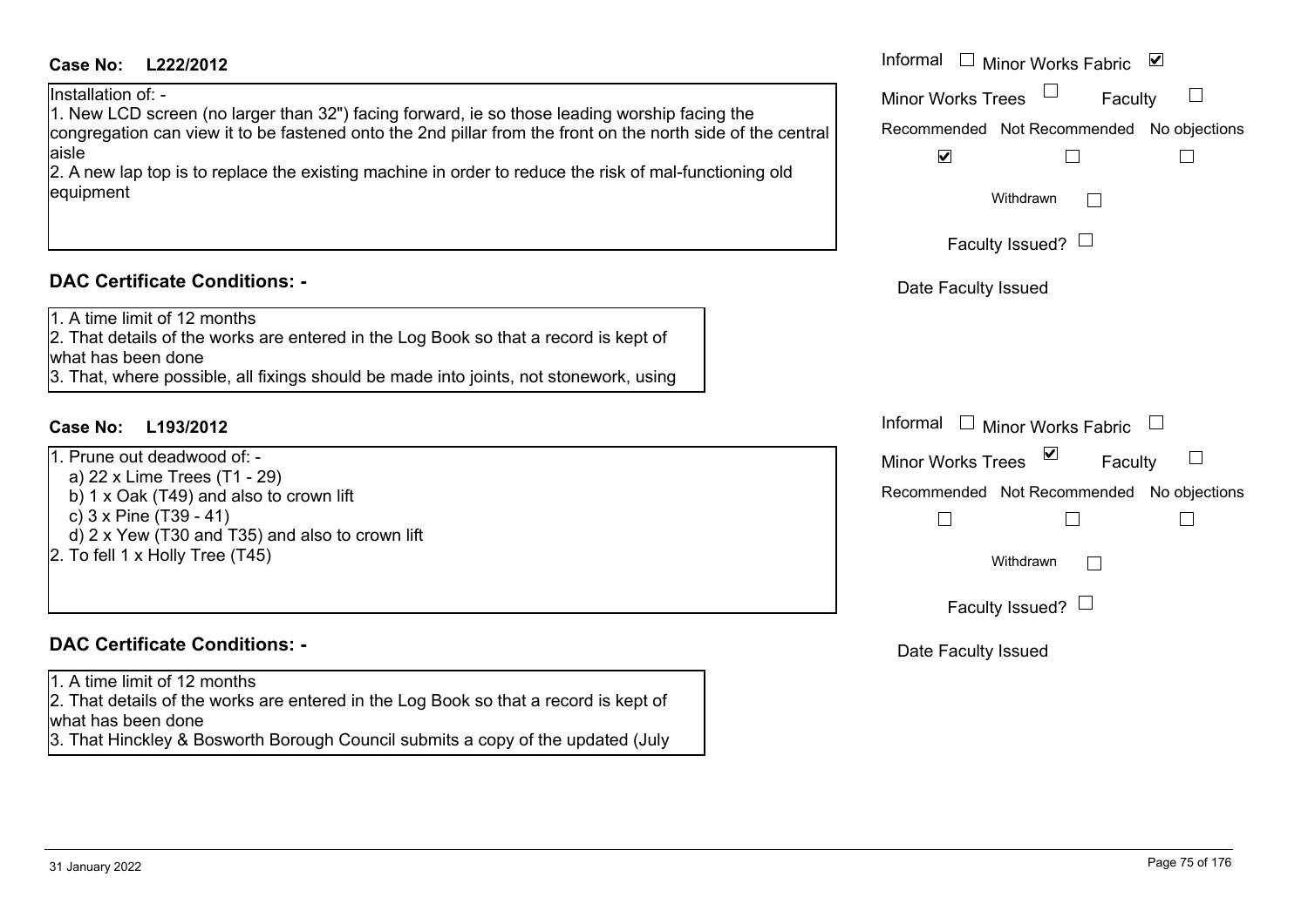**Case No: L222/2012**

Installation of: -

1. New LCD screen (no larger than 32") facing forward, ie so those leading worship facing the congregation can view it to be fastened onto the 2nd pillar from the front on the north side of the central aisle
2. A new lap top is to replace the existing machine in order to reduce the risk of mal-functioning old equipment

Informal ☐ Minor Works Fabric ☑

Minor Works Trees ☐ Faculty ☐

Recommended ☑ Not Recommended ☐ No objections ☐

Withdrawn ☐

Faculty Issued? ☐

Date Faculty Issued

**DAC Certificate Conditions: -**

1. A time limit of 12 months
2. That details of the works are entered in the Log Book so that a record is kept of what has been done
3. That, where possible, all fixings should be made into joints, not stonework, using

**Case No: L193/2012**

1. Prune out deadwood of: -
   a) 22 x Lime Trees (T1 - 29)
   b) 1 x Oak (T49) and also to crown lift
   c) 3 x Pine (T39 - 41)
   d) 2 x Yew (T30 and T35) and also to crown lift
2. To fell 1 x Holly Tree (T45)

Informal ☐ Minor Works Fabric ☐

Minor Works Trees ☑ Faculty ☐

Recommended ☐ Not Recommended ☐ No objections ☐

Withdrawn ☐

Faculty Issued? ☐

Date Faculty Issued

**DAC Certificate Conditions: -**

1. A time limit of 12 months
2. That details of the works are entered in the Log Book so that a record is kept of what has been done
3. That Hinckley & Bosworth Borough Council submits a copy of the updated (July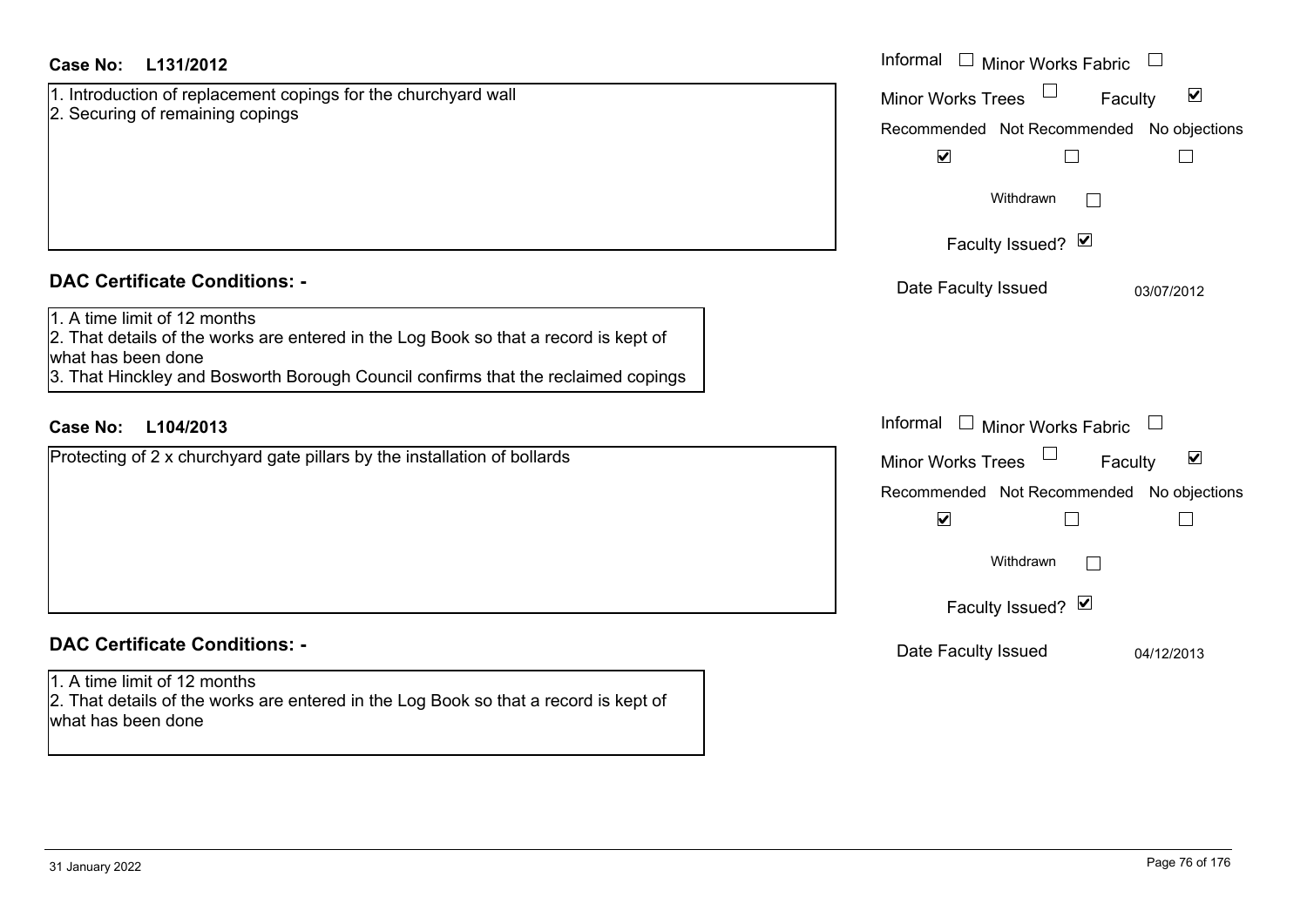**Case No: L131/2012**

1. Introduction of replacement copings for the churchyard wall
2. Securing of remaining copings

Informal ☐ Minor Works Fabric ☐
Minor Works Trees ☐ Faculty ☑

| Recommended | Not Recommended | No objections |
|---|---|---|
| ☑ | ☐ | ☐ |

Withdrawn ☐

Faculty Issued? ☑

Date Faculty Issued: 03/07/2012

**DAC Certificate Conditions: -**

1. A time limit of 12 months
2. That details of the works are entered in the Log Book so that a record is kept of what has been done
3. That Hinckley and Bosworth Borough Council confirms that the reclaimed copings

**Case No: L104/2013**

Protecting of 2 x churchyard gate pillars by the installation of bollards

Informal ☐ Minor Works Fabric ☐
Minor Works Trees ☐ Faculty ☑

| Recommended | Not Recommended | No objections |
|---|---|---|
| ☑ | ☐ | ☐ |

Withdrawn ☐

Faculty Issued? ☑

Date Faculty Issued: 04/12/2013

**DAC Certificate Conditions: -**

1. A time limit of 12 months
2. That details of the works are entered in the Log Book so that a record is kept of what has been done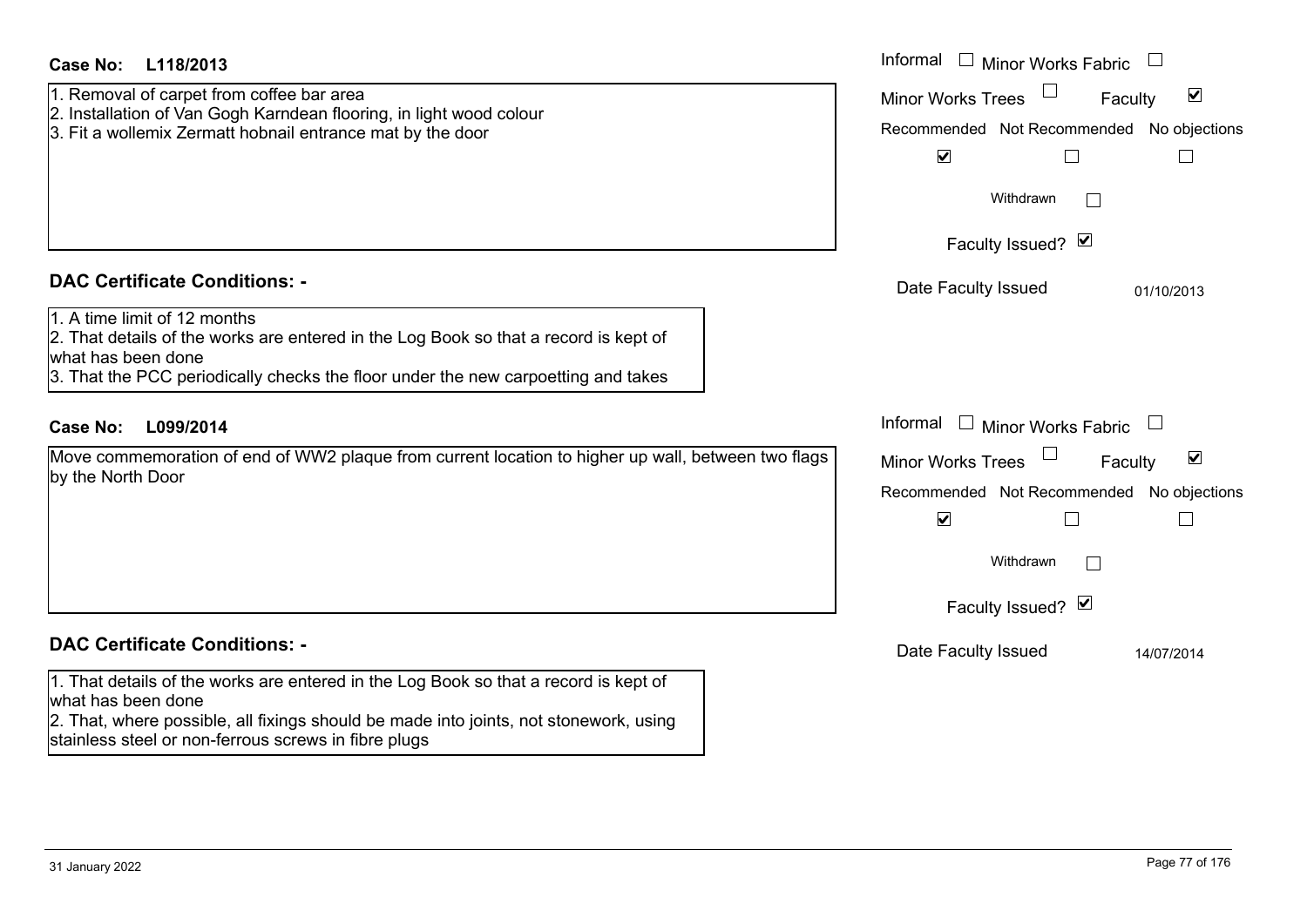**Case No:** L118/2013

1. Removal of carpet from coffee bar area
2. Installation of Van Gogh Karndean flooring, in light wood colour
3. Fit a wollemix Zermatt hobnail entrance mat by the door

Informal ☐ Minor Works Fabric ☐
Minor Works Trees ☐ Faculty ☑

| Recommended | Not Recommended | No objections |
|---|---|---|
| ☑ | ☐ | ☐ |

Withdrawn ☐

Faculty Issued? ☑

Date Faculty Issued: 01/10/2013

## DAC Certificate Conditions: -

1. A time limit of 12 months
2. That details of the works are entered in the Log Book so that a record is kept of what has been done
3. That the PCC periodically checks the floor under the new carpoetting and takes

**Case No:** L099/2014

Move commemoration of end of WW2 plaque from current location to higher up wall, between two flags by the North Door

Informal ☐ Minor Works Fabric ☐
Minor Works Trees ☐ Faculty ☑

| Recommended | Not Recommended | No objections |
|---|---|---|
| ☑ | ☐ | ☐ |

Withdrawn ☐

Faculty Issued? ☑

Date Faculty Issued: 14/07/2014

## DAC Certificate Conditions: -

1. That details of the works are entered in the Log Book so that a record is kept of what has been done
2. That, where possible, all fixings should be made into joints, not stonework, using stainless steel or non-ferrous screws in fibre plugs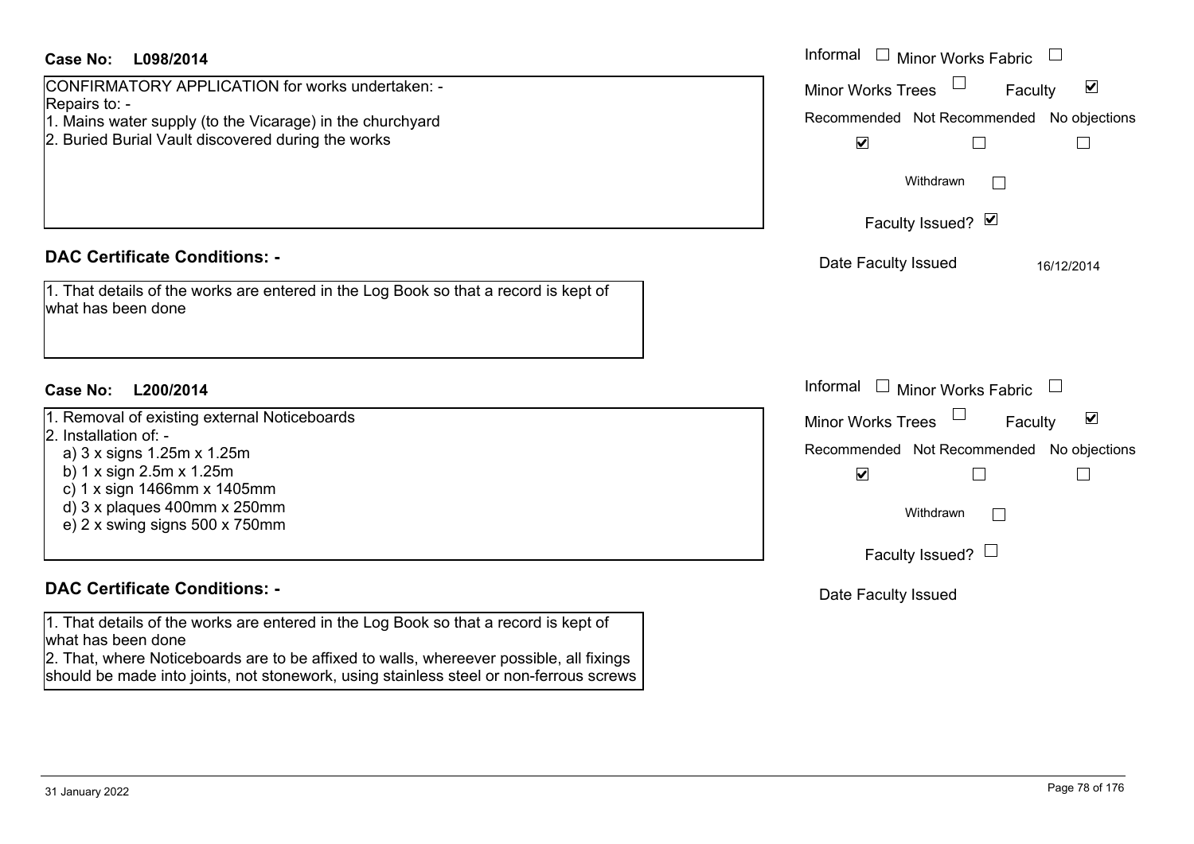**Case No: L098/2014**

CONFIRMATORY APPLICATION for works undertaken: -
Repairs to: -
1. Mains water supply (to the Vicarage) in the churchyard
2. Buried Burial Vault discovered during the works

Informal ☐ Minor Works Fabric ☐
Minor Works Trees ☐ Faculty ☑
Recommended ☑ Not Recommended ☐ No objections ☐
Withdrawn ☐
Faculty Issued? ☑
Date Faculty Issued 16/12/2014

**DAC Certificate Conditions: -**

1. That details of the works are entered in the Log Book so that a record is kept of what has been done

**Case No: L200/2014**

1. Removal of existing external Noticeboards
2. Installation of: -
   a) 3 x signs 1.25m x 1.25m
   b) 1 x sign 2.5m x 1.25m
   c) 1 x sign 1466mm x 1405mm
   d) 3 x plaques 400mm x 250mm
   e) 2 x swing signs 500 x 750mm

Informal ☐ Minor Works Fabric ☐
Minor Works Trees ☐ Faculty ☑
Recommended ☑ Not Recommended ☐ No objections ☐
Withdrawn ☐
Faculty Issued? ☐
Date Faculty Issued

**DAC Certificate Conditions: -**

1. That details of the works are entered in the Log Book so that a record is kept of what has been done
2. That, where Noticeboards are to be affixed to walls, whereever possible, all fixings should be made into joints, not stonework, using stainless steel or non-ferrous screws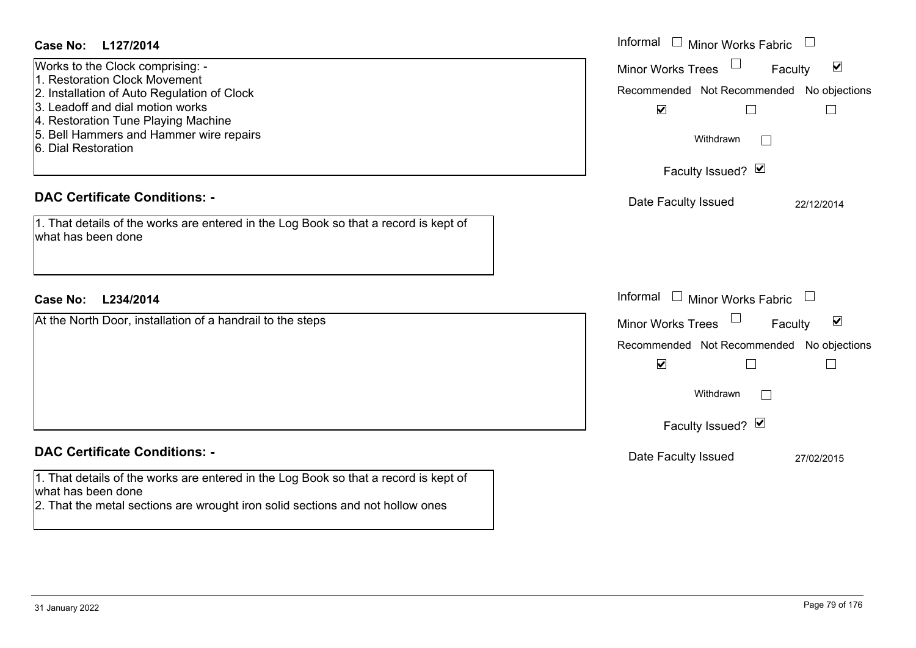**Case No: L127/2014**

Works to the Clock comprising: -
1. Restoration Clock Movement
2. Installation of Auto Regulation of Clock
3. Leadoff and dial motion works
4. Restoration Tune Playing Machine
5. Bell Hammers and Hammer wire repairs
6. Dial Restoration

Informal ☐ Minor Works Fabric ☐
Minor Works Trees ☐ Faculty ☑

| Recommended | Not Recommended | No objections |
|---|---|---|
| ☑ | ☐ | ☐ |

Withdrawn ☐

Faculty Issued? ☑

Date Faculty Issued 22/12/2014

## DAC Certificate Conditions: -

1. That details of the works are entered in the Log Book so that a record is kept of what has been done

**Case No: L234/2014**

At the North Door, installation of a handrail to the steps

Informal ☐ Minor Works Fabric ☐
Minor Works Trees ☐ Faculty ☑

| Recommended | Not Recommended | No objections |
|---|---|---|
| ☑ | ☐ | ☐ |

Withdrawn ☐

Faculty Issued? ☑

Date Faculty Issued 27/02/2015

## DAC Certificate Conditions: -

1. That details of the works are entered in the Log Book so that a record is kept of what has been done
2. That the metal sections are wrought iron solid sections and not hollow ones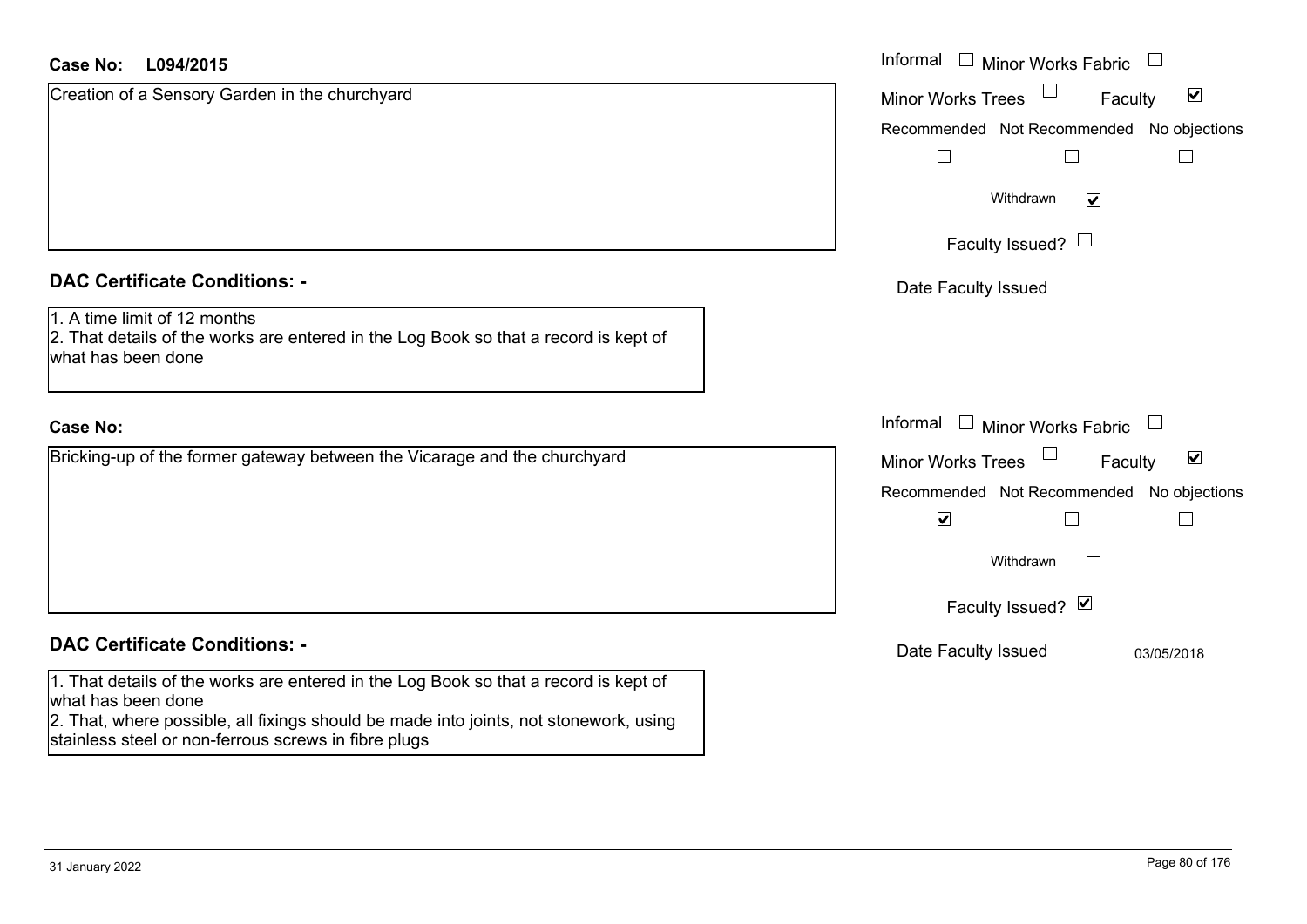**Case No:** L094/2015

Creation of a Sensory Garden in the churchyard

Informal ☐ Minor Works Fabric ☐
Minor Works Trees ☐ Faculty ☑

| Recommended | Not Recommended | No objections |
|---|---|---|
| ☐ | ☐ | ☐ |

Withdrawn ☑

Faculty Issued? ☐

Date Faculty Issued

**DAC Certificate Conditions: -**

1. A time limit of 12 months
2. That details of the works are entered in the Log Book so that a record is kept of what has been done

**Case No:**

Bricking-up of the former gateway between the Vicarage and the churchyard

Informal ☐ Minor Works Fabric ☐
Minor Works Trees ☐ Faculty ☑

| Recommended | Not Recommended | No objections |
|---|---|---|
| ☑ | ☐ | ☐ |

Withdrawn ☐

Faculty Issued? ☑

Date Faculty Issued 03/05/2018

**DAC Certificate Conditions: -**

1. That details of the works are entered in the Log Book so that a record is kept of what has been done
2. That, where possible, all fixings should be made into joints, not stonework, using stainless steel or non-ferrous screws in fibre plugs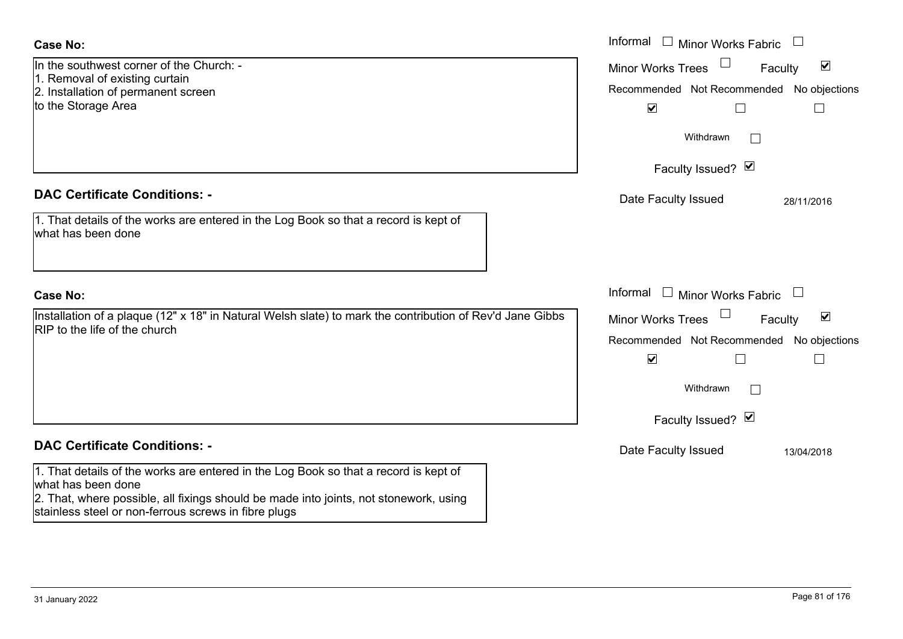**Case No:**

In the southwest corner of the Church: -
1. Removal of existing curtain
2. Installation of permanent screen
to the Storage Area

Informal ☐ Minor Works Fabric ☐

Minor Works Trees ☐ Faculty ☑

| Recommended | Not Recommended | No objections |
|---|---|---|
| ☑ | ☐ | ☐ |

Withdrawn ☐

Faculty Issued? ☑

Date Faculty Issued 28/11/2016

**DAC Certificate Conditions: -**

1. That details of the works are entered in the Log Book so that a record is kept of what has been done

**Case No:**

Installation of a plaque (12" x 18" in Natural Welsh slate) to mark the contribution of Rev'd Jane Gibbs RIP to the life of the church

Informal ☐ Minor Works Fabric ☐

Minor Works Trees ☐ Faculty ☑

| Recommended | Not Recommended | No objections |
|---|---|---|
| ☑ | ☐ | ☐ |

Withdrawn ☐

Faculty Issued? ☑

Date Faculty Issued 13/04/2018

**DAC Certificate Conditions: -**

1. That details of the works are entered in the Log Book so that a record is kept of what has been done
2. That, where possible, all fixings should be made into joints, not stonework, using stainless steel or non-ferrous screws in fibre plugs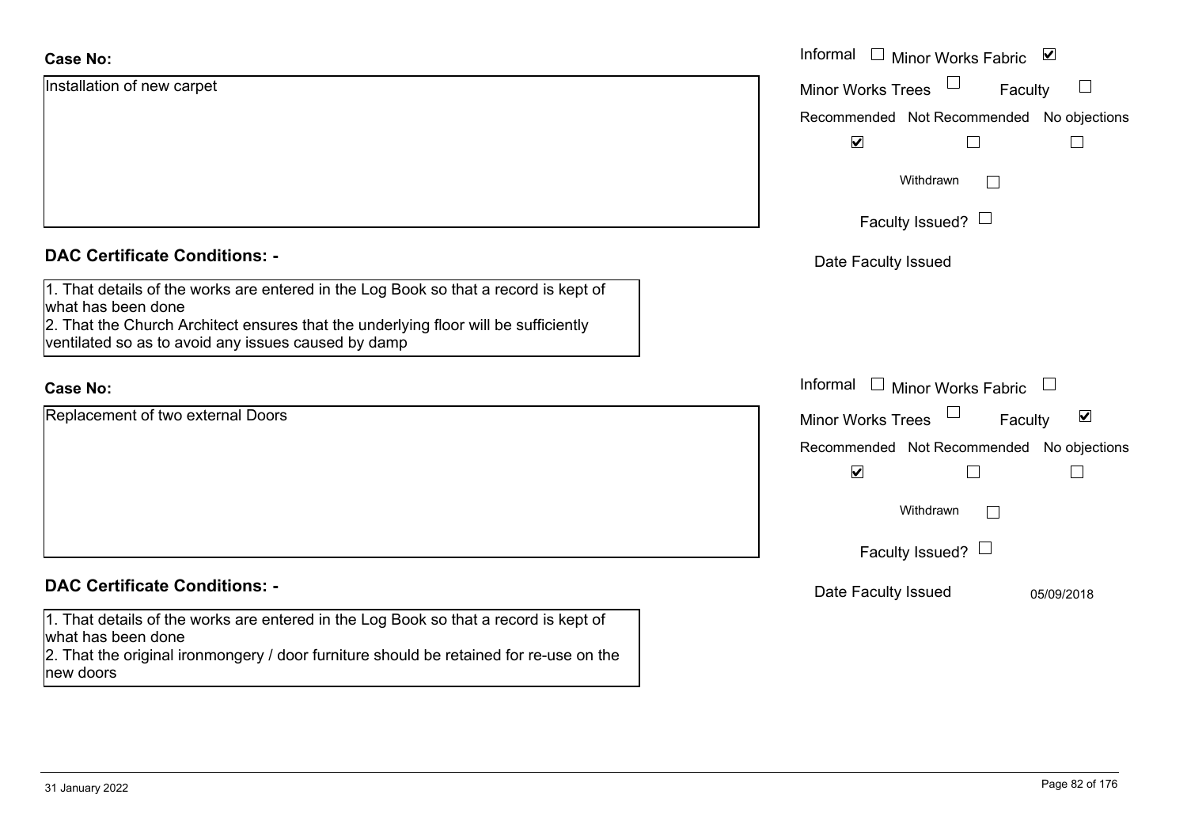**Case No:**

Installation of new carpet

Informal ☐ Minor Works Fabric ☑

Minor Works Trees ☐ Faculty ☐

Recommended ☑ Not Recommended ☐ No objections ☐

Withdrawn ☐

Faculty Issued? ☐

Date Faculty Issued

**DAC Certificate Conditions: -**

1. That details of the works are entered in the Log Book so that a record is kept of what has been done
2. That the Church Architect ensures that the underlying floor will be sufficiently ventilated so as to avoid any issues caused by damp

**Case No:**

Replacement of two external Doors

Informal ☐ Minor Works Fabric ☐

Minor Works Trees ☐ Faculty ☑

Recommended ☑ Not Recommended ☐ No objections ☐

Withdrawn ☐

Faculty Issued? ☐

Date Faculty Issued 05/09/2018

**DAC Certificate Conditions: -**

1. That details of the works are entered in the Log Book so that a record is kept of what has been done
2. That the original ironmongery / door furniture should be retained for re-use on the new doors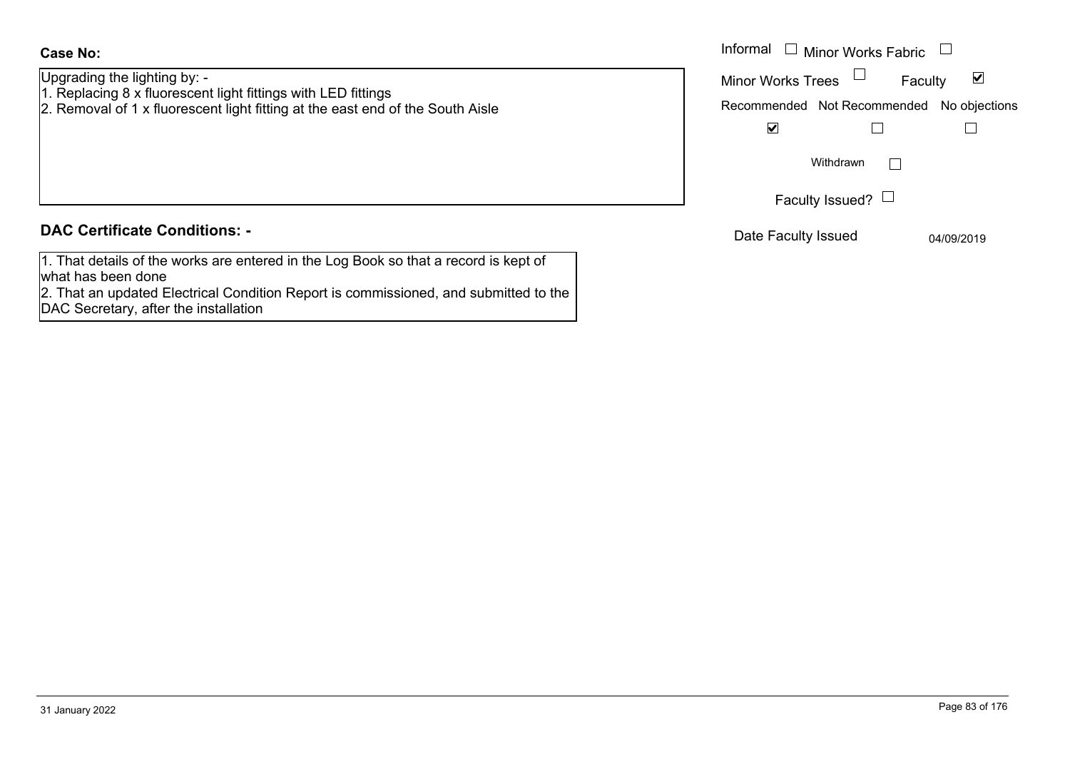**Case No:**

Upgrading the lighting by: -
1. Replacing 8 x fluorescent light fittings with LED fittings
2. Removal of 1 x fluorescent light fitting at the east end of the South Aisle

Informal ☐ Minor Works Fabric ☐

Minor Works Trees ☐ Faculty ☑

| Recommended | Not Recommended | No objections |
|---|---|---|
| ☑ | ☐ | ☐ |

Withdrawn ☐

Faculty Issued? ☐

Date Faculty Issued 04/09/2019

**DAC Certificate Conditions: -**

1. That details of the works are entered in the Log Book so that a record is kept of what has been done
2. That an updated Electrical Condition Report is commissioned, and submitted to the DAC Secretary, after the installation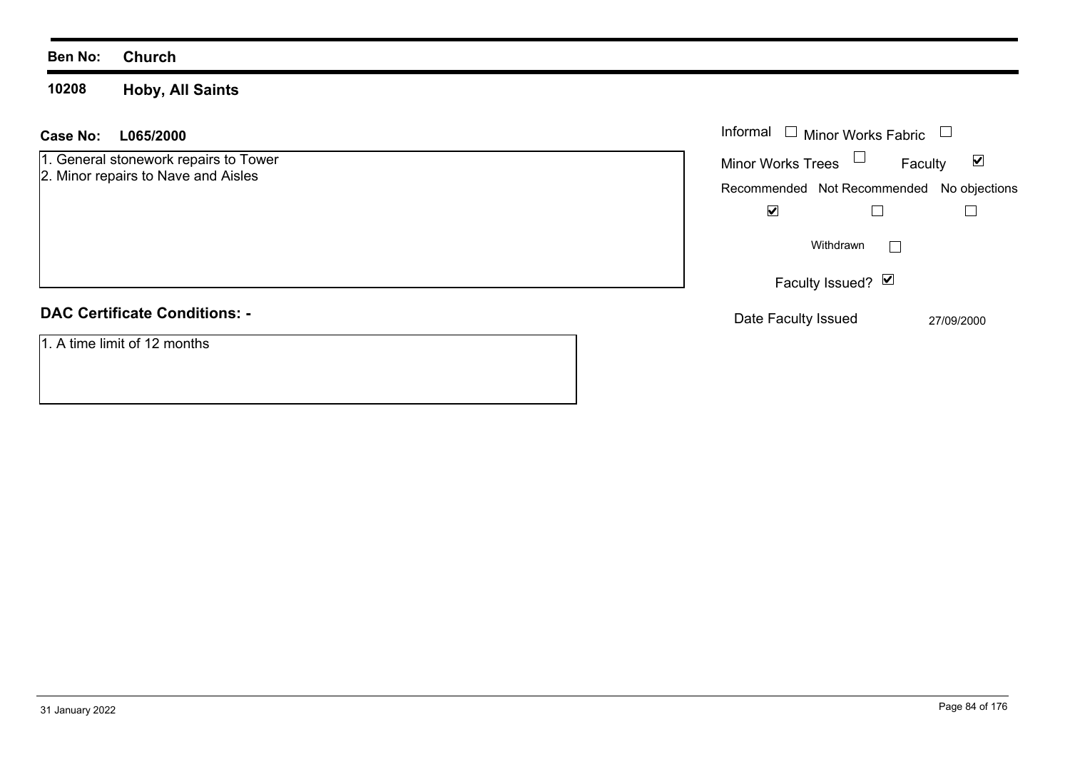**Ben No:** **Church**

## 10208 Hoby, All Saints

**Case No:** **L065/2000**

1. General stonework repairs to Tower
2. Minor repairs to Nave and Aisles

Informal ☐ Minor Works Fabric ☐

Minor Works Trees ☐ Faculty ☑

| Recommended | Not Recommended | No objections |
| --- | --- | --- |
| ☑ | ☐ | ☐ |

Withdrawn ☐

Faculty Issued? ☑

Date Faculty Issued 27/09/2000

### DAC Certificate Conditions: -

1. A time limit of 12 months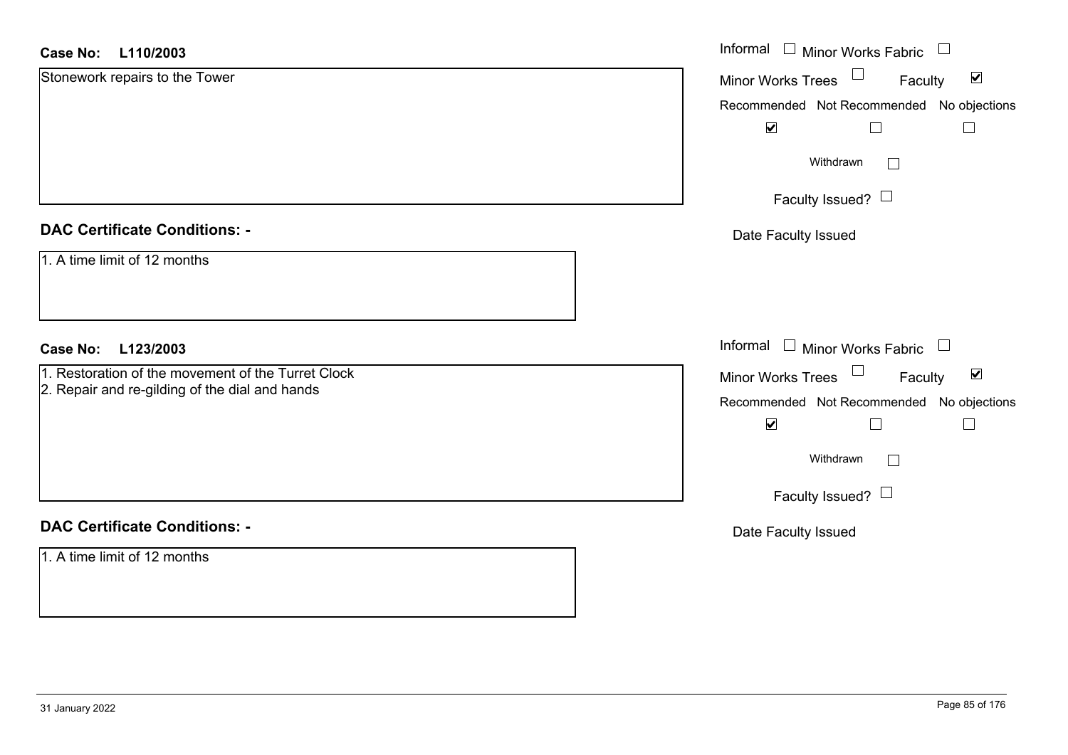**Case No: L110/2003**

Stonework repairs to the Tower

Informal ☐ Minor Works Fabric ☐
Minor Works Trees ☐ Faculty ☑

| Recommended | Not Recommended | No objections |
|---|---|---|
| ☑ | ☐ | ☐ |

Withdrawn ☐

Faculty Issued? ☐

Date Faculty Issued

**DAC Certificate Conditions: -**

1. A time limit of 12 months

**Case No: L123/2003**

1. Restoration of the movement of the Turret Clock
2. Repair and re-gilding of the dial and hands

Informal ☐ Minor Works Fabric ☐
Minor Works Trees ☐ Faculty ☑

| Recommended | Not Recommended | No objections |
|---|---|---|
| ☑ | ☐ | ☐ |

Withdrawn ☐

Faculty Issued? ☐

Date Faculty Issued

**DAC Certificate Conditions: -**

1. A time limit of 12 months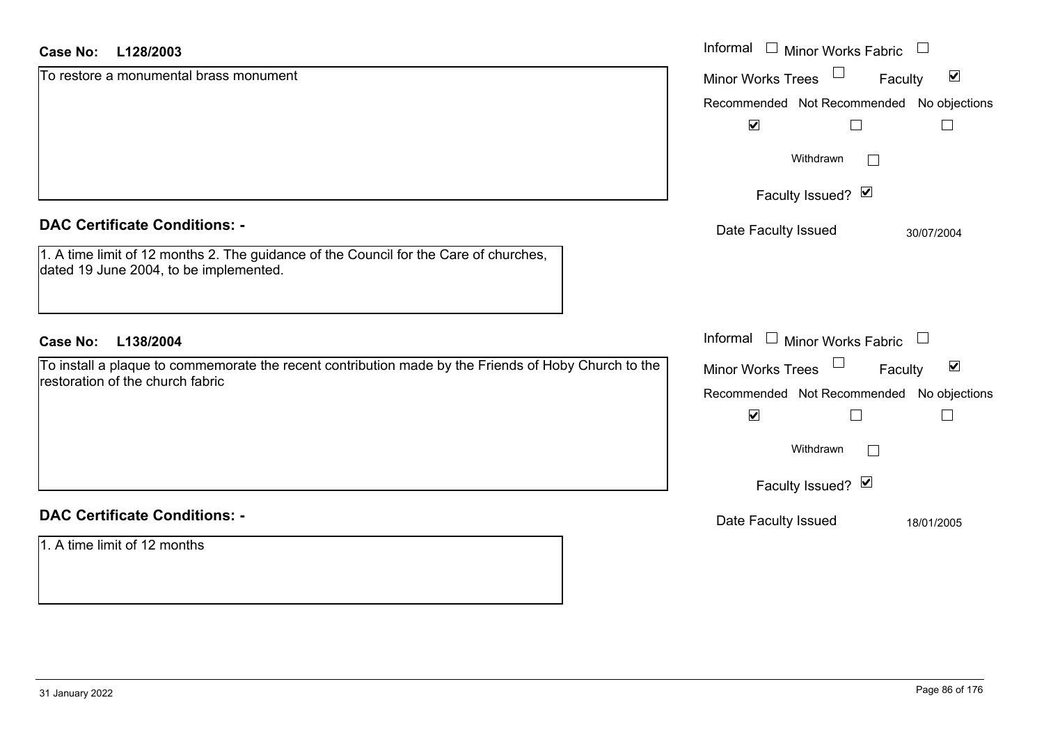**Case No:** **L128/2003**

To restore a monumental brass monument

Informal ☐ Minor Works Fabric ☐

Minor Works Trees ☐ Faculty ☑

| Recommended | Not Recommended | No objections |
|---|---|---|
| ☑ | ☐ | ☐ |

Withdrawn ☐

Faculty Issued? ☑

Date Faculty Issued 30/07/2004

**DAC Certificate Conditions: -**

1. A time limit of 12 months 2. The guidance of the Council for the Care of churches, dated 19 June 2004, to be implemented.

**Case No:** **L138/2004**

To install a plaque to commemorate the recent contribution made by the Friends of Hoby Church to the restoration of the church fabric

Informal ☐ Minor Works Fabric ☐

Minor Works Trees ☐ Faculty ☑

| Recommended | Not Recommended | No objections |
|---|---|---|
| ☑ | ☐ | ☐ |

Withdrawn ☐

Faculty Issued? ☑

Date Faculty Issued 18/01/2005

**DAC Certificate Conditions: -**

1. A time limit of 12 months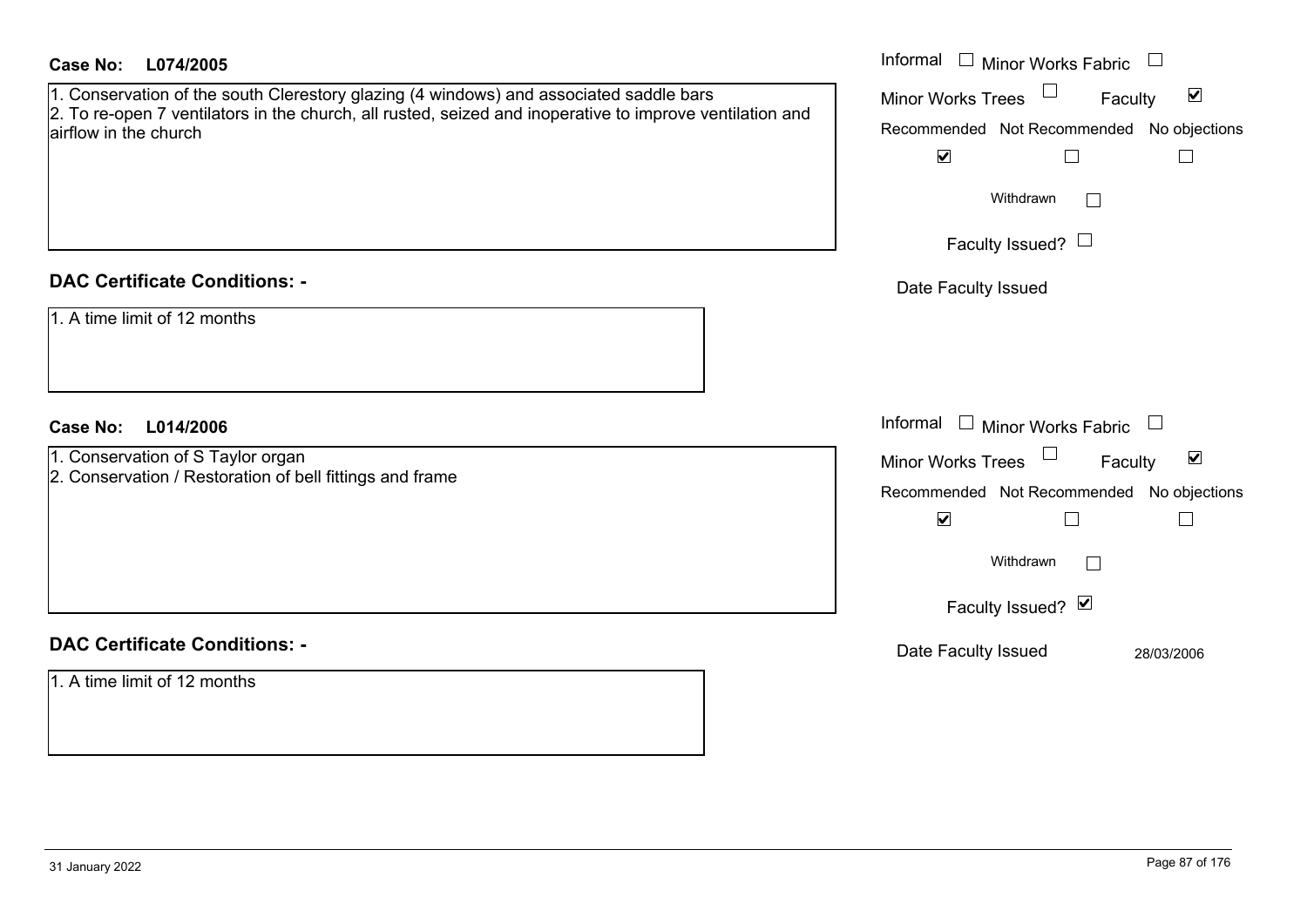**Case No: L074/2005**

1. Conservation of the south Clerestory glazing (4 windows) and associated saddle bars
2. To re-open 7 ventilators in the church, all rusted, seized and inoperative to improve ventilation and airflow in the church

Informal ☐ Minor Works Fabric ☐
Minor Works Trees ☐ Faculty ☑

Recommended ☑ Not Recommended ☐ No objections ☐

Withdrawn ☐

Faculty Issued? ☐

Date Faculty Issued

**DAC Certificate Conditions: -**

1. A time limit of 12 months

**Case No: L014/2006**

1. Conservation of S Taylor organ
2. Conservation / Restoration of bell fittings and frame

Informal ☐ Minor Works Fabric ☐
Minor Works Trees ☐ Faculty ☑

Recommended ☑ Not Recommended ☐ No objections ☐

Withdrawn ☐

Faculty Issued? ☑

Date Faculty Issued 28/03/2006

**DAC Certificate Conditions: -**

1. A time limit of 12 months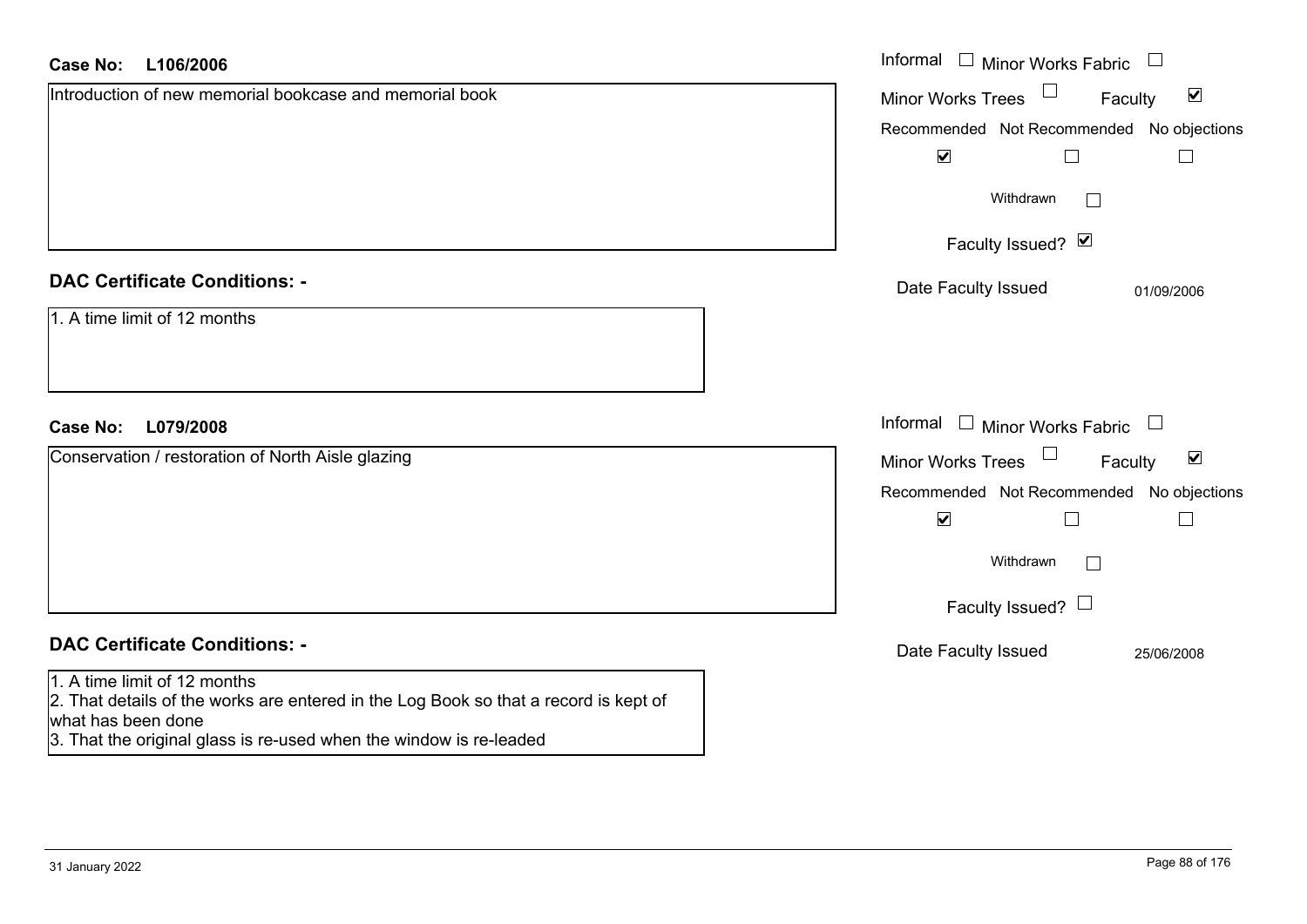**Case No:** **L106/2006**

Introduction of new memorial bookcase and memorial book

Informal ☐ Minor Works Fabric ☐
Minor Works Trees ☐ Faculty ☑

| Recommended | Not Recommended | No objections |
|---|---|---|
| ☑ | ☐ | ☐ |

Withdrawn ☐

Faculty Issued? ☑

Date Faculty Issued 01/09/2006

**DAC Certificate Conditions: -**

1. A time limit of 12 months

**Case No:** **L079/2008**

Conservation / restoration of North Aisle glazing

Informal ☐ Minor Works Fabric ☐
Minor Works Trees ☐ Faculty ☑

| Recommended | Not Recommended | No objections |
|---|---|---|
| ☑ | ☐ | ☐ |

Withdrawn ☐

Faculty Issued? ☐

Date Faculty Issued 25/06/2008

**DAC Certificate Conditions: -**

1. A time limit of 12 months
2. That details of the works are entered in the Log Book so that a record is kept of what has been done
3. That the original glass is re-used when the window is re-leaded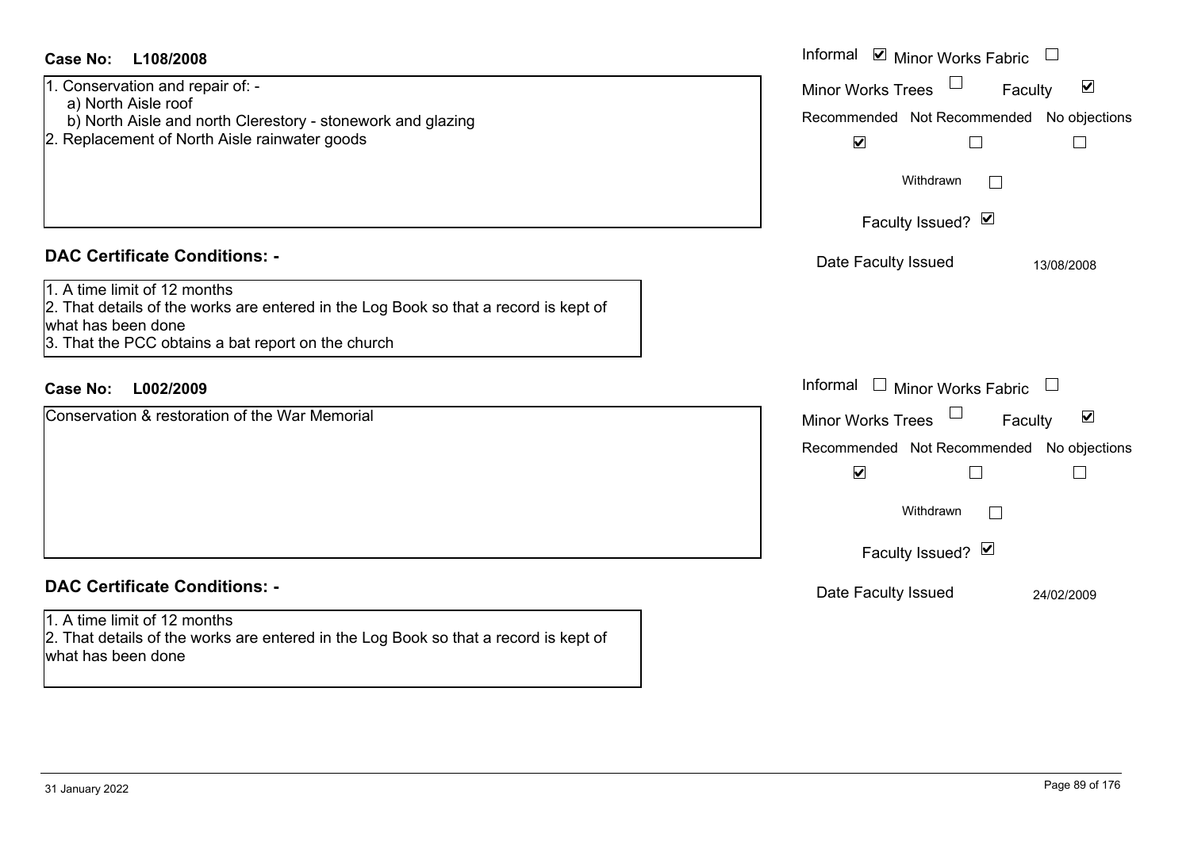**Case No: L108/2008**

1. Conservation and repair of: -
   a) North Aisle roof
   b) North Aisle and north Clerestory - stonework and glazing
2. Replacement of North Aisle rainwater goods

Informal ☑ Minor Works Fabric ☐

Minor Works Trees ☐ Faculty ☑

Recommended ☑ Not Recommended ☐ No objections ☐

Withdrawn ☐

Faculty Issued? ☑

Date Faculty Issued 13/08/2008

## DAC Certificate Conditions: -

1. A time limit of 12 months
2. That details of the works are entered in the Log Book so that a record is kept of what has been done
3. That the PCC obtains a bat report on the church

**Case No: L002/2009**

Conservation & restoration of the War Memorial

Informal ☐ Minor Works Fabric ☐

Minor Works Trees ☐ Faculty ☑

Recommended ☑ Not Recommended ☐ No objections ☐

Withdrawn ☐

Faculty Issued? ☑

Date Faculty Issued 24/02/2009

## DAC Certificate Conditions: -

1. A time limit of 12 months
2. That details of the works are entered in the Log Book so that a record is kept of what has been done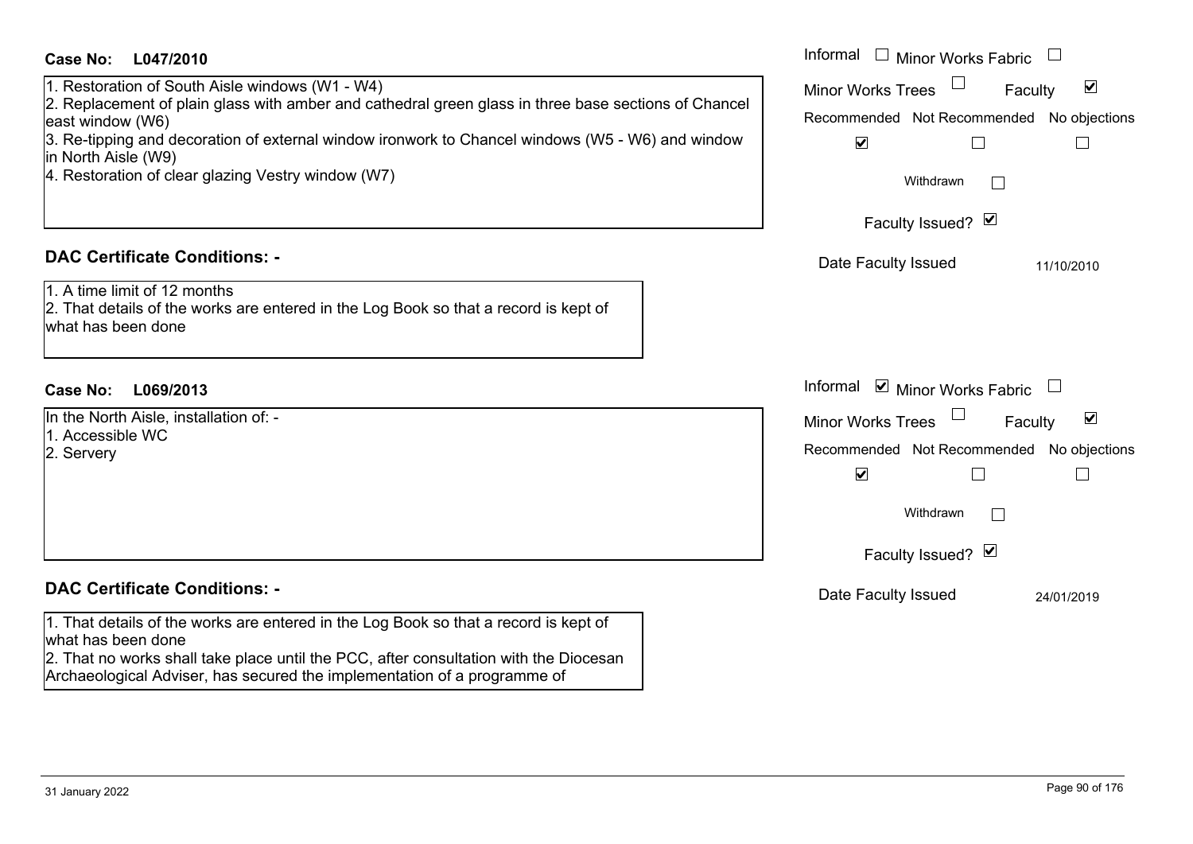**Case No: L047/2010**

1. Restoration of South Aisle windows (W1 - W4)
2. Replacement of plain glass with amber and cathedral green glass in three base sections of Chancel east window (W6)
3. Re-tipping and decoration of external window ironwork to Chancel windows (W5 - W6) and window in North Aisle (W9)
4. Restoration of clear glazing Vestry window (W7)

Informal ☐ Minor Works Fabric ☐
Minor Works Trees ☐ Faculty ☑

| Recommended | Not Recommended | No objections |
|---|---|---|
| ☑ | ☐ | ☐ |

Withdrawn ☐

Faculty Issued? ☑

Date Faculty Issued: 11/10/2010

## DAC Certificate Conditions: -

1. A time limit of 12 months
2. That details of the works are entered in the Log Book so that a record is kept of what has been done

**Case No: L069/2013**

In the North Aisle, installation of: -
1. Accessible WC
2. Servery

Informal ☑ Minor Works Fabric ☐
Minor Works Trees ☐ Faculty ☑

| Recommended | Not Recommended | No objections |
|---|---|---|
| ☑ | ☐ | ☐ |

Withdrawn ☐

Faculty Issued? ☑

Date Faculty Issued: 24/01/2019

## DAC Certificate Conditions: -

1. That details of the works are entered in the Log Book so that a record is kept of what has been done
2. That no works shall take place until the PCC, after consultation with the Diocesan Archaeological Adviser, has secured the implementation of a programme of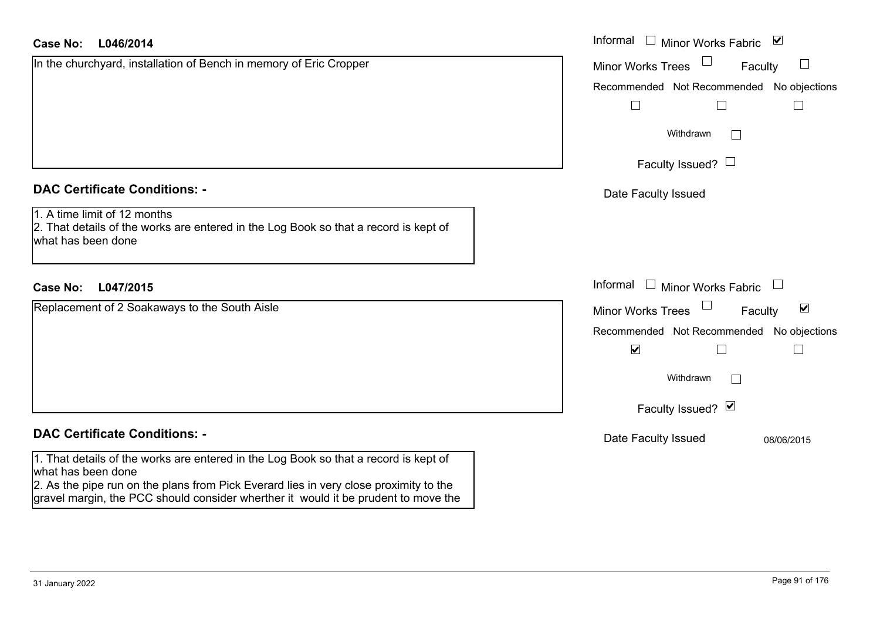**Case No: L046/2014**

In the churchyard, installation of Bench in memory of Eric Cropper

Informal ☐ Minor Works Fabric ☑

Minor Works Trees ☐ Faculty ☐

Recommended ☐ Not Recommended ☐ No objections ☐

Withdrawn ☐

Faculty Issued? ☐

Date Faculty Issued

## DAC Certificate Conditions: -

1. A time limit of 12 months
2. That details of the works are entered in the Log Book so that a record is kept of what has been done

**Case No: L047/2015**

Replacement of 2 Soakaways to the South Aisle

Informal ☐ Minor Works Fabric ☐

Minor Works Trees ☐ Faculty ☑

Recommended ☑ Not Recommended ☐ No objections ☐

Withdrawn ☐

Faculty Issued? ☑

Date Faculty Issued 08/06/2015

## DAC Certificate Conditions: -

1. That details of the works are entered in the Log Book so that a record is kept of what has been done
2. As the pipe run on the plans from Pick Everard lies in very close proximity to the gravel margin, the PCC should consider wherther it would it be prudent to move the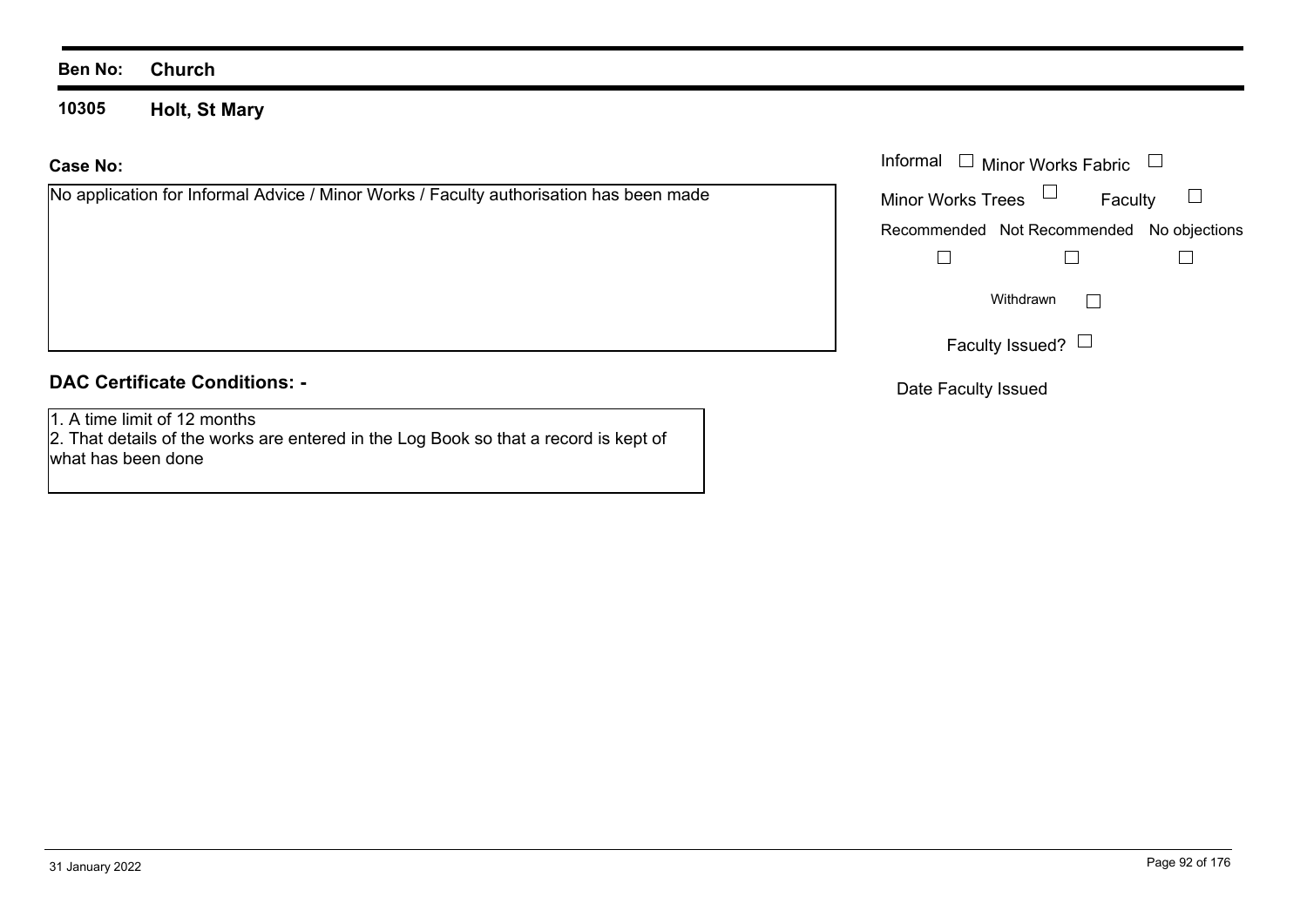**Ben No:** **Church**

## 10305 Holt, St Mary

**Case No:**

No application for Informal Advice / Minor Works / Faculty authorisation has been made

Informal ☐ Minor Works Fabric ☐

Minor Works Trees ☐ Faculty ☐

| Recommended | Not Recommended | No objections |
| --- | --- | --- |
| ☐ | ☐ | ☐ |

Withdrawn ☐

Faculty Issued? ☐

Date Faculty Issued

### DAC Certificate Conditions: -

1. A time limit of 12 months
2. That details of the works are entered in the Log Book so that a record is kept of what has been done

31 January 2022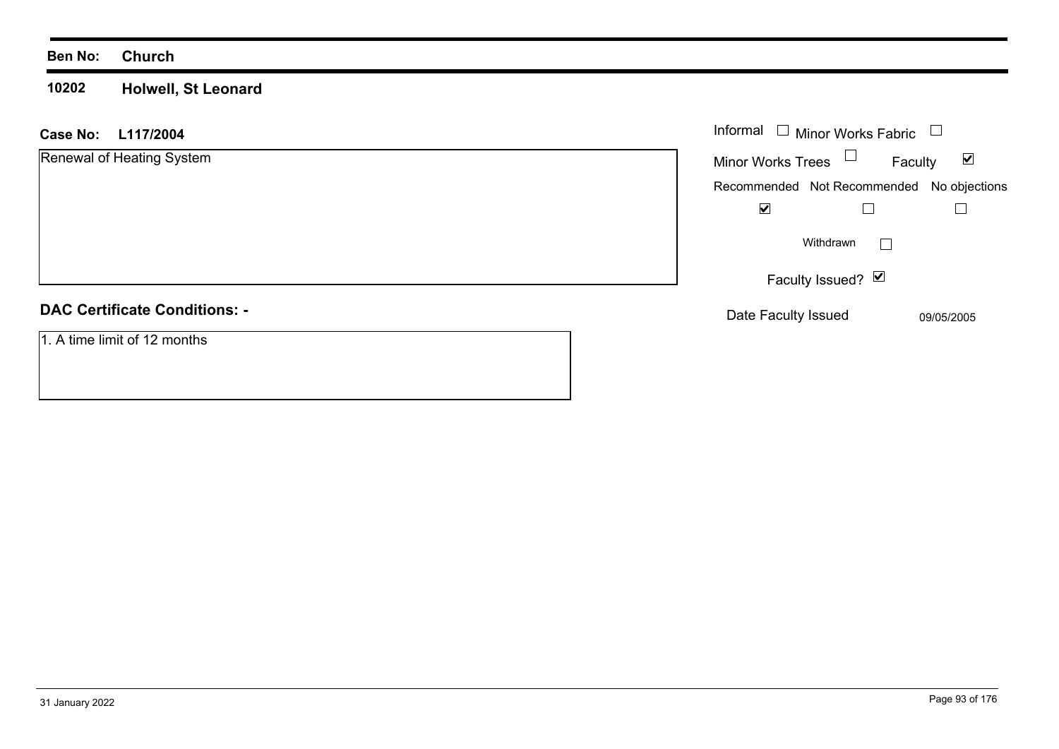**Ben No:** **Church**

**10202** **Holwell, St Leonard**

**Case No:** **L117/2004**

Renewal of Heating System

Informal ☐ Minor Works Fabric ☐

Minor Works Trees ☐ Faculty ☑

Recommended ☑ Not Recommended ☐ No objections ☐

Withdrawn ☐

Faculty Issued? ☑

Date Faculty Issued 09/05/2005

## DAC Certificate Conditions: -

1. A time limit of 12 months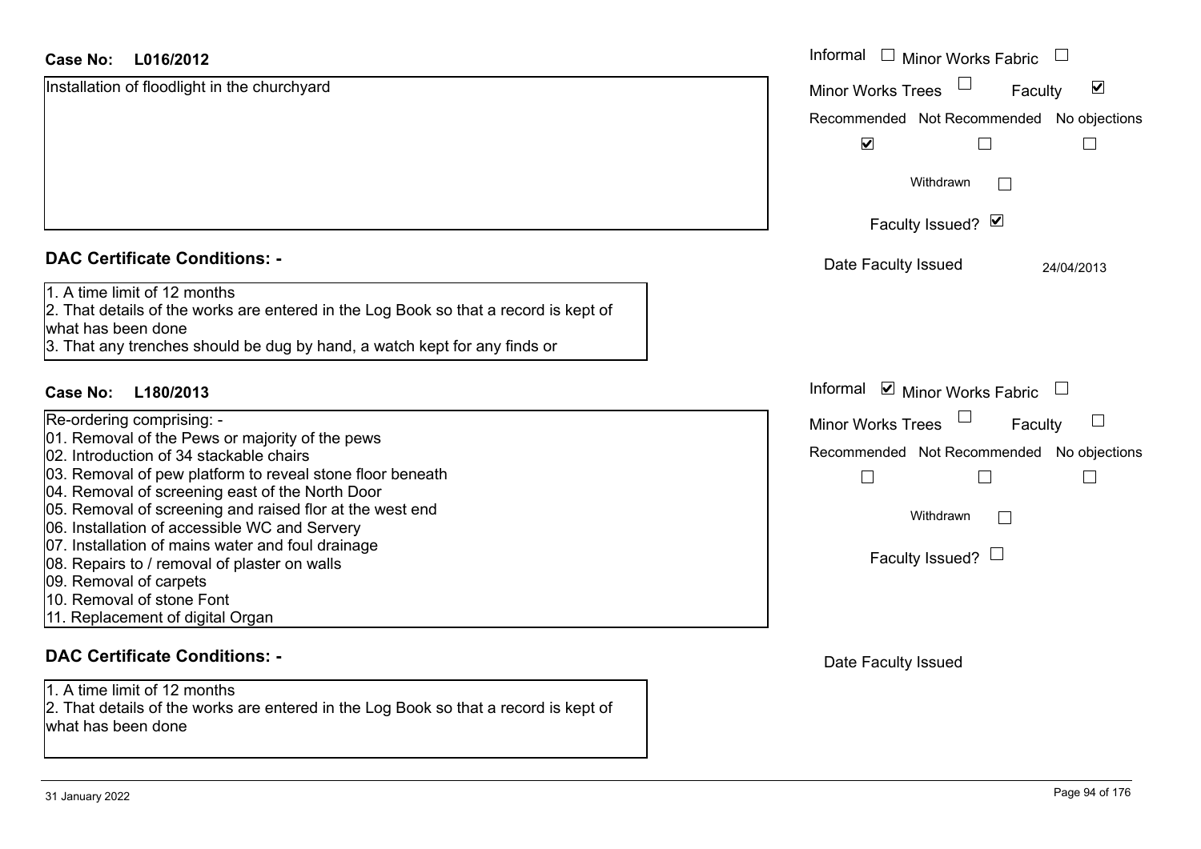**Case No: L016/2012**

Installation of floodlight in the churchyard

Informal ☐ Minor Works Fabric ☐
Minor Works Trees ☐ Faculty ☑
Recommended ☑ Not Recommended ☐ No objections ☐
Withdrawn ☐
Faculty Issued? ☑
Date Faculty Issued 24/04/2013

## DAC Certificate Conditions: -

1. A time limit of 12 months
2. That details of the works are entered in the Log Book so that a record is kept of what has been done
3. That any trenches should be dug by hand, a watch kept for any finds or

**Case No: L180/2013**

Re-ordering comprising: -
01. Removal of the Pews or majority of the pews
02. Introduction of 34 stackable chairs
03. Removal of pew platform to reveal stone floor beneath
04. Removal of screening east of the North Door
05. Removal of screening and raised flor at the west end
06. Installation of accessible WC and Servery
07. Installation of mains water and foul drainage
08. Repairs to / removal of plaster on walls
09. Removal of carpets
10. Removal of stone Font
11. Replacement of digital Organ

Informal ☑ Minor Works Fabric ☐
Minor Works Trees ☐ Faculty ☐
Recommended ☐ Not Recommended ☐ No objections ☐
Withdrawn ☐
Faculty Issued? ☐
Date Faculty Issued

## DAC Certificate Conditions: -

1. A time limit of 12 months
2. That details of the works are entered in the Log Book so that a record is kept of what has been done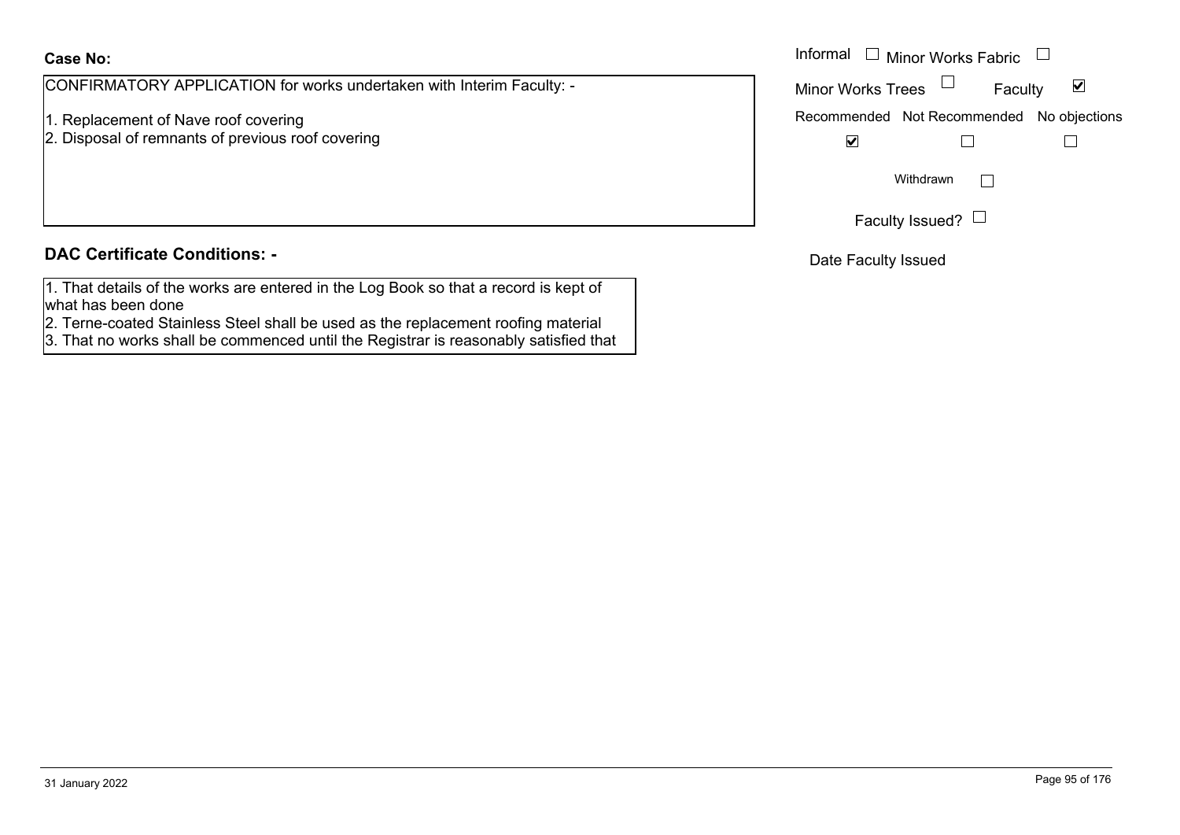**Case No:**

CONFIRMATORY APPLICATION for works undertaken with Interim Faculty: -

1. Replacement of Nave roof covering
2. Disposal of remnants of previous roof covering

Informal ☐ Minor Works Fabric ☐

Minor Works Trees ☐ Faculty ☑

| Recommended | Not Recommended | No objections |
|---|---|---|
| ☑ | ☐ | ☐ |

Withdrawn ☐

Faculty Issued? ☐

Date Faculty Issued

**DAC Certificate Conditions: -**

1. That details of the works are entered in the Log Book so that a record is kept of what has been done
2. Terne-coated Stainless Steel shall be used as the replacement roofing material
3. That no works shall be commenced until the Registrar is reasonably satisfied that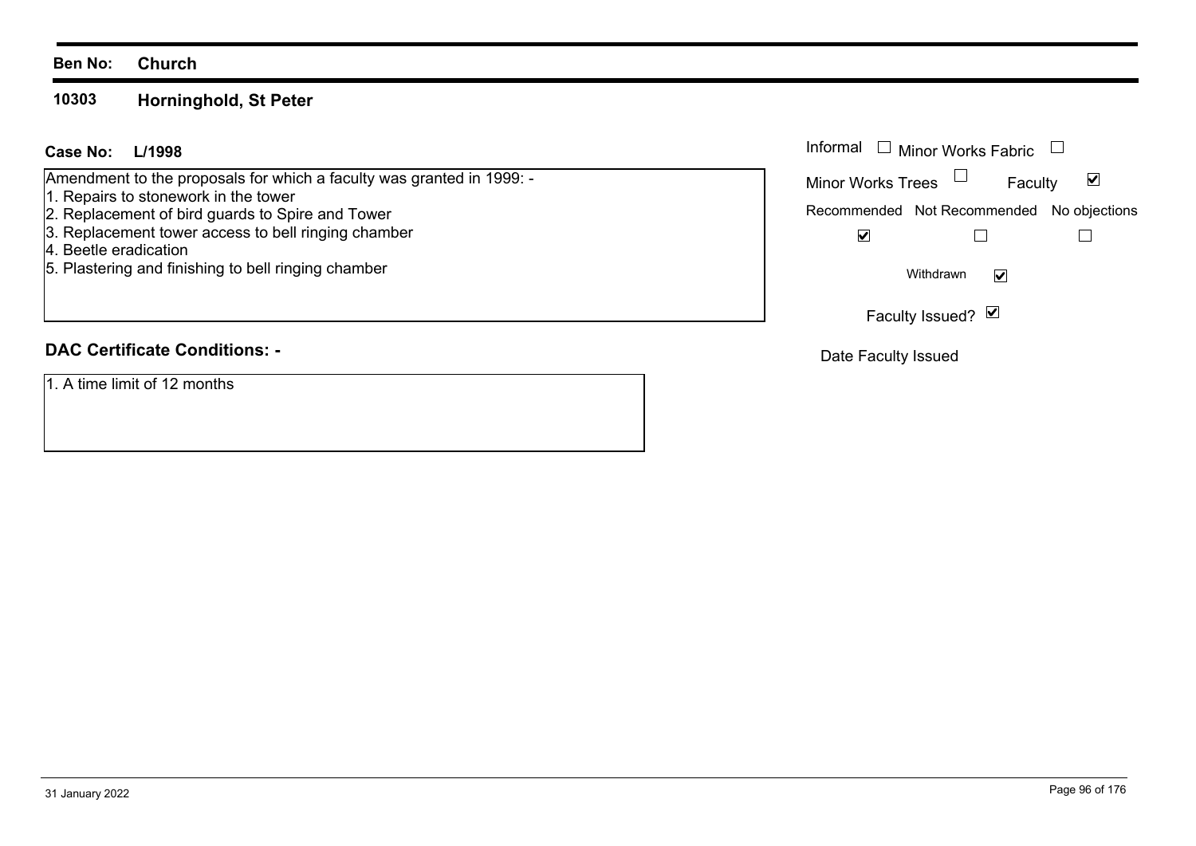**Ben No:** **Church**

## 10303 Horninghold, St Peter

**Case No:** **L/1998**

Amendment to the proposals for which a faculty was granted in 1999: -
1. Repairs to stonework in the tower
2. Replacement of bird guards to Spire and Tower
3. Replacement tower access to bell ringing chamber
4. Beetle eradication
5. Plastering and finishing to bell ringing chamber

Informal ☐ Minor Works Fabric ☐

Minor Works Trees ☐ Faculty ☑

Recommended ☑ Not Recommended ☐ No objections ☐

Withdrawn ☑

Faculty Issued? ☑

Date Faculty Issued

### DAC Certificate Conditions: -

1. A time limit of 12 months

31 January 2022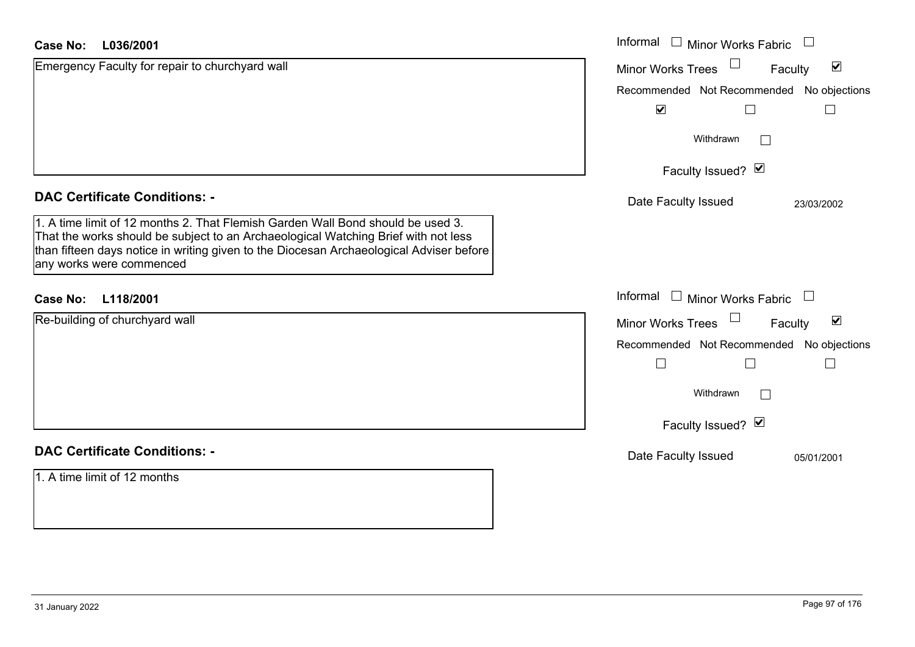**Case No: L036/2001**

Emergency Faculty for repair to churchyard wall

Informal ☐ Minor Works Fabric ☐
Minor Works Trees ☐ Faculty ☑

| Recommended | Not Recommended | No objections |
|---|---|---|
| ☑ | ☐ | ☐ |

Withdrawn ☐

Faculty Issued? ☑

Date Faculty Issued 23/03/2002

## DAC Certificate Conditions: -

1. A time limit of 12 months 2. That Flemish Garden Wall Bond should be used 3. That the works should be subject to an Archaeological Watching Brief with not less than fifteen days notice in writing given to the Diocesan Archaeological Adviser before any works were commenced

**Case No: L118/2001**

Re-building of churchyard wall

Informal ☐ Minor Works Fabric ☐
Minor Works Trees ☐ Faculty ☑

| Recommended | Not Recommended | No objections |
|---|---|---|
| ☐ | ☐ | ☐ |

Withdrawn ☐

Faculty Issued? ☑

Date Faculty Issued 05/01/2001

## DAC Certificate Conditions: -

1. A time limit of 12 months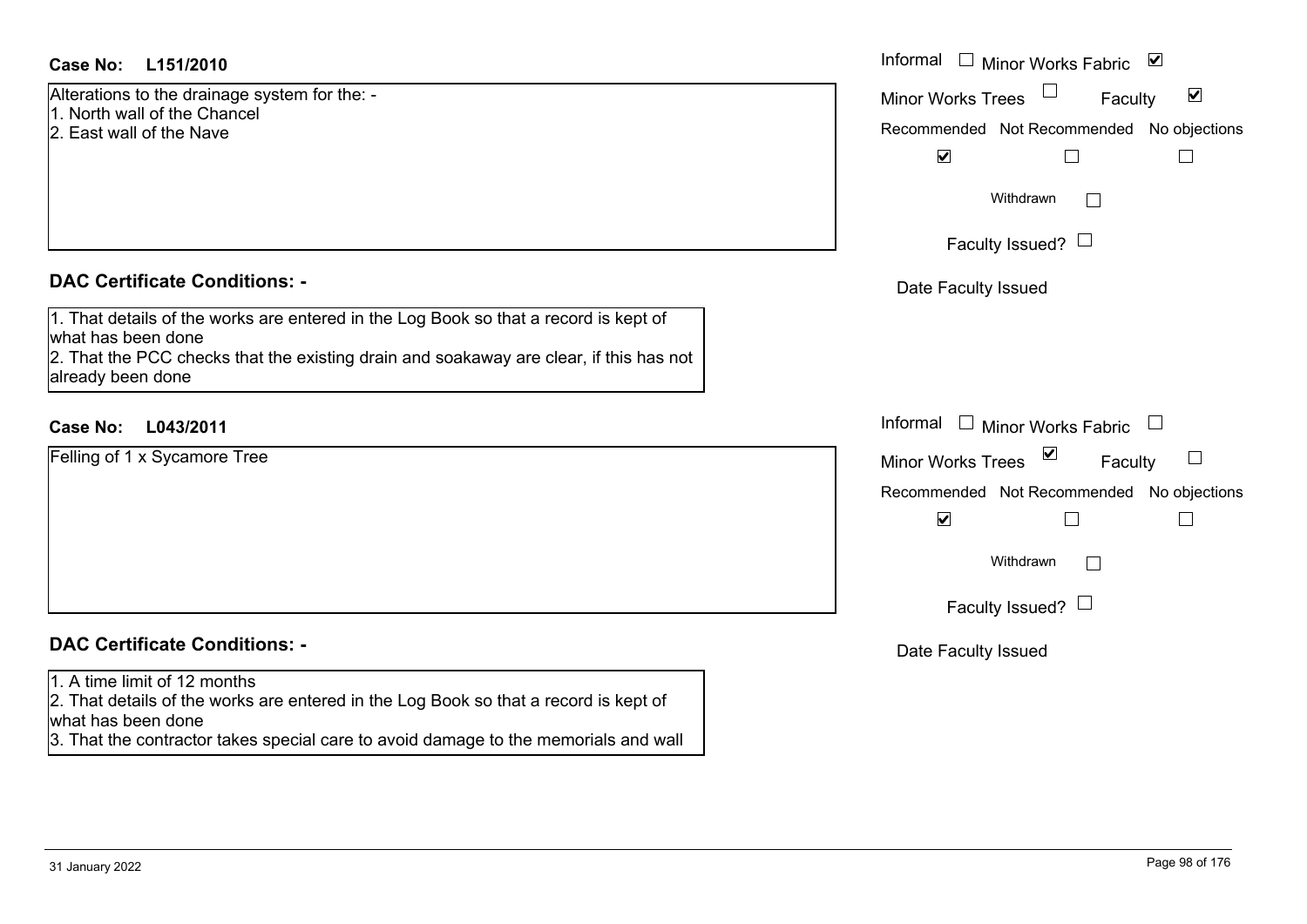**Case No: L151/2010**

Alterations to the drainage system for the: -
1. North wall of the Chancel
2. East wall of the Nave

Informal ☐ Minor Works Fabric ☑
Minor Works Trees ☐ Faculty ☑

| Recommended | Not Recommended | No objections |
|---|---|---|
| ☑ | ☐ | ☐ |

Withdrawn ☐

Faculty Issued? ☐

Date Faculty Issued

**DAC Certificate Conditions: -**

1. That details of the works are entered in the Log Book so that a record is kept of what has been done
2. That the PCC checks that the existing drain and soakaway are clear, if this has not already been done

**Case No: L043/2011**

Felling of 1 x Sycamore Tree

Informal ☐ Minor Works Fabric ☐
Minor Works Trees ☑ Faculty ☐

| Recommended | Not Recommended | No objections |
|---|---|---|
| ☑ | ☐ | ☐ |

Withdrawn ☐

Faculty Issued? ☐

Date Faculty Issued

**DAC Certificate Conditions: -**

1. A time limit of 12 months
2. That details of the works are entered in the Log Book so that a record is kept of what has been done
3. That the contractor takes special care to avoid damage to the memorials and wall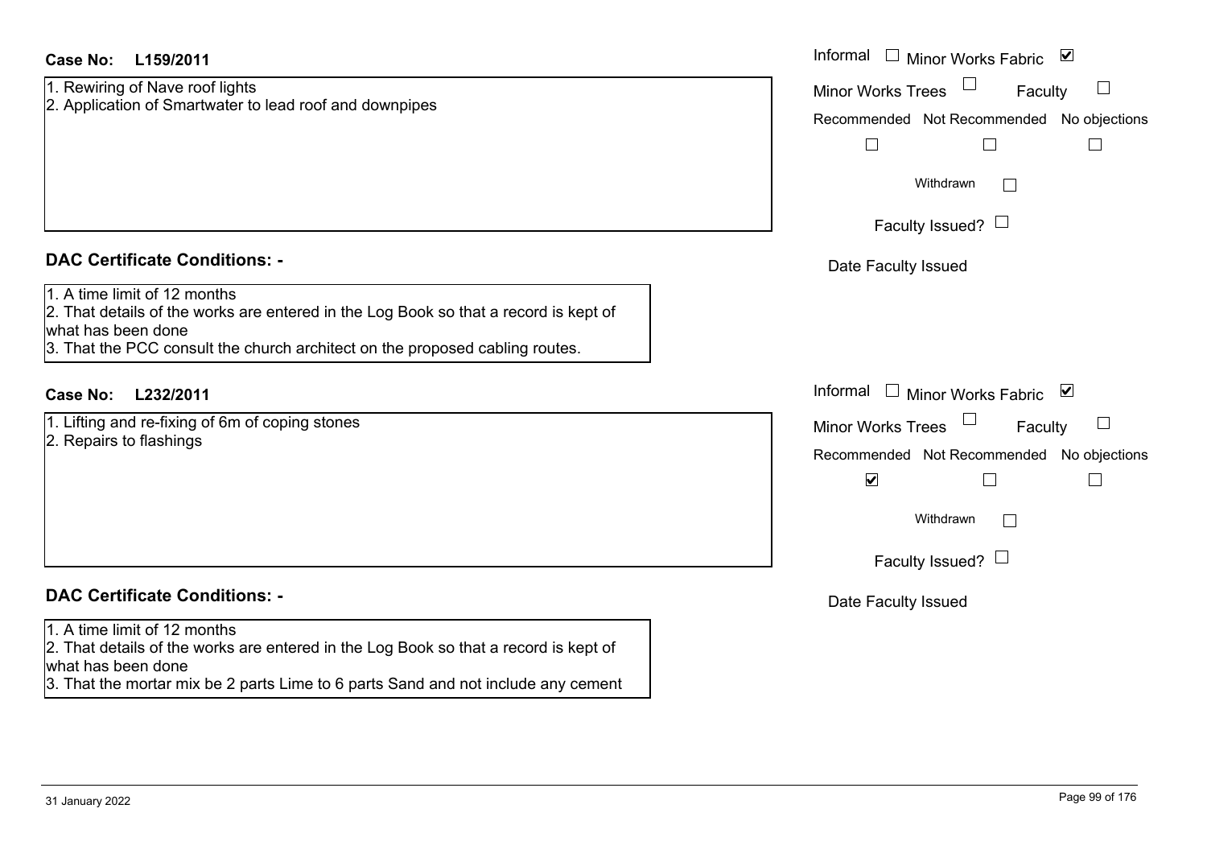**Case No: L159/2011**

1. Rewiring of Nave roof lights
2. Application of Smartwater to lead roof and downpipes

Informal ☐ Minor Works Fabric ☑

Minor Works Trees ☐ Faculty ☐

Recommended ☐ Not Recommended ☐ No objections ☐

Withdrawn ☐

Faculty Issued? ☐

Date Faculty Issued

**DAC Certificate Conditions: -**

1. A time limit of 12 months
2. That details of the works are entered in the Log Book so that a record is kept of what has been done
3. That the PCC consult the church architect on the proposed cabling routes.

**Case No: L232/2011**

1. Lifting and re-fixing of 6m of coping stones
2. Repairs to flashings

Informal ☐ Minor Works Fabric ☑

Minor Works Trees ☐ Faculty ☐

Recommended ☑ Not Recommended ☐ No objections ☐

Withdrawn ☐

Faculty Issued? ☐

Date Faculty Issued

**DAC Certificate Conditions: -**

1. A time limit of 12 months
2. That details of the works are entered in the Log Book so that a record is kept of what has been done
3. That the mortar mix be 2 parts Lime to 6 parts Sand and not include any cement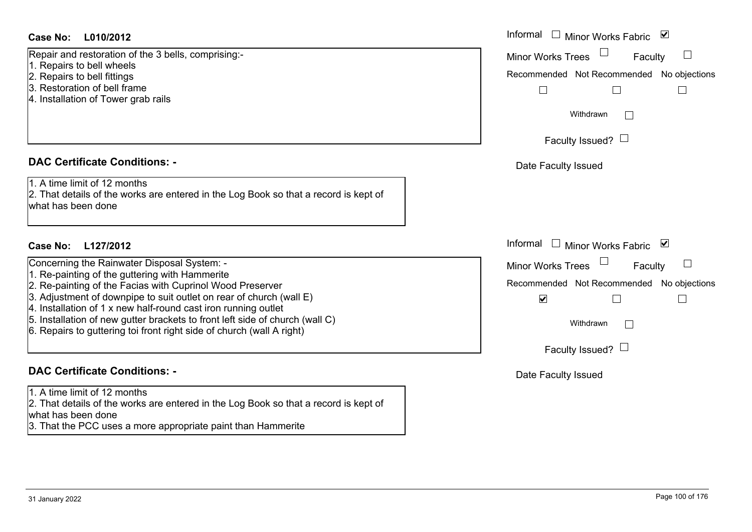**Case No: L010/2012**

Informal ☐ Minor Works Fabric ☑

Minor Works Trees ☐ Faculty ☐

Repair and restoration of the 3 bells, comprising:-
1. Repairs to bell wheels
2. Repairs to bell fittings
3. Restoration of bell frame
4. Installation of Tower grab rails

Recommended ☐ Not Recommended ☐ No objections ☐

Withdrawn ☐

Faculty Issued? ☐

Date Faculty Issued

**DAC Certificate Conditions: -**

1. A time limit of 12 months
2. That details of the works are entered in the Log Book so that a record is kept of what has been done

**Case No: L127/2012**

Informal ☐ Minor Works Fabric ☑

Minor Works Trees ☐ Faculty ☐

Concerning the Rainwater Disposal System: -
1. Re-painting of the guttering with Hammerite
2. Re-painting of the Facias with Cuprinol Wood Preserver
3. Adjustment of downpipe to suit outlet on rear of church (wall E)
4. Installation of 1 x new half-round cast iron running outlet
5. Installation of new gutter brackets to front left side of church (wall C)
6. Repairs to guttering toi front right side of church (wall A right)

Recommended ☑ Not Recommended ☐ No objections ☐

Withdrawn ☐

Faculty Issued? ☐

Date Faculty Issued

**DAC Certificate Conditions: -**

1. A time limit of 12 months
2. That details of the works are entered in the Log Book so that a record is kept of what has been done
3. That the PCC uses a more appropriate paint than Hammerite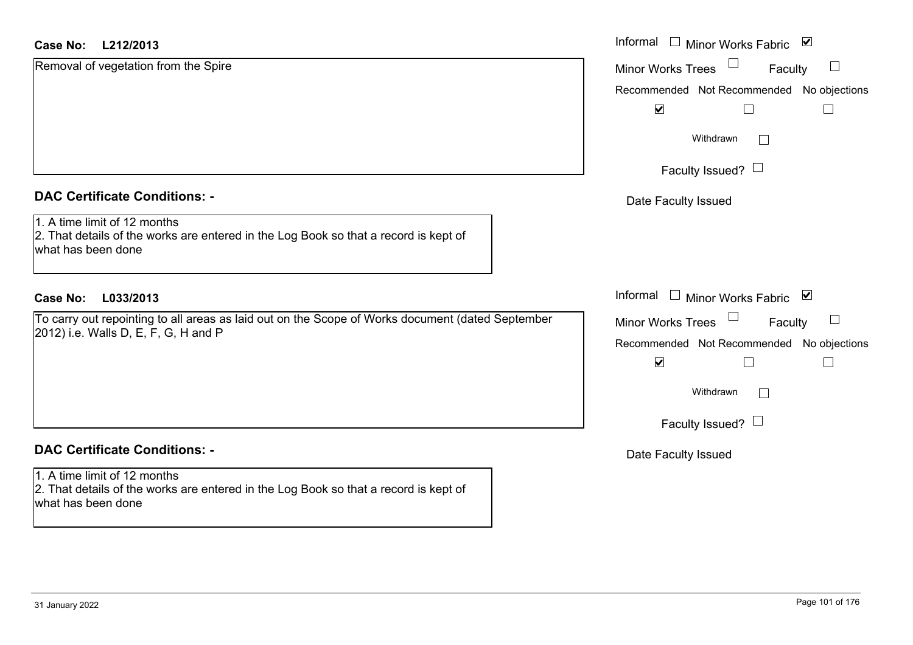**Case No: L212/2013**

Removal of vegetation from the Spire

Informal ☐ Minor Works Fabric ☑
Minor Works Trees ☐ Faculty ☐

Recommended ☑ Not Recommended ☐ No objections ☐

Withdrawn ☐

Faculty Issued? ☐

Date Faculty Issued

**DAC Certificate Conditions: -**

1. A time limit of 12 months
2. That details of the works are entered in the Log Book so that a record is kept of what has been done

**Case No: L033/2013**

To carry out repointing to all areas as laid out on the Scope of Works document (dated September 2012) i.e. Walls D, E, F, G, H and P

Informal ☐ Minor Works Fabric ☑
Minor Works Trees ☐ Faculty ☐

Recommended ☑ Not Recommended ☐ No objections ☐

Withdrawn ☐

Faculty Issued? ☐

Date Faculty Issued

**DAC Certificate Conditions: -**

1. A time limit of 12 months
2. That details of the works are entered in the Log Book so that a record is kept of what has been done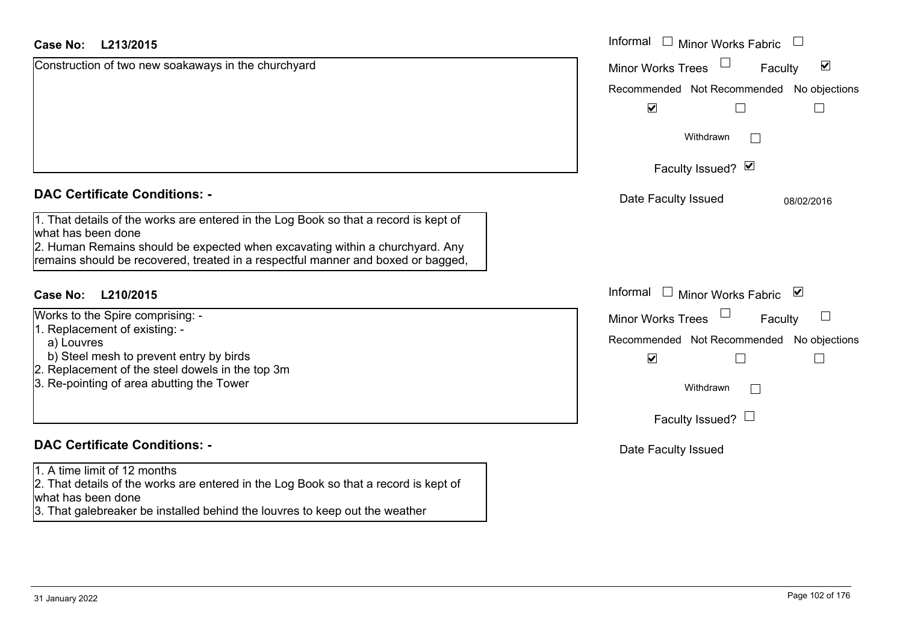**Case No: L213/2015**

Construction of two new soakaways in the churchyard

Informal ☐ Minor Works Fabric ☐
Minor Works Trees ☐ Faculty ☑
Recommended ☑ Not Recommended ☐ No objections ☐
Withdrawn ☐
Faculty Issued? ☑
Date Faculty Issued 08/02/2016

**DAC Certificate Conditions: -**

1. That details of the works are entered in the Log Book so that a record is kept of what has been done
2. Human Remains should be expected when excavating within a churchyard. Any remains should be recovered, treated in a respectful manner and boxed or bagged,

**Case No: L210/2015**

Works to the Spire comprising: -
1. Replacement of existing: -
   a) Louvres
   b) Steel mesh to prevent entry by birds
2. Replacement of the steel dowels in the top 3m
3. Re-pointing of area abutting the Tower

Informal ☐ Minor Works Fabric ☑
Minor Works Trees ☐ Faculty ☐
Recommended ☑ Not Recommended ☐ No objections ☐
Withdrawn ☐
Faculty Issued? ☐
Date Faculty Issued

**DAC Certificate Conditions: -**

1. A time limit of 12 months
2. That details of the works are entered in the Log Book so that a record is kept of what has been done
3. That galebreaker be installed behind the louvres to keep out the weather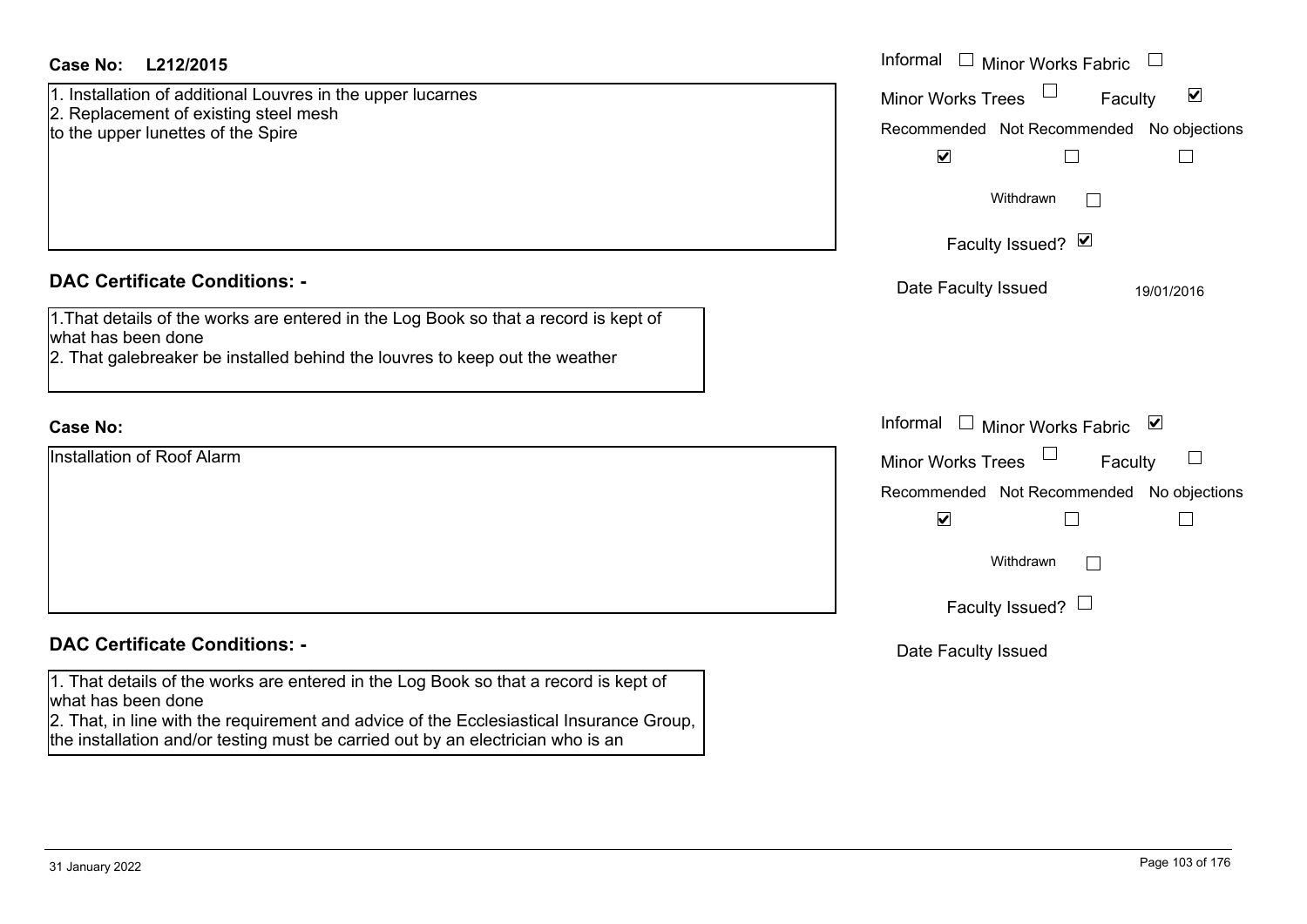**Case No: L212/2015**

1. Installation of additional Louvres in the upper lucarnes
2. Replacement of existing steel mesh
to the upper lunettes of the Spire

Informal ☐ Minor Works Fabric ☐
Minor Works Trees ☐ Faculty ☑

| Recommended | Not Recommended | No objections |
|---|---|---|
| ☑ | ☐ | ☐ |

Withdrawn ☐

Faculty Issued? ☑

Date Faculty Issued 19/01/2016

## DAC Certificate Conditions: -

1.That details of the works are entered in the Log Book so that a record is kept of what has been done
2. That galebreaker be installed behind the louvres to keep out the weather

**Case No:**

Installation of Roof Alarm

Informal ☐ Minor Works Fabric ☑
Minor Works Trees ☐ Faculty ☐

| Recommended | Not Recommended | No objections |
|---|---|---|
| ☑ | ☐ | ☐ |

Withdrawn ☐

Faculty Issued? ☐

Date Faculty Issued

## DAC Certificate Conditions: -

1. That details of the works are entered in the Log Book so that a record is kept of what has been done
2. That, in line with the requirement and advice of the Ecclesiastical Insurance Group, the installation and/or testing must be carried out by an electrician who is an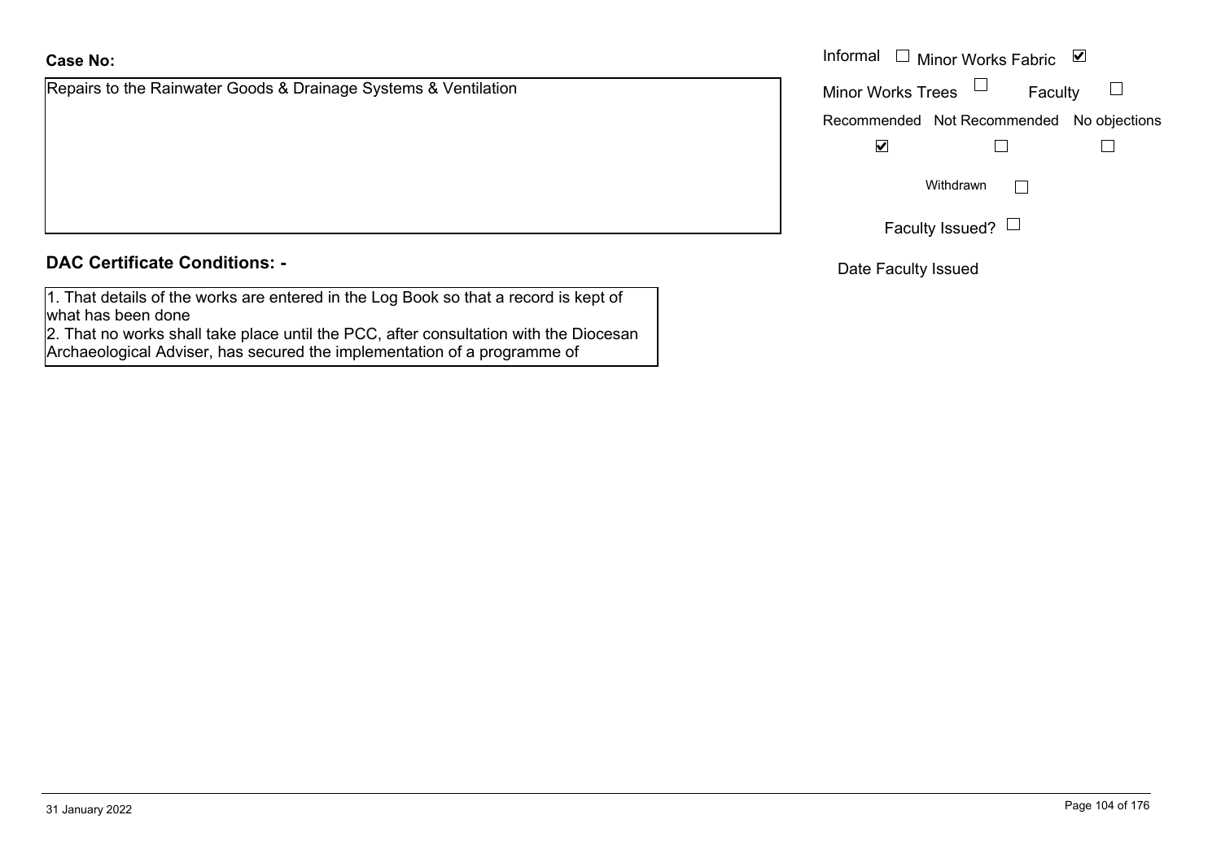**Case No:**

Repairs to the Rainwater Goods & Drainage Systems & Ventilation

Informal ☐ Minor Works Fabric ☑

Minor Works Trees ☐ Faculty ☐

| Recommended | Not Recommended | No objections |
| --- | --- | --- |
| ☑ | ☐ | ☐ |

Withdrawn ☐

Faculty Issued? ☐

Date Faculty Issued

**DAC Certificate Conditions: -**

1. That details of the works are entered in the Log Book so that a record is kept of what has been done
2. That no works shall take place until the PCC, after consultation with the Diocesan Archaeological Adviser, has secured the implementation of a programme of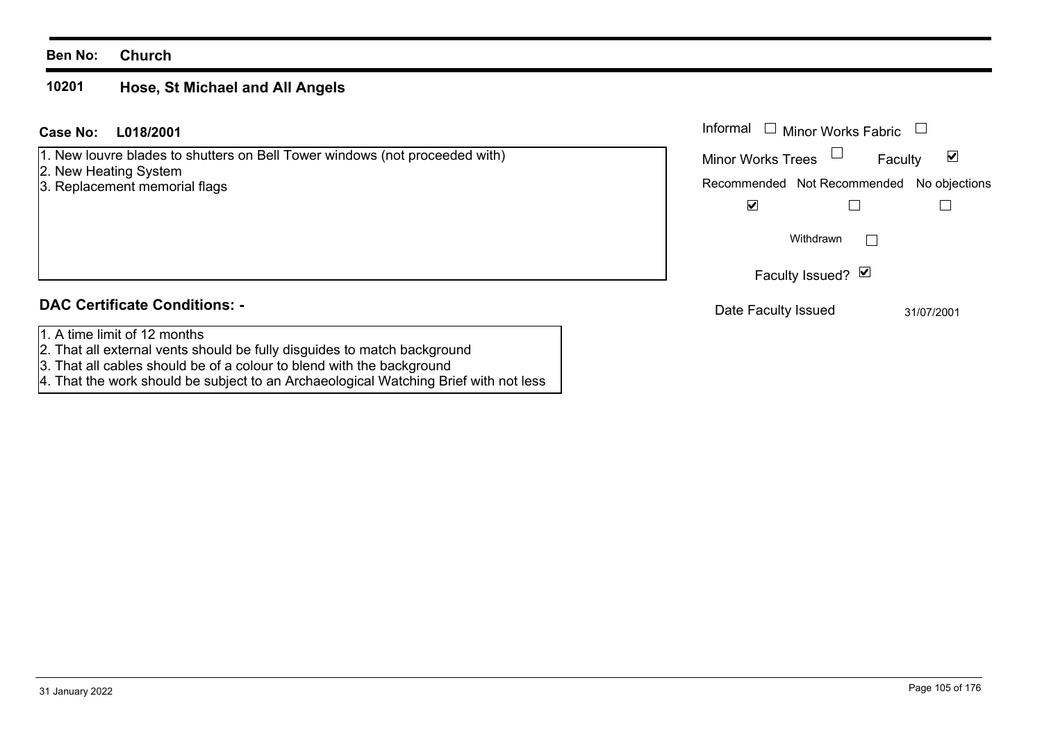**Ben No:** **Church**

## 10201 Hose, St Michael and All Angels

**Case No:** **L018/2001**

1. New louvre blades to shutters on Bell Tower windows (not proceeded with)
2. New Heating System
3. Replacement memorial flags

Informal ☐ Minor Works Fabric ☐

Minor Works Trees ☐ Faculty ☑

| Recommended | Not Recommended | No objections |
| --- | --- | --- |
| ☑ | ☐ | ☐ |

Withdrawn ☐

Faculty Issued? ☑

Date Faculty Issued 31/07/2001

### DAC Certificate Conditions: -

1. A time limit of 12 months
2. That all external vents should be fully disguides to match background
3. That all cables should be of a colour to blend with the background
4. That the work should be subject to an Archaeological Watching Brief with not less

31 January 2022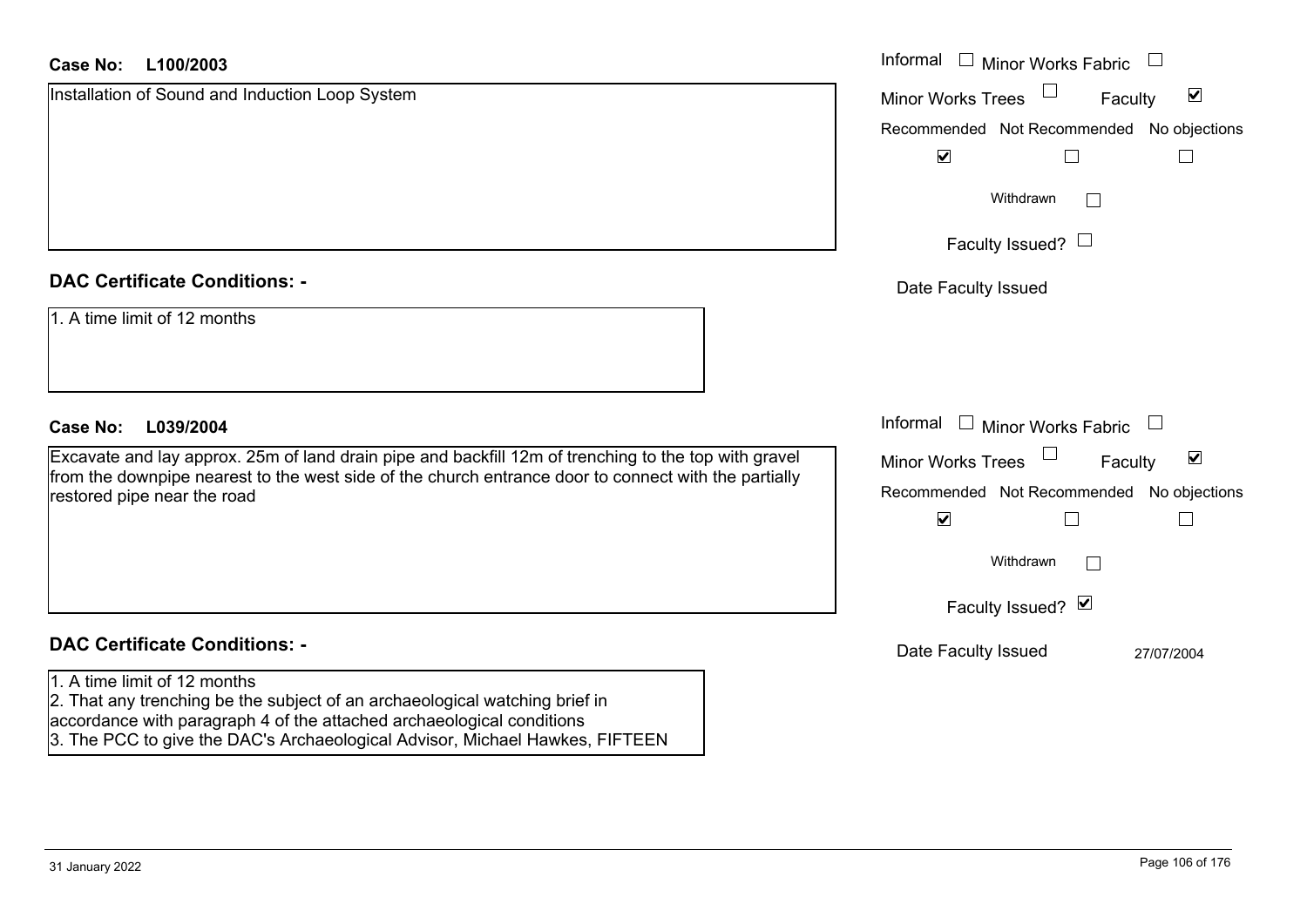**Case No: L100/2003**

Installation of Sound and Induction Loop System

Informal ☐ Minor Works Fabric ☐
Minor Works Trees ☐ Faculty ☑

Recommended ☑ Not Recommended ☐ No objections ☐

Withdrawn ☐

Faculty Issued? ☐

Date Faculty Issued

**DAC Certificate Conditions: -**

1. A time limit of 12 months

**Case No: L039/2004**

Excavate and lay approx. 25m of land drain pipe and backfill 12m of trenching to the top with gravel from the downpipe nearest to the west side of the church entrance door to connect with the partially restored pipe near the road

Informal ☐ Minor Works Fabric ☐
Minor Works Trees ☐ Faculty ☑

Recommended ☑ Not Recommended ☐ No objections ☐

Withdrawn ☐

Faculty Issued? ☑

Date Faculty Issued 27/07/2004

**DAC Certificate Conditions: -**

1. A time limit of 12 months
2. That any trenching be the subject of an archaeological watching brief in accordance with paragraph 4 of the attached archaeological conditions
3. The PCC to give the DAC's Archaeological Advisor, Michael Hawkes, FIFTEEN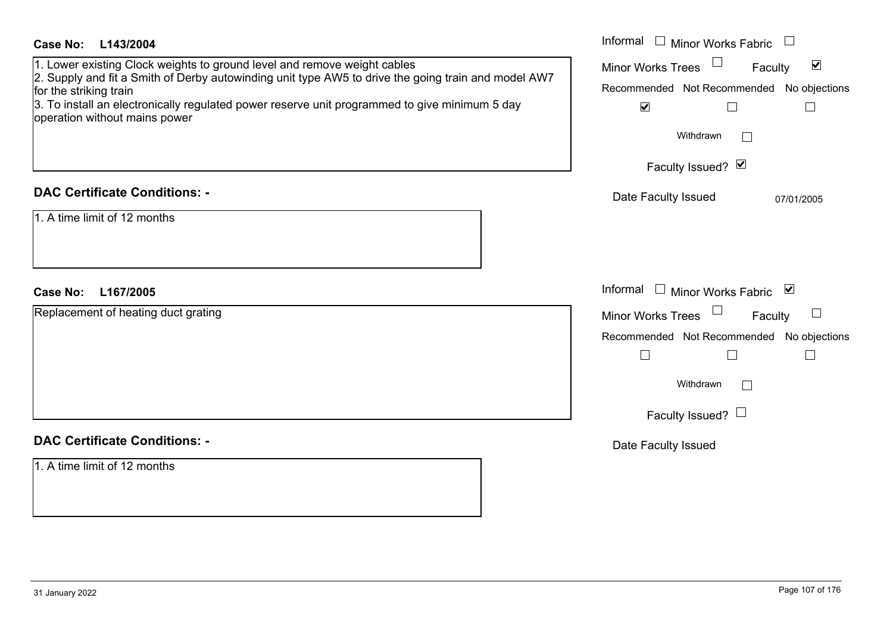**Case No: L143/2004**

1. Lower existing Clock weights to ground level and remove weight cables
2. Supply and fit a Smith of Derby autowinding unit type AW5 to drive the going train and model AW7 for the striking train
3. To install an electronically regulated power reserve unit programmed to give minimum 5 day operation without mains power

Informal ☐ Minor Works Fabric ☐
Minor Works Trees ☐ Faculty ☑
Recommended ☑ Not Recommended ☐ No objections ☐
Withdrawn ☐
Faculty Issued? ☑
Date Faculty Issued 07/01/2005

**DAC Certificate Conditions: -**

1. A time limit of 12 months

**Case No: L167/2005**

Replacement of heating duct grating

Informal ☐ Minor Works Fabric ☑
Minor Works Trees ☐ Faculty ☐
Recommended ☐ Not Recommended ☐ No objections ☐
Withdrawn ☐
Faculty Issued? ☐
Date Faculty Issued

**DAC Certificate Conditions: -**

1. A time limit of 12 months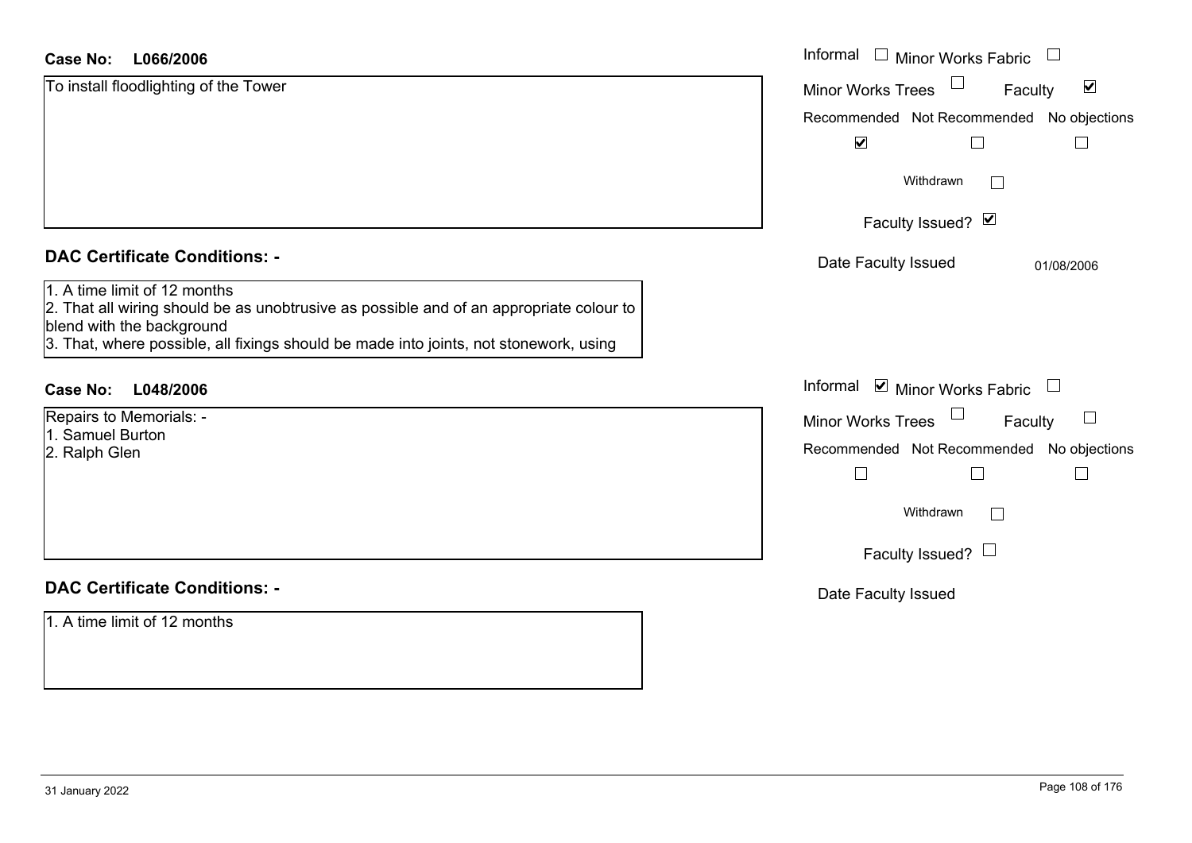**Case No: L066/2006**

To install floodlighting of the Tower

Informal ☐ Minor Works Fabric ☐
Minor Works Trees ☐ Faculty ☑

| Recommended | Not Recommended | No objections |
|---|---|---|
| ☑ | ☐ | ☐ |

Withdrawn ☐

Faculty Issued? ☑

Date Faculty Issued 01/08/2006

### DAC Certificate Conditions: -

1. A time limit of 12 months
2. That all wiring should be as unobtrusive as possible and of an appropriate colour to blend with the background
3. That, where possible, all fixings should be made into joints, not stonework, using

**Case No: L048/2006**

Repairs to Memorials: -
1. Samuel Burton
2. Ralph Glen

Informal ☑ Minor Works Fabric ☐
Minor Works Trees ☐ Faculty ☐

| Recommended | Not Recommended | No objections |
|---|---|---|
| ☐ | ☐ | ☐ |

Withdrawn ☐

Faculty Issued? ☐

Date Faculty Issued

### DAC Certificate Conditions: -

1. A time limit of 12 months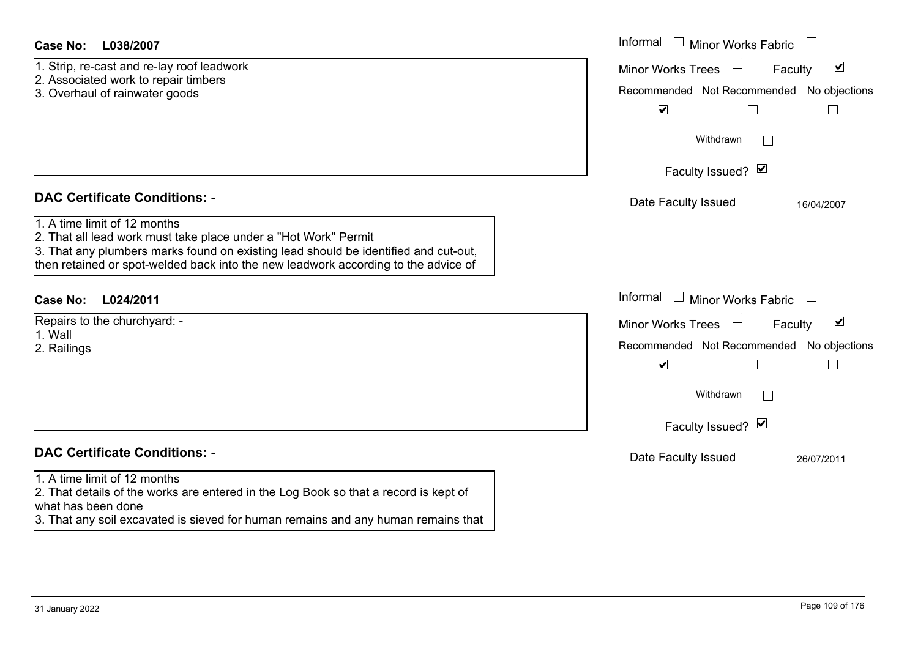**Case No: L038/2007**

1. Strip, re-cast and re-lay roof leadwork
2. Associated work to repair timbers
3. Overhaul of rainwater goods

Informal ☐ Minor Works Fabric ☐
Minor Works Trees ☐ Faculty ☑

| Recommended | Not Recommended | No objections |
| --- | --- | --- |
| ☑ | ☐ | ☐ |

Withdrawn ☐

Faculty Issued? ☑

Date Faculty Issued 16/04/2007

## DAC Certificate Conditions: -

1. A time limit of 12 months
2. That all lead work must take place under a "Hot Work" Permit
3. That any plumbers marks found on existing lead should be identified and cut-out, then retained or spot-welded back into the new leadwork according to the advice of

**Case No: L024/2011**

Repairs to the churchyard: -
1. Wall
2. Railings

Informal ☐ Minor Works Fabric ☐
Minor Works Trees ☐ Faculty ☑

| Recommended | Not Recommended | No objections |
| --- | --- | --- |
| ☑ | ☐ | ☐ |

Withdrawn ☐

Faculty Issued? ☑

Date Faculty Issued 26/07/2011

## DAC Certificate Conditions: -

1. A time limit of 12 months
2. That details of the works are entered in the Log Book so that a record is kept of what has been done
3. That any soil excavated is sieved for human remains and any human remains that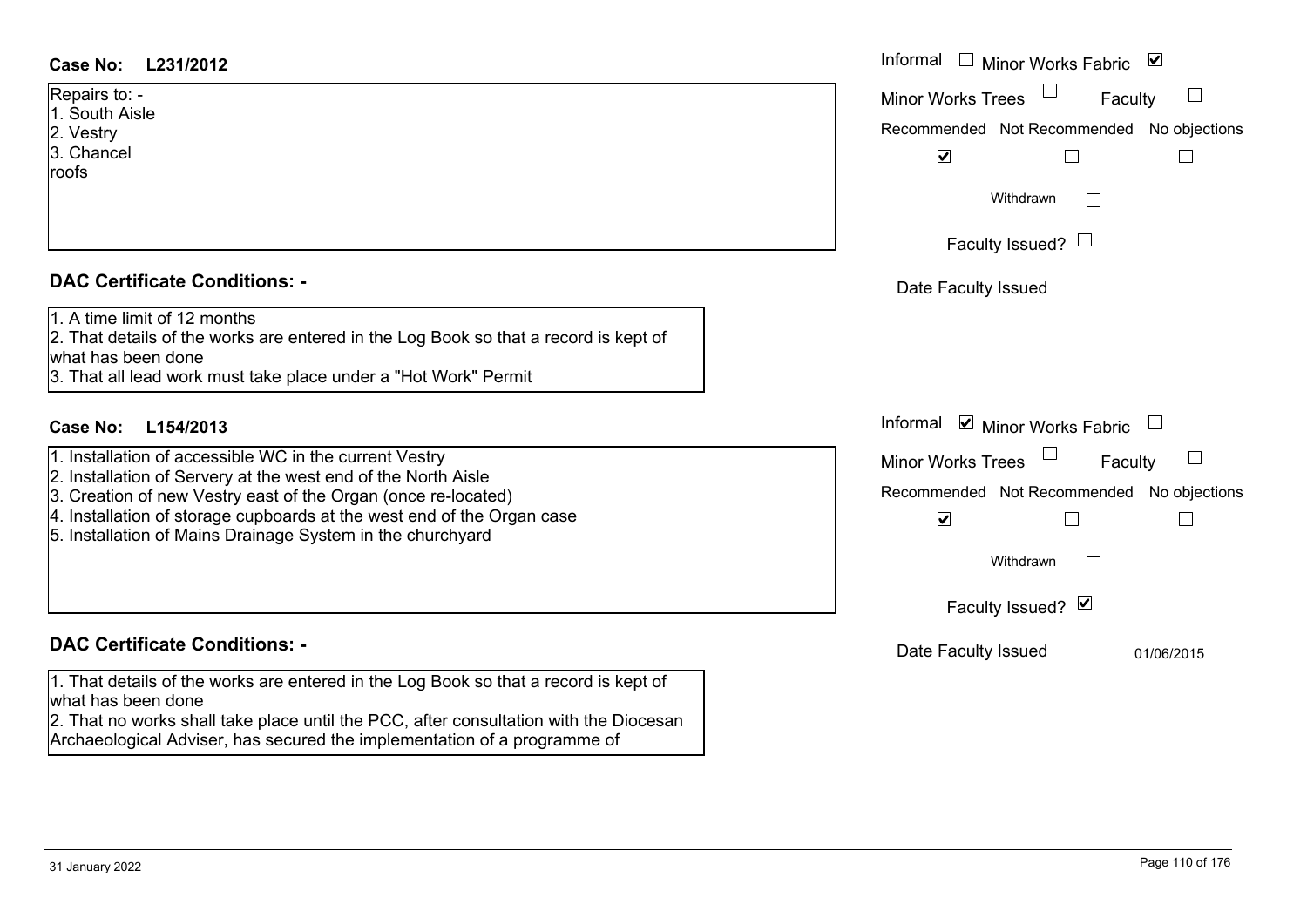**Case No: L231/2012**

Repairs to: -
1. South Aisle
2. Vestry
3. Chancel
roofs

Informal ☐ Minor Works Fabric ☑
Minor Works Trees ☐ Faculty ☐
Recommended ☑ Not Recommended ☐ No objections ☐
Withdrawn ☐
Faculty Issued? ☐
Date Faculty Issued

**DAC Certificate Conditions: -**

1. A time limit of 12 months
2. That details of the works are entered in the Log Book so that a record is kept of what has been done
3. That all lead work must take place under a "Hot Work" Permit

**Case No: L154/2013**

1. Installation of accessible WC in the current Vestry
2. Installation of Servery at the west end of the North Aisle
3. Creation of new Vestry east of the Organ (once re-located)
4. Installation of storage cupboards at the west end of the Organ case
5. Installation of Mains Drainage System in the churchyard

Informal ☑ Minor Works Fabric ☐
Minor Works Trees ☐ Faculty ☐
Recommended ☑ Not Recommended ☐ No objections ☐
Withdrawn ☐
Faculty Issued? ☑
Date Faculty Issued 01/06/2015

**DAC Certificate Conditions: -**

1. That details of the works are entered in the Log Book so that a record is kept of what has been done
2. That no works shall take place until the PCC, after consultation with the Diocesan Archaeological Adviser, has secured the implementation of a programme of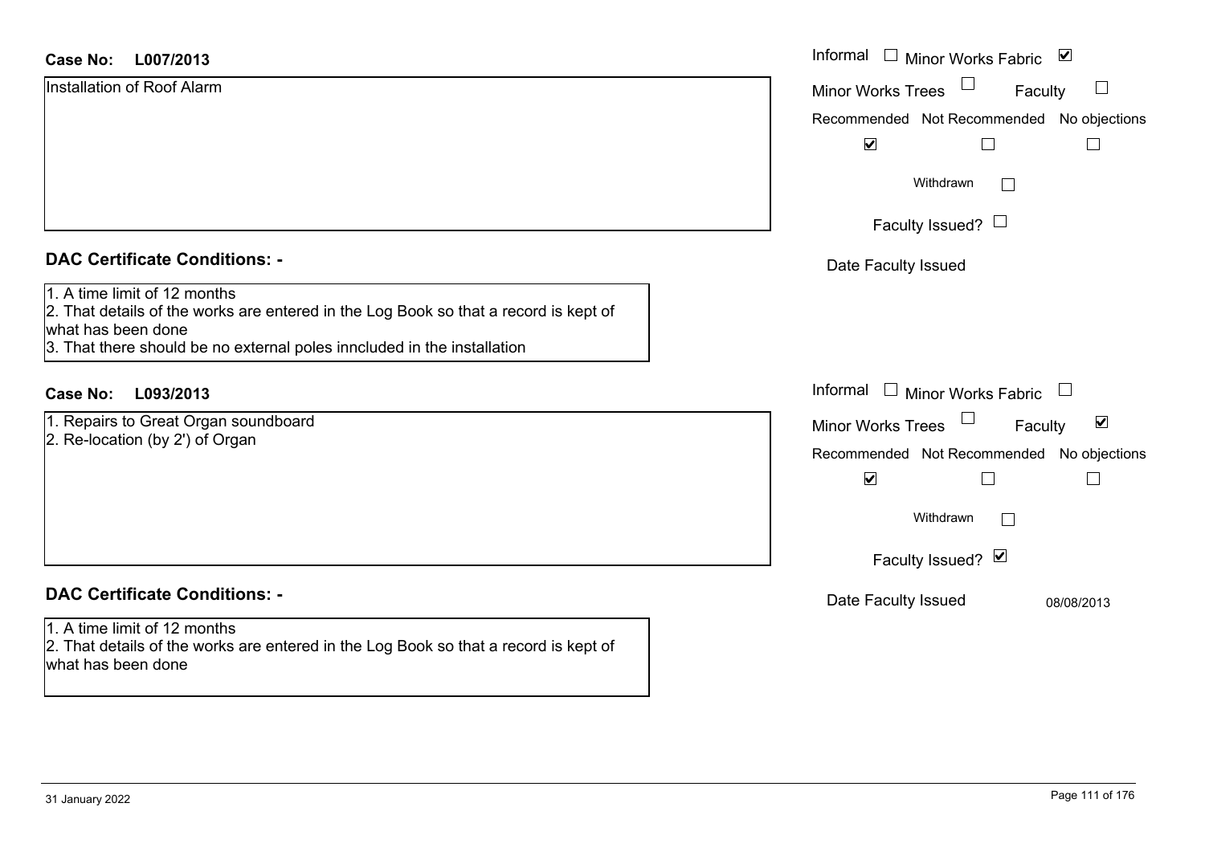**Case No: L007/2013**

Installation of Roof Alarm

| Field | Value |
| --- | --- |
| Informal | ☐ |
| Minor Works Fabric | ☑ |
| Minor Works Trees | ☐ |
| Faculty | ☐ |
| Recommended | ☑ |
| Not Recommended | ☐ |
| No objections | ☐ |
| Withdrawn | ☐ |
| Faculty Issued? | ☐ |
| Date Faculty Issued | |

## DAC Certificate Conditions: -

1. A time limit of 12 months
2. That details of the works are entered in the Log Book so that a record is kept of what has been done
3. That there should be no external poles inncluded in the installation

**Case No: L093/2013**

1. Repairs to Great Organ soundboard
2. Re-location (by 2') of Organ

| Field | Value |
| --- | --- |
| Informal | ☐ |
| Minor Works Fabric | ☐ |
| Minor Works Trees | ☐ |
| Faculty | ☑ |
| Recommended | ☑ |
| Not Recommended | ☐ |
| No objections | ☐ |
| Withdrawn | ☐ |
| Faculty Issued? | ☑ |
| Date Faculty Issued | 08/08/2013 |

## DAC Certificate Conditions: -

1. A time limit of 12 months
2. That details of the works are entered in the Log Book so that a record is kept of what has been done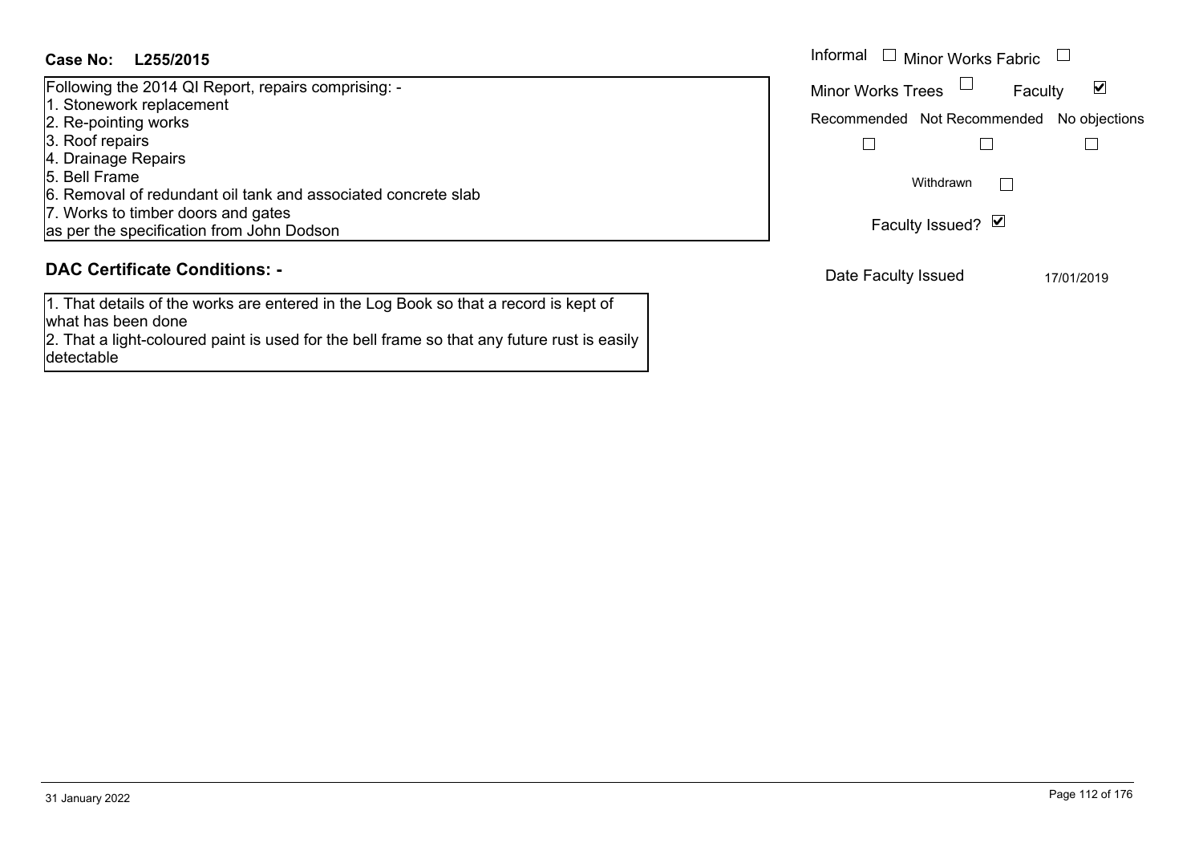**Case No: L255/2015**

Following the 2014 QI Report, repairs comprising: -
1. Stonework replacement
2. Re-pointing works
3. Roof repairs
4. Drainage Repairs
5. Bell Frame
6. Removal of redundant oil tank and associated concrete slab
7. Works to timber doors and gates

as per the specification from John Dodson

Informal ☐ Minor Works Fabric ☐

Minor Works Trees ☐ Faculty ☑

Recommended ☐ Not Recommended ☐ No objections ☐

Withdrawn ☐

Faculty Issued? ☑

Date Faculty Issued 17/01/2019

## DAC Certificate Conditions: -

1. That details of the works are entered in the Log Book so that a record is kept of what has been done
2. That a light-coloured paint is used for the bell frame so that any future rust is easily detectable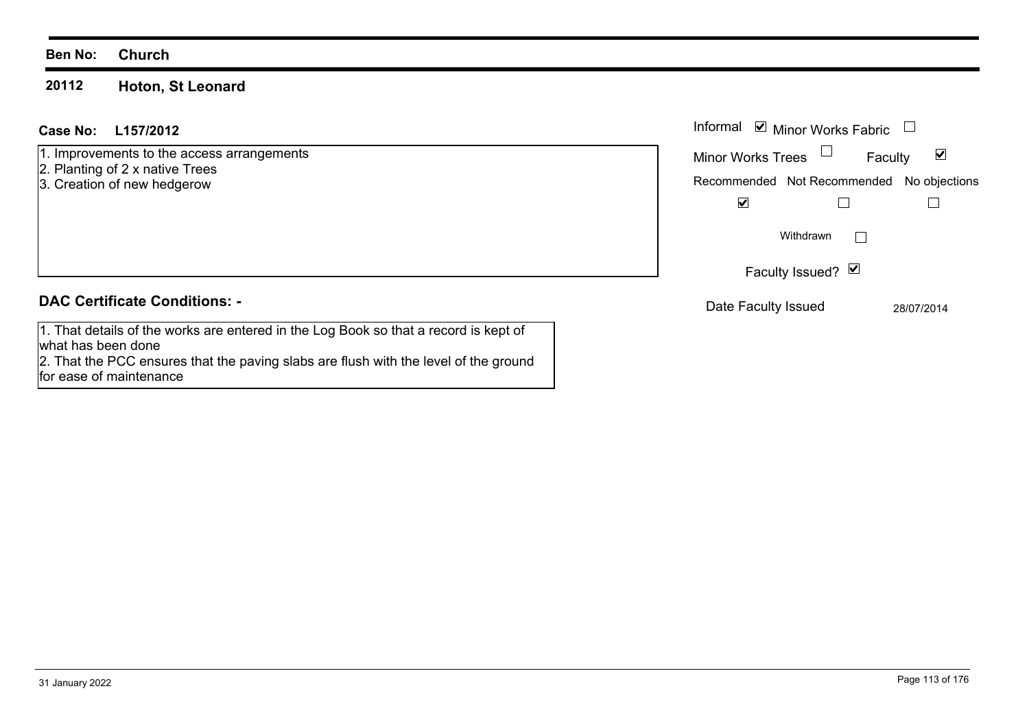**Ben No: Church**

## 20112 Hoton, St Leonard

**Case No: L157/2012**

1. Improvements to the access arrangements
2. Planting of 2 x native Trees
3. Creation of new hedgerow

Informal ☑ Minor Works Fabric ☐

Minor Works Trees ☐ Faculty ☑

| Recommended | Not Recommended | No objections |
|---|---|---|
| ☑ | ☐ | ☐ |

Withdrawn ☐

Faculty Issued? ☑

Date Faculty Issued 28/07/2014

### DAC Certificate Conditions: -

1. That details of the works are entered in the Log Book so that a record is kept of what has been done
2. That the PCC ensures that the paving slabs are flush with the level of the ground for ease of maintenance

31 January 2022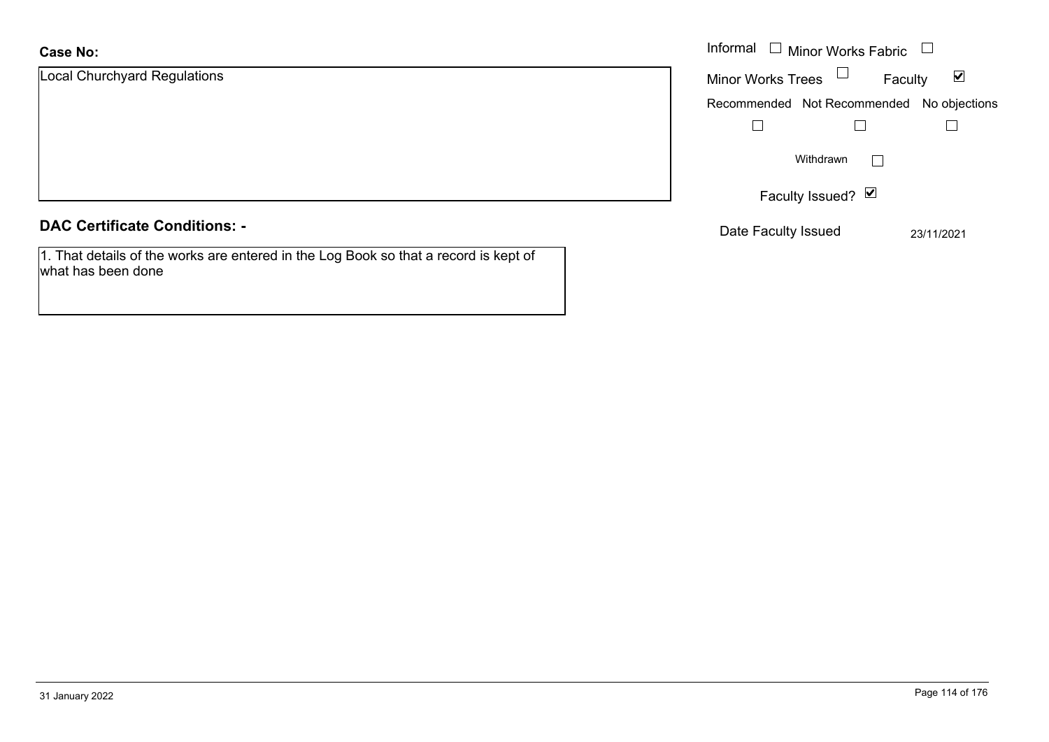**Case No:**

Local Churchyard Regulations

Informal ☐ Minor Works Fabric ☐

Minor Works Trees ☐ Faculty ☑

Recommended ☐ Not Recommended ☐ No objections ☐

Withdrawn ☐

Faculty Issued? ☑

Date Faculty Issued 23/11/2021

## DAC Certificate Conditions: -

1. That details of the works are entered in the Log Book so that a record is kept of what has been done

31 January 2022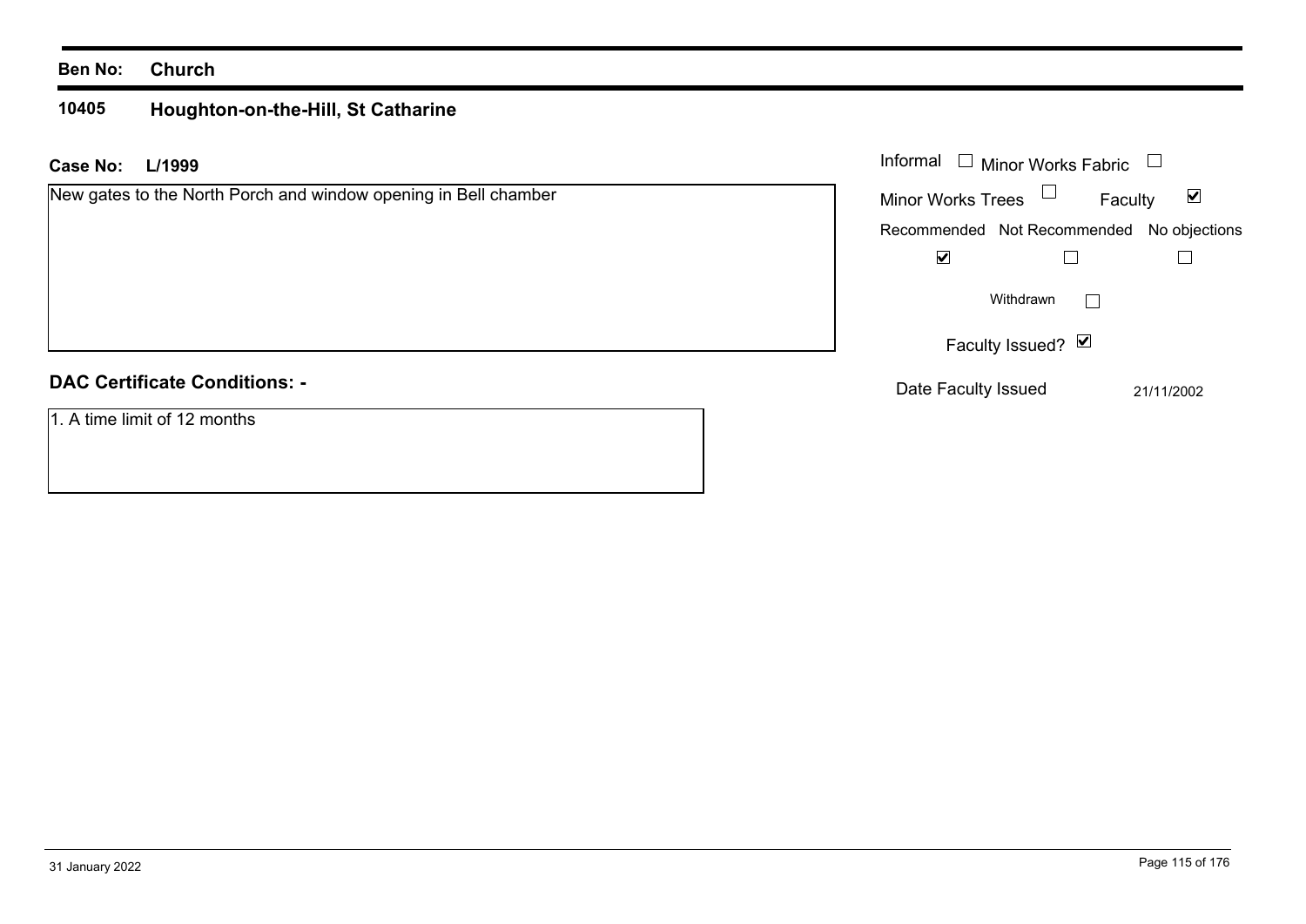**Ben No:** **Church**

## 10405 Houghton-on-the-Hill, St Catharine

**Case No:** **L/1999**

New gates to the North Porch and window opening in Bell chamber

| Informal ☐ | Minor Works Fabric ☐ |
|---|---|
| Minor Works Trees ☐ | Faculty ☑ |

| Recommended | Not Recommended | No objections |
|---|---|---|
| ☑ | ☐ | ☐ |

Withdrawn ☐

Faculty Issued? ☑

Date Faculty Issued 21/11/2002

**DAC Certificate Conditions: -**

1. A time limit of 12 months

31 January 2022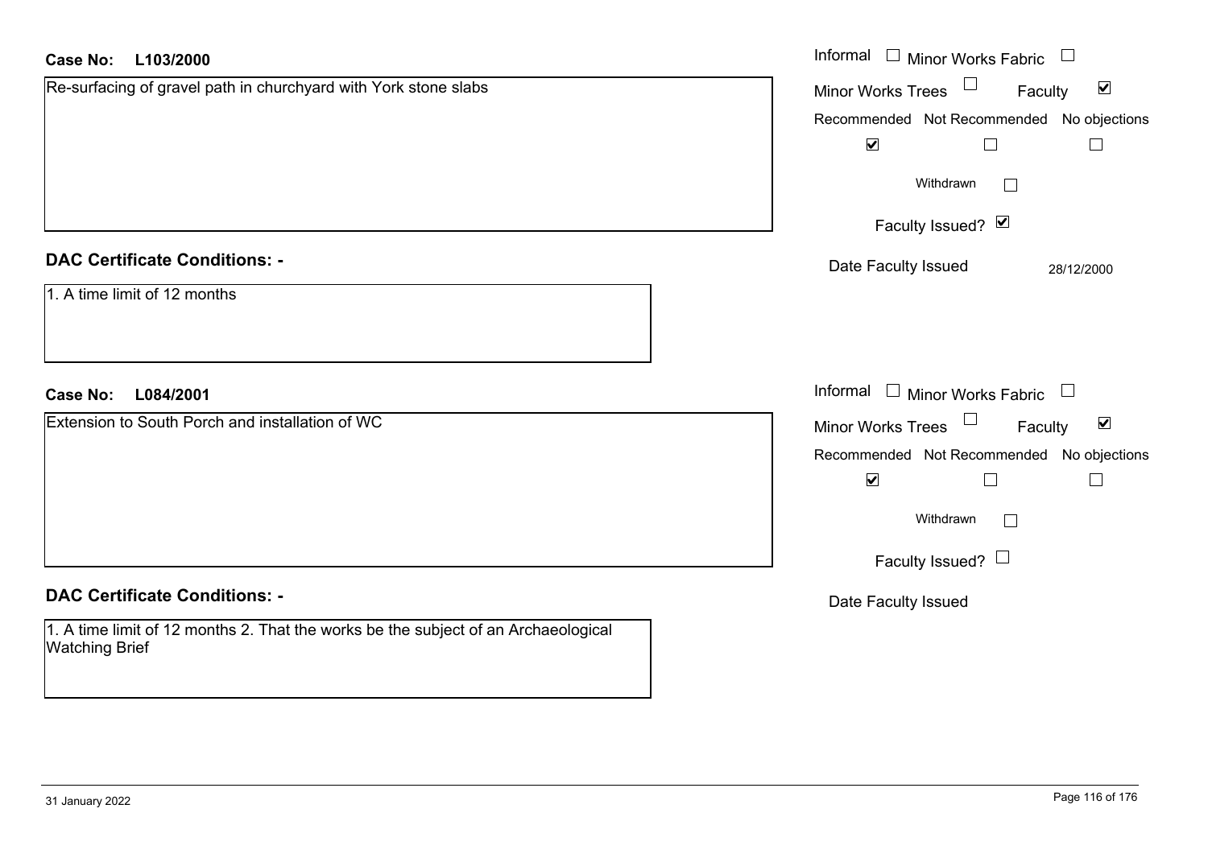**Case No: L103/2000**

Re-surfacing of gravel path in churchyard with York stone slabs

Informal ☐ Minor Works Fabric ☐
Minor Works Trees ☐ Faculty ☑

| Recommended | Not Recommended | No objections |
|---|---|---|
| ☑ | ☐ | ☐ |

Withdrawn ☐

Faculty Issued? ☑

Date Faculty Issued 28/12/2000

**DAC Certificate Conditions: -**

1. A time limit of 12 months

**Case No: L084/2001**

Extension to South Porch and installation of WC

Informal ☐ Minor Works Fabric ☐
Minor Works Trees ☐ Faculty ☑

| Recommended | Not Recommended | No objections |
|---|---|---|
| ☑ | ☐ | ☐ |

Withdrawn ☐

Faculty Issued? ☐

Date Faculty Issued

**DAC Certificate Conditions: -**

1. A time limit of 12 months 2. That the works be the subject of an Archaeological Watching Brief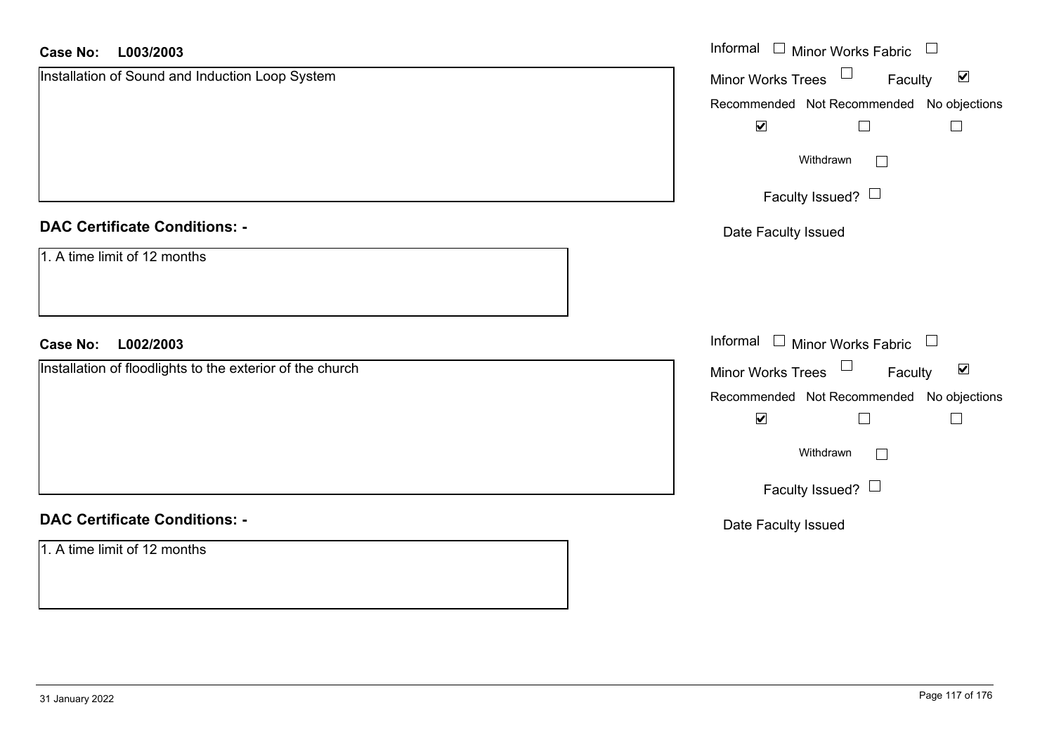**Case No:** **L003/2003**

Installation of Sound and Induction Loop System

Informal ☐ Minor Works Fabric ☐

Minor Works Trees ☐ Faculty ☑

| Recommended | Not Recommended | No objections |
| --- | --- | --- |
| ☑ | ☐ | ☐ |

Withdrawn ☐

Faculty Issued? ☐

Date Faculty Issued

### DAC Certificate Conditions: -

1. A time limit of 12 months

**Case No:** **L002/2003**

Installation of floodlights to the exterior of the church

Informal ☐ Minor Works Fabric ☐

Minor Works Trees ☐ Faculty ☑

| Recommended | Not Recommended | No objections |
| --- | --- | --- |
| ☑ | ☐ | ☐ |

Withdrawn ☐

Faculty Issued? ☐

Date Faculty Issued

### DAC Certificate Conditions: -

1. A time limit of 12 months

31 January 2022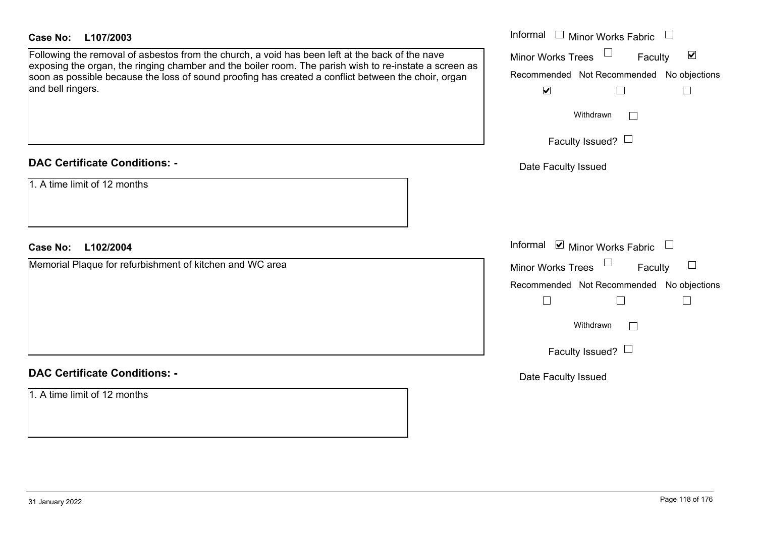**Case No: L107/2003**

Following the removal of asbestos from the church, a void has been left at the back of the nave exposing the organ, the ringing chamber and the boiler room. The parish wish to re-instate a screen as soon as possible because the loss of sound proofing has created a conflict between the choir, organ and bell ringers.

- [ ] Informal
- [ ] Minor Works Fabric
- [ ] Minor Works Trees
- [x] Faculty

- [x] Recommended
- [ ] Not Recommended
- [ ] No objections

- [ ] Withdrawn

- [ ] Faculty Issued?

Date Faculty Issued

**DAC Certificate Conditions: -**

1. A time limit of 12 months

**Case No: L102/2004**

Memorial Plaque for refurbishment of kitchen and WC area

- [x] Informal
- [ ] Minor Works Fabric
- [ ] Minor Works Trees
- [ ] Faculty

- [ ] Recommended
- [ ] Not Recommended
- [ ] No objections

- [ ] Withdrawn

- [ ] Faculty Issued?

Date Faculty Issued

**DAC Certificate Conditions: -**

1. A time limit of 12 months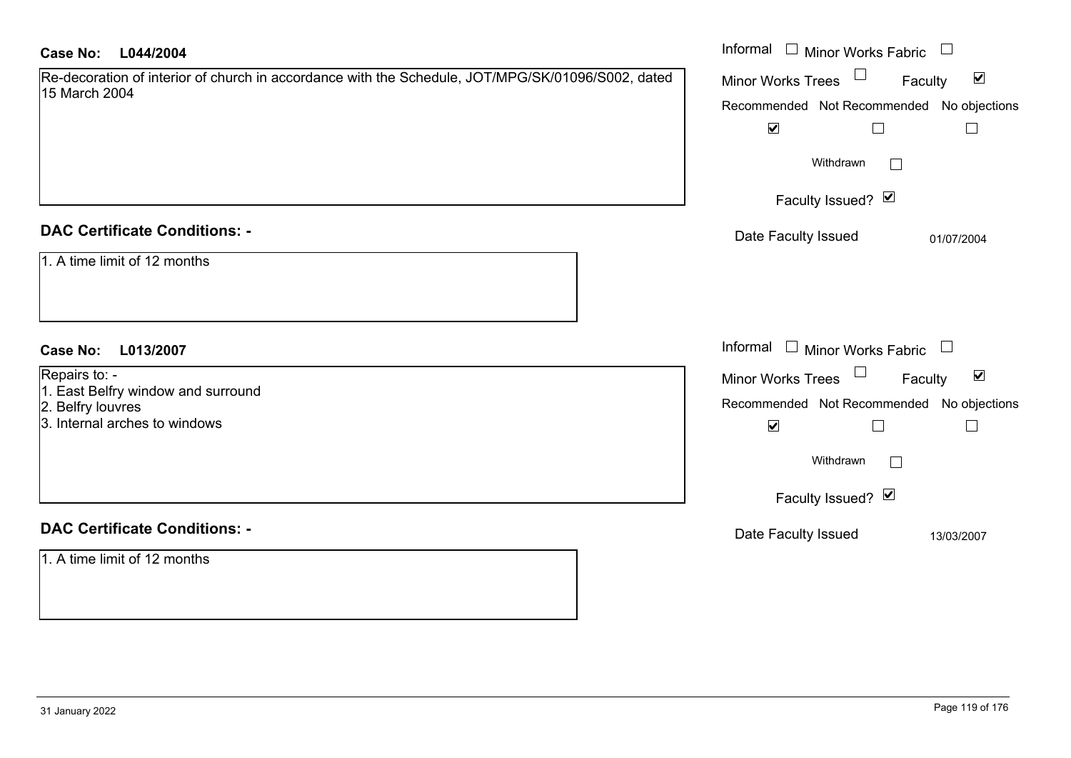**Case No:** **L044/2004**

Re-decoration of interior of church in accordance with the Schedule, JOT/MPG/SK/01096/S002, dated 15 March 2004

Informal ☐ Minor Works Fabric ☐
Minor Works Trees ☐ Faculty ☑

| Recommended | Not Recommended | No objections |
|---|---|---|
| ☑ | ☐ | ☐ |

Withdrawn ☐

Faculty Issued? ☑

Date Faculty Issued 01/07/2004

## DAC Certificate Conditions: -

1. A time limit of 12 months

**Case No:** **L013/2007**

Repairs to: -
1. East Belfry window and surround
2. Belfry louvres
3. Internal arches to windows

Informal ☐ Minor Works Fabric ☐
Minor Works Trees ☐ Faculty ☑

| Recommended | Not Recommended | No objections |
|---|---|---|
| ☑ | ☐ | ☐ |

Withdrawn ☐

Faculty Issued? ☑

Date Faculty Issued 13/03/2007

## DAC Certificate Conditions: -

1. A time limit of 12 months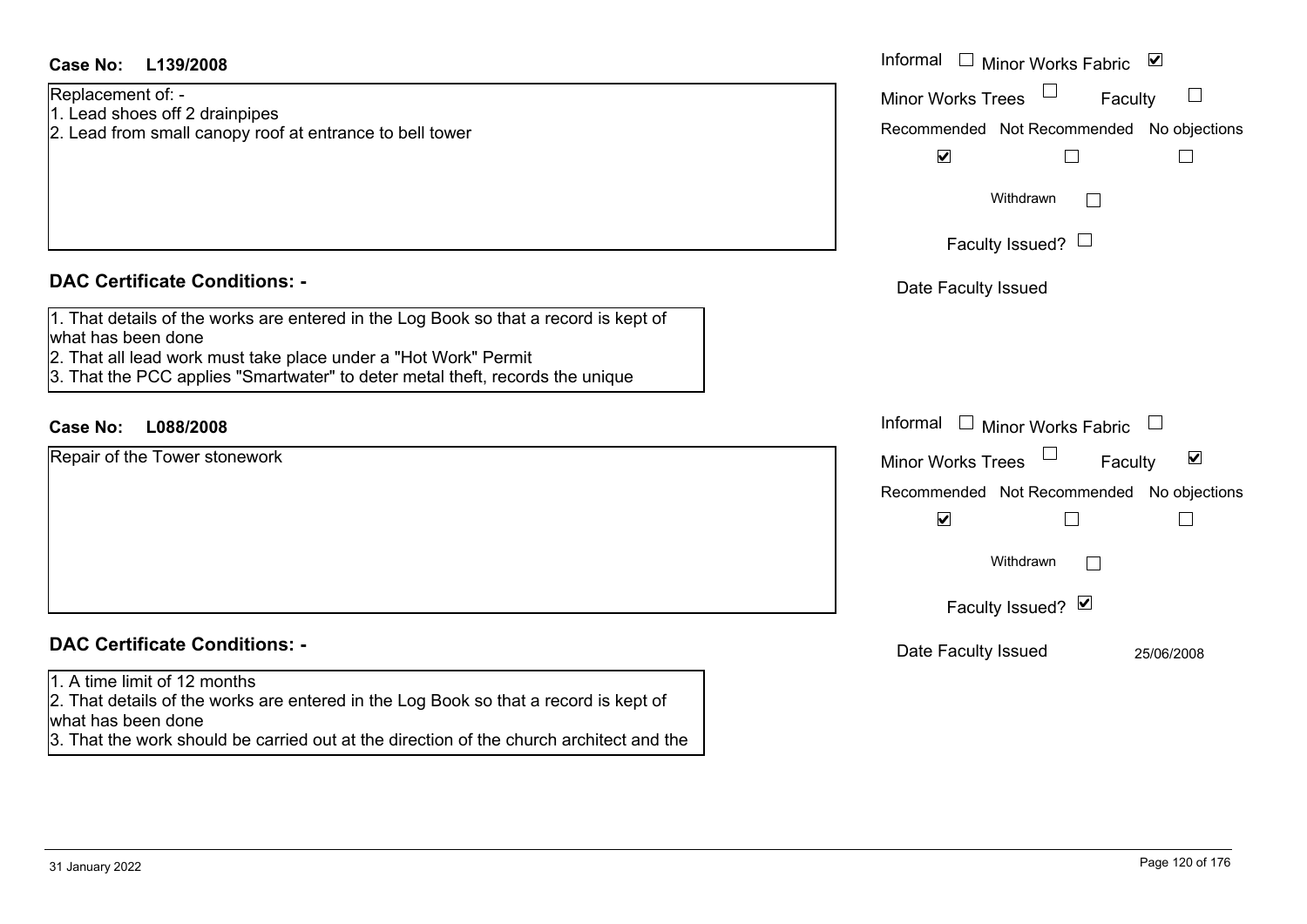**Case No: L139/2008**

Replacement of: -
1. Lead shoes off 2 drainpipes
2. Lead from small canopy roof at entrance to bell tower

Informal ☐ Minor Works Fabric ☑

Minor Works Trees ☐ Faculty ☐

Recommended ☑ Not Recommended ☐ No objections ☐

Withdrawn ☐

Faculty Issued? ☐

Date Faculty Issued

**DAC Certificate Conditions: -**

1. That details of the works are entered in the Log Book so that a record is kept of what has been done
2. That all lead work must take place under a "Hot Work" Permit
3. That the PCC applies "Smartwater" to deter metal theft, records the unique

**Case No: L088/2008**

Repair of the Tower stonework

Informal ☐ Minor Works Fabric ☐

Minor Works Trees ☐ Faculty ☑

Recommended ☑ Not Recommended ☐ No objections ☐

Withdrawn ☐

Faculty Issued? ☑

Date Faculty Issued 25/06/2008

**DAC Certificate Conditions: -**

1. A time limit of 12 months
2. That details of the works are entered in the Log Book so that a record is kept of what has been done
3. That the work should be carried out at the direction of the church architect and the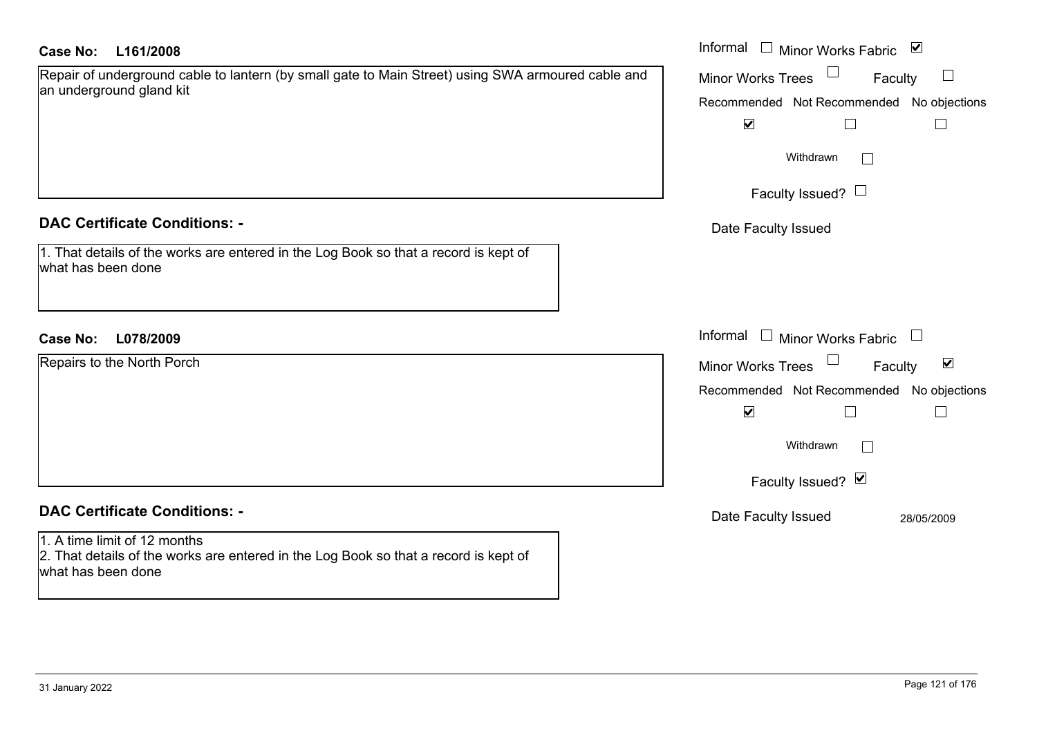**Case No: L161/2008**

Repair of underground cable to lantern (by small gate to Main Street) using SWA armoured cable and an underground gland kit

Informal ☐ Minor Works Fabric ☑
Minor Works Trees ☐ Faculty ☐

| Recommended | Not Recommended | No objections |
| --- | --- | --- |
| ☑ | ☐ | ☐ |

Withdrawn ☐

Faculty Issued? ☐

Date Faculty Issued

### DAC Certificate Conditions: -

1. That details of the works are entered in the Log Book so that a record is kept of what has been done

**Case No: L078/2009**

Repairs to the North Porch

Informal ☐ Minor Works Fabric ☐
Minor Works Trees ☐ Faculty ☑

| Recommended | Not Recommended | No objections |
| --- | --- | --- |
| ☑ | ☐ | ☐ |

Withdrawn ☐

Faculty Issued? ☑

Date Faculty Issued 28/05/2009

### DAC Certificate Conditions: -

1. A time limit of 12 months
2. That details of the works are entered in the Log Book so that a record is kept of what has been done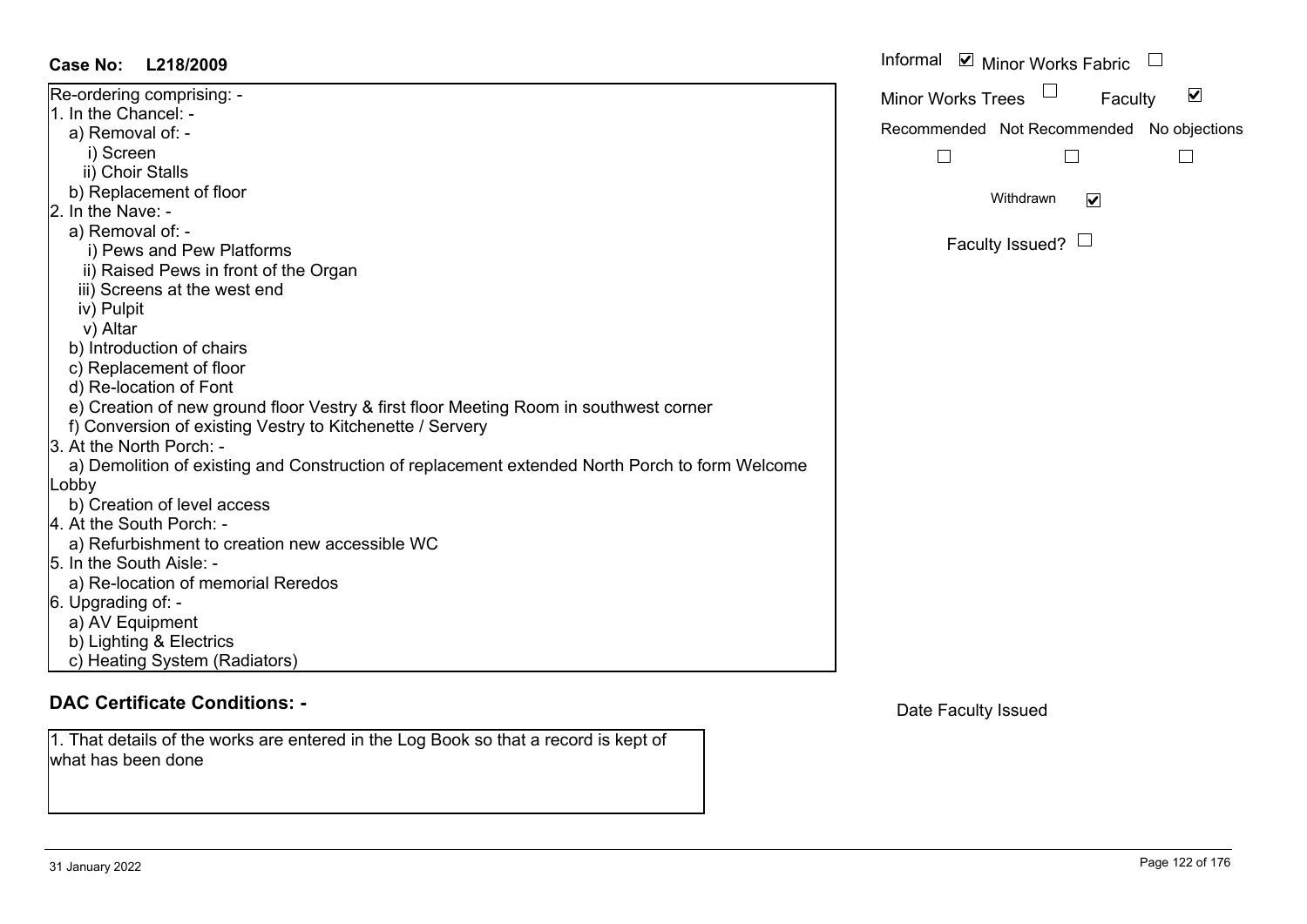**Case No: L218/2009**

Informal ☑ Minor Works Fabric ☐

Minor Works Trees ☐ Faculty ☑

Recommended ☐ Not Recommended ☐ No objections ☐

Withdrawn ☑

Faculty Issued? ☐

Re-ordering comprising: -

1. In the Chancel: -
   - a) Removal of: -
     - i) Screen
     - ii) Choir Stalls
   - b) Replacement of floor
2. In the Nave: -
   - a) Removal of: -
     - i) Pews and Pew Platforms
     - ii) Raised Pews in front of the Organ
     - iii) Screens at the west end
     - iv) Pulpit
     - v) Altar
   - b) Introduction of chairs
   - c) Replacement of floor
   - d) Re-location of Font
   - e) Creation of new ground floor Vestry & first floor Meeting Room in southwest corner
   - f) Conversion of existing Vestry to Kitchenette / Servery
3. At the North Porch: -
   - a) Demolition of existing and Construction of replacement extended North Porch to form Welcome Lobby
   - b) Creation of level access
4. At the South Porch: -
   - a) Refurbishment to creation new accessible WC
5. In the South Aisle: -
   - a) Re-location of memorial Reredos
6. Upgrading of: -
   - a) AV Equipment
   - b) Lighting & Electrics
   - c) Heating System (Radiators)

## DAC Certificate Conditions: -

Date Faculty Issued

1. That details of the works are entered in the Log Book so that a record is kept of what has been done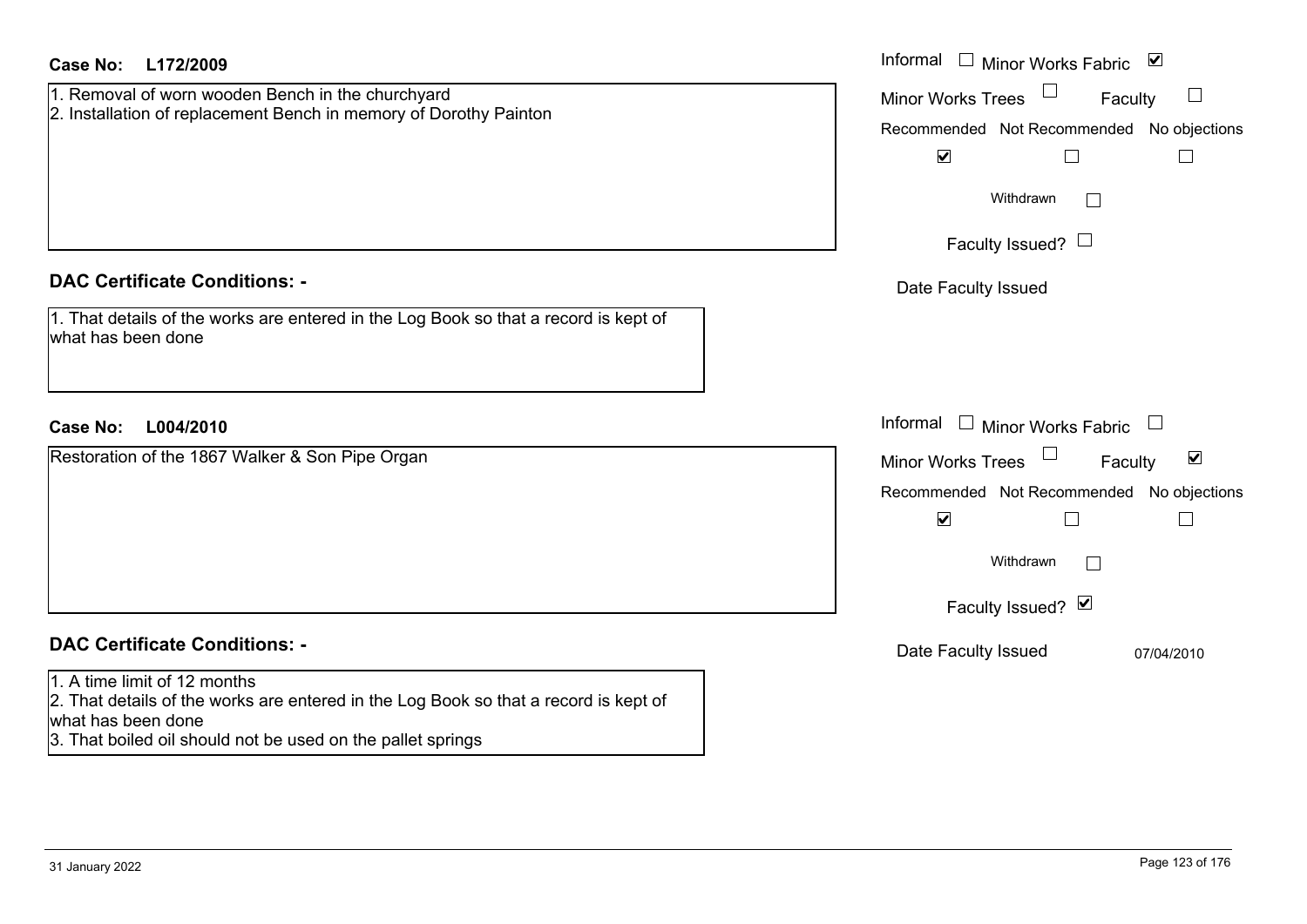**Case No:** **L172/2009**

Informal ☐ Minor Works Fabric ☑

Minor Works Trees ☐ Faculty ☐

1. Removal of worn wooden Bench in the churchyard
2. Installation of replacement Bench in memory of Dorothy Painton

| Recommended | Not Recommended | No objections |
|---|---|---|
| ☑ | ☐ | ☐ |

Withdrawn ☐

Faculty Issued? ☐

Date Faculty Issued

**DAC Certificate Conditions: -**

1. That details of the works are entered in the Log Book so that a record is kept of what has been done

**Case No:** **L004/2010**

Informal ☐ Minor Works Fabric ☐

Minor Works Trees ☐ Faculty ☑

Restoration of the 1867 Walker & Son Pipe Organ

| Recommended | Not Recommended | No objections |
|---|---|---|
| ☑ | ☐ | ☐ |

Withdrawn ☐

Faculty Issued? ☑

Date Faculty Issued 07/04/2010

**DAC Certificate Conditions: -**

1. A time limit of 12 months
2. That details of the works are entered in the Log Book so that a record is kept of what has been done
3. That boiled oil should not be used on the pallet springs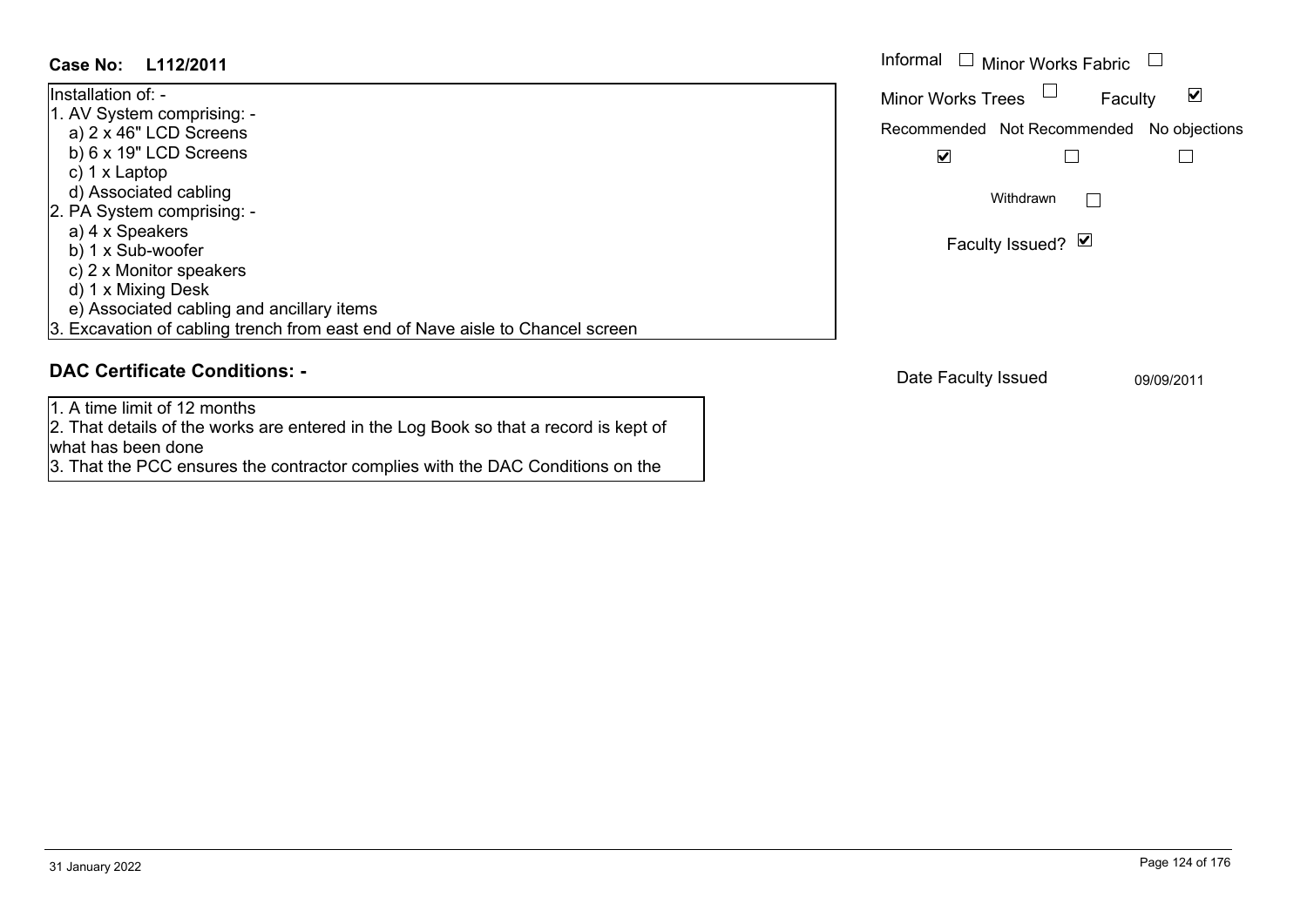**Case No: L112/2011**

Installation of: -
1. AV System comprising: -
   a) 2 x 46" LCD Screens
   b) 6 x 19" LCD Screens
   c) 1 x Laptop
   d) Associated cabling
2. PA System comprising: -
   a) 4 x Speakers
   b) 1 x Sub-woofer
   c) 2 x Monitor speakers
   d) 1 x Mixing Desk
   e) Associated cabling and ancillary items
3. Excavation of cabling trench from east end of Nave aisle to Chancel screen

Informal ☐ Minor Works Fabric ☐

Minor Works Trees ☐ Faculty ☑

| Recommended | Not Recommended | No objections |
|---|---|---|
| ☑ | ☐ | ☐ |

Withdrawn ☐

Faculty Issued? ☑

## DAC Certificate Conditions: -

1. A time limit of 12 months
2. That details of the works are entered in the Log Book so that a record is kept of what has been done
3. That the PCC ensures the contractor complies with the DAC Conditions on the

Date Faculty Issued 09/09/2011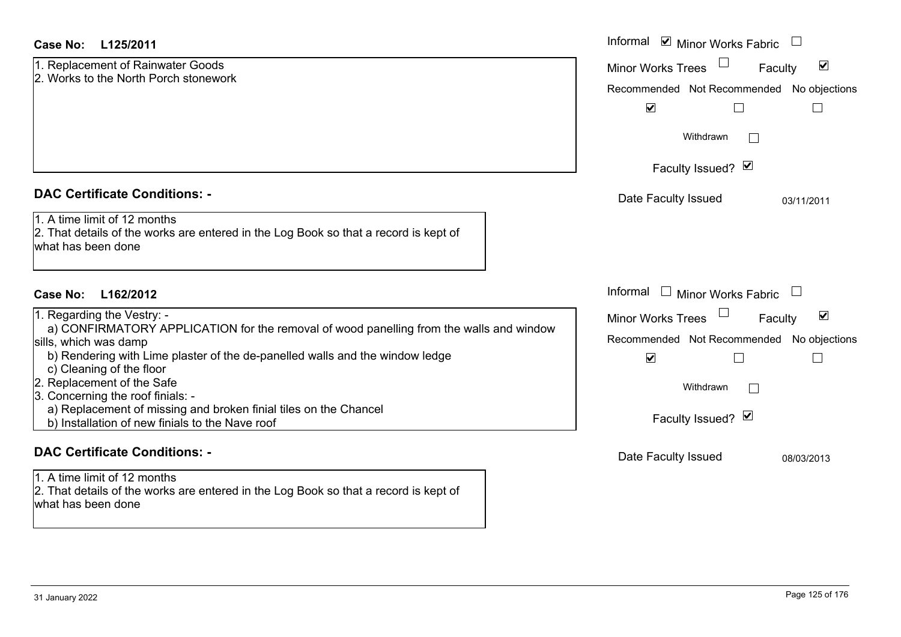**Case No: L125/2011**

1. Replacement of Rainwater Goods
2. Works to the North Porch stonework

Informal ☑ Minor Works Fabric ☐

Minor Works Trees ☐ Faculty ☑

Recommended ☑ Not Recommended ☐ No objections ☐

Withdrawn ☐

Faculty Issued? ☑

Date Faculty Issued 03/11/2011

**DAC Certificate Conditions: -**

1. A time limit of 12 months
2. That details of the works are entered in the Log Book so that a record is kept of what has been done

**Case No: L162/2012**

1. Regarding the Vestry: -
   a) CONFIRMATORY APPLICATION for the removal of wood panelling from the walls and window sills, which was damp
   b) Rendering with Lime plaster of the de-panelled walls and the window ledge
   c) Cleaning of the floor
2. Replacement of the Safe
3. Concerning the roof finials: -
   a) Replacement of missing and broken finial tiles on the Chancel
   b) Installation of new finials to the Nave roof

Informal ☐ Minor Works Fabric ☐

Minor Works Trees ☐ Faculty ☑

Recommended ☑ Not Recommended ☐ No objections ☐

Withdrawn ☐

Faculty Issued? ☑

Date Faculty Issued 08/03/2013

**DAC Certificate Conditions: -**

1. A time limit of 12 months
2. That details of the works are entered in the Log Book so that a record is kept of what has been done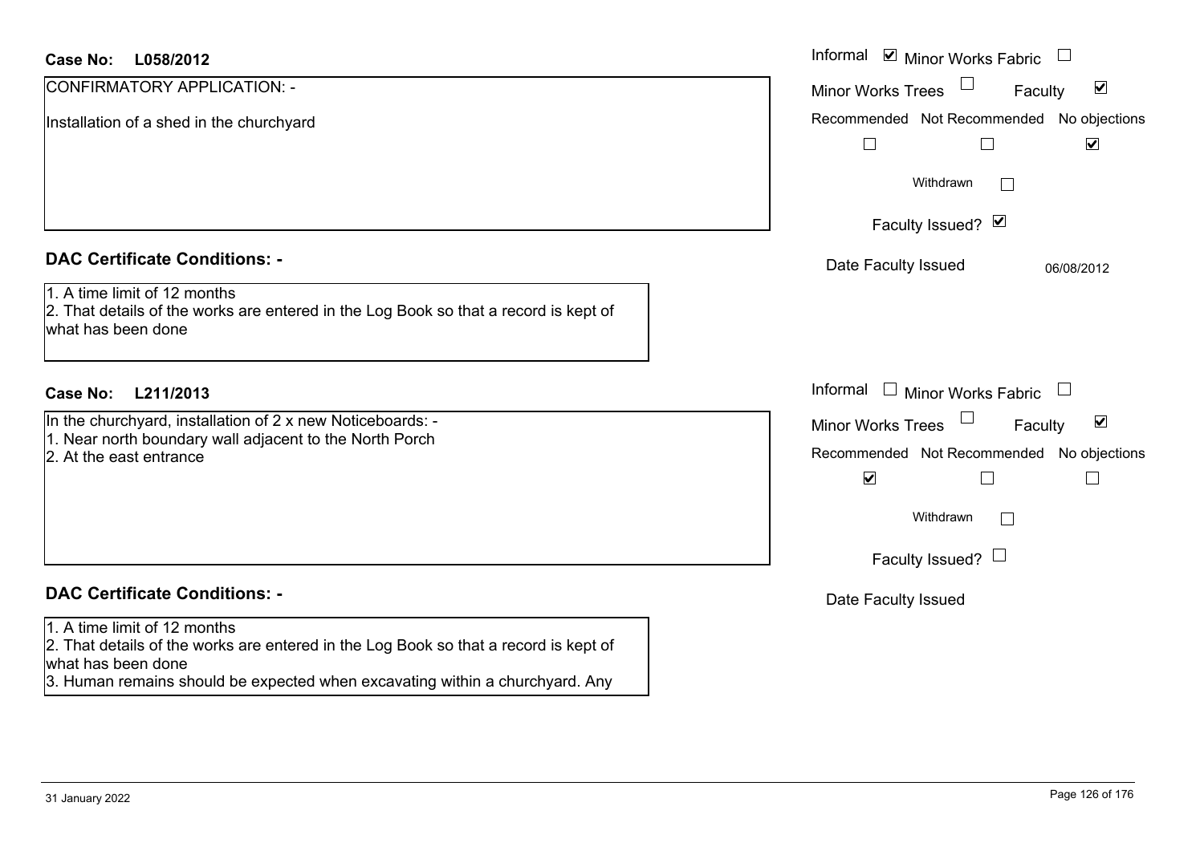**Case No: L058/2012**

CONFIRMATORY APPLICATION: -

Installation of a shed in the churchyard

Informal ☑ Minor Works Fabric ☐

Minor Works Trees ☐ Faculty ☑

Recommended ☐ Not Recommended ☐ No objections ☑

Withdrawn ☐

Faculty Issued? ☑

Date Faculty Issued 06/08/2012

## DAC Certificate Conditions: -

1. A time limit of 12 months
2. That details of the works are entered in the Log Book so that a record is kept of what has been done

**Case No: L211/2013**

In the churchyard, installation of 2 x new Noticeboards: -
1. Near north boundary wall adjacent to the North Porch
2. At the east entrance

Informal ☐ Minor Works Fabric ☐

Minor Works Trees ☐ Faculty ☑

Recommended ☑ Not Recommended ☐ No objections ☐

Withdrawn ☐

Faculty Issued? ☐

Date Faculty Issued

## DAC Certificate Conditions: -

1. A time limit of 12 months
2. That details of the works are entered in the Log Book so that a record is kept of what has been done
3. Human remains should be expected when excavating within a churchyard. Any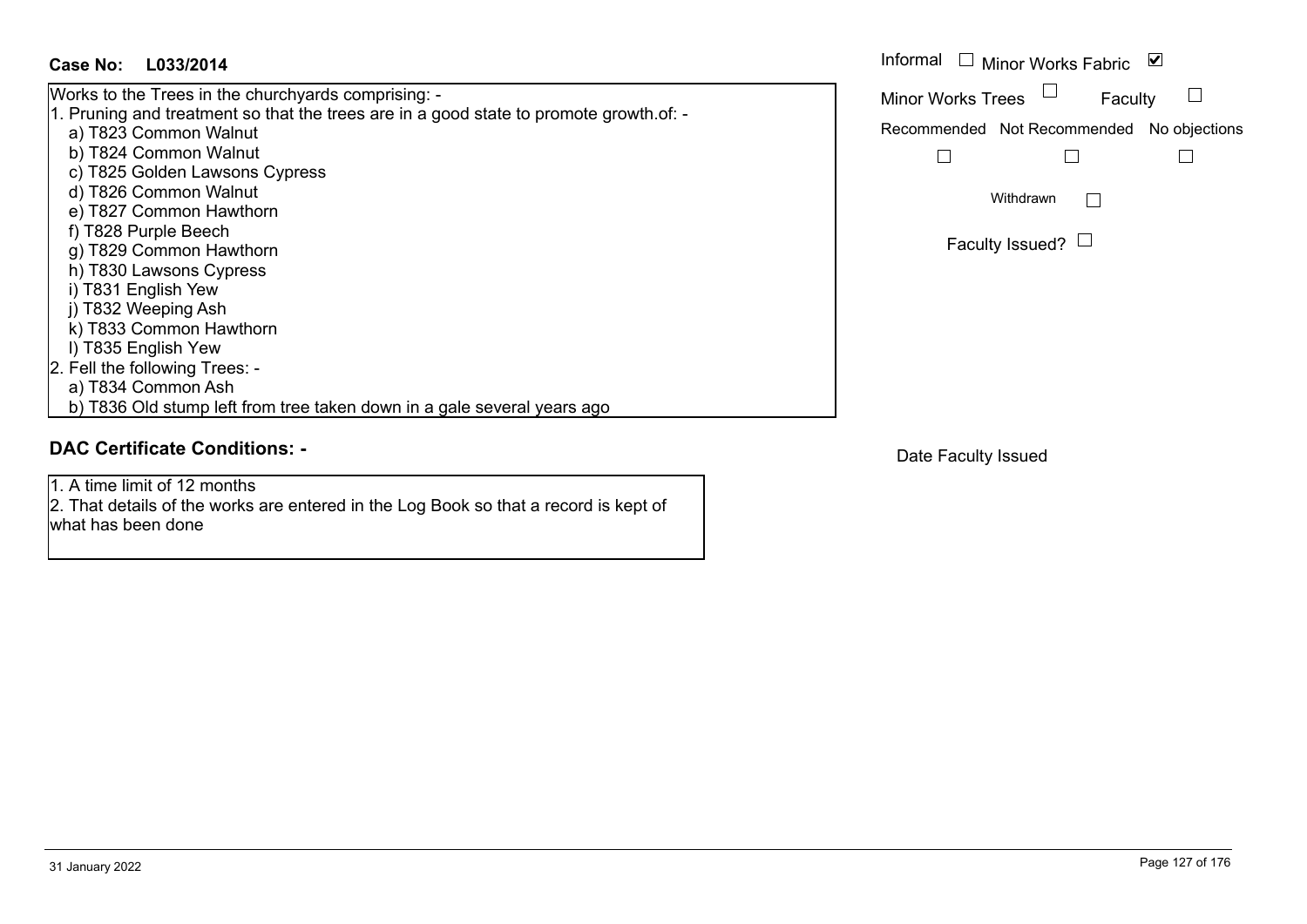**Case No: L033/2014**

Informal ☐ Minor Works Fabric ☑

Minor Works Trees ☐ Faculty ☐

Recommended ☐ Not Recommended ☐ No objections ☐

Withdrawn ☐

Faculty Issued? ☐

Works to the Trees in the churchyards comprising: -

1. Pruning and treatment so that the trees are in a good state to promote growth.of: -
   a) T823 Common Walnut
   b) T824 Common Walnut
   c) T825 Golden Lawsons Cypress
   d) T826 Common Walnut
   e) T827 Common Hawthorn
   f) T828 Purple Beech
   g) T829 Common Hawthorn
   h) T830 Lawsons Cypress
   i) T831 English Yew
   j) T832 Weeping Ash
   k) T833 Common Hawthorn
   l) T835 English Yew
2. Fell the following Trees: -
   a) T834 Common Ash
   b) T836 Old stump left from tree taken down in a gale several years ago

## DAC Certificate Conditions: -

1. A time limit of 12 months
2. That details of the works are entered in the Log Book so that a record is kept of what has been done

Date Faculty Issued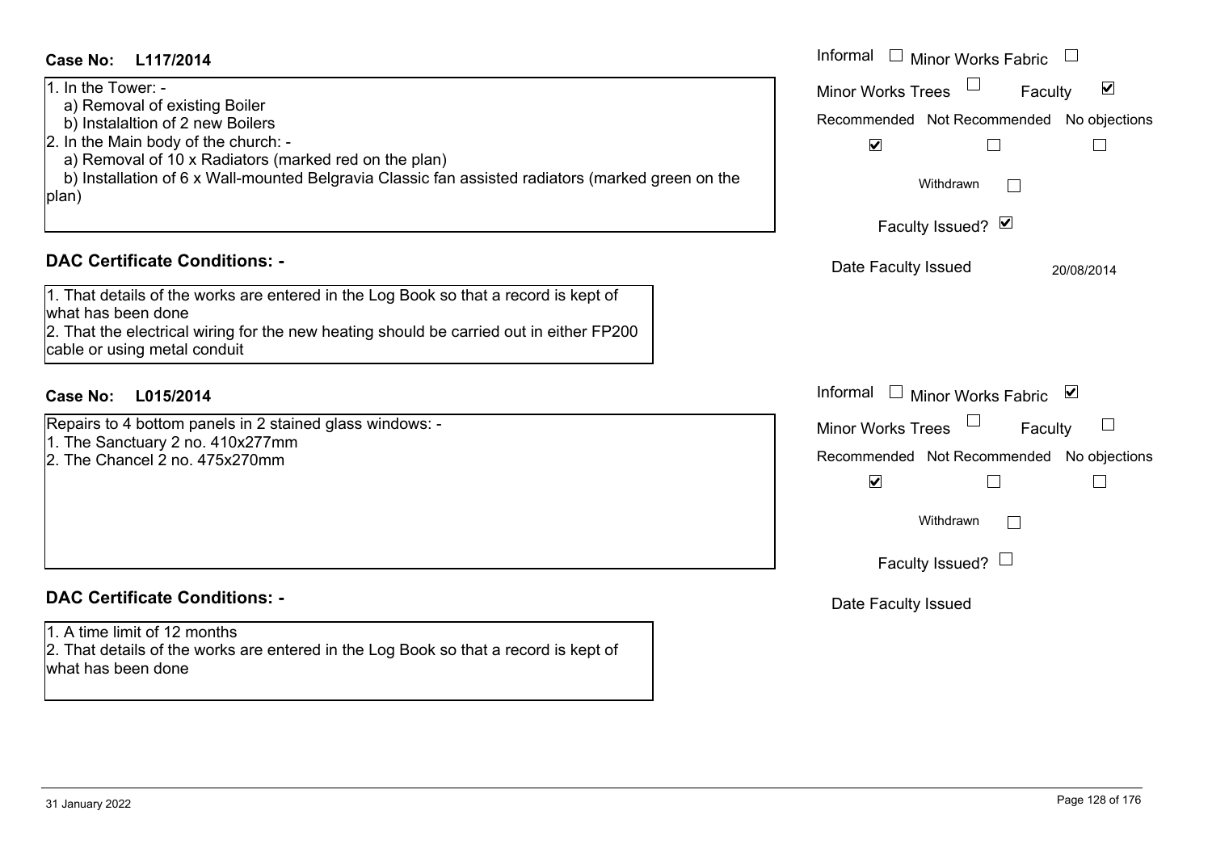**Case No: L117/2014**

1. In the Tower: -
   a) Removal of existing Boiler
   b) Instalaltion of 2 new Boilers
2. In the Main body of the church: -
   a) Removal of 10 x Radiators (marked red on the plan)
   b) Installation of 6 x Wall-mounted Belgravia Classic fan assisted radiators (marked green on the plan)

Informal ☐ Minor Works Fabric ☐
Minor Works Trees ☐ Faculty ☑

| Recommended | Not Recommended | No objections |
|---|---|---|
| ☑ | ☐ | ☐ |

Withdrawn ☐

Faculty Issued? ☑

Date Faculty Issued 20/08/2014

**DAC Certificate Conditions: -**

1. That details of the works are entered in the Log Book so that a record is kept of what has been done
2. That the electrical wiring for the new heating should be carried out in either FP200 cable or using metal conduit

**Case No: L015/2014**

Repairs to 4 bottom panels in 2 stained glass windows: -
1. The Sanctuary 2 no. 410x277mm
2. The Chancel 2 no. 475x270mm

Informal ☐ Minor Works Fabric ☑
Minor Works Trees ☐ Faculty ☐

| Recommended | Not Recommended | No objections |
|---|---|---|
| ☑ | ☐ | ☐ |

Withdrawn ☐

Faculty Issued? ☐

Date Faculty Issued

**DAC Certificate Conditions: -**

1. A time limit of 12 months
2. That details of the works are entered in the Log Book so that a record is kept of what has been done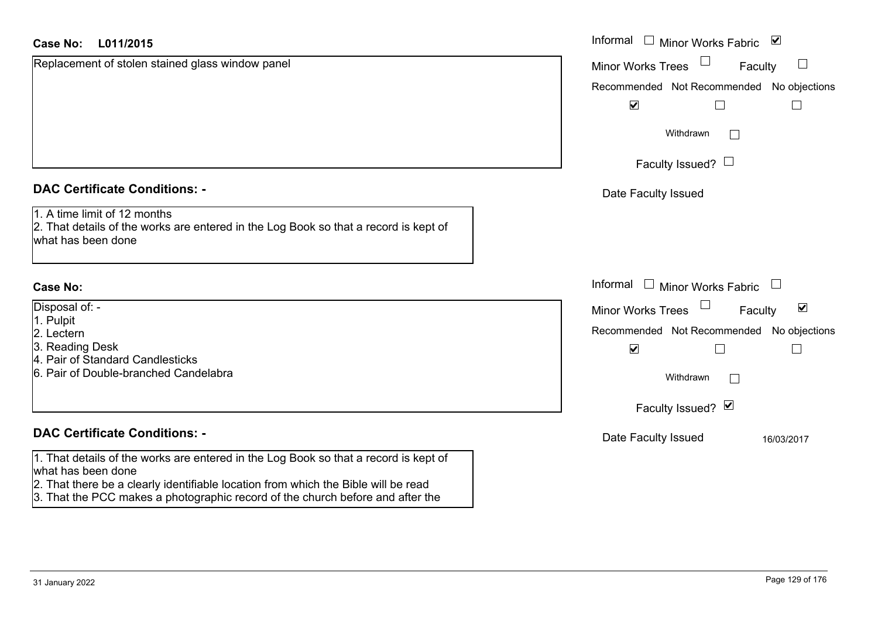**Case No: L011/2015**

Replacement of stolen stained glass window panel

Informal ☐ Minor Works Fabric ☑
Minor Works Trees ☐ Faculty ☐
Recommended ☑ Not Recommended ☐ No objections ☐
Withdrawn ☐
Faculty Issued? ☐
Date Faculty Issued

**DAC Certificate Conditions: -**

1. A time limit of 12 months
2. That details of the works are entered in the Log Book so that a record is kept of what has been done

**Case No:**

Disposal of: -
1. Pulpit
2. Lectern
3. Reading Desk
4. Pair of Standard Candlesticks
6. Pair of Double-branched Candelabra

Informal ☐ Minor Works Fabric ☐
Minor Works Trees ☐ Faculty ☑
Recommended ☑ Not Recommended ☐ No objections ☐
Withdrawn ☐
Faculty Issued? ☑
Date Faculty Issued 16/03/2017

**DAC Certificate Conditions: -**

1. That details of the works are entered in the Log Book so that a record is kept of what has been done
2. That there be a clearly identifiable location from which the Bible will be read
3. That the PCC makes a photographic record of the church before and after the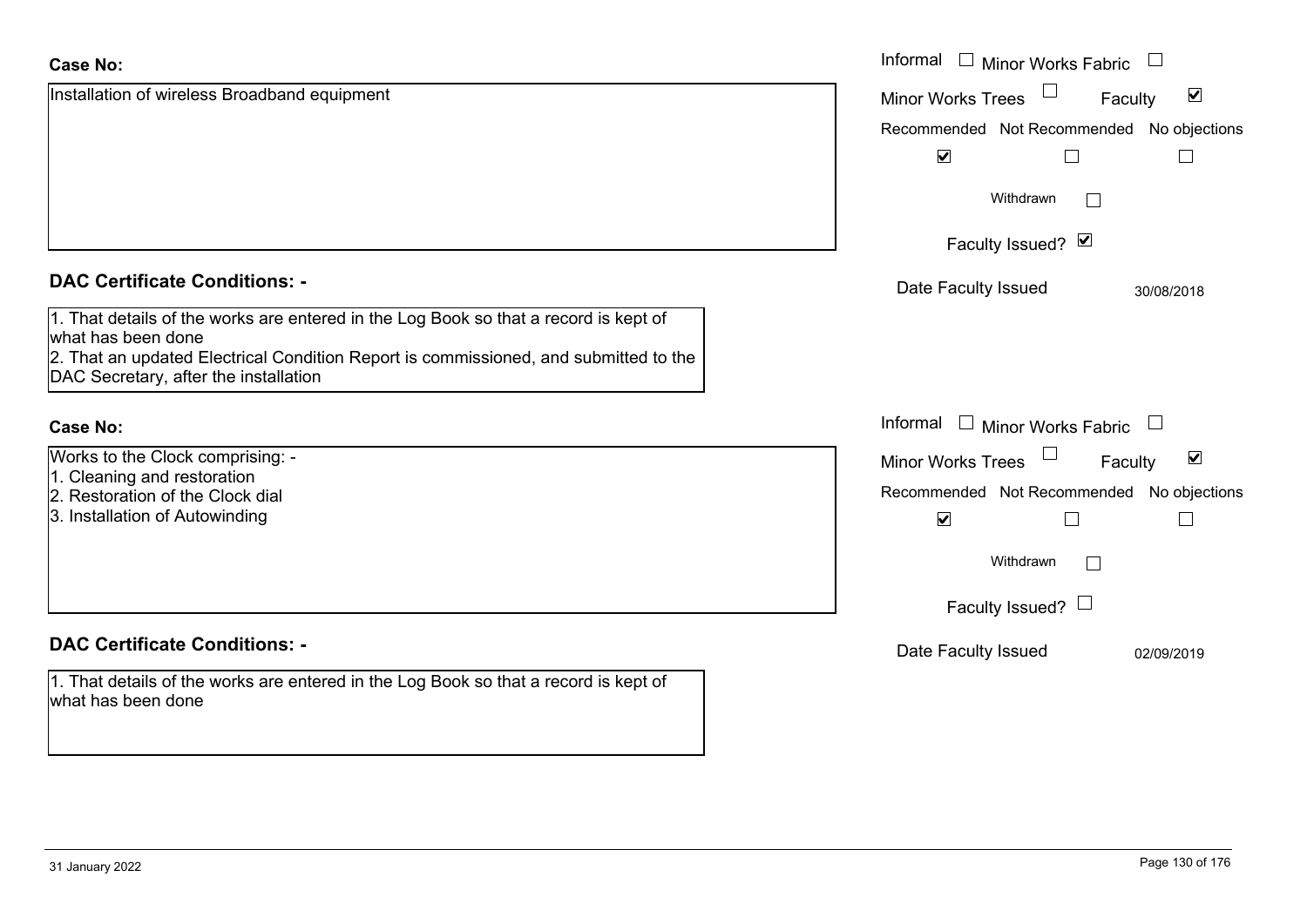**Case No:**

Installation of wireless Broadband equipment

Informal ☐ Minor Works Fabric ☐

Minor Works Trees ☐ Faculty ☑

Recommended ☑ Not Recommended ☐ No objections ☐

Withdrawn ☐

Faculty Issued? ☑

Date Faculty Issued 30/08/2018

**DAC Certificate Conditions: -**

1. That details of the works are entered in the Log Book so that a record is kept of what has been done
2. That an updated Electrical Condition Report is commissioned, and submitted to the DAC Secretary, after the installation

**Case No:**

Works to the Clock comprising: -
1. Cleaning and restoration
2. Restoration of the Clock dial
3. Installation of Autowinding

Informal ☐ Minor Works Fabric ☐

Minor Works Trees ☐ Faculty ☑

Recommended ☑ Not Recommended ☐ No objections ☐

Withdrawn ☐

Faculty Issued? ☐

Date Faculty Issued 02/09/2019

**DAC Certificate Conditions: -**

1. That details of the works are entered in the Log Book so that a record is kept of what has been done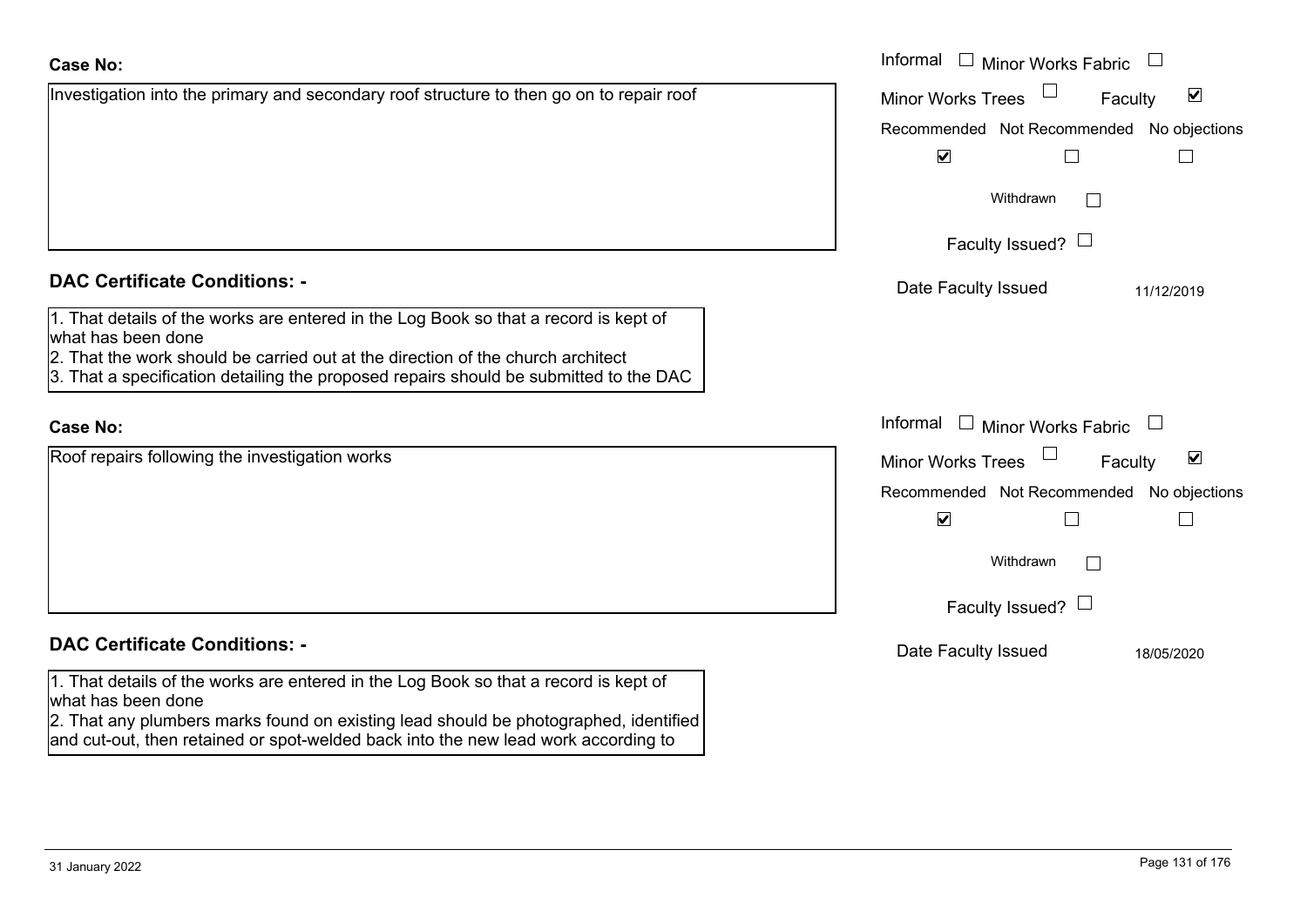**Case No:**

Investigation into the primary and secondary roof structure to then go on to repair roof

Informal ☐ Minor Works Fabric ☐
Minor Works Trees ☐ Faculty ☑
Recommended ☑ Not Recommended ☐ No objections ☐
Withdrawn ☐
Faculty Issued? ☐
Date Faculty Issued 11/12/2019

**DAC Certificate Conditions: -**

1. That details of the works are entered in the Log Book so that a record is kept of what has been done
2. That the work should be carried out at the direction of the church architect
3. That a specification detailing the proposed repairs should be submitted to the DAC

**Case No:**

Roof repairs following the investigation works

Informal ☐ Minor Works Fabric ☐
Minor Works Trees ☐ Faculty ☑
Recommended ☑ Not Recommended ☐ No objections ☐
Withdrawn ☐
Faculty Issued? ☐
Date Faculty Issued 18/05/2020

**DAC Certificate Conditions: -**

1. That details of the works are entered in the Log Book so that a record is kept of what has been done
2. That any plumbers marks found on existing lead should be photographed, identified and cut-out, then retained or spot-welded back into the new lead work according to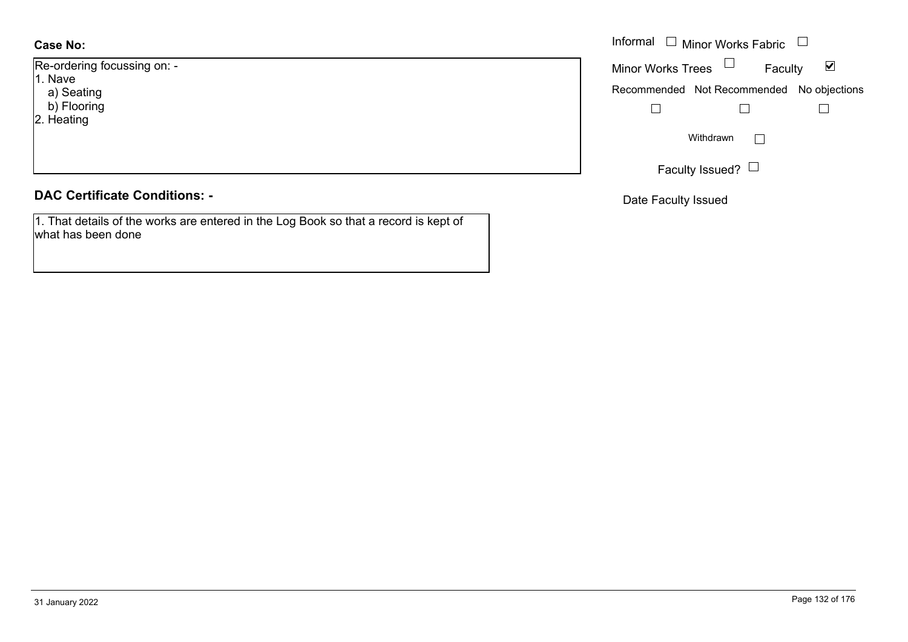**Case No:**

Re-ordering focussing on: -
1. Nave
   a) Seating
   b) Flooring
2. Heating

Informal ☐ Minor Works Fabric ☐

Minor Works Trees ☐ Faculty ☑

Recommended ☐ Not Recommended ☐ No objections ☐

Withdrawn ☐

Faculty Issued? ☐

Date Faculty Issued

## DAC Certificate Conditions: -

1. That details of the works are entered in the Log Book so that a record is kept of what has been done

31 January 2022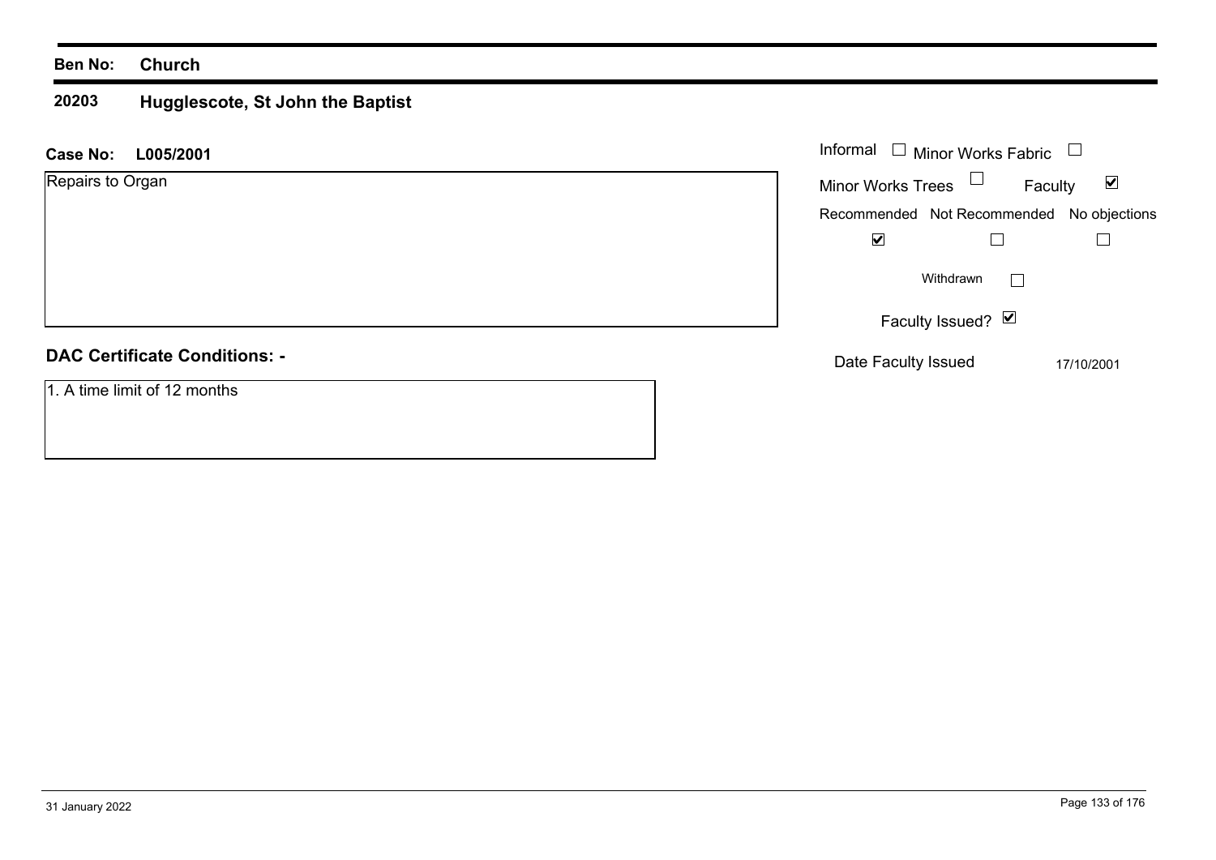**Ben No:** **Church**

## 20203 Hugglescote, St John the Baptist

**Case No:** **L005/2001**

Repairs to Organ

Informal ☐ Minor Works Fabric ☐

Minor Works Trees ☐ Faculty ☑

| Recommended | Not Recommended | No objections |
|---|---|---|
| ☑ | ☐ | ☐ |

Withdrawn ☐

Faculty Issued? ☑

Date Faculty Issued 17/10/2001

**DAC Certificate Conditions: -**

1. A time limit of 12 months

31 January 2022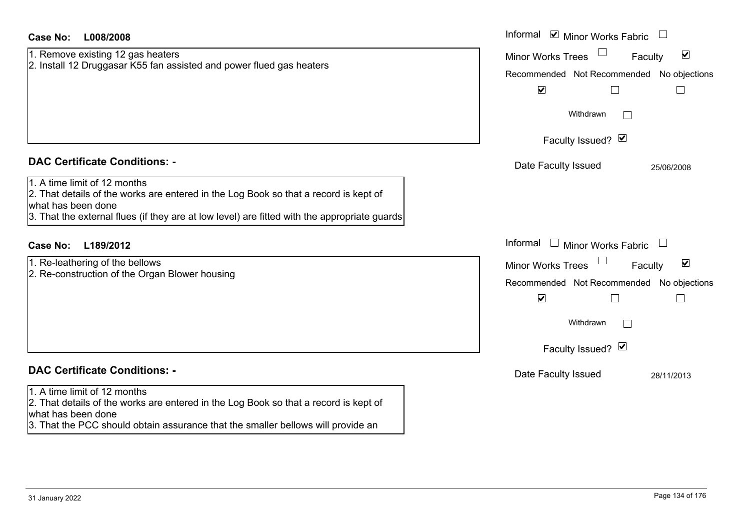**Case No: L008/2008**

1. Remove existing 12 gas heaters
2. Install 12 Druggasar K55 fan assisted and power flued gas heaters

Informal ☑ Minor Works Fabric ☐
Minor Works Trees ☐ Faculty ☑

| Recommended | Not Recommended | No objections |
|---|---|---|
| ☑ | ☐ | ☐ |

Withdrawn ☐

Faculty Issued? ☑

Date Faculty Issued 25/06/2008

## DAC Certificate Conditions: -

1. A time limit of 12 months
2. That details of the works are entered in the Log Book so that a record is kept of what has been done
3. That the external flues (if they are at low level) are fitted with the appropriate guards

**Case No: L189/2012**

1. Re-leathering of the bellows
2. Re-construction of the Organ Blower housing

Informal ☐ Minor Works Fabric ☐
Minor Works Trees ☐ Faculty ☑

| Recommended | Not Recommended | No objections |
|---|---|---|
| ☑ | ☐ | ☐ |

Withdrawn ☐

Faculty Issued? ☑

Date Faculty Issued 28/11/2013

## DAC Certificate Conditions: -

1. A time limit of 12 months
2. That details of the works are entered in the Log Book so that a record is kept of what has been done
3. That the PCC should obtain assurance that the smaller bellows will provide an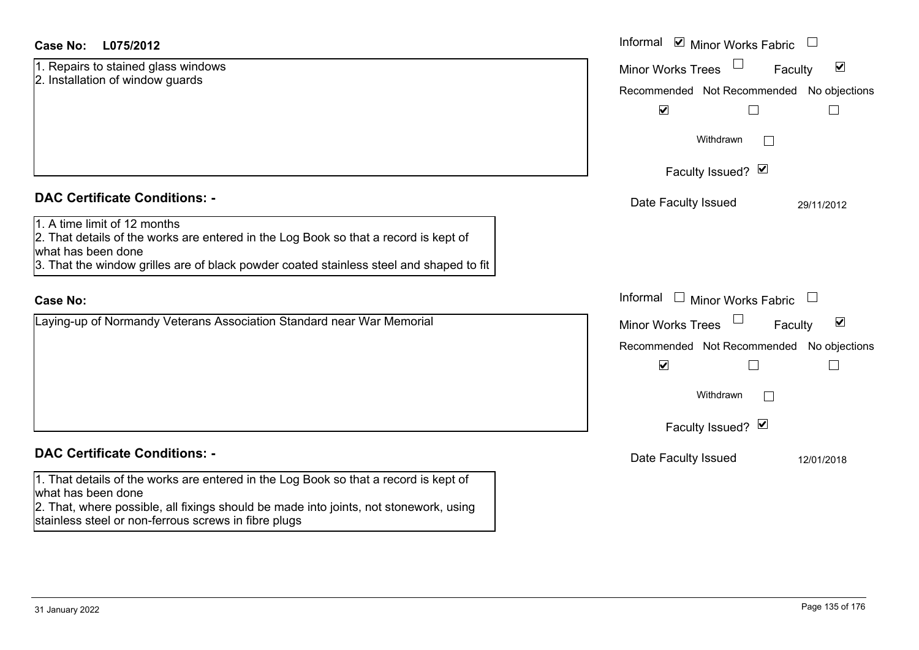**Case No: L075/2012**

1. Repairs to stained glass windows
2. Installation of window guards

Informal ☑ Minor Works Fabric ☐
Minor Works Trees ☐ Faculty ☑

| Recommended | Not Recommended | No objections |
|---|---|---|
| ☑ | ☐ | ☐ |

Withdrawn ☐

Faculty Issued? ☑

Date Faculty Issued 29/11/2012

## DAC Certificate Conditions: -

1. A time limit of 12 months
2. That details of the works are entered in the Log Book so that a record is kept of what has been done
3. That the window grilles are of black powder coated stainless steel and shaped to fit

**Case No:**

Laying-up of Normandy Veterans Association Standard near War Memorial

Informal ☐ Minor Works Fabric ☐
Minor Works Trees ☐ Faculty ☑

| Recommended | Not Recommended | No objections |
|---|---|---|
| ☑ | ☐ | ☐ |

Withdrawn ☐

Faculty Issued? ☑

Date Faculty Issued 12/01/2018

## DAC Certificate Conditions: -

1. That details of the works are entered in the Log Book so that a record is kept of what has been done
2. That, where possible, all fixings should be made into joints, not stonework, using stainless steel or non-ferrous screws in fibre plugs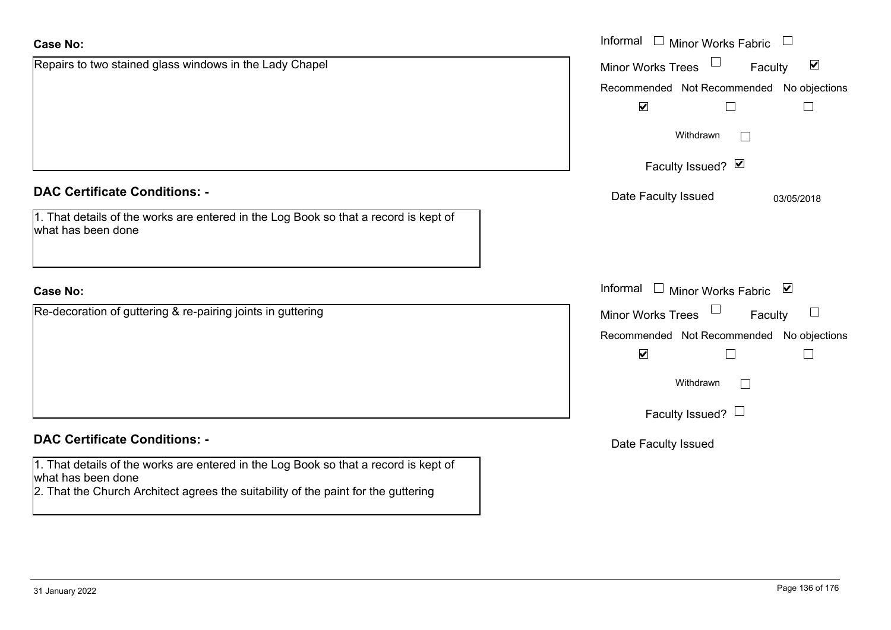**Case No:**

Repairs to two stained glass windows in the Lady Chapel

Informal ☐ Minor Works Fabric ☐
Minor Works Trees ☐ Faculty ☑

| Recommended | Not Recommended | No objections |
|---|---|---|
| ☑ | ☐ | ☐ |

Withdrawn ☐

Faculty Issued? ☑

Date Faculty Issued 03/05/2018

**DAC Certificate Conditions: -**

1. That details of the works are entered in the Log Book so that a record is kept of what has been done

**Case No:**

Re-decoration of guttering & re-pairing joints in guttering

Informal ☐ Minor Works Fabric ☑
Minor Works Trees ☐ Faculty ☐

| Recommended | Not Recommended | No objections |
|---|---|---|
| ☑ | ☐ | ☐ |

Withdrawn ☐

Faculty Issued? ☐

Date Faculty Issued

**DAC Certificate Conditions: -**

1. That details of the works are entered in the Log Book so that a record is kept of what has been done
2. That the Church Architect agrees the suitability of the paint for the guttering

31 January 2022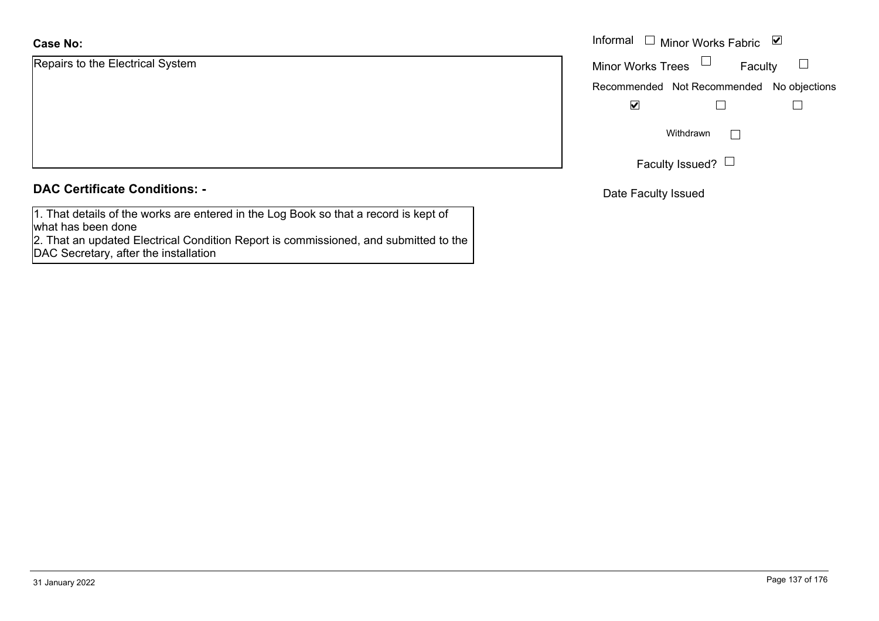**Case No:**

Repairs to the Electrical System

Informal ☐ Minor Works Fabric ☑

Minor Works Trees ☐ Faculty ☐

| Recommended | Not Recommended | No objections |
|---|---|---|
| ☑ | ☐ | ☐ |

Withdrawn ☐

Faculty Issued? ☐

Date Faculty Issued

**DAC Certificate Conditions: -**

1. That details of the works are entered in the Log Book so that a record is kept of what has been done
2. That an updated Electrical Condition Report is commissioned, and submitted to the DAC Secretary, after the installation

31 January 2022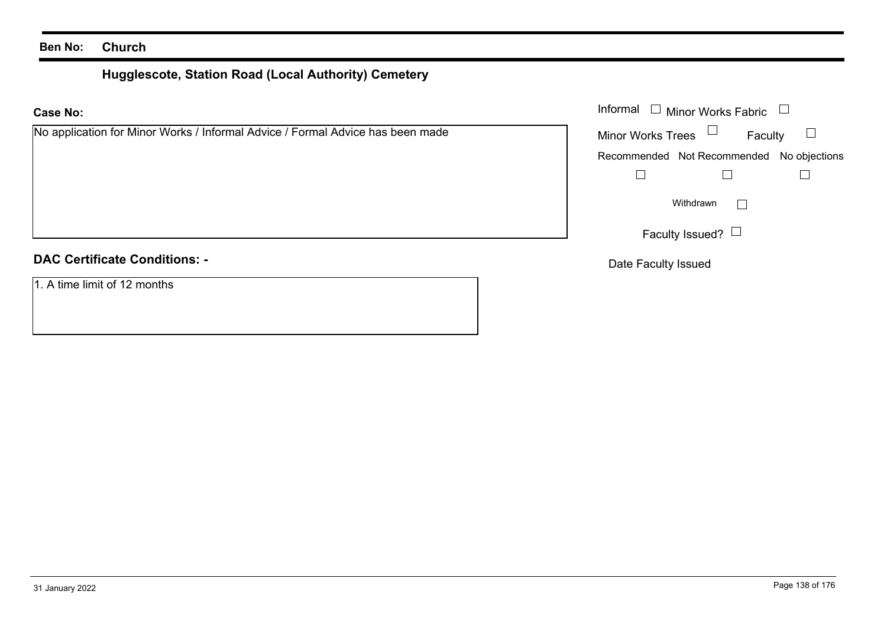**Ben No:** **Church**

## Hugglescote, Station Road (Local Authority) Cemetery

**Case No:**

No application for Minor Works / Informal Advice / Formal Advice has been made

Informal ☐ Minor Works Fabric ☐

Minor Works Trees ☐ Faculty ☐

| Recommended | Not Recommended | No objections |
|---|---|---|
| ☐ | ☐ | ☐ |

Withdrawn ☐

Faculty Issued? ☐

Date Faculty Issued

**DAC Certificate Conditions: -**

1. A time limit of 12 months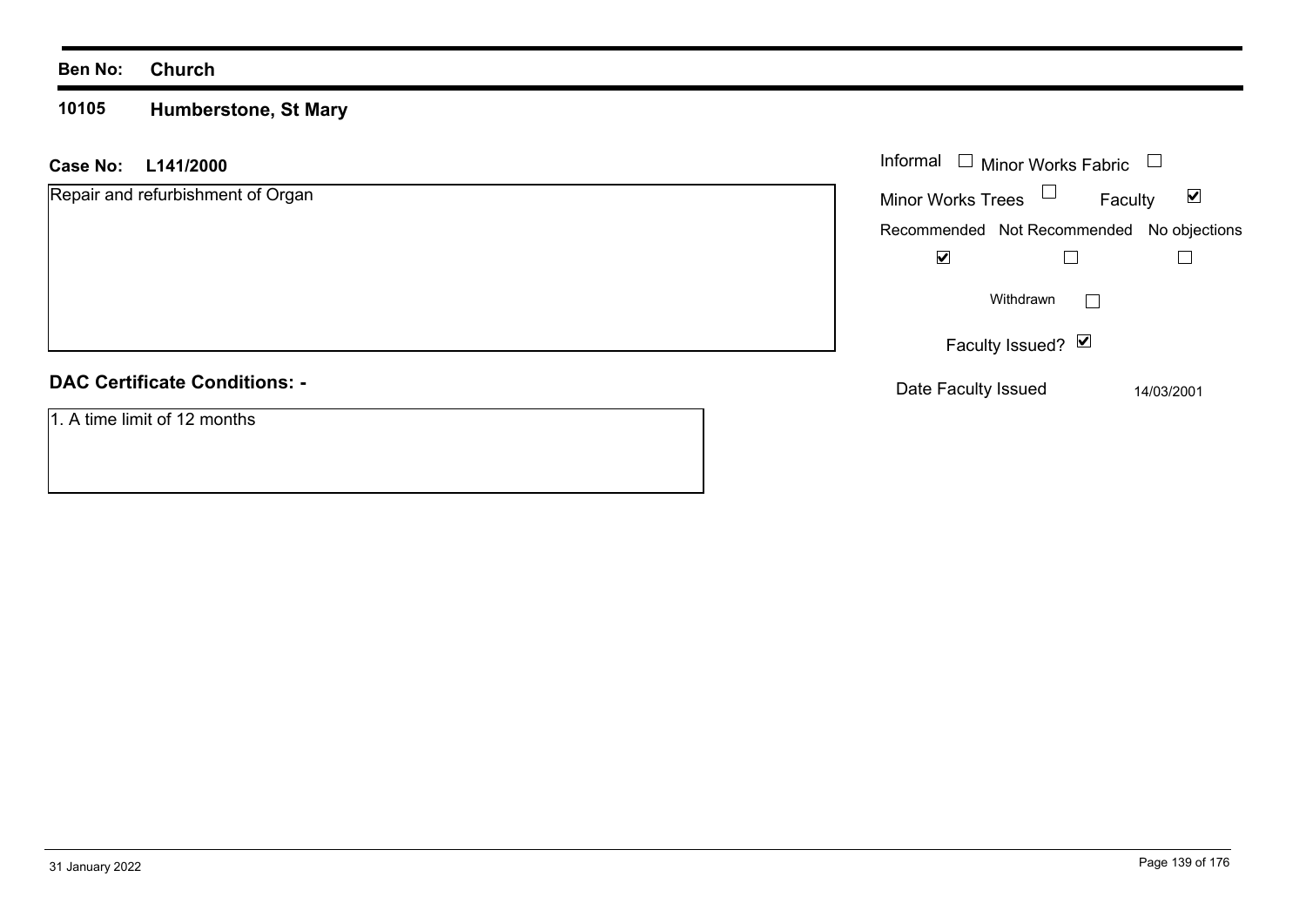**Ben No:** **Church**

## 10105 Humberstone, St Mary

**Case No:** **L141/2000**

Repair and refurbishment of Organ

Informal ☐ Minor Works Fabric ☐

Minor Works Trees ☐ Faculty ☑

| Recommended | Not Recommended | No objections |
| --- | --- | --- |
| ☑ | ☐ | ☐ |

Withdrawn ☐

Faculty Issued? ☑

Date Faculty Issued 14/03/2001

### DAC Certificate Conditions: -

1. A time limit of 12 months

31 January 2022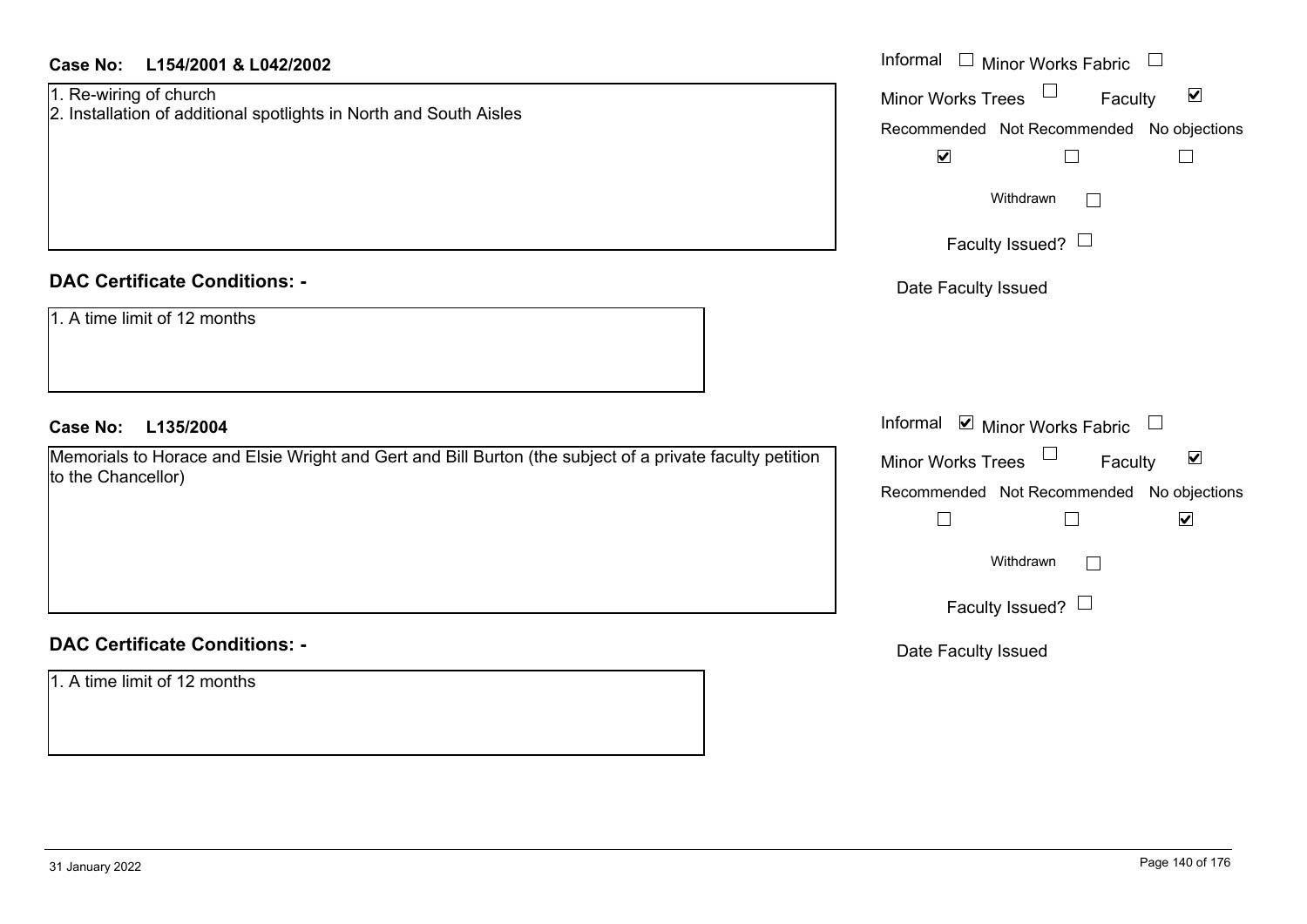**Case No:** **L154/2001 & L042/2002**

1. Re-wiring of church
2. Installation of additional spotlights in North and South Aisles

Informal ☐ Minor Works Fabric ☐
Minor Works Trees ☐ Faculty ☑

| Recommended | Not Recommended | No objections |
|---|---|---|
| ☑ | ☐ | ☐ |

Withdrawn ☐

Faculty Issued? ☐

Date Faculty Issued

## DAC Certificate Conditions: -

1. A time limit of 12 months

**Case No:** **L135/2004**

Memorials to Horace and Elsie Wright and Gert and Bill Burton (the subject of a private faculty petition to the Chancellor)

Informal ☑ Minor Works Fabric ☐
Minor Works Trees ☐ Faculty ☑

| Recommended | Not Recommended | No objections |
|---|---|---|
| ☐ | ☐ | ☑ |

Withdrawn ☐

Faculty Issued? ☐

Date Faculty Issued

## DAC Certificate Conditions: -

1. A time limit of 12 months

31 January 2022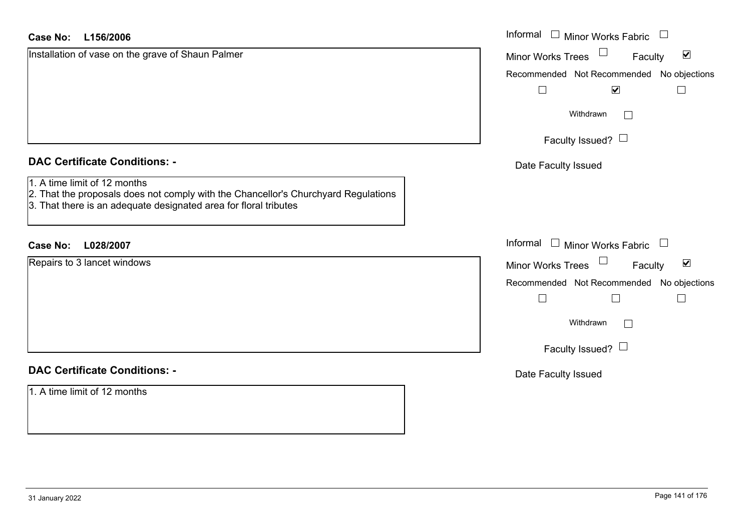**Case No: L156/2006**

Installation of vase on the grave of Shaun Palmer

Informal ☐ Minor Works Fabric ☐
Minor Works Trees ☐ Faculty ☑

Recommended ☐ Not Recommended ☑ No objections ☐

Withdrawn ☐

Faculty Issued? ☐

Date Faculty Issued

## DAC Certificate Conditions: -

1. A time limit of 12 months
2. That the proposals does not comply with the Chancellor's Churchyard Regulations
3. That there is an adequate designated area for floral tributes

**Case No: L028/2007**

Repairs to 3 lancet windows

Informal ☐ Minor Works Fabric ☐
Minor Works Trees ☐ Faculty ☑

Recommended ☐ Not Recommended ☐ No objections ☐

Withdrawn ☐

Faculty Issued? ☐

Date Faculty Issued

## DAC Certificate Conditions: -

1. A time limit of 12 months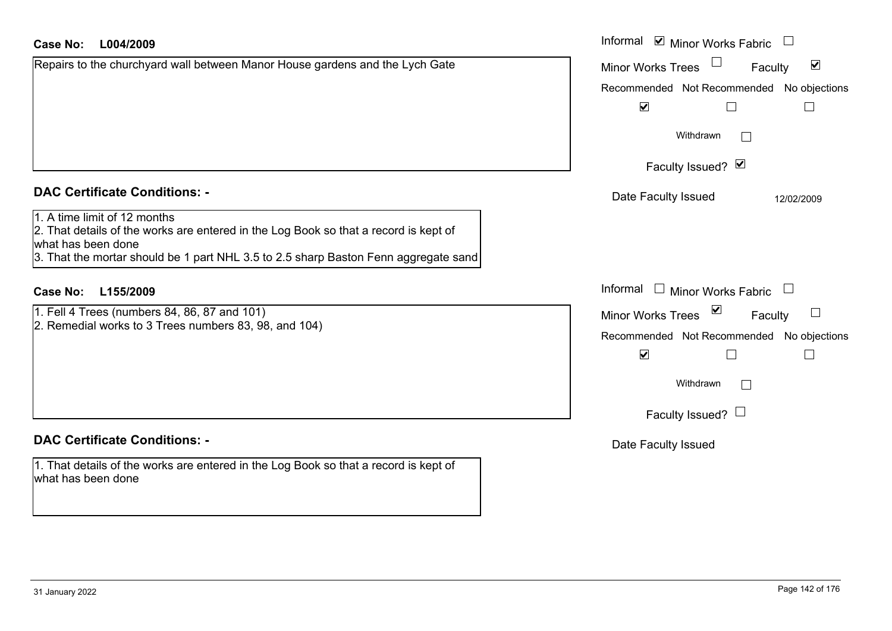**Case No:** **L004/2009**

Repairs to the churchyard wall between Manor House gardens and the Lych Gate

Informal ☑ Minor Works Fabric ☐

Minor Works Trees ☐ Faculty ☑

| Recommended | Not Recommended | No objections |
|---|---|---|
| ☑ | ☐ | ☐ |

Withdrawn ☐

Faculty Issued? ☑

Date Faculty Issued 12/02/2009

## DAC Certificate Conditions: -

1. A time limit of 12 months
2. That details of the works are entered in the Log Book so that a record is kept of what has been done
3. That the mortar should be 1 part NHL 3.5 to 2.5 sharp Baston Fenn aggregate sand

**Case No:** **L155/2009**

1. Fell 4 Trees (numbers 84, 86, 87 and 101)
2. Remedial works to 3 Trees numbers 83, 98, and 104)

Informal ☐ Minor Works Fabric ☐

Minor Works Trees ☑ Faculty ☐

| Recommended | Not Recommended | No objections |
|---|---|---|
| ☑ | ☐ | ☐ |

Withdrawn ☐

Faculty Issued? ☐

Date Faculty Issued

## DAC Certificate Conditions: -

1. That details of the works are entered in the Log Book so that a record is kept of what has been done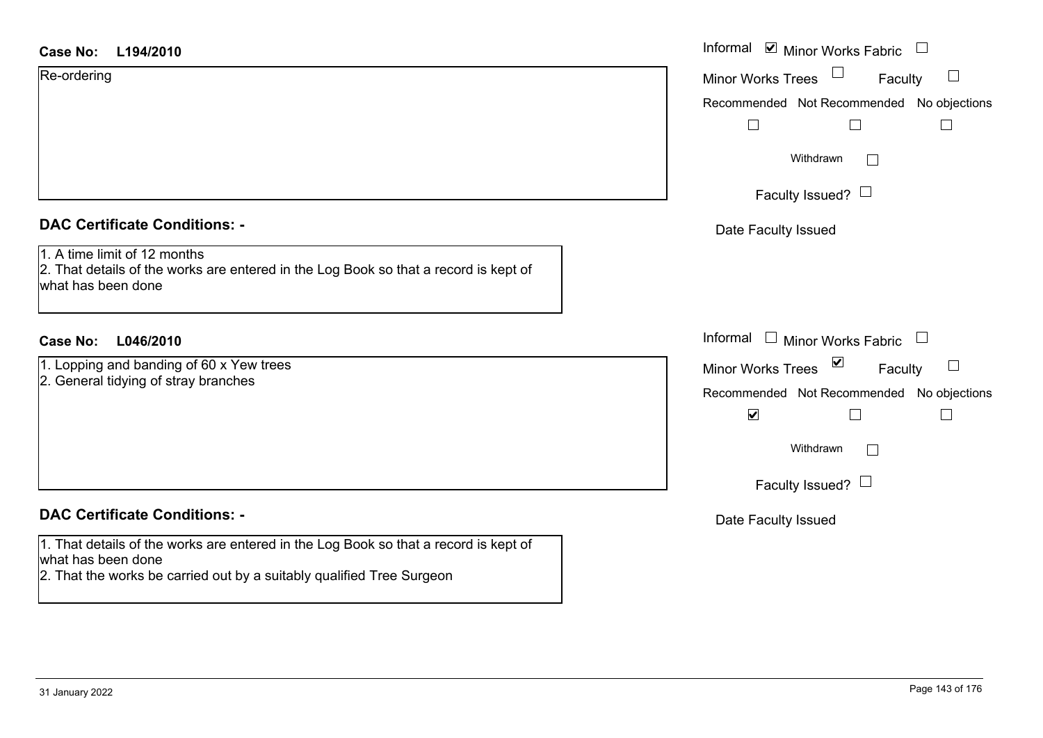**Case No:** L194/2010

Re-ordering

Informal ☑ Minor Works Fabric ☐
Minor Works Trees ☐ Faculty ☐

| Recommended | Not Recommended | No objections |
|---|---|---|
| ☐ | ☐ | ☐ |

Withdrawn ☐

Faculty Issued? ☐

Date Faculty Issued

## DAC Certificate Conditions: -

1. A time limit of 12 months
2. That details of the works are entered in the Log Book so that a record is kept of what has been done

**Case No:** L046/2010

1. Lopping and banding of 60 x Yew trees
2. General tidying of stray branches

Informal ☐ Minor Works Fabric ☐
Minor Works Trees ☑ Faculty ☐

| Recommended | Not Recommended | No objections |
|---|---|---|
| ☑ | ☐ | ☐ |

Withdrawn ☐

Faculty Issued? ☐

Date Faculty Issued

## DAC Certificate Conditions: -

1. That details of the works are entered in the Log Book so that a record is kept of what has been done
2. That the works be carried out by a suitably qualified Tree Surgeon

31 January 2022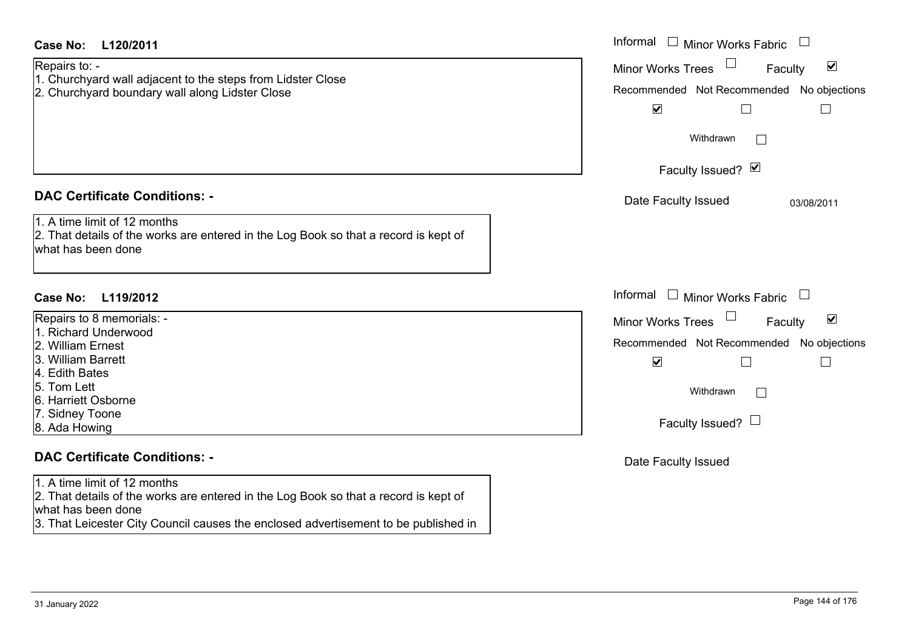**Case No: L120/2011**

Repairs to: -
1. Churchyard wall adjacent to the steps from Lidster Close
2. Churchyard boundary wall along Lidster Close

Informal ☐ Minor Works Fabric ☐
Minor Works Trees ☐ Faculty ☑

| Recommended | Not Recommended | No objections |
|---|---|---|
| ☑ | ☐ | ☐ |

Withdrawn ☐

Faculty Issued? ☑

Date Faculty Issued 03/08/2011

## DAC Certificate Conditions: -

1. A time limit of 12 months
2. That details of the works are entered in the Log Book so that a record is kept of what has been done

**Case No: L119/2012**

Repairs to 8 memorials: -
1. Richard Underwood
2. William Ernest
3. William Barrett
4. Edith Bates
5. Tom Lett
6. Harriett Osborne
7. Sidney Toone
8. Ada Howing

Informal ☐ Minor Works Fabric ☐
Minor Works Trees ☐ Faculty ☑

| Recommended | Not Recommended | No objections |
|---|---|---|
| ☑ | ☐ | ☐ |

Withdrawn ☐

Faculty Issued? ☐

Date Faculty Issued

## DAC Certificate Conditions: -

1. A time limit of 12 months
2. That details of the works are entered in the Log Book so that a record is kept of what has been done
3. That Leicester City Council causes the enclosed advertisement to be published in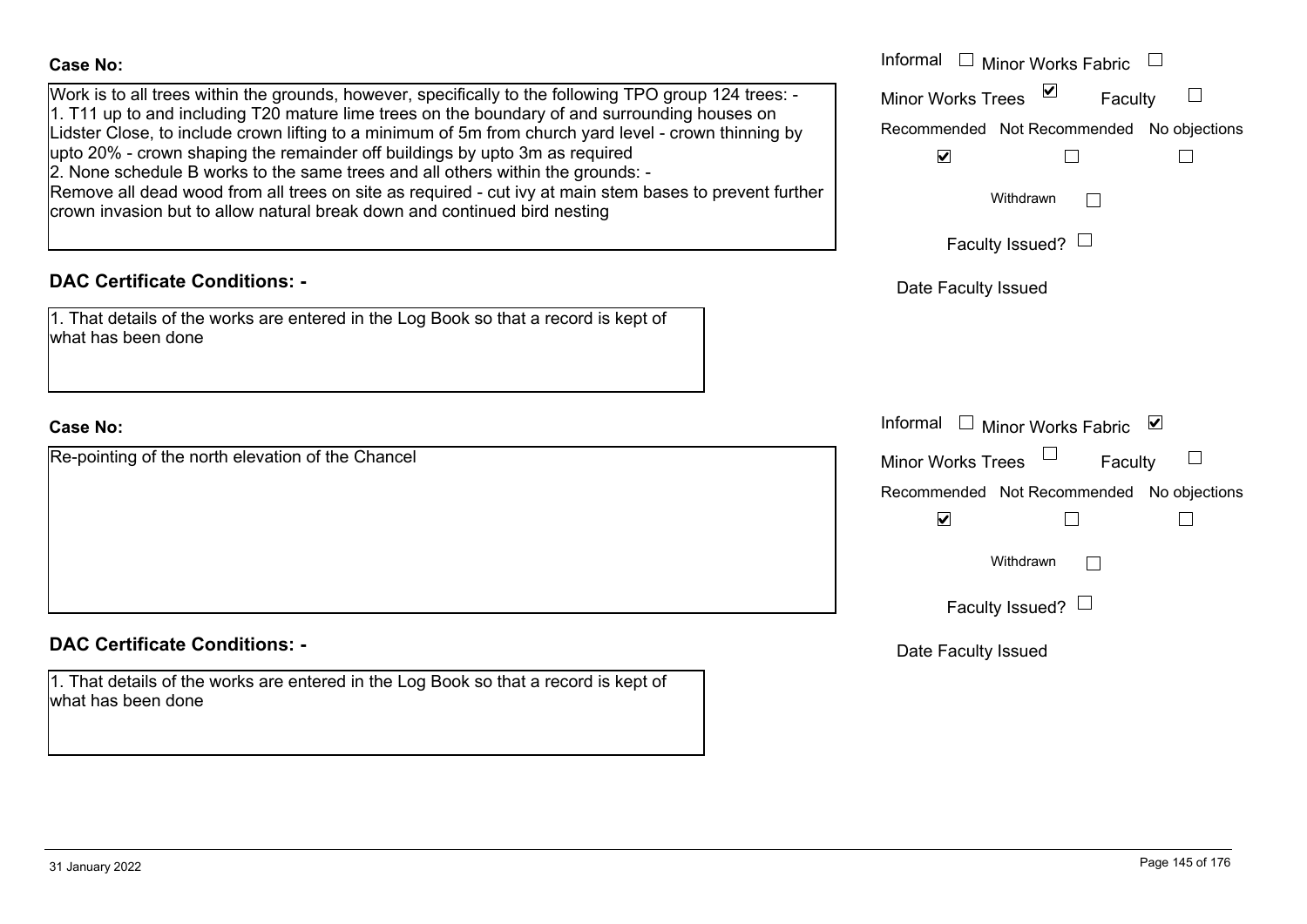**Case No:**

Work is to all trees within the grounds, however, specifically to the following TPO group 124 trees: -
1. T11 up to and including T20 mature lime trees on the boundary of and surrounding houses on Lidster Close, to include crown lifting to a minimum of 5m from church yard level - crown thinning by upto 20% - crown shaping the remainder off buildings by upto 3m as required
2. None schedule B works to the same trees and all others within the grounds: -
Remove all dead wood from all trees on site as required - cut ivy at main stem bases to prevent further crown invasion but to allow natural break down and continued bird nesting

- Informal ☐
- Minor Works Fabric ☐
- Minor Works Trees ☑
- Faculty ☐

| Recommended | Not Recommended | No objections |
|---|---|---|
| ☑ | ☐ | ☐ |

Withdrawn ☐

Faculty Issued? ☐

Date Faculty Issued

**DAC Certificate Conditions: -**

1. That details of the works are entered in the Log Book so that a record is kept of what has been done

**Case No:**

Re-pointing of the north elevation of the Chancel

- Informal ☐
- Minor Works Fabric ☑
- Minor Works Trees ☐
- Faculty ☐

| Recommended | Not Recommended | No objections |
|---|---|---|
| ☑ | ☐ | ☐ |

Withdrawn ☐

Faculty Issued? ☐

Date Faculty Issued

**DAC Certificate Conditions: -**

1. That details of the works are entered in the Log Book so that a record is kept of what has been done

31 January 2022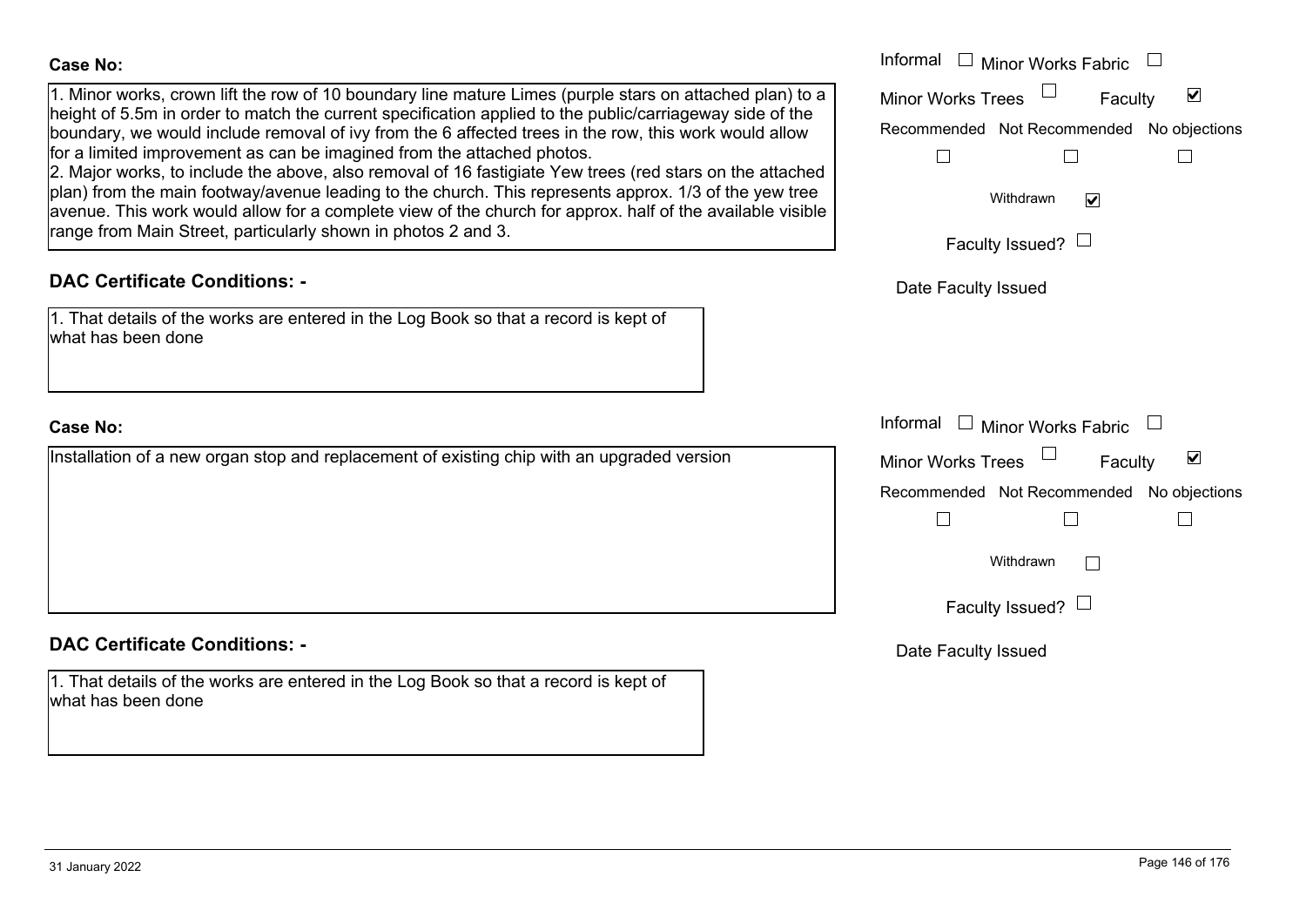**Case No:**

1. Minor works, crown lift the row of 10 boundary line mature Limes (purple stars on attached plan) to a height of 5.5m in order to match the current specification applied to the public/carriageway side of the boundary, we would include removal of ivy from the 6 affected trees in the row, this work would allow for a limited improvement as can be imagined from the attached photos.
2. Major works, to include the above, also removal of 16 fastigiate Yew trees (red stars on the attached plan) from the main footway/avenue leading to the church. This represents approx. 1/3 of the yew tree avenue. This work would allow for a complete view of the church for approx. half of the available visible range from Main Street, particularly shown in photos 2 and 3.

Informal ☐ Minor Works Fabric ☐

Minor Works Trees ☐ Faculty ☑

Recommended ☐ Not Recommended ☐ No objections ☐

Withdrawn ☑

Faculty Issued? ☐

Date Faculty Issued

**DAC Certificate Conditions: -**

1. That details of the works are entered in the Log Book so that a record is kept of what has been done

**Case No:**

Installation of a new organ stop and replacement of existing chip with an upgraded version

Informal ☐ Minor Works Fabric ☐

Minor Works Trees ☐ Faculty ☑

Recommended ☐ Not Recommended ☐ No objections ☐

Withdrawn ☐

Faculty Issued? ☐

Date Faculty Issued

**DAC Certificate Conditions: -**

1. That details of the works are entered in the Log Book so that a record is kept of what has been done

31 January 2022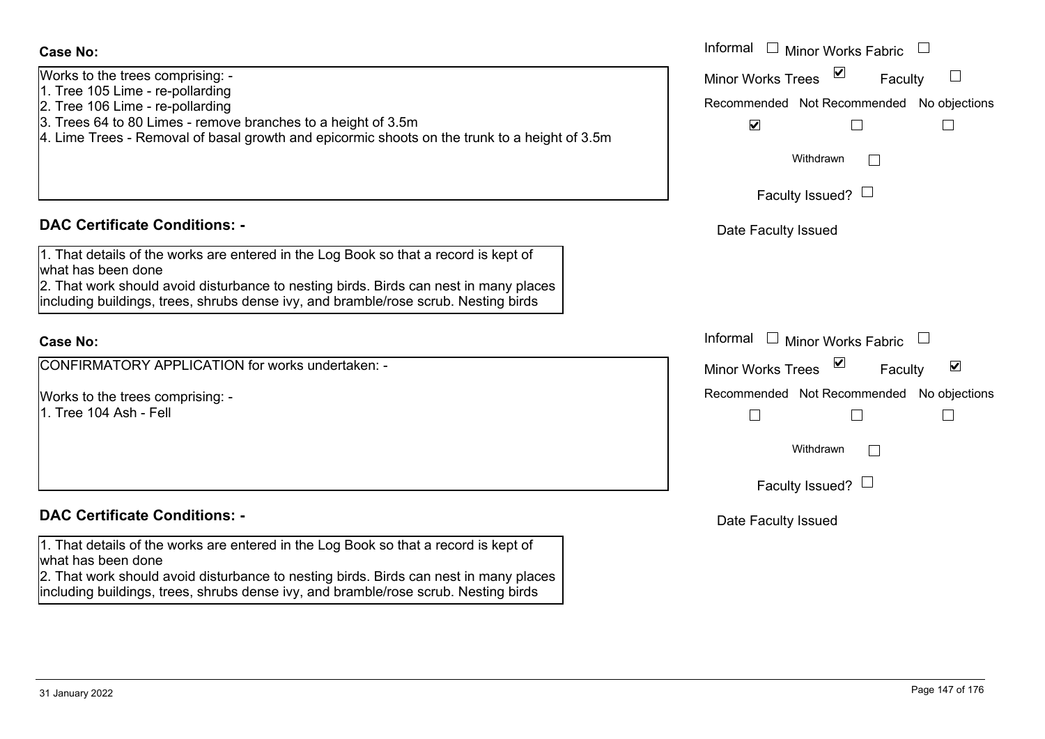**Case No:**

Works to the trees comprising: -
1. Tree 105 Lime - re-pollarding
2. Tree 106 Lime - re-pollarding
3. Trees 64 to 80 Limes - remove branches to a height of 3.5m
4. Lime Trees - Removal of basal growth and epicormic shoots on the trunk to a height of 3.5m

Informal ☐ Minor Works Fabric ☐
Minor Works Trees ☑ Faculty ☐
Recommended ☑ Not Recommended ☐ No objections ☐
Withdrawn ☐
Faculty Issued? ☐
Date Faculty Issued

**DAC Certificate Conditions: -**

1. That details of the works are entered in the Log Book so that a record is kept of what has been done
2. That work should avoid disturbance to nesting birds. Birds can nest in many places including buildings, trees, shrubs dense ivy, and bramble/rose scrub. Nesting birds

**Case No:**

CONFIRMATORY APPLICATION for works undertaken: -

Works to the trees comprising: -
1. Tree 104 Ash - Fell

Informal ☐ Minor Works Fabric ☐
Minor Works Trees ☑ Faculty ☑
Recommended ☐ Not Recommended ☐ No objections ☐
Withdrawn ☐
Faculty Issued? ☐
Date Faculty Issued

**DAC Certificate Conditions: -**

1. That details of the works are entered in the Log Book so that a record is kept of what has been done
2. That work should avoid disturbance to nesting birds. Birds can nest in many places including buildings, trees, shrubs dense ivy, and bramble/rose scrub. Nesting birds

31 January 2022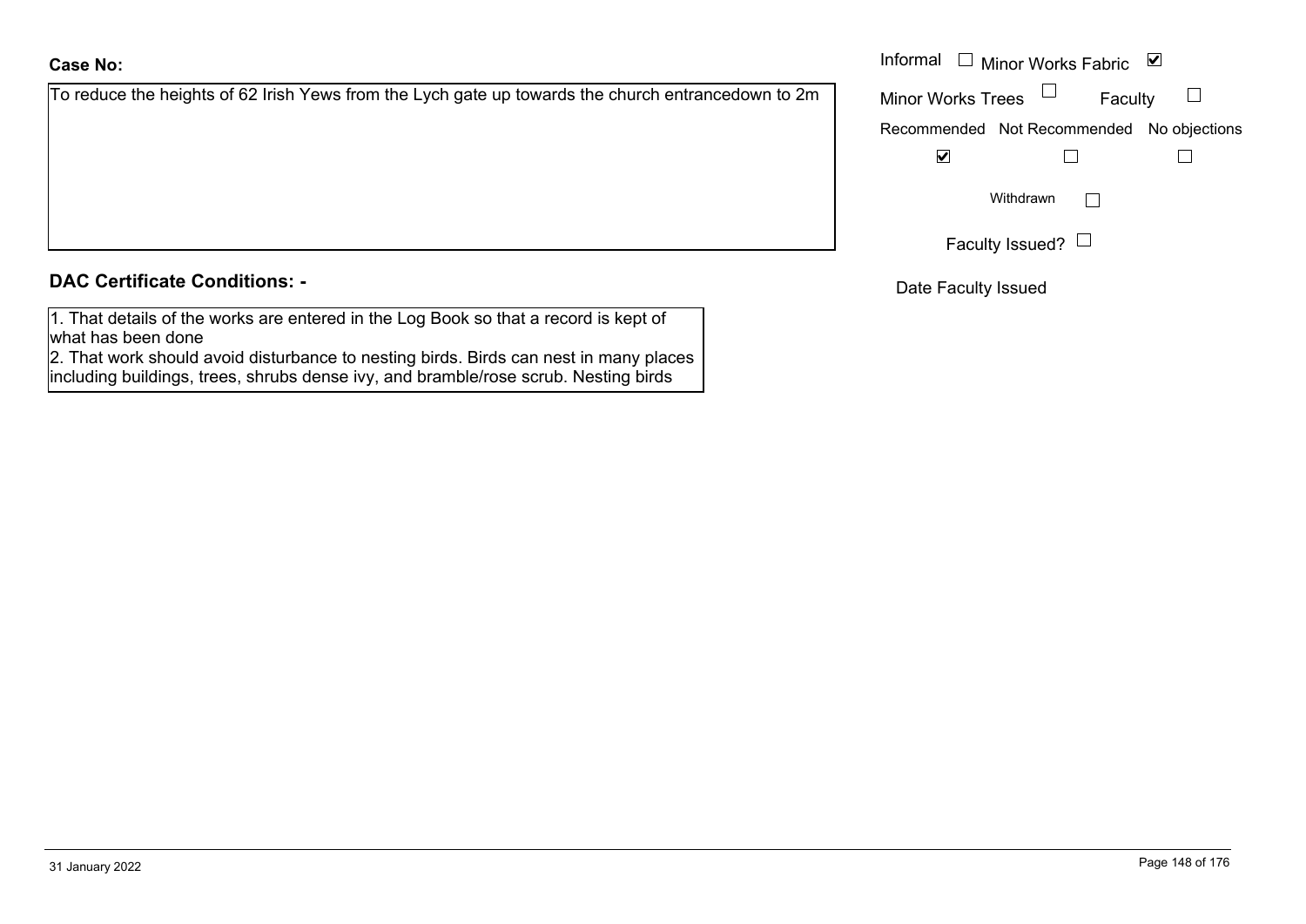**Case No:**

To reduce the heights of 62 Irish Yews from the Lych gate up towards the church entrancedown to 2m

Informal ☐ Minor Works Fabric ☑

Minor Works Trees ☐ Faculty ☐

Recommended ☑ Not Recommended ☐ No objections ☐

Withdrawn ☐

Faculty Issued? ☐

Date Faculty Issued

**DAC Certificate Conditions: -**

1. That details of the works are entered in the Log Book so that a record is kept of what has been done
2. That work should avoid disturbance to nesting birds. Birds can nest in many places including buildings, trees, shrubs dense ivy, and bramble/rose scrub. Nesting birds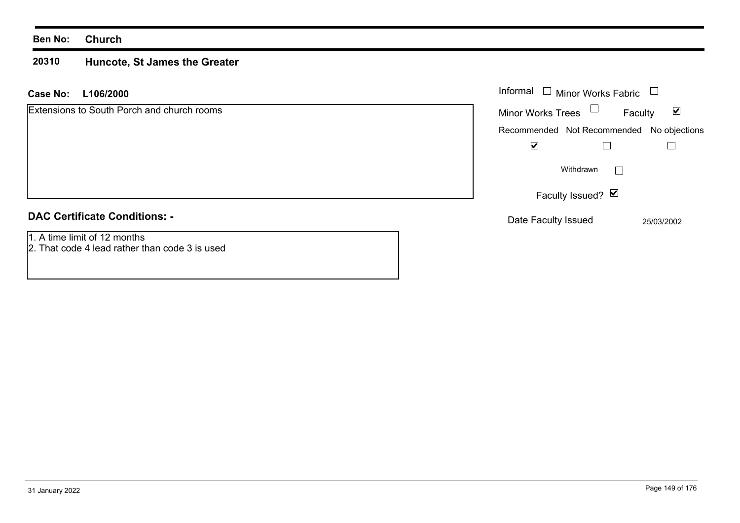**Ben No:** **Church**

**20310** **Huncote, St James the Greater**

**Case No:** **L106/2000**

Extensions to South Porch and church rooms

| Informal ☐ | Minor Works Fabric ☐ |
|---|---|
| Minor Works Trees ☐ | Faculty ☑ |

| Recommended | Not Recommended | No objections |
|---|---|---|
| ☑ | ☐ | ☐ |

Withdrawn ☐

Faculty Issued? ☑

Date Faculty Issued 25/03/2002

## DAC Certificate Conditions: -

1. A time limit of 12 months
2. That code 4 lead rather than code 3 is used

31 January 2022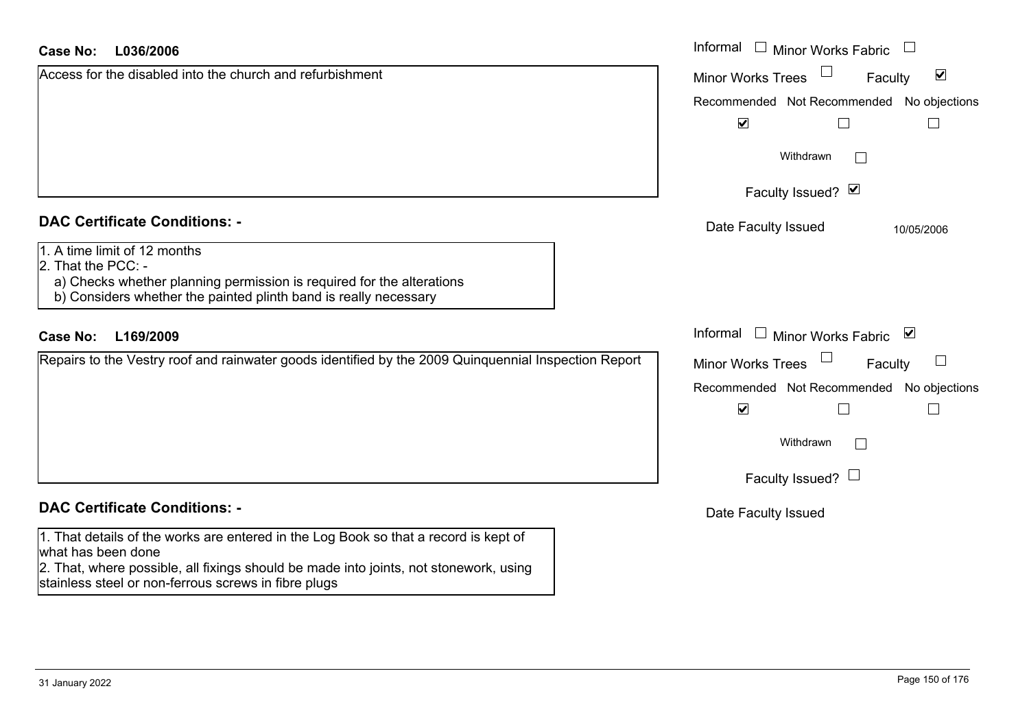**Case No:** **L036/2006**

Access for the disabled into the church and refurbishment

Informal ☐ Minor Works Fabric ☐

Minor Works Trees ☐ Faculty ☑

Recommended ☑ Not Recommended ☐ No objections ☐

Withdrawn ☐

Faculty Issued? ☑

Date Faculty Issued 10/05/2006

## DAC Certificate Conditions: -

1. A time limit of 12 months
2. That the PCC: -
   a) Checks whether planning permission is required for the alterations
   b) Considers whether the painted plinth band is really necessary

**Case No:** **L169/2009**

Repairs to the Vestry roof and rainwater goods identified by the 2009 Quinquennial Inspection Report

Informal ☐ Minor Works Fabric ☑

Minor Works Trees ☐ Faculty ☐

Recommended ☑ Not Recommended ☐ No objections ☐

Withdrawn ☐

Faculty Issued? ☐

Date Faculty Issued

## DAC Certificate Conditions: -

1. That details of the works are entered in the Log Book so that a record is kept of what has been done
2. That, where possible, all fixings should be made into joints, not stonework, using stainless steel or non-ferrous screws in fibre plugs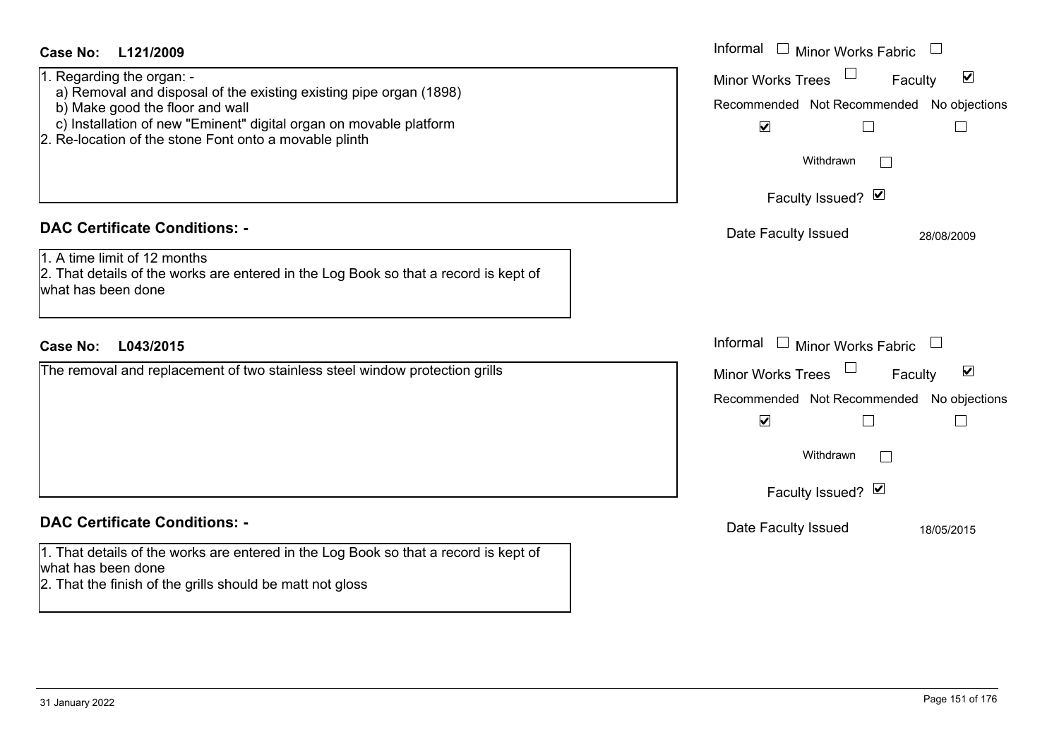**Case No: L121/2009**

1. Regarding the organ: -
   a) Removal and disposal of the existing existing pipe organ (1898)
   b) Make good the floor and wall
   c) Installation of new "Eminent" digital organ on movable platform
2. Re-location of the stone Font onto a movable plinth

Informal ☐ Minor Works Fabric ☐
Minor Works Trees ☐ Faculty ☑

Recommended ☑ Not Recommended ☐ No objections ☐

Withdrawn ☐

Faculty Issued? ☑

Date Faculty Issued 28/08/2009

**DAC Certificate Conditions: -**

1. A time limit of 12 months
2. That details of the works are entered in the Log Book so that a record is kept of what has been done

**Case No: L043/2015**

The removal and replacement of two stainless steel window protection grills

Informal ☐ Minor Works Fabric ☐
Minor Works Trees ☐ Faculty ☑

Recommended ☑ Not Recommended ☐ No objections ☐

Withdrawn ☐

Faculty Issued? ☑

Date Faculty Issued 18/05/2015

**DAC Certificate Conditions: -**

1. That details of the works are entered in the Log Book so that a record is kept of what has been done
2. That the finish of the grills should be matt not gloss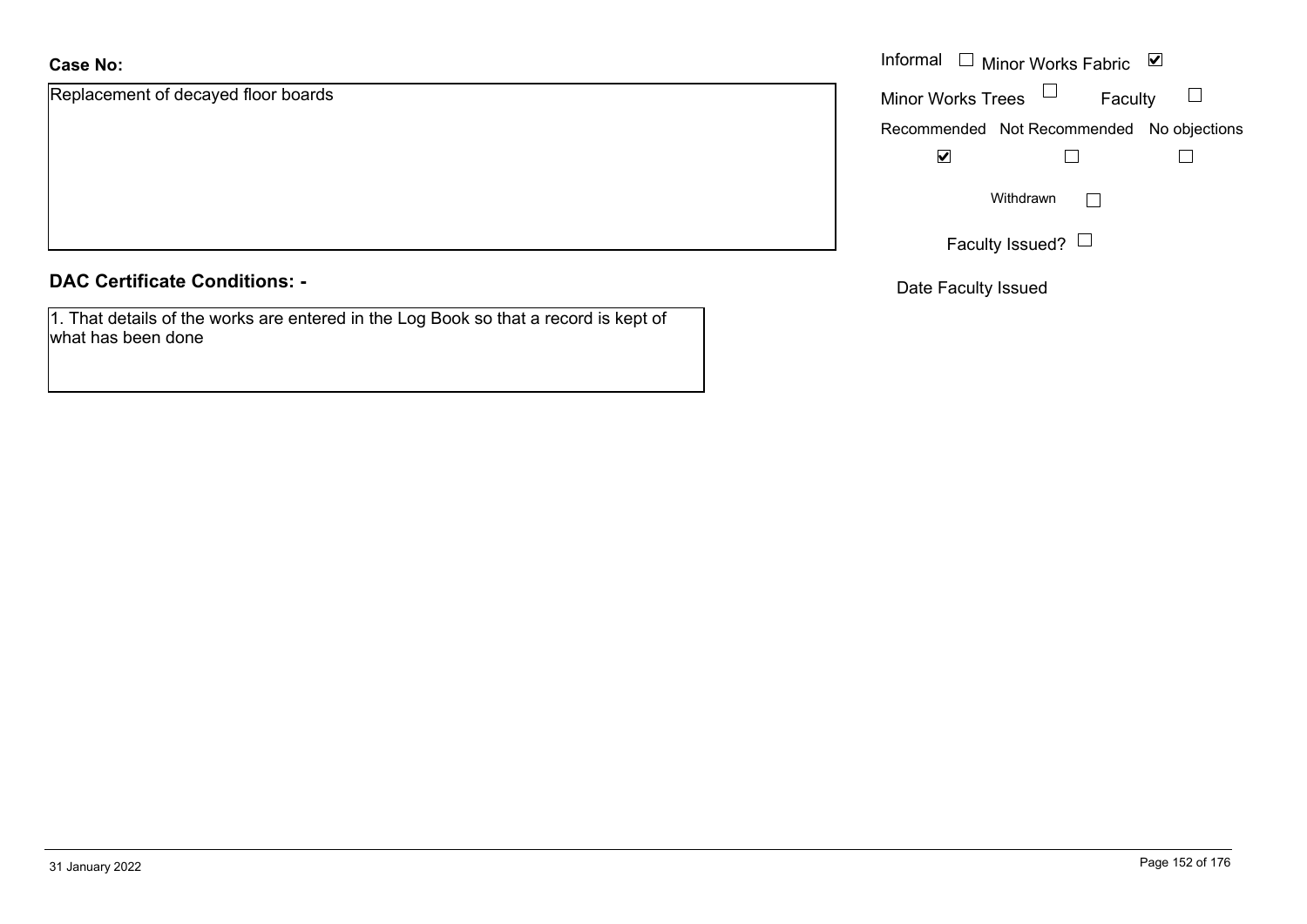**Case No:**

Replacement of decayed floor boards

Informal ☐ Minor Works Fabric ☑

Minor Works Trees ☐ Faculty ☐

Recommended ☑ Not Recommended ☐ No objections ☐

Withdrawn ☐

Faculty Issued? ☐

Date Faculty Issued

**DAC Certificate Conditions: -**

1. That details of the works are entered in the Log Book so that a record is kept of what has been done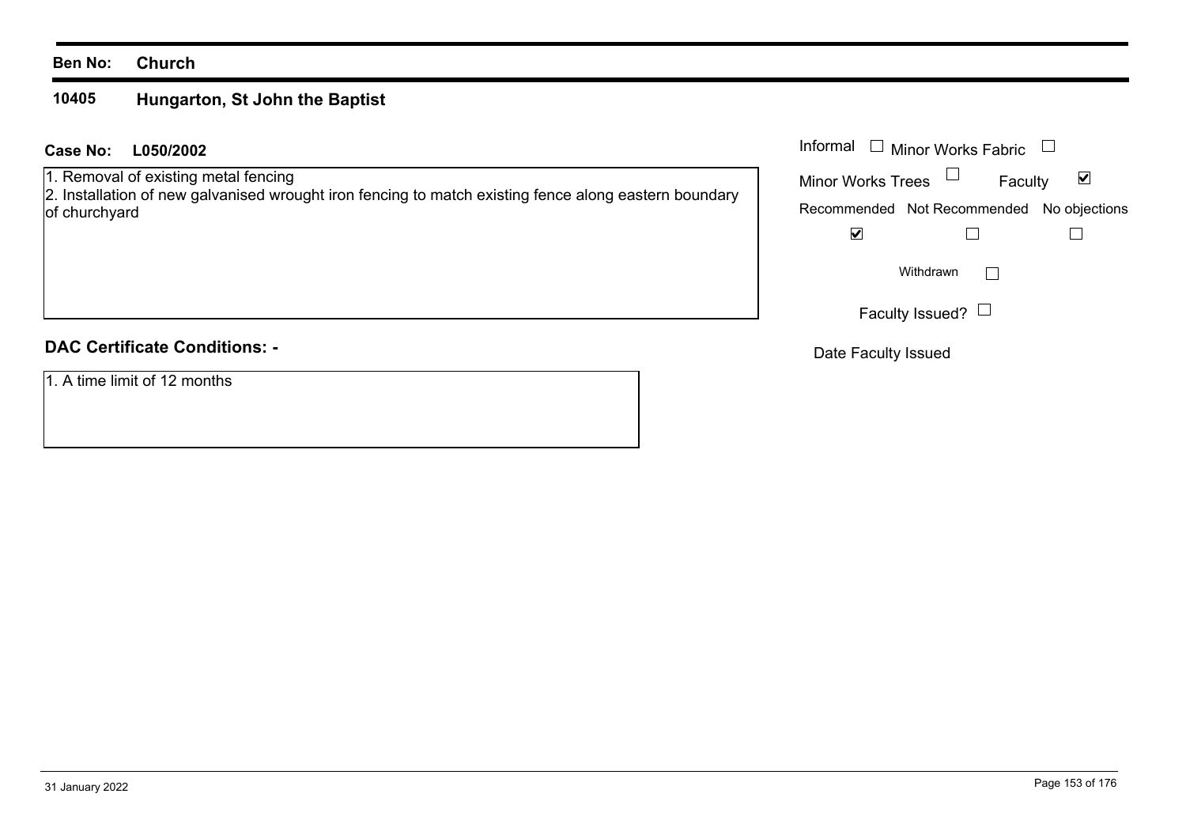**Ben No:** **Church**

## 10405 Hungarton, St John the Baptist

**Case No:** **L050/2002**

1. Removal of existing metal fencing
2. Installation of new galvanised wrought iron fencing to match existing fence along eastern boundary of churchyard

Informal ☐ Minor Works Fabric ☐

Minor Works Trees ☐ Faculty ☑

Recommended ☑ Not Recommended ☐ No objections ☐

Withdrawn ☐

Faculty Issued? ☐

Date Faculty Issued

**DAC Certificate Conditions: -**

1. A time limit of 12 months

31 January 2022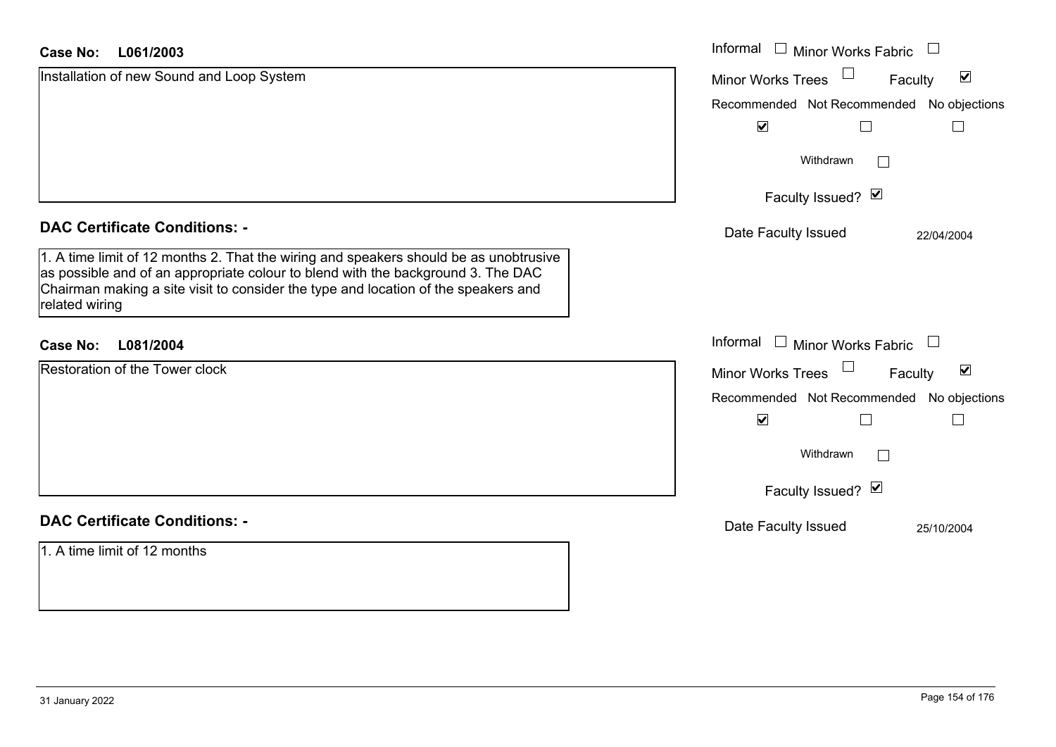**Case No:** L061/2003

Installation of new Sound and Loop System

Informal ☐ Minor Works Fabric ☐

Minor Works Trees ☐ Faculty ☑

| Recommended | Not Recommended | No objections |
| --- | --- | --- |
| ☑ | ☐ | ☐ |

Withdrawn ☐

Faculty Issued? ☑

Date Faculty Issued 22/04/2004

## DAC Certificate Conditions: -

1. A time limit of 12 months 2. That the wiring and speakers should be as unobtrusive as possible and of an appropriate colour to blend with the background 3. The DAC Chairman making a site visit to consider the type and location of the speakers and related wiring

**Case No:** L081/2004

Restoration of the Tower clock

Informal ☐ Minor Works Fabric ☐

Minor Works Trees ☐ Faculty ☑

| Recommended | Not Recommended | No objections |
| --- | --- | --- |
| ☑ | ☐ | ☐ |

Withdrawn ☐

Faculty Issued? ☑

Date Faculty Issued 25/10/2004

## DAC Certificate Conditions: -

1. A time limit of 12 months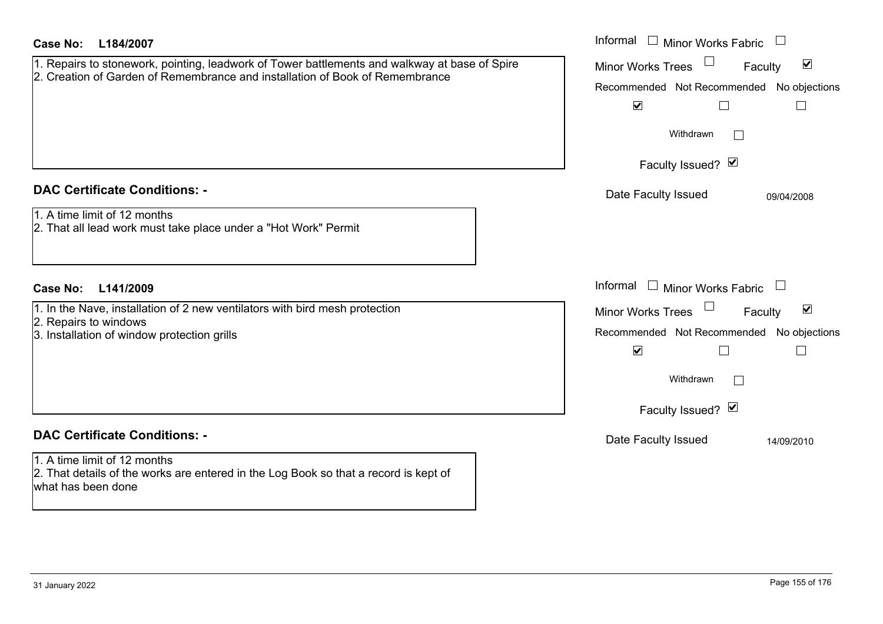**Case No: L184/2007**

1. Repairs to stonework, pointing, leadwork of Tower battlements and walkway at base of Spire
2. Creation of Garden of Remembrance and installation of Book of Remembrance

Informal ☐ Minor Works Fabric ☐
Minor Works Trees ☐ Faculty ☑

| Recommended | Not Recommended | No objections |
|---|---|---|
| ☑ | ☐ | ☐ |

Withdrawn ☐

Faculty Issued? ☑

Date Faculty Issued 09/04/2008

## DAC Certificate Conditions: -

1. A time limit of 12 months
2. That all lead work must take place under a "Hot Work" Permit

**Case No: L141/2009**

1. In the Nave, installation of 2 new ventilators with bird mesh protection
2. Repairs to windows
3. Installation of window protection grills

Informal ☐ Minor Works Fabric ☐
Minor Works Trees ☐ Faculty ☑

| Recommended | Not Recommended | No objections |
|---|---|---|
| ☑ | ☐ | ☐ |

Withdrawn ☐

Faculty Issued? ☑

Date Faculty Issued 14/09/2010

## DAC Certificate Conditions: -

1. A time limit of 12 months
2. That details of the works are entered in the Log Book so that a record is kept of what has been done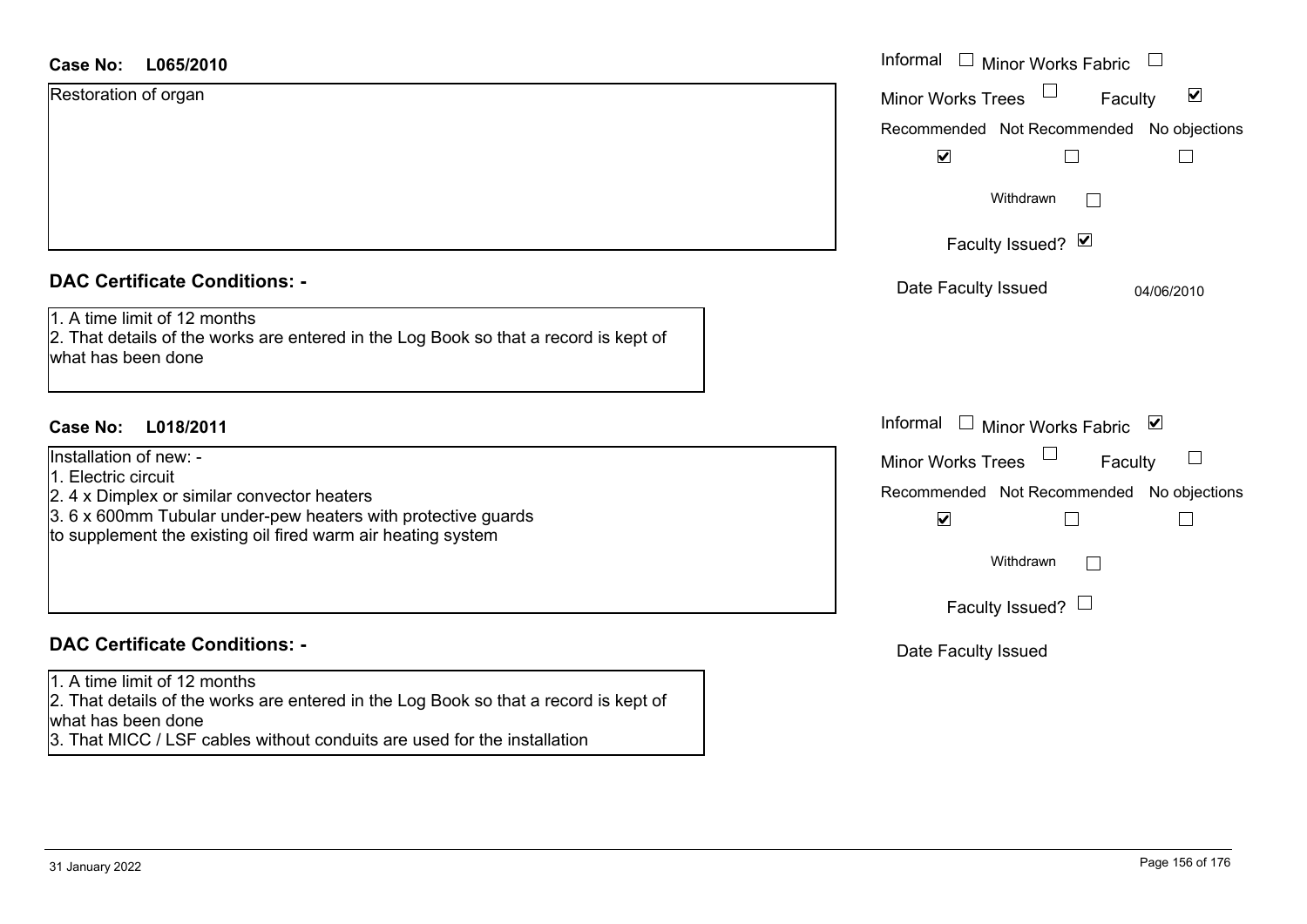**Case No:** **L065/2010**

Restoration of organ

Informal ☐ Minor Works Fabric ☐

Minor Works Trees ☐ Faculty ☑

| Recommended | Not Recommended | No objections |
|---|---|---|
| ☑ | ☐ | ☐ |

Withdrawn ☐

Faculty Issued? ☑

Date Faculty Issued: 04/06/2010

## DAC Certificate Conditions: -

1. A time limit of 12 months
2. That details of the works are entered in the Log Book so that a record is kept of what has been done

**Case No:** **L018/2011**

Installation of new: -

1. Electric circuit
2. 4 x Dimplex or similar convector heaters
3. 6 x 600mm Tubular under-pew heaters with protective guards

to supplement the existing oil fired warm air heating system

Informal ☐ Minor Works Fabric ☑

Minor Works Trees ☐ Faculty ☐

| Recommended | Not Recommended | No objections |
|---|---|---|
| ☑ | ☐ | ☐ |

Withdrawn ☐

Faculty Issued? ☐

Date Faculty Issued

## DAC Certificate Conditions: -

1. A time limit of 12 months
2. That details of the works are entered in the Log Book so that a record is kept of what has been done
3. That MICC / LSF cables without conduits are used for the installation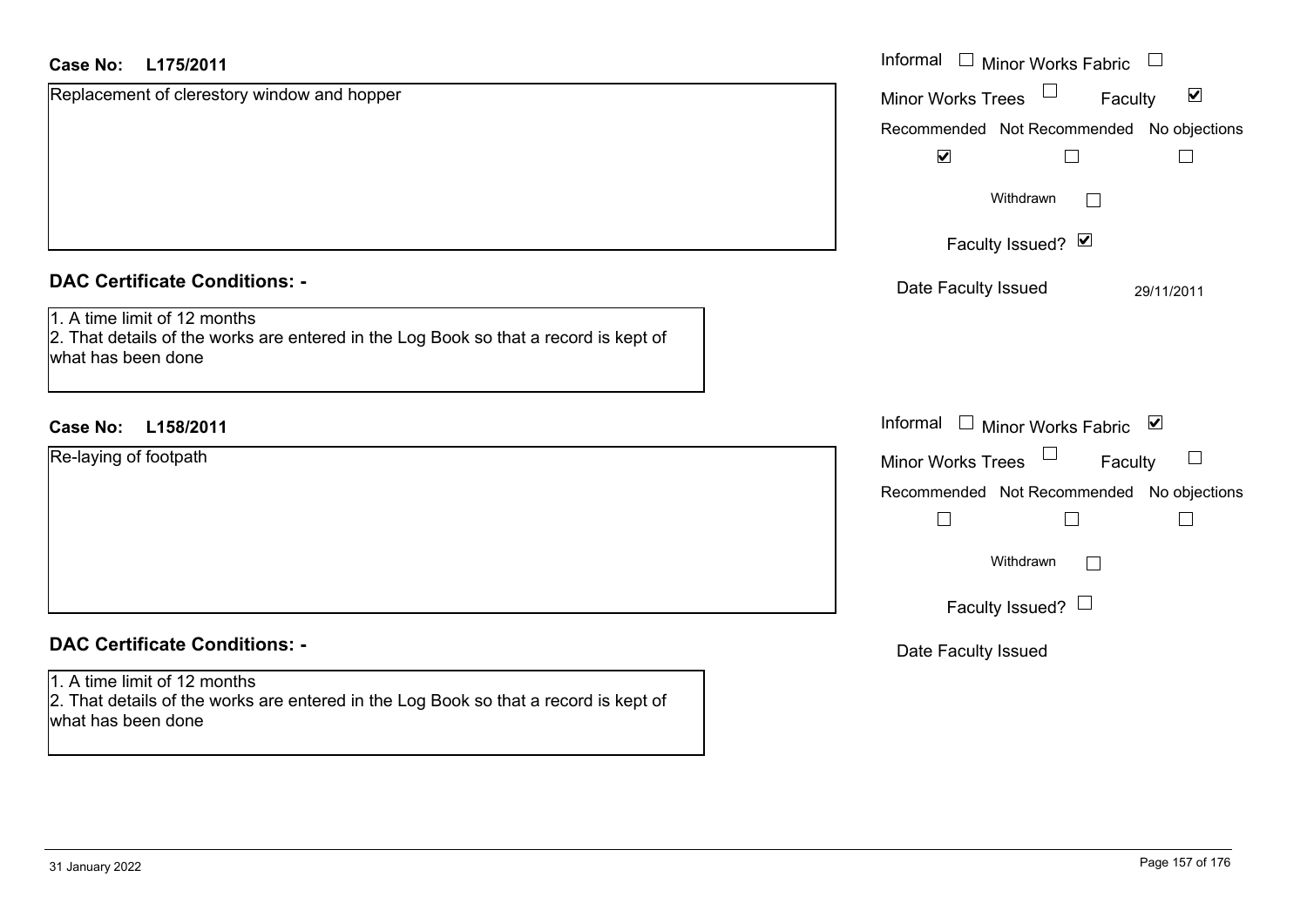**Case No: L175/2011**

Replacement of clerestory window and hopper

Informal ☐ Minor Works Fabric ☐

Minor Works Trees ☐ Faculty ☑

Recommended ☑ Not Recommended ☐ No objections ☐

Withdrawn ☐

Faculty Issued? ☑

Date Faculty Issued 29/11/2011

**DAC Certificate Conditions: -**

1. A time limit of 12 months
2. That details of the works are entered in the Log Book so that a record is kept of what has been done

**Case No: L158/2011**

Re-laying of footpath

Informal ☐ Minor Works Fabric ☑

Minor Works Trees ☐ Faculty ☐

Recommended ☐ Not Recommended ☐ No objections ☐

Withdrawn ☐

Faculty Issued? ☐

Date Faculty Issued

**DAC Certificate Conditions: -**

1. A time limit of 12 months
2. That details of the works are entered in the Log Book so that a record is kept of what has been done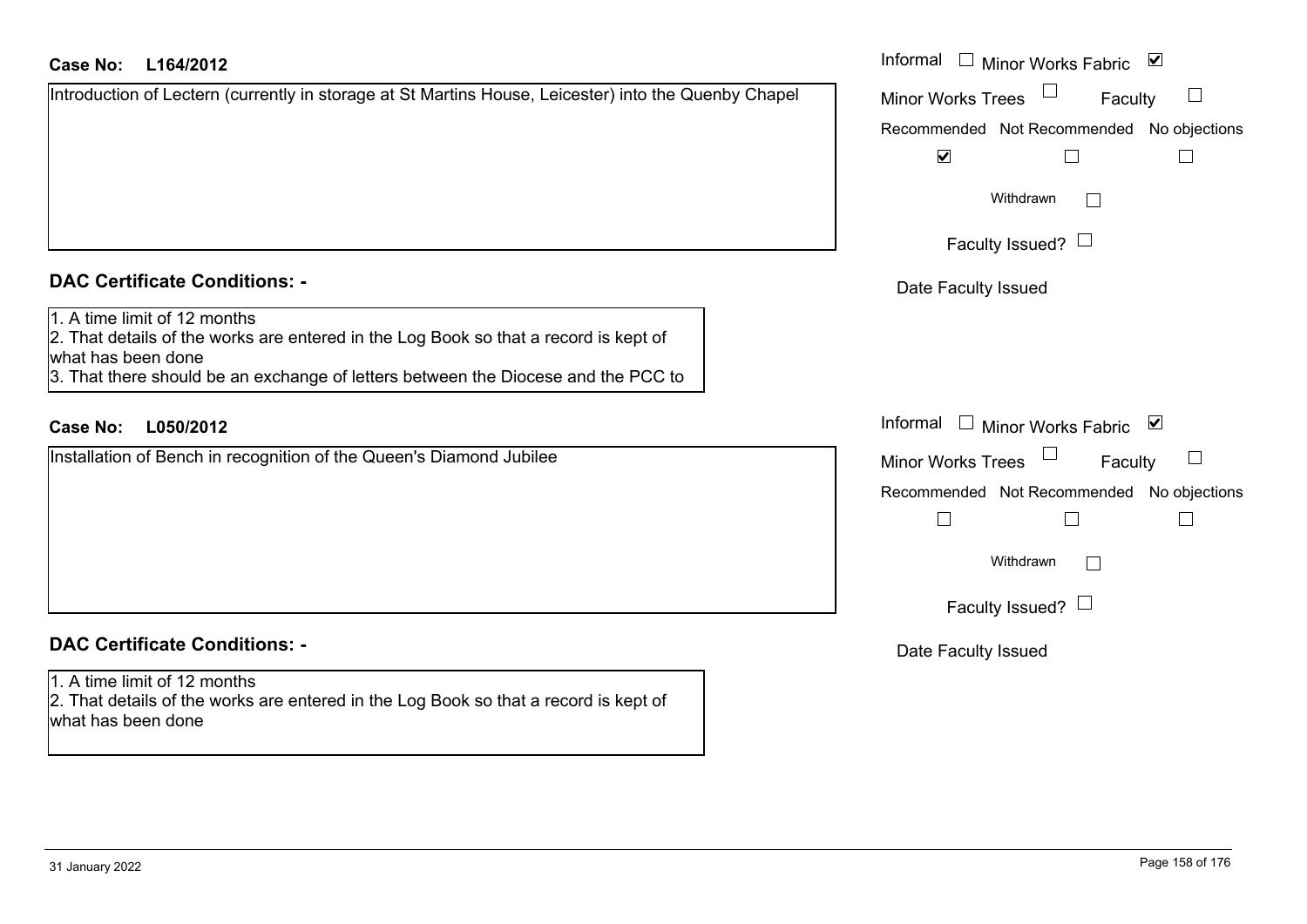**Case No: L164/2012**

Informal ☐ Minor Works Fabric ☑

Minor Works Trees ☐ Faculty ☐

Introduction of Lectern (currently in storage at St Martins House, Leicester) into the Quenby Chapel

| Recommended | Not Recommended | No objections |
|---|---|---|
| ☑ | ☐ | ☐ |

Withdrawn ☐

Faculty Issued? ☐

Date Faculty Issued

## DAC Certificate Conditions: -

1. A time limit of 12 months
2. That details of the works are entered in the Log Book so that a record is kept of what has been done
3. That there should be an exchange of letters between the Diocese and the PCC to

**Case No: L050/2012**

Informal ☐ Minor Works Fabric ☑

Minor Works Trees ☐ Faculty ☐

Installation of Bench in recognition of the Queen's Diamond Jubilee

| Recommended | Not Recommended | No objections |
|---|---|---|
| ☐ | ☐ | ☐ |

Withdrawn ☐

Faculty Issued? ☐

Date Faculty Issued

## DAC Certificate Conditions: -

1. A time limit of 12 months
2. That details of the works are entered in the Log Book so that a record is kept of what has been done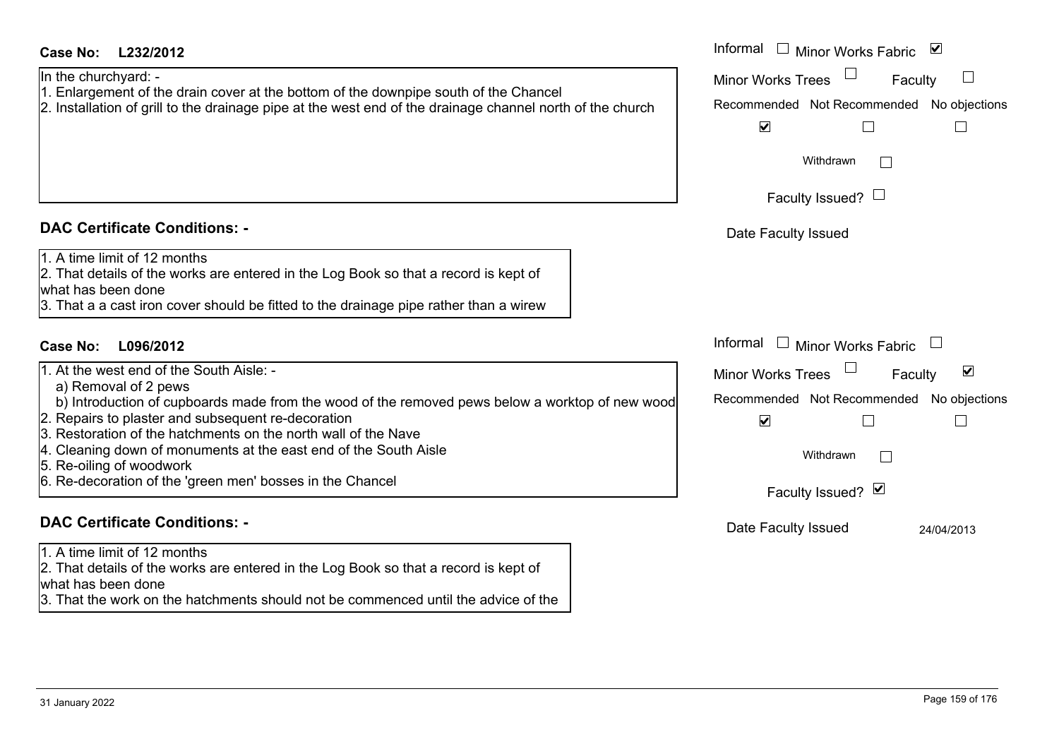**Case No: L232/2012**

In the churchyard: -
1. Enlargement of the drain cover at the bottom of the downpipe south of the Chancel
2. Installation of grill to the drainage pipe at the west end of the drainage channel north of the church

Informal ☐ Minor Works Fabric ☑

Minor Works Trees ☐ Faculty ☐

Recommended ☑ Not Recommended ☐ No objections ☐

Withdrawn ☐

Faculty Issued? ☐

Date Faculty Issued

## DAC Certificate Conditions: -

1. A time limit of 12 months
2. That details of the works are entered in the Log Book so that a record is kept of what has been done
3. That a a cast iron cover should be fitted to the drainage pipe rather than a wirew

**Case No: L096/2012**

1. At the west end of the South Aisle: -
   a) Removal of 2 pews
   b) Introduction of cupboards made from the wood of the removed pews below a worktop of new wood
2. Repairs to plaster and subsequent re-decoration
3. Restoration of the hatchments on the north wall of the Nave
4. Cleaning down of monuments at the east end of the South Aisle
5. Re-oiling of woodwork
6. Re-decoration of the 'green men' bosses in the Chancel

Informal ☐ Minor Works Fabric ☐

Minor Works Trees ☐ Faculty ☑

Recommended ☑ Not Recommended ☐ No objections ☐

Withdrawn ☐

Faculty Issued? ☑

Date Faculty Issued 24/04/2013

## DAC Certificate Conditions: -

1. A time limit of 12 months
2. That details of the works are entered in the Log Book so that a record is kept of what has been done
3. That the work on the hatchments should not be commenced until the advice of the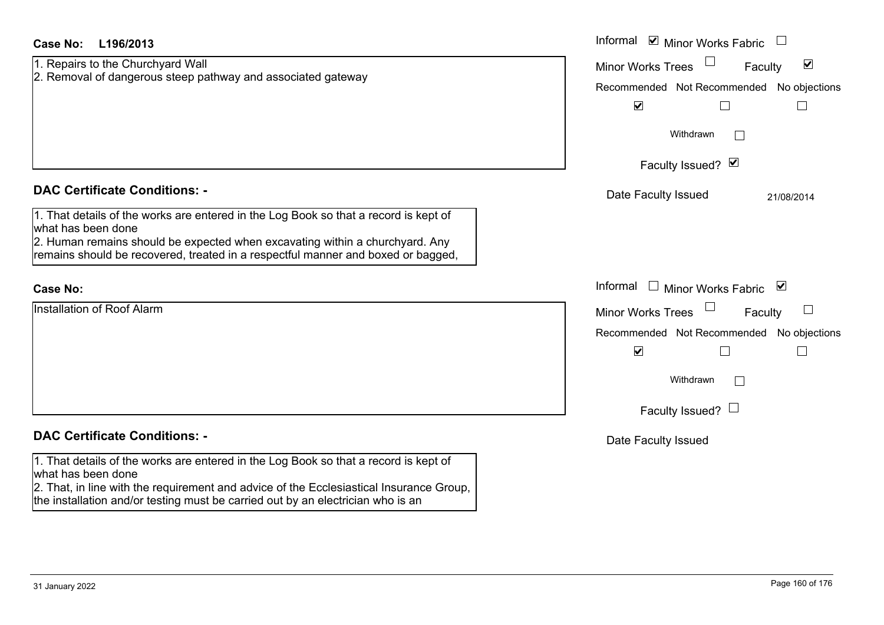**Case No:** L196/2013

1. Repairs to the Churchyard Wall
2. Removal of dangerous steep pathway and associated gateway

| Informal | Minor Works Fabric | Minor Works Trees | Faculty |
|---|---|---|---|
| ☑ | ☐ | ☐ | ☑ |

| Recommended | Not Recommended | No objections |
|---|---|---|
| ☑ | ☐ | ☐ |

Withdrawn ☐

Faculty Issued? ☑

Date Faculty Issued: 21/08/2014

## DAC Certificate Conditions: -

1. That details of the works are entered in the Log Book so that a record is kept of what has been done
2. Human remains should be expected when excavating within a churchyard. Any remains should be recovered, treated in a respectful manner and boxed or bagged,

**Case No:**

Installation of Roof Alarm

| Informal | Minor Works Fabric | Minor Works Trees | Faculty |
|---|---|---|---|
| ☐ | ☑ | ☐ | ☐ |

| Recommended | Not Recommended | No objections |
|---|---|---|
| ☑ | ☐ | ☐ |

Withdrawn ☐

Faculty Issued? ☐

Date Faculty Issued:

## DAC Certificate Conditions: -

1. That details of the works are entered in the Log Book so that a record is kept of what has been done
2. That, in line with the requirement and advice of the Ecclesiastical Insurance Group, the installation and/or testing must be carried out by an electrician who is an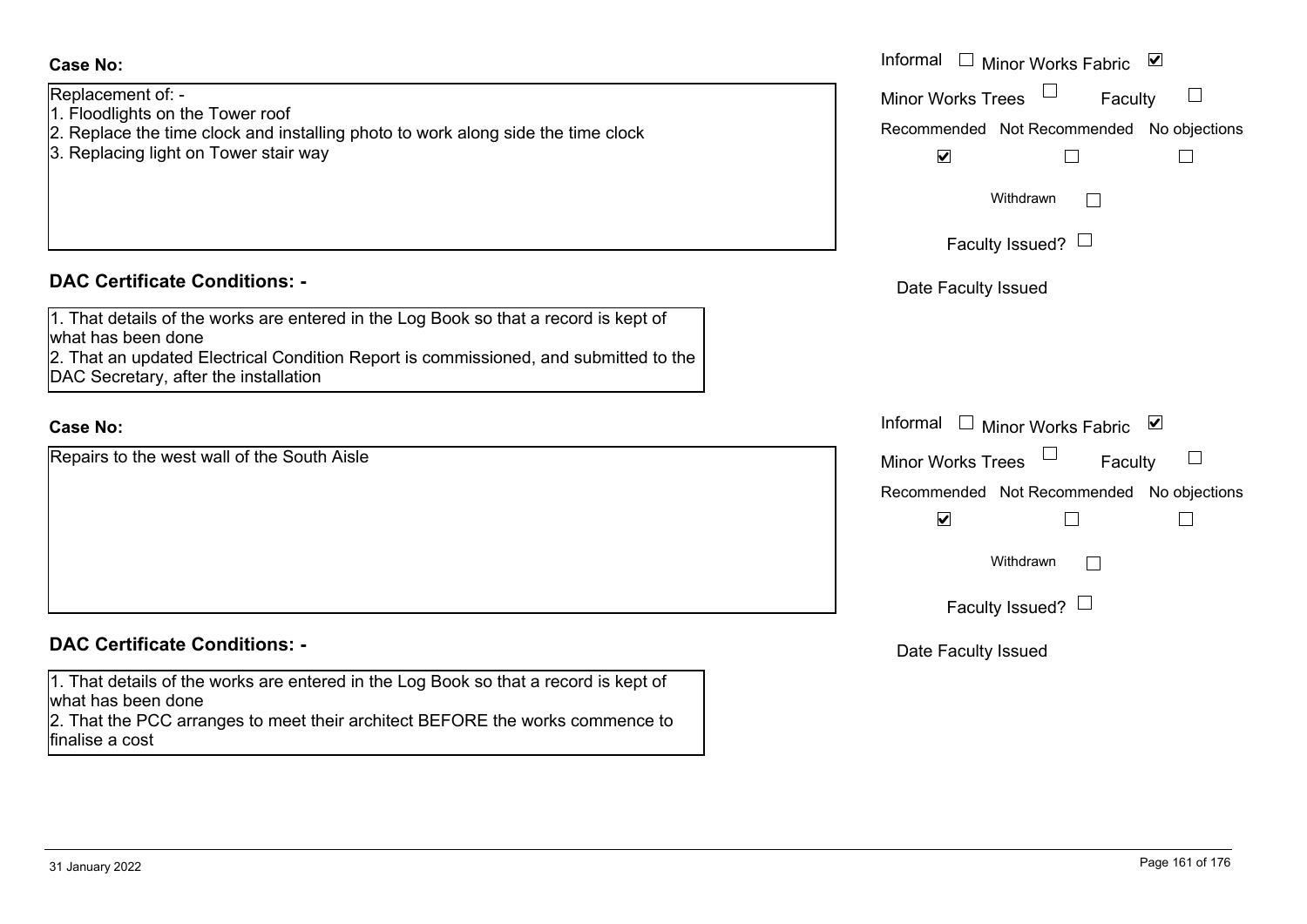**Case No:**

Replacement of: -
1. Floodlights on the Tower roof
2. Replace the time clock and installing photo to work along side the time clock
3. Replacing light on Tower stair way

Informal ☐ Minor Works Fabric ☑

Minor Works Trees ☐ Faculty ☐

Recommended ☑ Not Recommended ☐ No objections ☐

Withdrawn ☐

Faculty Issued? ☐

Date Faculty Issued

**DAC Certificate Conditions: -**

1. That details of the works are entered in the Log Book so that a record is kept of what has been done
2. That an updated Electrical Condition Report is commissioned, and submitted to the DAC Secretary, after the installation

**Case No:**

Repairs to the west wall of the South Aisle

Informal ☐ Minor Works Fabric ☑

Minor Works Trees ☐ Faculty ☐

Recommended ☑ Not Recommended ☐ No objections ☐

Withdrawn ☐

Faculty Issued? ☐

Date Faculty Issued

**DAC Certificate Conditions: -**

1. That details of the works are entered in the Log Book so that a record is kept of what has been done
2. That the PCC arranges to meet their architect BEFORE the works commence to finalise a cost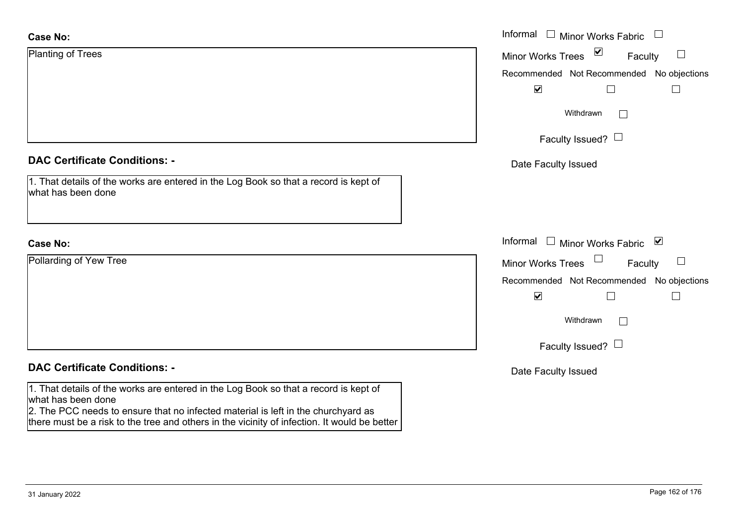**Case No:**

Planting of Trees

Informal ☐ Minor Works Fabric ☐
Minor Works Trees ☑ Faculty ☐

| Recommended | Not Recommended | No objections |
|---|---|---|
| ☑ | ☐ | ☐ |

Withdrawn ☐

Faculty Issued? ☐

Date Faculty Issued

**DAC Certificate Conditions: -**

1. That details of the works are entered in the Log Book so that a record is kept of what has been done

**Case No:**

Pollarding of Yew Tree

Informal ☐ Minor Works Fabric ☑
Minor Works Trees ☐ Faculty ☐

| Recommended | Not Recommended | No objections |
|---|---|---|
| ☑ | ☐ | ☐ |

Withdrawn ☐

Faculty Issued? ☐

Date Faculty Issued

**DAC Certificate Conditions: -**

1. That details of the works are entered in the Log Book so that a record is kept of what has been done
2. The PCC needs to ensure that no infected material is left in the churchyard as there must be a risk to the tree and others in the vicinity of infection. It would be better

31 January 2022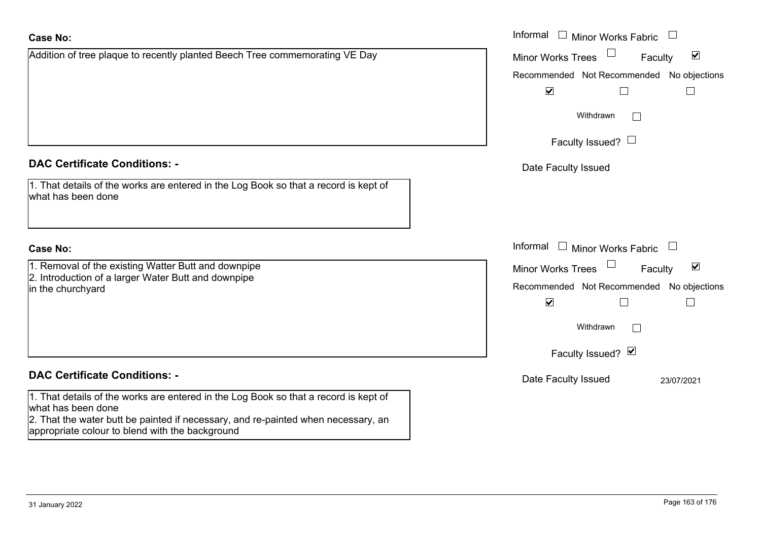**Case No:**

Addition of tree plaque to recently planted Beech Tree commemorating VE Day

Informal ☐ Minor Works Fabric ☐

Minor Works Trees ☐ Faculty ☑

Recommended ☑ Not Recommended ☐ No objections ☐

Withdrawn ☐

Faculty Issued? ☐

Date Faculty Issued

**DAC Certificate Conditions: -**

1. That details of the works are entered in the Log Book so that a record is kept of what has been done

**Case No:**

1. Removal of the existing Watter Butt and downpipe
2. Introduction of a larger Water Butt and downpipe
in the churchyard

Informal ☐ Minor Works Fabric ☐

Minor Works Trees ☐ Faculty ☑

Recommended ☑ Not Recommended ☐ No objections ☐

Withdrawn ☐

Faculty Issued? ☑

Date Faculty Issued 23/07/2021

**DAC Certificate Conditions: -**

1. That details of the works are entered in the Log Book so that a record is kept of what has been done
2. That the water butt be painted if necessary, and re-painted when necessary, an appropriate colour to blend with the background

31 January 2022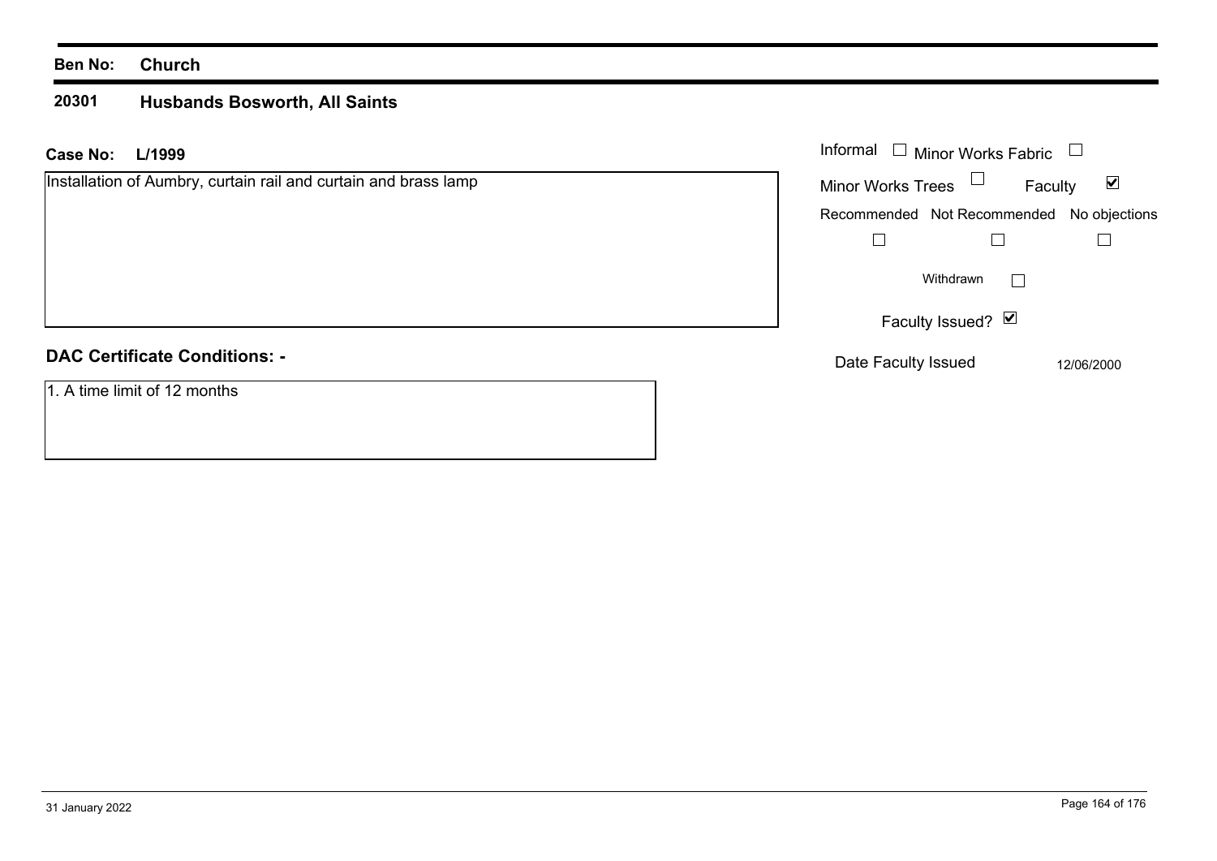**Ben No:** **Church**

**20301** **Husbands Bosworth, All Saints**

**Case No:** **L/1999**

Installation of Aumbry, curtain rail and curtain and brass lamp

Informal ☐ Minor Works Fabric ☐

Minor Works Trees ☐ Faculty ☑

Recommended ☐ Not Recommended ☐ No objections ☐

Withdrawn ☐

Faculty Issued? ☑

Date Faculty Issued 12/06/2000

**DAC Certificate Conditions: -**

1. A time limit of 12 months

31 January 2022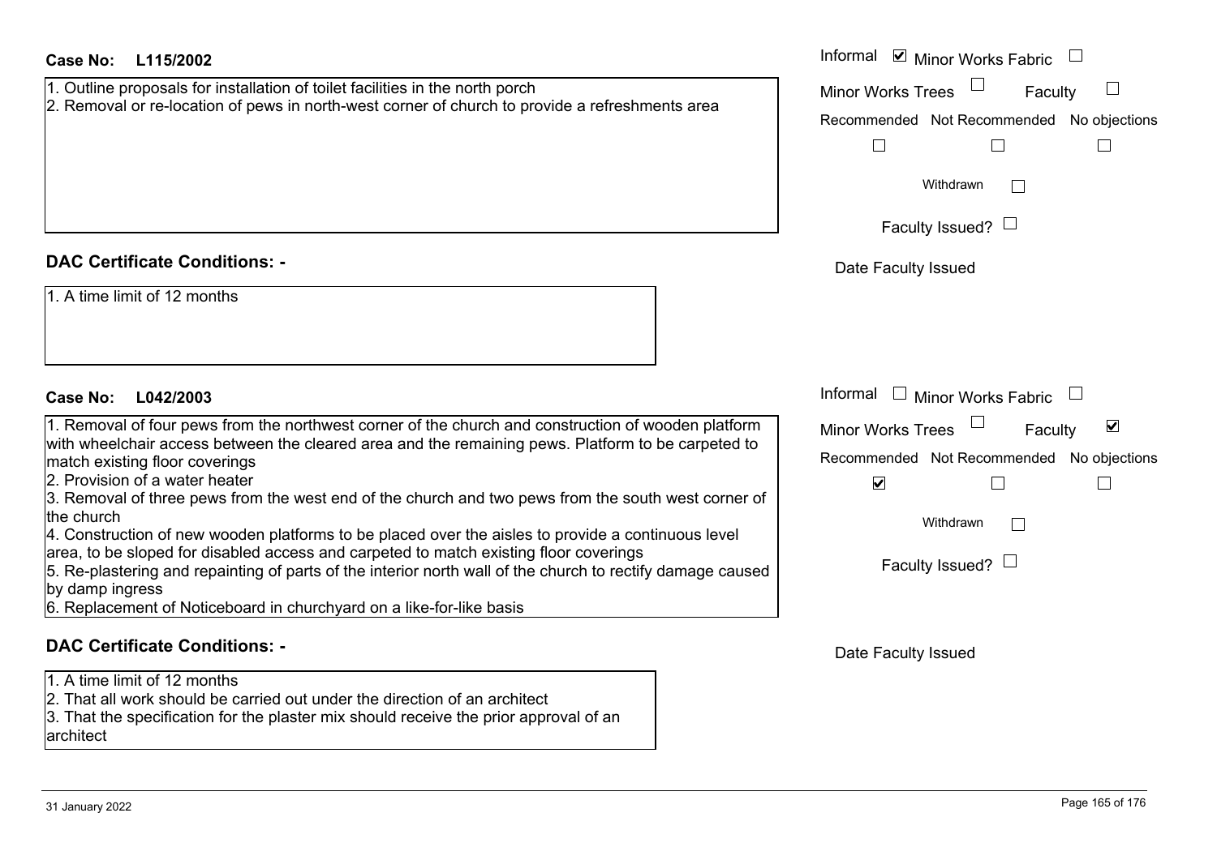**Case No: L115/2002**

1. Outline proposals for installation of toilet facilities in the north porch
2. Removal or re-location of pews in north-west corner of church to provide a refreshments area

Informal ☑ Minor Works Fabric ☐

Minor Works Trees ☐ Faculty ☐

Recommended ☐ Not Recommended ☐ No objections ☐

Withdrawn ☐

Faculty Issued? ☐

Date Faculty Issued

**DAC Certificate Conditions: -**

1. A time limit of 12 months

**Case No: L042/2003**

1. Removal of four pews from the northwest corner of the church and construction of wooden platform with wheelchair access between the cleared area and the remaining pews. Platform to be carpeted to match existing floor coverings
2. Provision of a water heater
3. Removal of three pews from the west end of the church and two pews from the south west corner of the church
4. Construction of new wooden platforms to be placed over the aisles to provide a continuous level area, to be sloped for disabled access and carpeted to match existing floor coverings
5. Re-plastering and repainting of parts of the interior north wall of the church to rectify damage caused by damp ingress
6. Replacement of Noticeboard in churchyard on a like-for-like basis

Informal ☐ Minor Works Fabric ☐

Minor Works Trees ☐ Faculty ☑

Recommended ☑ Not Recommended ☐ No objections ☐

Withdrawn ☐

Faculty Issued? ☐

Date Faculty Issued

**DAC Certificate Conditions: -**

1. A time limit of 12 months
2. That all work should be carried out under the direction of an architect
3. That the specification for the plaster mix should receive the prior approval of an architect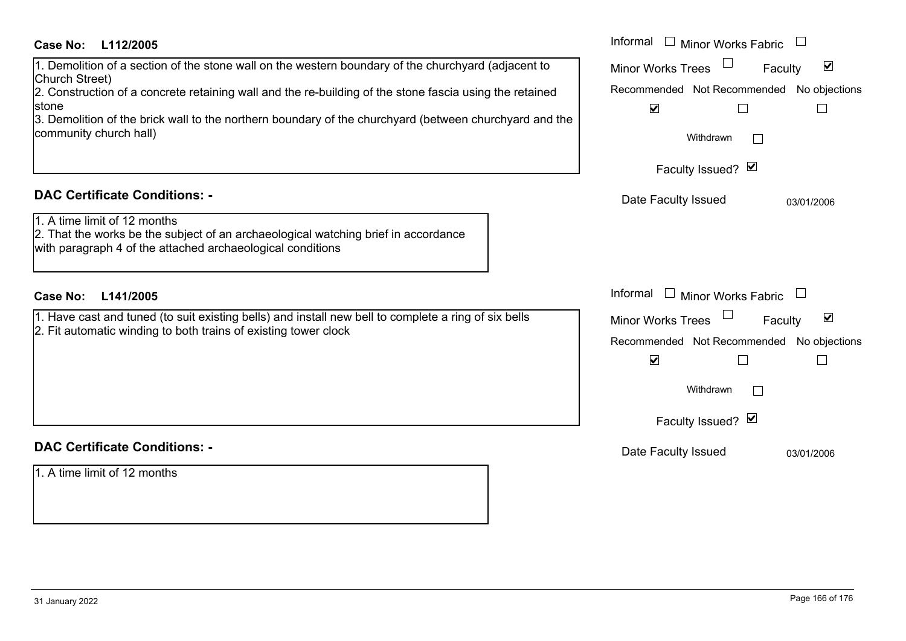**Case No: L112/2005**

1. Demolition of a section of the stone wall on the western boundary of the churchyard (adjacent to Church Street)
2. Construction of a concrete retaining wall and the re-building of the stone fascia using the retained stone
3. Demolition of the brick wall to the northern boundary of the churchyard (between churchyard and the community church hall)

Informal ☐ Minor Works Fabric ☐
Minor Works Trees ☐ Faculty ☑
Recommended ☑ Not Recommended ☐ No objections ☐
Withdrawn ☐
Faculty Issued? ☑
Date Faculty Issued: 03/01/2006

### DAC Certificate Conditions: -

1. A time limit of 12 months
2. That the works be the subject of an archaeological watching brief in accordance with paragraph 4 of the attached archaeological conditions

**Case No: L141/2005**

1. Have cast and tuned (to suit existing bells) and install new bell to complete a ring of six bells
2. Fit automatic winding to both trains of existing tower clock

Informal ☐ Minor Works Fabric ☐
Minor Works Trees ☐ Faculty ☑
Recommended ☑ Not Recommended ☐ No objections ☐
Withdrawn ☐
Faculty Issued? ☑
Date Faculty Issued: 03/01/2006

### DAC Certificate Conditions: -

1. A time limit of 12 months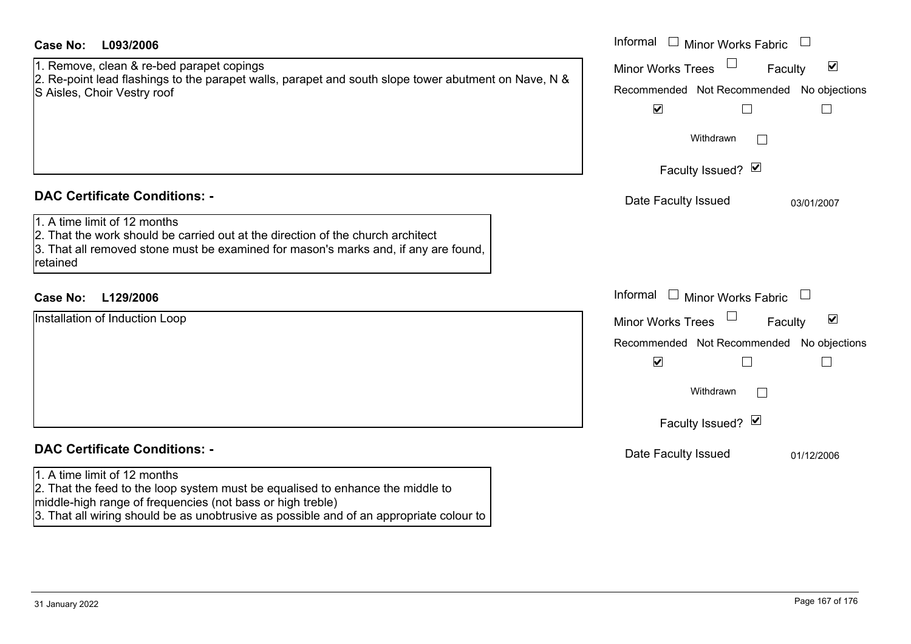**Case No:** L093/2006

1. Remove, clean & re-bed parapet copings
2. Re-point lead flashings to the parapet walls, parapet and south slope tower abutment on Nave, N & S Aisles, Choir Vestry roof

Informal ☐ Minor Works Fabric ☐
Minor Works Trees ☐ Faculty ☑

| Recommended | Not Recommended | No objections |
|---|---|---|
| ☑ | ☐ | ☐ |

Withdrawn ☐

Faculty Issued? ☑

Date Faculty Issued 03/01/2007

### DAC Certificate Conditions: -

1. A time limit of 12 months
2. That the work should be carried out at the direction of the church architect
3. That all removed stone must be examined for mason's marks and, if any are found, retained

**Case No:** L129/2006

Installation of Induction Loop

Informal ☐ Minor Works Fabric ☐
Minor Works Trees ☐ Faculty ☑

| Recommended | Not Recommended | No objections |
|---|---|---|
| ☑ | ☐ | ☐ |

Withdrawn ☐

Faculty Issued? ☑

Date Faculty Issued 01/12/2006

### DAC Certificate Conditions: -

1. A time limit of 12 months
2. That the feed to the loop system must be equalised to enhance the middle to middle-high range of frequencies (not bass or high treble)
3. That all wiring should be as unobtrusive as possible and of an appropriate colour to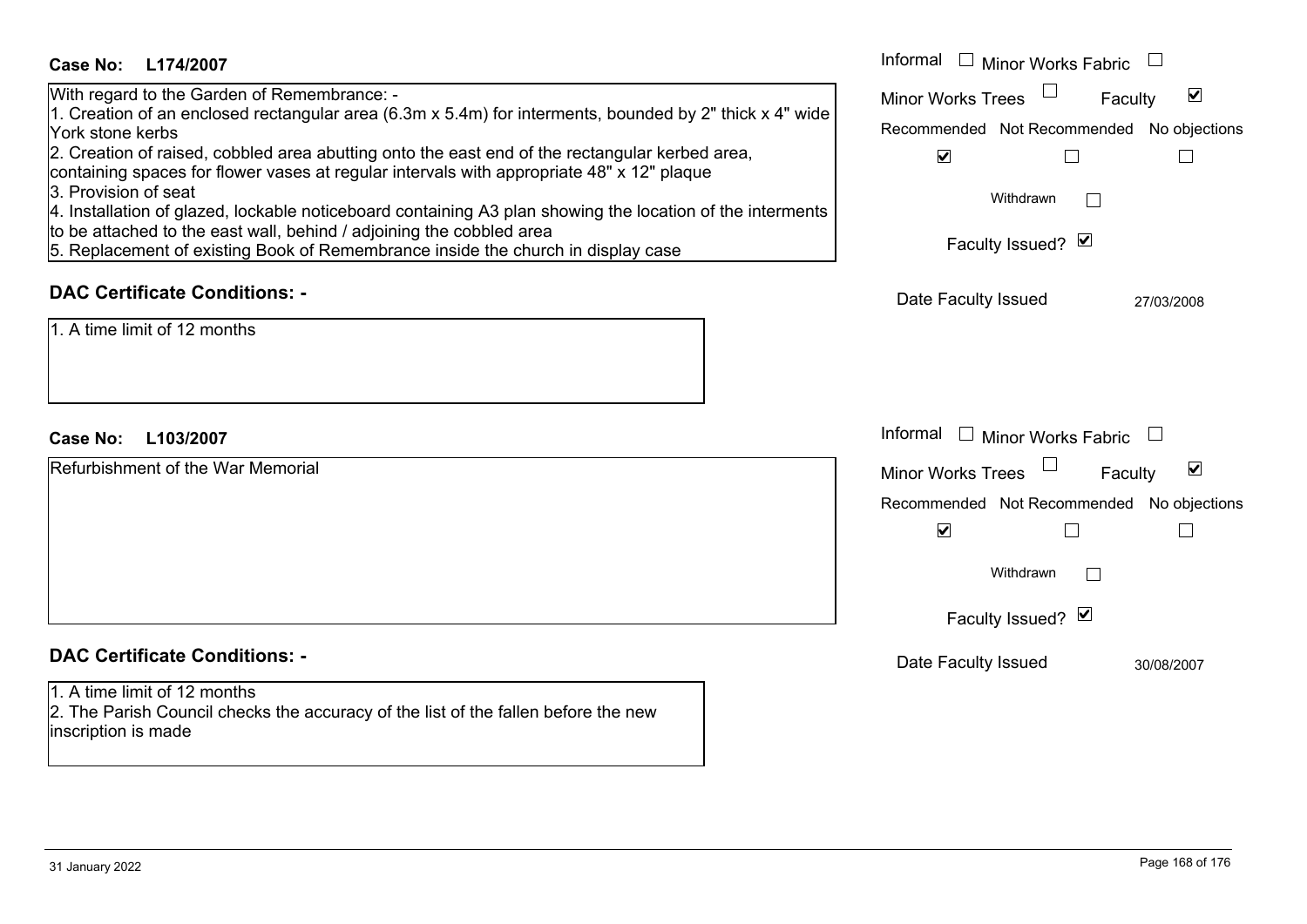**Case No: L174/2007**

With regard to the Garden of Remembrance: -
1. Creation of an enclosed rectangular area (6.3m x 5.4m) for interments, bounded by 2" thick x 4" wide York stone kerbs
2. Creation of raised, cobbled area abutting onto the east end of the rectangular kerbed area, containing spaces for flower vases at regular intervals with appropriate 48" x 12" plaque
3. Provision of seat
4. Installation of glazed, lockable noticeboard containing A3 plan showing the location of the interments to be attached to the east wall, behind / adjoining the cobbled area
5. Replacement of existing Book of Remembrance inside the church in display case

Informal ☐ Minor Works Fabric ☐
Minor Works Trees ☐ Faculty ☑
Recommended ☑ Not Recommended ☐ No objections ☐
Withdrawn ☐
Faculty Issued? ☑
Date Faculty Issued 27/03/2008

**DAC Certificate Conditions: -**

1. A time limit of 12 months

**Case No: L103/2007**

Refurbishment of the War Memorial

Informal ☐ Minor Works Fabric ☐
Minor Works Trees ☐ Faculty ☑
Recommended ☑ Not Recommended ☐ No objections ☐
Withdrawn ☐
Faculty Issued? ☑
Date Faculty Issued 30/08/2007

**DAC Certificate Conditions: -**

1. A time limit of 12 months
2. The Parish Council checks the accuracy of the list of the fallen before the new inscription is made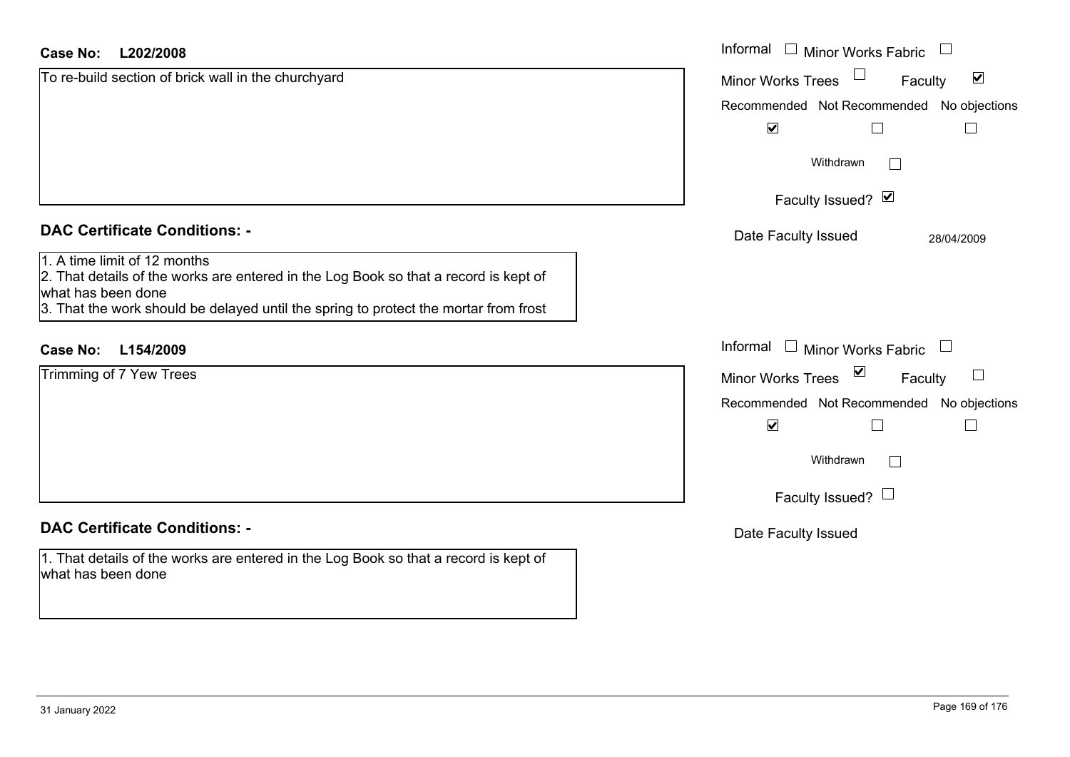**Case No: L202/2008**

To re-build section of brick wall in the churchyard

Informal ☐ Minor Works Fabric ☐
Minor Works Trees ☐ Faculty ☑

| Recommended | Not Recommended | No objections |
|---|---|---|
| ☑ | ☐ | ☐ |

Withdrawn ☐

Faculty Issued? ☑

Date Faculty Issued: 28/04/2009

**DAC Certificate Conditions: -**

1. A time limit of 12 months
2. That details of the works are entered in the Log Book so that a record is kept of what has been done
3. That the work should be delayed until the spring to protect the mortar from frost

**Case No: L154/2009**

Trimming of 7 Yew Trees

Informal ☐ Minor Works Fabric ☐
Minor Works Trees ☑ Faculty ☐

| Recommended | Not Recommended | No objections |
|---|---|---|
| ☑ | ☐ | ☐ |

Withdrawn ☐

Faculty Issued? ☐

Date Faculty Issued

**DAC Certificate Conditions: -**

1. That details of the works are entered in the Log Book so that a record is kept of what has been done

31 January 2022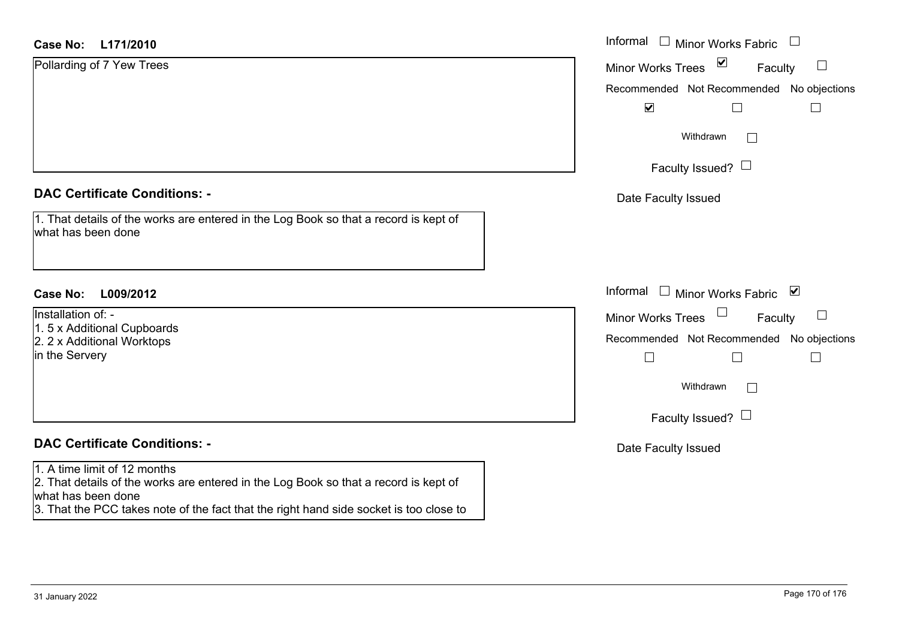**Case No: L171/2010**

Pollarding of 7 Yew Trees

Informal ☐ Minor Works Fabric ☐
Minor Works Trees ☑ Faculty ☐
Recommended ☑ Not Recommended ☐ No objections ☐
Withdrawn ☐
Faculty Issued? ☐
Date Faculty Issued

**DAC Certificate Conditions: -**

1. That details of the works are entered in the Log Book so that a record is kept of what has been done

**Case No: L009/2012**

Installation of: -
1. 5 x Additional Cupboards
2. 2 x Additional Worktops
in the Servery

Informal ☐ Minor Works Fabric ☑
Minor Works Trees ☐ Faculty ☐
Recommended ☐ Not Recommended ☐ No objections ☐
Withdrawn ☐
Faculty Issued? ☐
Date Faculty Issued

**DAC Certificate Conditions: -**

1. A time limit of 12 months
2. That details of the works are entered in the Log Book so that a record is kept of what has been done
3. That the PCC takes note of the fact that the right hand side socket is too close to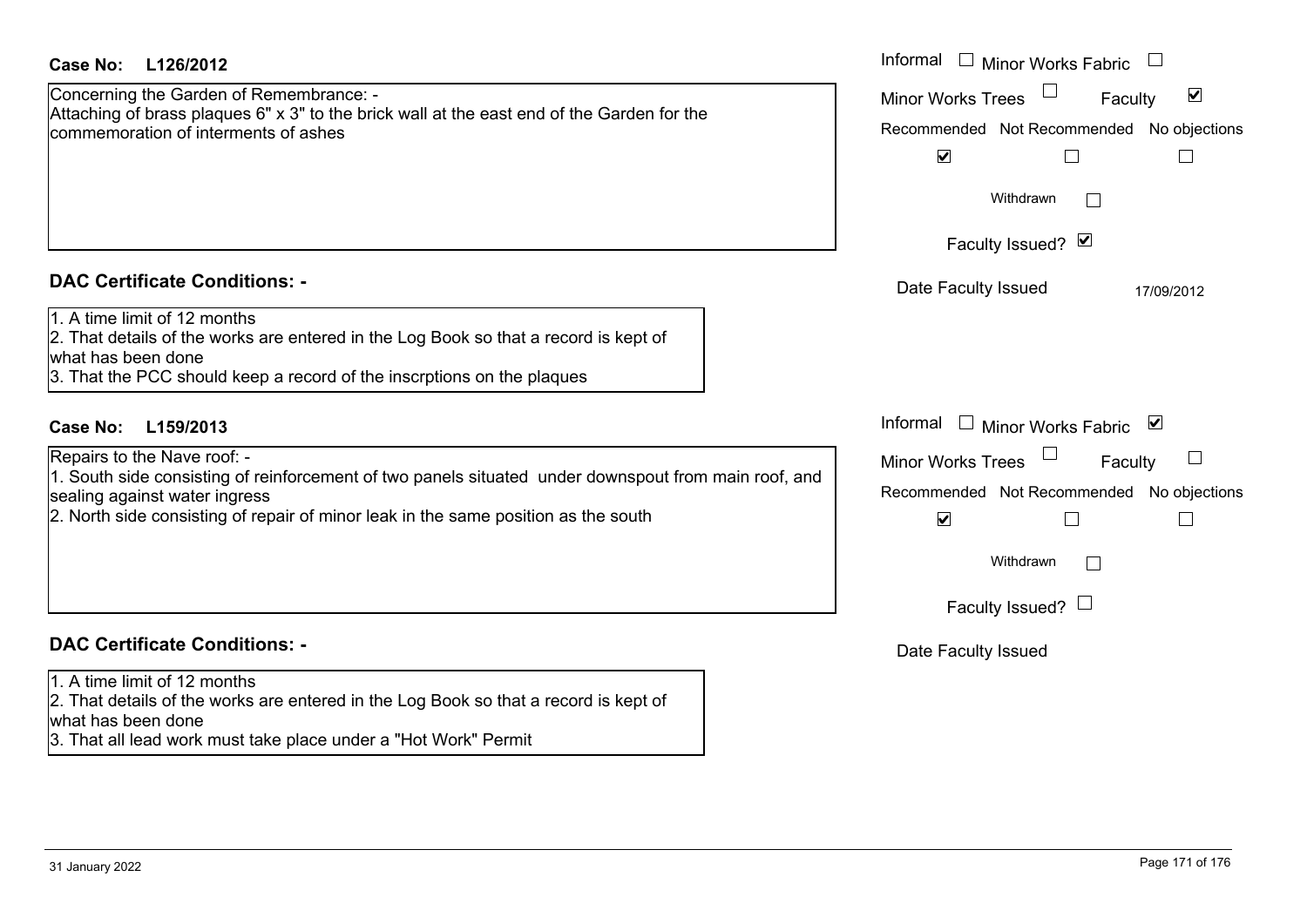**Case No: L126/2012**

Concerning the Garden of Remembrance: -
Attaching of brass plaques 6" x 3" to the brick wall at the east end of the Garden for the commemoration of interments of ashes

Informal ☐ Minor Works Fabric ☐
Minor Works Trees ☐ Faculty ☑

| Recommended | Not Recommended | No objections |
|---|---|---|
| ☑ | ☐ | ☐ |

Withdrawn ☐

Faculty Issued? ☑

Date Faculty Issued 17/09/2012

### DAC Certificate Conditions: -

1. A time limit of 12 months
2. That details of the works are entered in the Log Book so that a record is kept of what has been done
3. That the PCC should keep a record of the inscrptions on the plaques

**Case No: L159/2013**

Repairs to the Nave roof: -
1. South side consisting of reinforcement of two panels situated under downspout from main roof, and sealing against water ingress
2. North side consisting of repair of minor leak in the same position as the south

Informal ☐ Minor Works Fabric ☑
Minor Works Trees ☐ Faculty ☐

| Recommended | Not Recommended | No objections |
|---|---|---|
| ☑ | ☐ | ☐ |

Withdrawn ☐

Faculty Issued? ☐

Date Faculty Issued

### DAC Certificate Conditions: -

1. A time limit of 12 months
2. That details of the works are entered in the Log Book so that a record is kept of what has been done
3. That all lead work must take place under a "Hot Work" Permit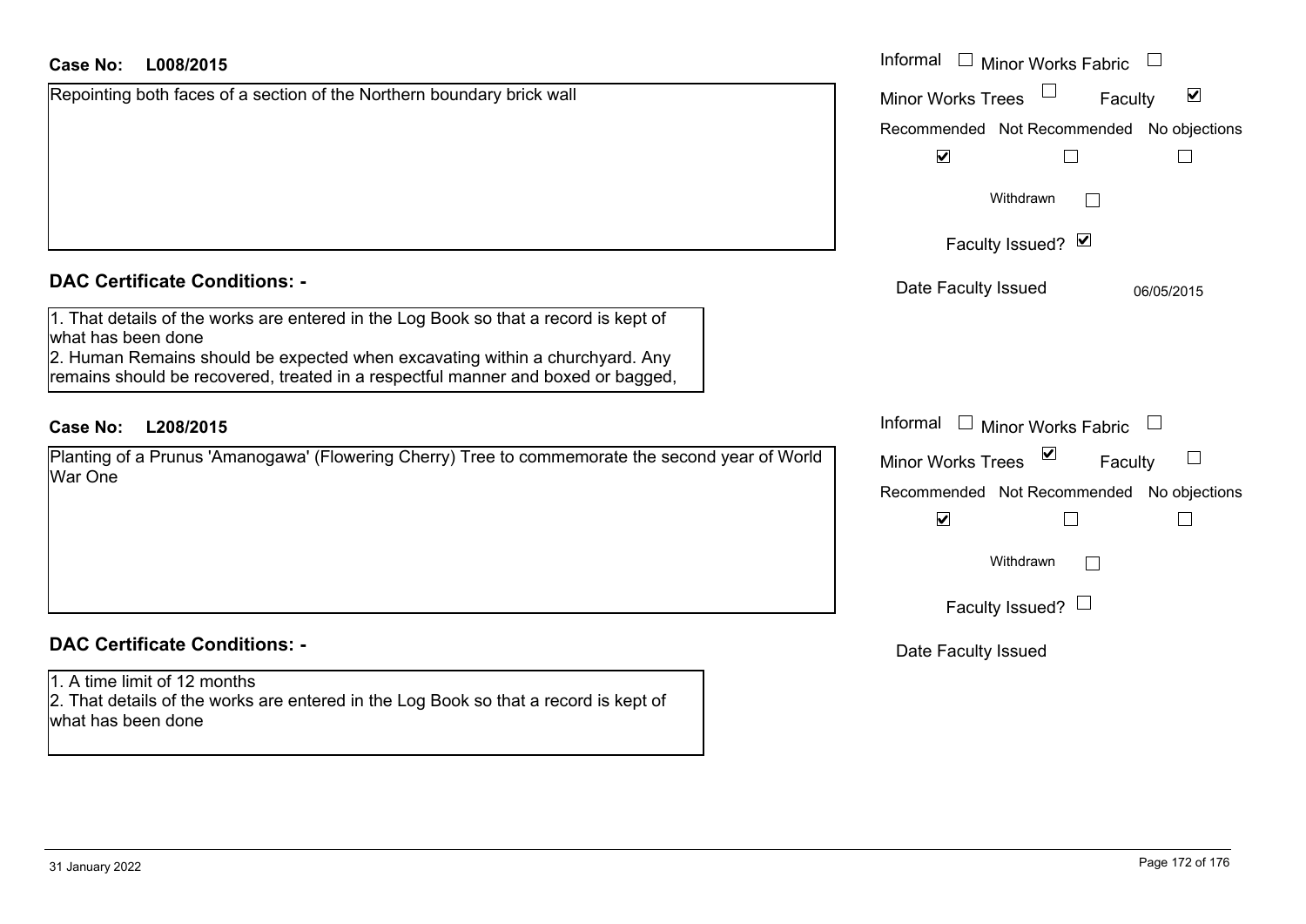**Case No:** L008/2015

Repointing both faces of a section of the Northern boundary brick wall

Informal ☐ Minor Works Fabric ☐
Minor Works Trees ☐ Faculty ☑

| Recommended | Not Recommended | No objections |
| --- | --- | --- |
| ☑ | ☐ | ☐ |

Withdrawn ☐

Faculty Issued? ☑

Date Faculty Issued 06/05/2015

## DAC Certificate Conditions: -

1. That details of the works are entered in the Log Book so that a record is kept of what has been done
2. Human Remains should be expected when excavating within a churchyard. Any remains should be recovered, treated in a respectful manner and boxed or bagged,

**Case No:** L208/2015

Planting of a Prunus 'Amanogawa' (Flowering Cherry) Tree to commemorate the second year of World War One

Informal ☐ Minor Works Fabric ☐
Minor Works Trees ☑ Faculty ☐

| Recommended | Not Recommended | No objections |
| --- | --- | --- |
| ☑ | ☐ | ☐ |

Withdrawn ☐

Faculty Issued? ☐

Date Faculty Issued

## DAC Certificate Conditions: -

1. A time limit of 12 months
2. That details of the works are entered in the Log Book so that a record is kept of what has been done

31 January 2022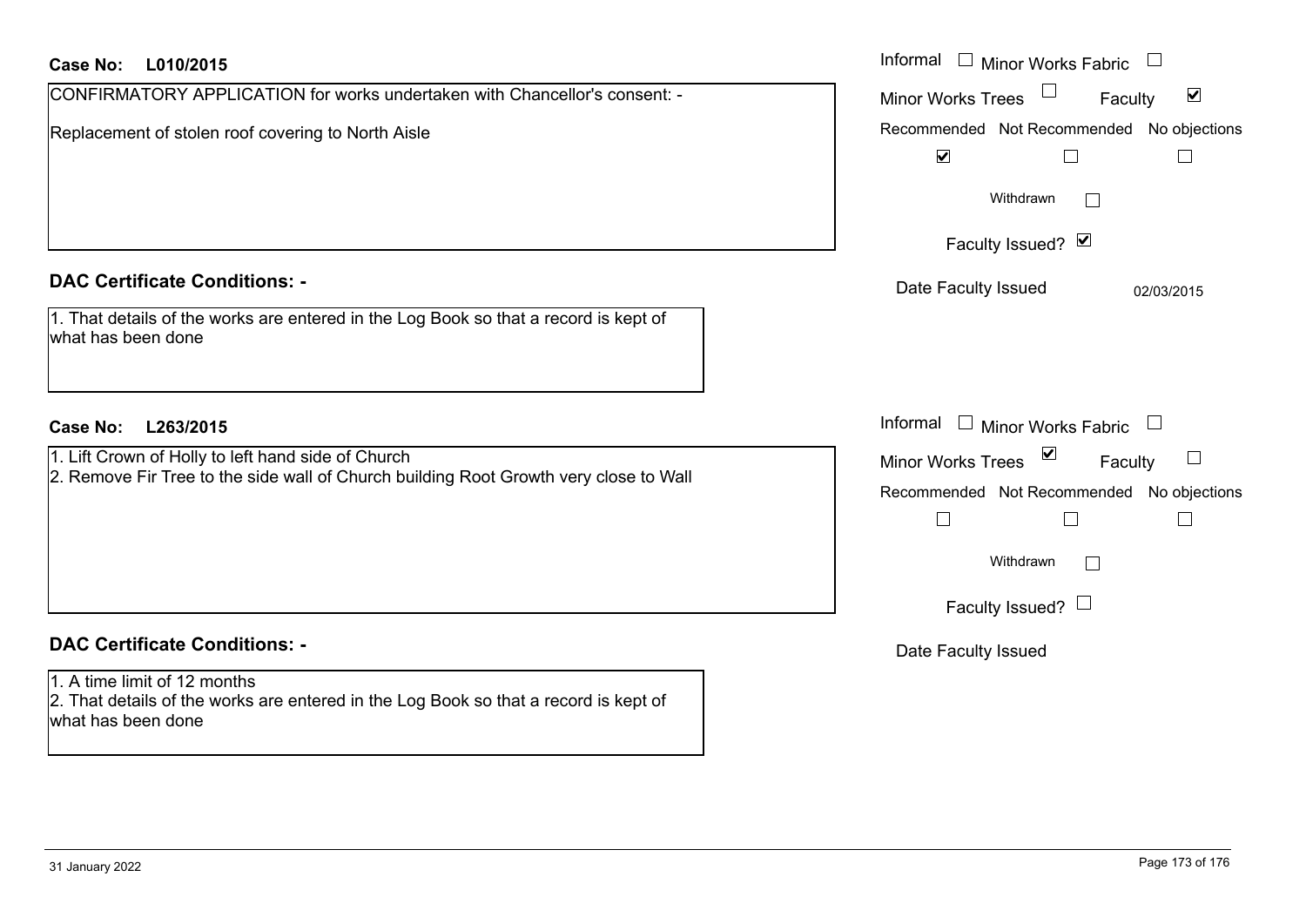**Case No: L010/2015**

CONFIRMATORY APPLICATION for works undertaken with Chancellor's consent: -

Replacement of stolen roof covering to North Aisle

Informal ☐ Minor Works Fabric ☐
Minor Works Trees ☐ Faculty ☑

| Recommended | Not Recommended | No objections |
|---|---|---|
| ☑ | ☐ | ☐ |

Withdrawn ☐

Faculty Issued? ☑

Date Faculty Issued: 02/03/2015

## DAC Certificate Conditions: -

1. That details of the works are entered in the Log Book so that a record is kept of what has been done

**Case No: L263/2015**

1. Lift Crown of Holly to left hand side of Church
2. Remove Fir Tree to the side wall of Church building Root Growth very close to Wall

Informal ☐ Minor Works Fabric ☐
Minor Works Trees ☑ Faculty ☐

| Recommended | Not Recommended | No objections |
|---|---|---|
| ☐ | ☐ | ☐ |

Withdrawn ☐

Faculty Issued? ☐

Date Faculty Issued

## DAC Certificate Conditions: -

1. A time limit of 12 months
2. That details of the works are entered in the Log Book so that a record is kept of what has been done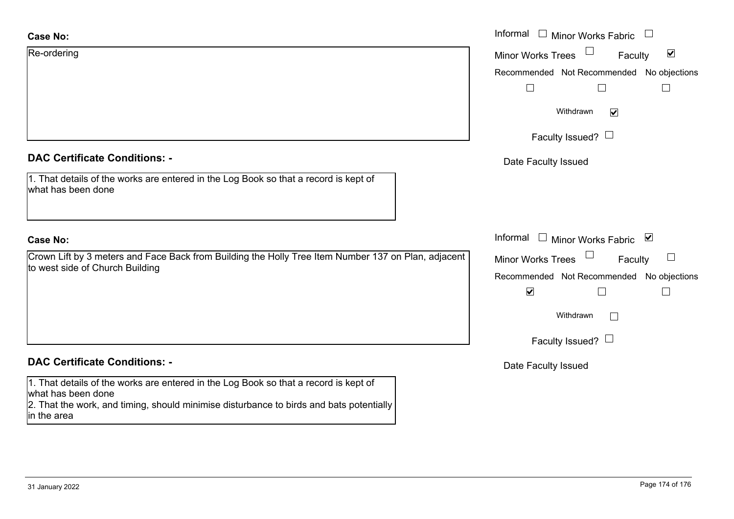**Case No:**

Re-ordering

Informal ☐ Minor Works Fabric ☐

Minor Works Trees ☐ Faculty ☑

Recommended ☐ Not Recommended ☐ No objections ☐

Withdrawn ☑

Faculty Issued? ☐

Date Faculty Issued

**DAC Certificate Conditions: -**

1. That details of the works are entered in the Log Book so that a record is kept of what has been done

**Case No:**

Crown Lift by 3 meters and Face Back from Building the Holly Tree Item Number 137 on Plan, adjacent to west side of Church Building

Informal ☐ Minor Works Fabric ☑

Minor Works Trees ☐ Faculty ☐

Recommended ☑ Not Recommended ☐ No objections ☐

Withdrawn ☐

Faculty Issued? ☐

Date Faculty Issued

**DAC Certificate Conditions: -**

1. That details of the works are entered in the Log Book so that a record is kept of what has been done
2. That the work, and timing, should minimise disturbance to birds and bats potentially in the area

31 January 2022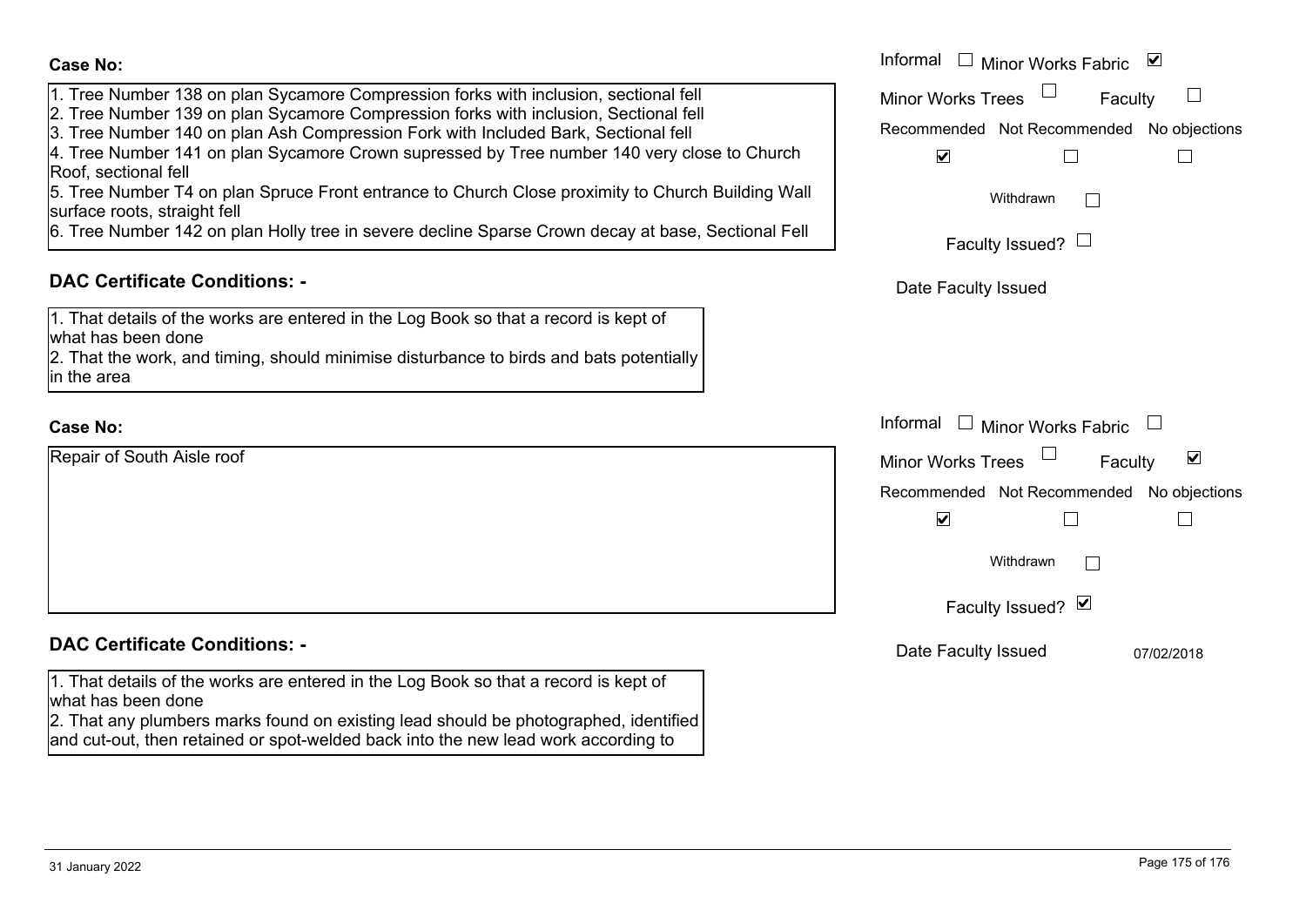**Case No:**

1. Tree Number 138 on plan Sycamore Compression forks with inclusion, sectional fell
2. Tree Number 139 on plan Sycamore Compression forks with inclusion, Sectional fell
3. Tree Number 140 on plan Ash Compression Fork with Included Bark, Sectional fell
4. Tree Number 141 on plan Sycamore Crown supressed by Tree number 140 very close to Church Roof, sectional fell
5. Tree Number T4 on plan Spruce Front entrance to Church Close proximity to Church Building Wall surface roots, straight fell
6. Tree Number 142 on plan Holly tree in severe decline Sparse Crown decay at base, Sectional Fell

Informal ☐ Minor Works Fabric ☑
Minor Works Trees ☐ Faculty ☐

Recommended ☑ Not Recommended ☐ No objections ☐

Withdrawn ☐

Faculty Issued? ☐

Date Faculty Issued

## DAC Certificate Conditions: -

1. That details of the works are entered in the Log Book so that a record is kept of what has been done
2. That the work, and timing, should minimise disturbance to birds and bats potentially in the area

**Case No:**

Repair of South Aisle roof

Informal ☐ Minor Works Fabric ☐
Minor Works Trees ☐ Faculty ☑

Recommended ☑ Not Recommended ☐ No objections ☐

Withdrawn ☐

Faculty Issued? ☑

Date Faculty Issued 07/02/2018

## DAC Certificate Conditions: -

1. That details of the works are entered in the Log Book so that a record is kept of what has been done
2. That any plumbers marks found on existing lead should be photographed, identified and cut-out, then retained or spot-welded back into the new lead work according to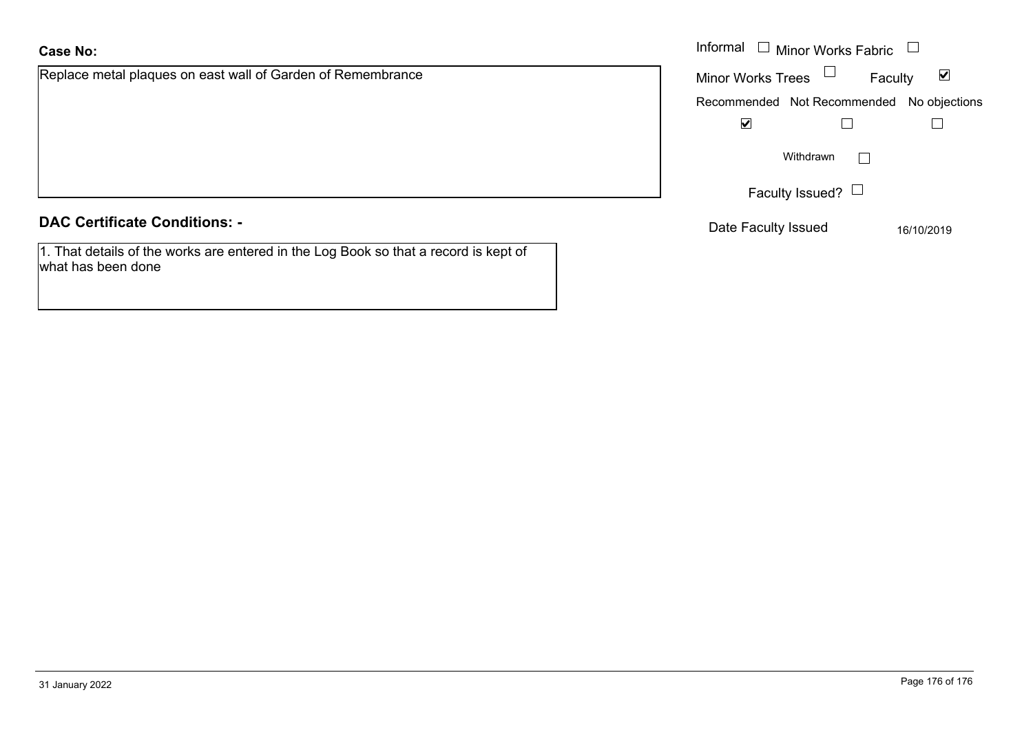**Case No:**

Replace metal plaques on east wall of Garden of Remembrance

Informal ☐ Minor Works Fabric ☐

Minor Works Trees ☐ Faculty ☑

Recommended ☑ Not Recommended ☐ No objections ☐

Withdrawn ☐

Faculty Issued? ☐

Date Faculty Issued 16/10/2019

**DAC Certificate Conditions: -**

1. That details of the works are entered in the Log Book so that a record is kept of what has been done

31 January 2022